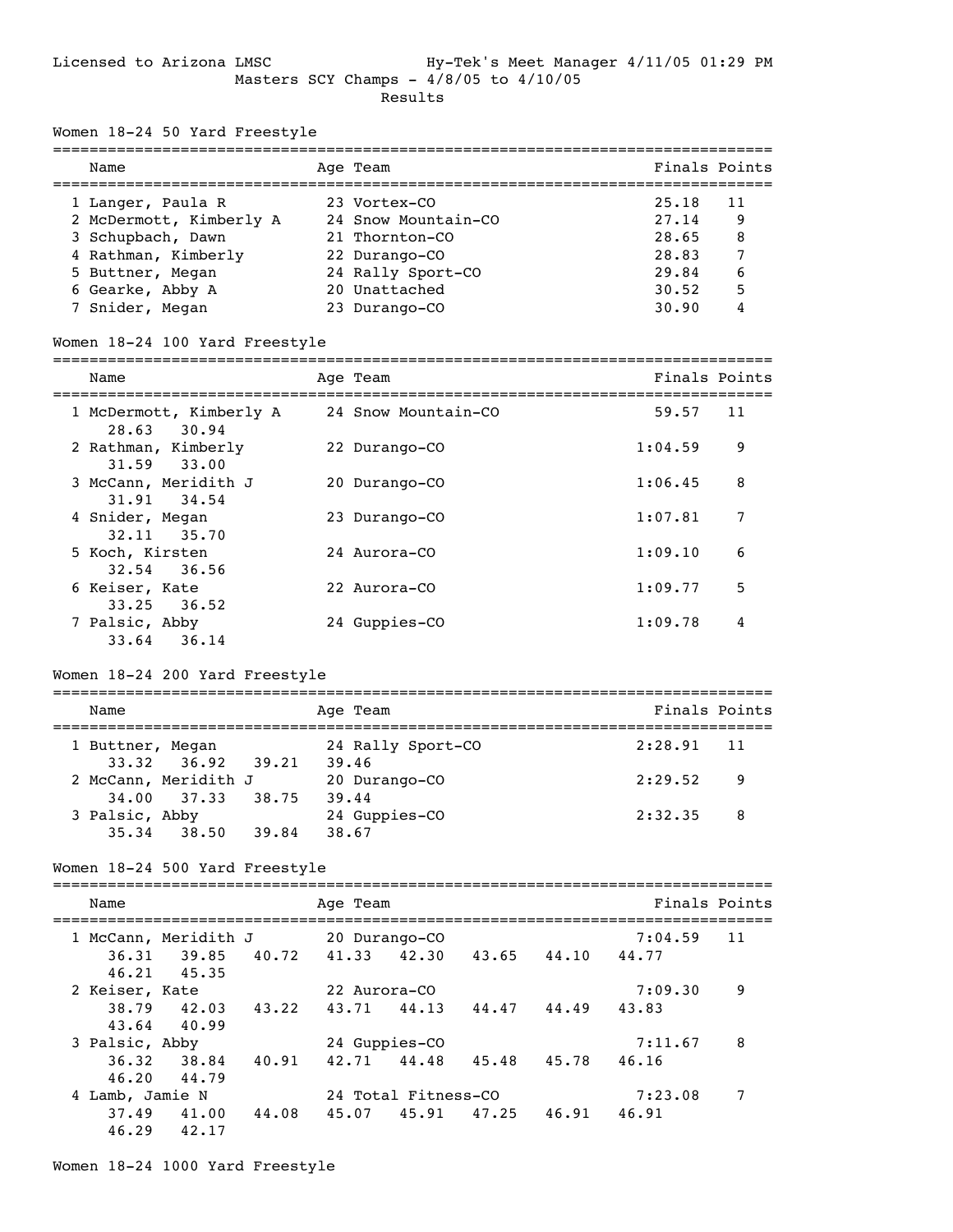Licensed to Arizona LMSC Hy-Tek's Meet Manager 4/11/05 01:29 PM

Masters SCY Champs - 4/8/05 to 4/10/05

Results

## Women 18-24 50 Yard Freestyle

| | Name | Age | Team | Finals | Points |
|---|---|---|---|---|---|
| 1 | Langer, Paula R | 23 | Vortex-CO | 25.18 | 11 |
| 2 | McDermott, Kimberly A | 24 | Snow Mountain-CO | 27.14 | 9 |
| 3 | Schupbach, Dawn | 21 | Thornton-CO | 28.65 | 8 |
| 4 | Rathman, Kimberly | 22 | Durango-CO | 28.83 | 7 |
| 5 | Buttner, Megan | 24 | Rally Sport-CO | 29.84 | 6 |
| 6 | Gearke, Abby A | 20 | Unattached | 30.52 | 5 |
| 7 | Snider, Megan | 23 | Durango-CO | 30.90 | 4 |

## Women 18-24 100 Yard Freestyle

| | Name | Age | Team | Finals | Points |
|---|---|---|---|---|---|
| 1 | McDermott, Kimberly A | 24 | Snow Mountain-CO | 59.57 | 11 |
| | 28.63 30.94 | | | | |
| 2 | Rathman, Kimberly | 22 | Durango-CO | 1:04.59 | 9 |
| | 31.59 33.00 | | | | |
| 3 | McCann, Meridith J | 20 | Durango-CO | 1:06.45 | 8 |
| | 31.91 34.54 | | | | |
| 4 | Snider, Megan | 23 | Durango-CO | 1:07.81 | 7 |
| | 32.11 35.70 | | | | |
| 5 | Koch, Kirsten | 24 | Aurora-CO | 1:09.10 | 6 |
| | 32.54 36.56 | | | | |
| 6 | Keiser, Kate | 22 | Aurora-CO | 1:09.77 | 5 |
| | 33.25 36.52 | | | | |
| 7 | Palsic, Abby | 24 | Guppies-CO | 1:09.78 | 4 |
| | 33.64 36.14 | | | | |

## Women 18-24 200 Yard Freestyle

| | Name | Age | Team | Finals | Points |
|---|---|---|---|---|---|
| 1 | Buttner, Megan | 24 | Rally Sport-CO | 2:28.91 | 11 |
| | 33.32 36.92 39.21 39.46 | | | | |
| 2 | McCann, Meridith J | 20 | Durango-CO | 2:29.52 | 9 |
| | 34.00 37.33 38.75 39.44 | | | | |
| 3 | Palsic, Abby | 24 | Guppies-CO | 2:32.35 | 8 |
| | 35.34 38.50 39.84 38.67 | | | | |

## Women 18-24 500 Yard Freestyle

| | Name | Age | Team | Finals | Points |
|---|---|---|---|---|---|
| 1 | McCann, Meridith J | 20 | Durango-CO | 7:04.59 | 11 |
| | 36.31 39.85 40.72 41.33 42.30 43.65 44.10 44.77 46.21 45.35 | | | | |
| 2 | Keiser, Kate | 22 | Aurora-CO | 7:09.30 | 9 |
| | 38.79 42.03 43.22 43.71 44.13 44.47 44.49 43.83 43.64 40.99 | | | | |
| 3 | Palsic, Abby | 24 | Guppies-CO | 7:11.67 | 8 |
| | 36.32 38.84 40.91 42.71 44.48 45.48 45.78 46.16 46.20 44.79 | | | | |
| 4 | Lamb, Jamie N | 24 | Total Fitness-CO | 7:23.08 | 7 |
| | 37.49 41.00 44.08 45.07 45.91 47.25 46.91 46.91 46.29 42.17 | | | | |

## Women 18-24 1000 Yard Freestyle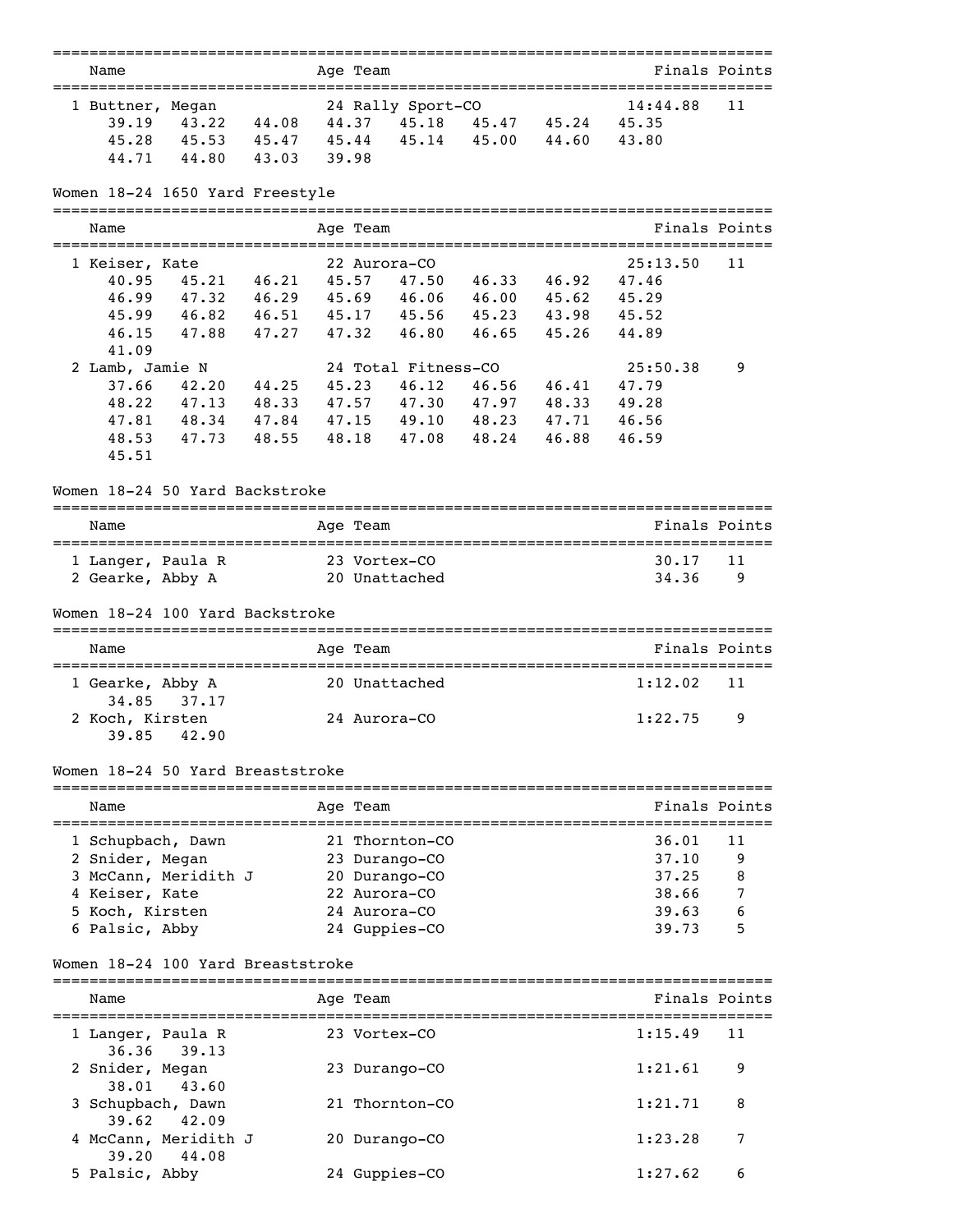| Name | Age | Team | Finals | Points |
|---|---|---|---|---|
| 1 Buttner, Megan | 24 | Rally Sport-CO | 14:44.88 | 11 |

```
    39.19    43.22    44.08    44.37    45.18    45.47    45.24    45.35
    45.28    45.53    45.47    45.44    45.14    45.00    44.60    43.80
    44.71    44.80    43.03    39.98
```

## Women 18-24 1650 Yard Freestyle

| Name | Age | Team | Finals | Points |
|---|---|---|---|---|
| 1 Keiser, Kate | 22 | Aurora-CO | 25:13.50 | 11 |
| 2 Lamb, Jamie N | 24 | Total Fitness-CO | 25:50.38 | 9 |

Keiser, Kate splits:

```
    40.95    45.21    46.21    45.57    47.50    46.33    46.92    47.46
    46.99    47.32    46.29    45.69    46.06    46.00    45.62    45.29
    45.99    46.82    46.51    45.17    45.56    45.23    43.98    45.52
    46.15    47.88    47.27    47.32    46.80    46.65    45.26    44.89
    41.09
```

Lamb, Jamie N splits:

```
    37.66    42.20    44.25    45.23    46.12    46.56    46.41    47.79
    48.22    47.13    48.33    47.57    47.30    47.97    48.33    49.28
    47.81    48.34    47.84    47.15    49.10    48.23    47.71    46.56
    48.53    47.73    48.55    48.18    47.08    48.24    46.88    46.59
    45.51
```

## Women 18-24 50 Yard Backstroke

| Name | Age | Team | Finals | Points |
|---|---|---|---|---|
| 1 Langer, Paula R | 23 | Vortex-CO | 30.17 | 11 |
| 2 Gearke, Abby A | 20 | Unattached | 34.36 | 9 |

## Women 18-24 100 Yard Backstroke

| Name | Age | Team | Finals | Points |
|---|---|---|---|---|
| 1 Gearke, Abby A | 20 | Unattached | 1:12.02 | 11 |
| 34.85 37.17 | | | | |
| 2 Koch, Kirsten | 24 | Aurora-CO | 1:22.75 | 9 |
| 39.85 42.90 | | | | |

## Women 18-24 50 Yard Breaststroke

| Name | Age | Team | Finals | Points |
|---|---|---|---|---|
| 1 Schupbach, Dawn | 21 | Thornton-CO | 36.01 | 11 |
| 2 Snider, Megan | 23 | Durango-CO | 37.10 | 9 |
| 3 McCann, Meridith J | 20 | Durango-CO | 37.25 | 8 |
| 4 Keiser, Kate | 22 | Aurora-CO | 38.66 | 7 |
| 5 Koch, Kirsten | 24 | Aurora-CO | 39.63 | 6 |
| 6 Palsic, Abby | 24 | Guppies-CO | 39.73 | 5 |

## Women 18-24 100 Yard Breaststroke

| Name | Age | Team | Finals | Points |
|---|---|---|---|---|
| 1 Langer, Paula R | 23 | Vortex-CO | 1:15.49 | 11 |
| 36.36 39.13 | | | | |
| 2 Snider, Megan | 23 | Durango-CO | 1:21.61 | 9 |
| 38.01 43.60 | | | | |
| 3 Schupbach, Dawn | 21 | Thornton-CO | 1:21.71 | 8 |
| 39.62 42.09 | | | | |
| 4 McCann, Meridith J | 20 | Durango-CO | 1:23.28 | 7 |
| 39.20 44.08 | | | | |
| 5 Palsic, Abby | 24 | Guppies-CO | 1:27.62 | 6 |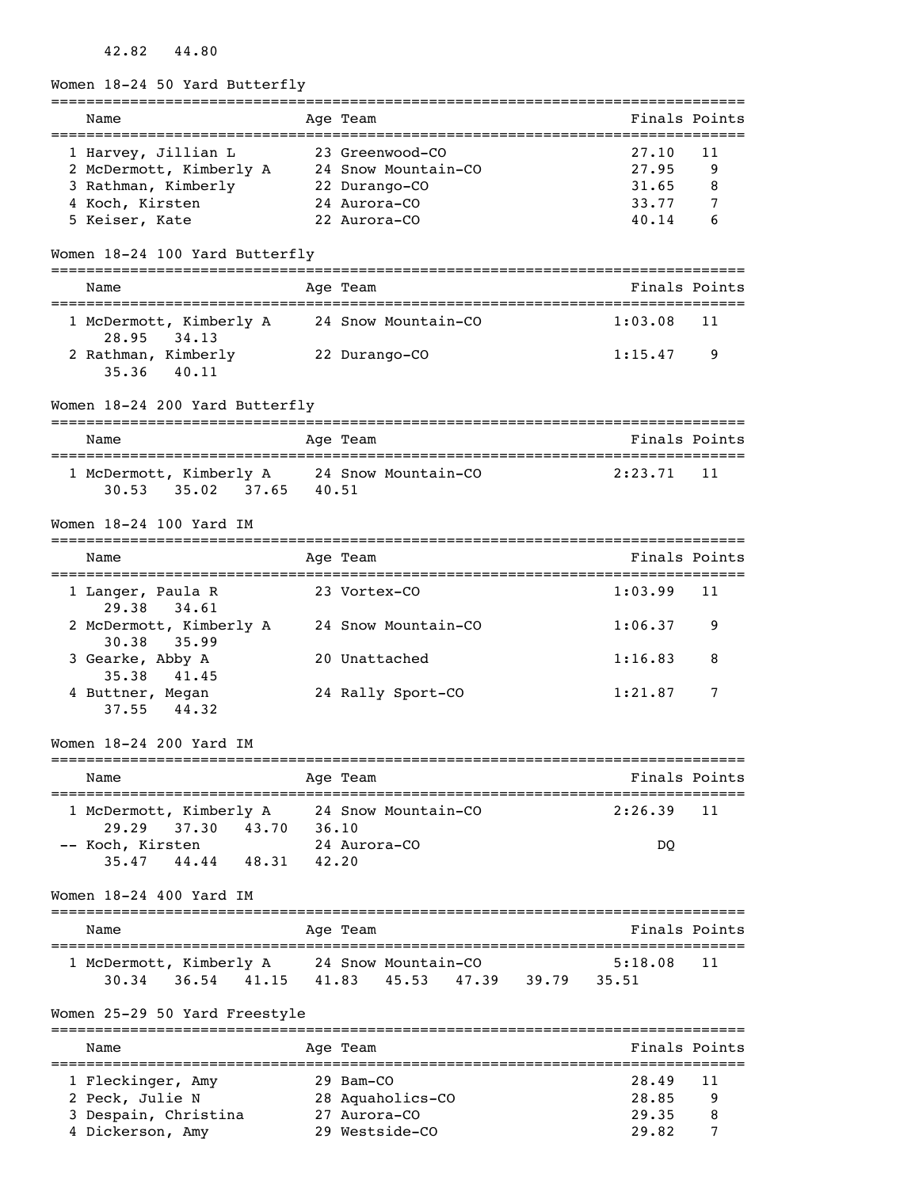42.82   44.80

## Women 18-24 50 Yard Butterfly

| Place | Name | Age | Team | Finals | Points |
|---|---|---|---|---|---|
| 1 | Harvey, Jillian L | 23 | Greenwood-CO | 27.10 | 11 |
| 2 | McDermott, Kimberly A | 24 | Snow Mountain-CO | 27.95 | 9 |
| 3 | Rathman, Kimberly | 22 | Durango-CO | 31.65 | 8 |
| 4 | Koch, Kirsten | 24 | Aurora-CO | 33.77 | 7 |
| 5 | Keiser, Kate | 22 | Aurora-CO | 40.14 | 6 |

## Women 18-24 100 Yard Butterfly

| Place | Name | Age | Team | Finals | Points |
|---|---|---|---|---|---|
| 1 | McDermott, Kimberly A | 24 | Snow Mountain-CO | 1:03.08 | 11 |
| | 28.95   34.13 | | | | |
| 2 | Rathman, Kimberly | 22 | Durango-CO | 1:15.47 | 9 |
| | 35.36   40.11 | | | | |

## Women 18-24 200 Yard Butterfly

| Place | Name | Age | Team | Finals | Points |
|---|---|---|---|---|---|
| 1 | McDermott, Kimberly A | 24 | Snow Mountain-CO | 2:23.71 | 11 |
| | 30.53   35.02   37.65   40.51 | | | | |

## Women 18-24 100 Yard IM

| Place | Name | Age | Team | Finals | Points |
|---|---|---|---|---|---|
| 1 | Langer, Paula R | 23 | Vortex-CO | 1:03.99 | 11 |
| | 29.38   34.61 | | | | |
| 2 | McDermott, Kimberly A | 24 | Snow Mountain-CO | 1:06.37 | 9 |
| | 30.38   35.99 | | | | |
| 3 | Gearke, Abby A | 20 | Unattached | 1:16.83 | 8 |
| | 35.38   41.45 | | | | |
| 4 | Buttner, Megan | 24 | Rally Sport-CO | 1:21.87 | 7 |
| | 37.55   44.32 | | | | |

## Women 18-24 200 Yard IM

| Place | Name | Age | Team | Finals | Points |
|---|---|---|---|---|---|
| 1 | McDermott, Kimberly A | 24 | Snow Mountain-CO | 2:26.39 | 11 |
| | 29.29   37.30   43.70   36.10 | | | | |
| -- | Koch, Kirsten | 24 | Aurora-CO | DQ | |
| | 35.47   44.44   48.31   42.20 | | | | |

## Women 18-24 400 Yard IM

| Place | Name | Age | Team | Finals | Points |
|---|---|---|---|---|---|
| 1 | McDermott, Kimberly A | 24 | Snow Mountain-CO | 5:18.08 | 11 |
| | 30.34   36.54   41.15   41.83   45.53   47.39   39.79   35.51 | | | | |

## Women 25-29 50 Yard Freestyle

| Place | Name | Age | Team | Finals | Points |
|---|---|---|---|---|---|
| 1 | Fleckinger, Amy | 29 | Bam-CO | 28.49 | 11 |
| 2 | Peck, Julie N | 28 | Aquaholics-CO | 28.85 | 9 |
| 3 | Despain, Christina | 27 | Aurora-CO | 29.35 | 8 |
| 4 | Dickerson, Amy | 29 | Westside-CO | 29.82 | 7 |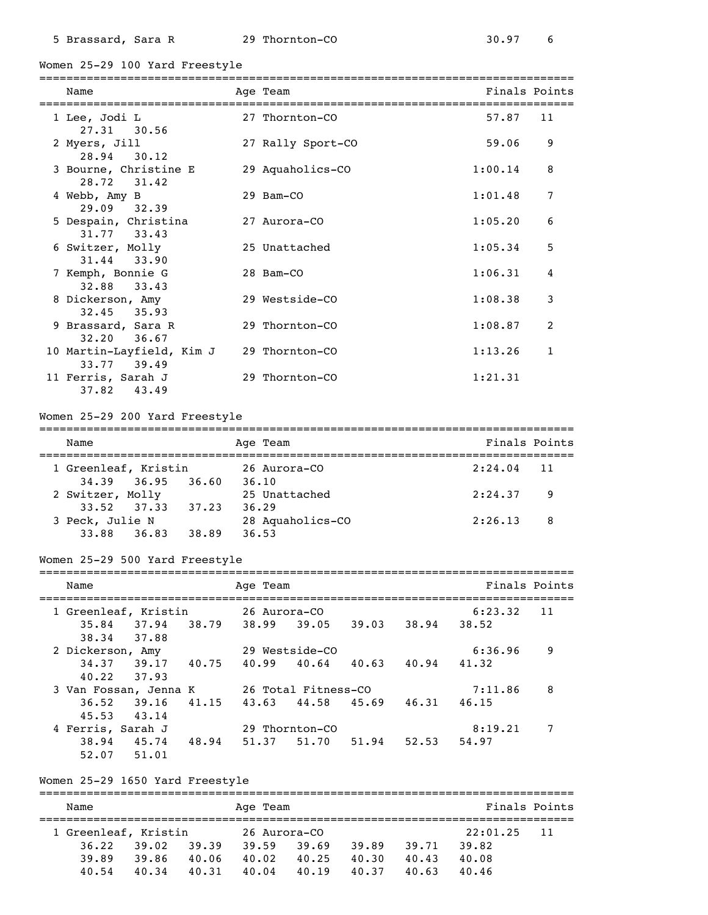| | Name | Age | Team | Finals | Points |
|---|---|---|---|---|---|
| 5 | Brassard, Sara R | 29 | Thornton-CO | 30.97 | 6 |

## Women 25-29 100 Yard Freestyle

| | Name | Age | Team | Finals | Points |
|---|---|---|---|---|---|
| 1 | Lee, Jodi L | 27 | Thornton-CO | 57.87 | 11 |
| | 27.31 30.56 | | | | |
| 2 | Myers, Jill | 27 | Rally Sport-CO | 59.06 | 9 |
| | 28.94 30.12 | | | | |
| 3 | Bourne, Christine E | 29 | Aquaholics-CO | 1:00.14 | 8 |
| | 28.72 31.42 | | | | |
| 4 | Webb, Amy B | 29 | Bam-CO | 1:01.48 | 7 |
| | 29.09 32.39 | | | | |
| 5 | Despain, Christina | 27 | Aurora-CO | 1:05.20 | 6 |
| | 31.77 33.43 | | | | |
| 6 | Switzer, Molly | 25 | Unattached | 1:05.34 | 5 |
| | 31.44 33.90 | | | | |
| 7 | Kemph, Bonnie G | 28 | Bam-CO | 1:06.31 | 4 |
| | 32.88 33.43 | | | | |
| 8 | Dickerson, Amy | 29 | Westside-CO | 1:08.38 | 3 |
| | 32.45 35.93 | | | | |
| 9 | Brassard, Sara R | 29 | Thornton-CO | 1:08.87 | 2 |
| | 32.20 36.67 | | | | |
| 10 | Martin-Layfield, Kim J | 29 | Thornton-CO | 1:13.26 | 1 |
| | 33.77 39.49 | | | | |
| 11 | Ferris, Sarah J | 29 | Thornton-CO | 1:21.31 | |
| | 37.82 43.49 | | | | |

## Women 25-29 200 Yard Freestyle

| | Name | Age | Team | Finals | Points |
|---|---|---|---|---|---|
| 1 | Greenleaf, Kristin | 26 | Aurora-CO | 2:24.04 | 11 |
| | 34.39 36.95 36.60 36.10 | | | | |
| 2 | Switzer, Molly | 25 | Unattached | 2:24.37 | 9 |
| | 33.52 37.33 37.23 36.29 | | | | |
| 3 | Peck, Julie N | 28 | Aquaholics-CO | 2:26.13 | 8 |
| | 33.88 36.83 38.89 36.53 | | | | |

## Women 25-29 500 Yard Freestyle

| | Name | Age | Team | Finals | Points |
|---|---|---|---|---|---|
| 1 | Greenleaf, Kristin | 26 | Aurora-CO | 6:23.32 | 11 |
| | 35.84 37.94 38.79 38.99 39.05 39.03 38.94 38.52 38.34 37.88 | | | | |
| 2 | Dickerson, Amy | 29 | Westside-CO | 6:36.96 | 9 |
| | 34.37 39.17 40.75 40.99 40.64 40.63 40.94 41.32 40.22 37.93 | | | | |
| 3 | Van Fossan, Jenna K | 26 | Total Fitness-CO | 7:11.86 | 8 |
| | 36.52 39.16 41.15 43.63 44.58 45.69 46.31 46.15 45.53 43.14 | | | | |
| 4 | Ferris, Sarah J | 29 | Thornton-CO | 8:19.21 | 7 |
| | 38.94 45.74 48.94 51.37 51.70 51.94 52.53 54.97 52.07 51.01 | | | | |

## Women 25-29 1650 Yard Freestyle

| | Name | Age | Team | Finals | Points |
|---|---|---|---|---|---|
| 1 | Greenleaf, Kristin | 26 | Aurora-CO | 22:01.25 | 11 |
| | 36.22 39.02 39.39 39.59 39.69 39.89 39.71 39.82 39.89 39.86 40.06 40.02 40.25 40.30 40.43 40.08 40.54 40.34 40.31 40.04 40.19 40.37 40.63 40.46 | | | | |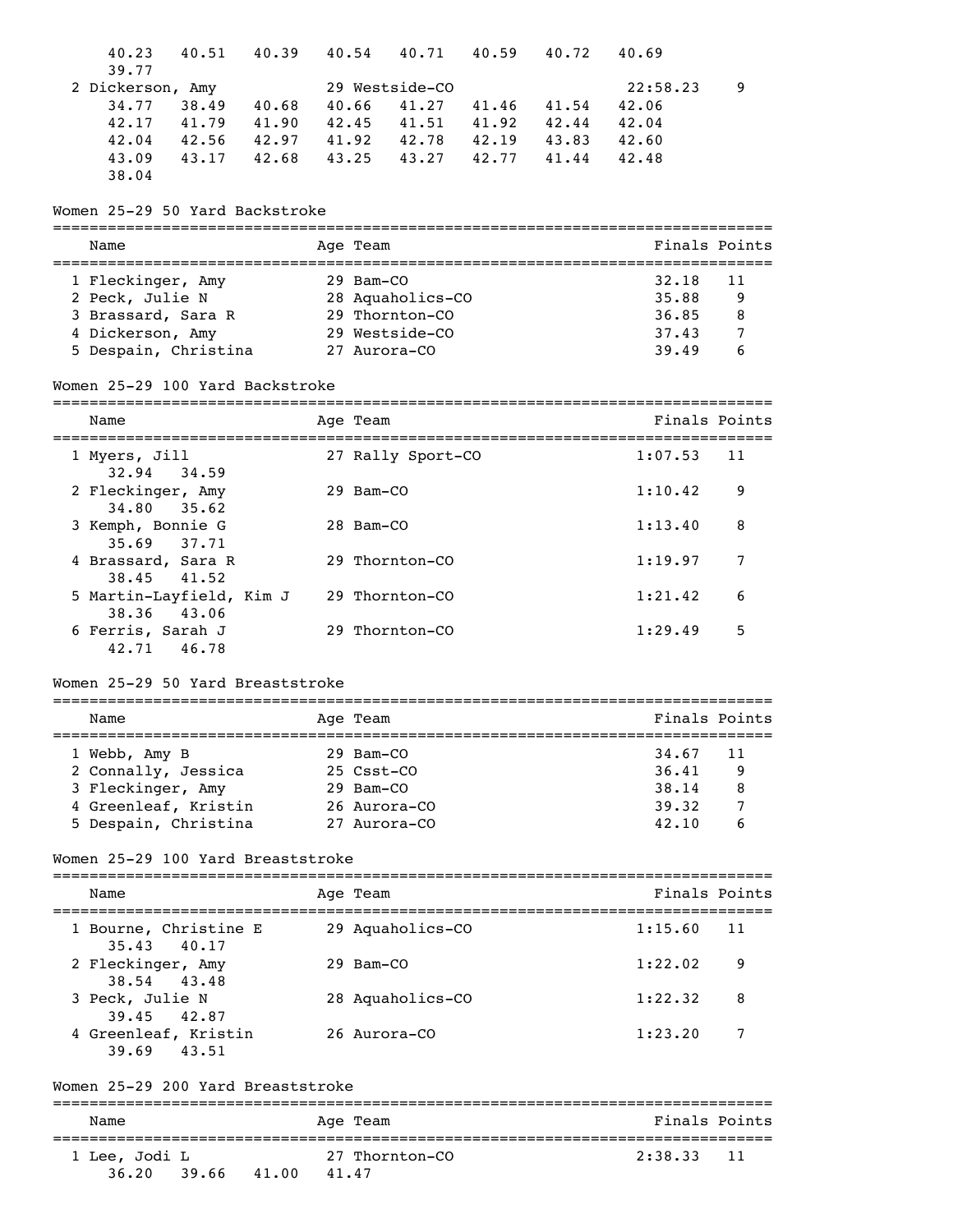```
     40.23    40.51    40.39    40.54    40.71    40.59    40.72    40.69
     39.77
  2 Dickerson, Amy            29 Westside-CO                     22:58.23     9
     34.77    38.49    40.68    40.66    41.27    41.46    41.54    42.06
     42.17    41.79    41.90    42.45    41.51    41.92    42.44    42.04
     42.04    42.56    42.97    41.92    42.78    42.19    43.83    42.60
     43.09    43.17    42.68    43.25    43.27    42.77    41.44    42.48
     38.04
```

## Women 25-29 50 Yard Backstroke

| Name | Age | Team | Finals | Points |
|---|---|---|---|---|
| 1 Fleckinger, Amy | 29 | Bam-CO | 32.18 | 11 |
| 2 Peck, Julie N | 28 | Aquaholics-CO | 35.88 | 9 |
| 3 Brassard, Sara R | 29 | Thornton-CO | 36.85 | 8 |
| 4 Dickerson, Amy | 29 | Westside-CO | 37.43 | 7 |
| 5 Despain, Christina | 27 | Aurora-CO | 39.49 | 6 |

## Women 25-29 100 Yard Backstroke

| Name | Age | Team | Finals | Points |
|---|---|---|---|---|
| 1 Myers, Jill | 27 | Rally Sport-CO | 1:07.53 | 11 |
| 32.94  34.59 | | | | |
| 2 Fleckinger, Amy | 29 | Bam-CO | 1:10.42 | 9 |
| 34.80  35.62 | | | | |
| 3 Kemph, Bonnie G | 28 | Bam-CO | 1:13.40 | 8 |
| 35.69  37.71 | | | | |
| 4 Brassard, Sara R | 29 | Thornton-CO | 1:19.97 | 7 |
| 38.45  41.52 | | | | |
| 5 Martin-Layfield, Kim J | 29 | Thornton-CO | 1:21.42 | 6 |
| 38.36  43.06 | | | | |
| 6 Ferris, Sarah J | 29 | Thornton-CO | 1:29.49 | 5 |
| 42.71  46.78 | | | | |

## Women 25-29 50 Yard Breaststroke

| Name | Age | Team | Finals | Points |
|---|---|---|---|---|
| 1 Webb, Amy B | 29 | Bam-CO | 34.67 | 11 |
| 2 Connally, Jessica | 25 | Csst-CO | 36.41 | 9 |
| 3 Fleckinger, Amy | 29 | Bam-CO | 38.14 | 8 |
| 4 Greenleaf, Kristin | 26 | Aurora-CO | 39.32 | 7 |
| 5 Despain, Christina | 27 | Aurora-CO | 42.10 | 6 |

## Women 25-29 100 Yard Breaststroke

| Name | Age | Team | Finals | Points |
|---|---|---|---|---|
| 1 Bourne, Christine E | 29 | Aquaholics-CO | 1:15.60 | 11 |
| 35.43  40.17 | | | | |
| 2 Fleckinger, Amy | 29 | Bam-CO | 1:22.02 | 9 |
| 38.54  43.48 | | | | |
| 3 Peck, Julie N | 28 | Aquaholics-CO | 1:22.32 | 8 |
| 39.45  42.87 | | | | |
| 4 Greenleaf, Kristin | 26 | Aurora-CO | 1:23.20 | 7 |
| 39.69  43.51 | | | | |

## Women 25-29 200 Yard Breaststroke

| Name | Age | Team | Finals | Points |
|---|---|---|---|---|
| 1 Lee, Jodi L | 27 | Thornton-CO | 2:38.33 | 11 |
| 36.20  39.66  41.00  41.47 | | | | |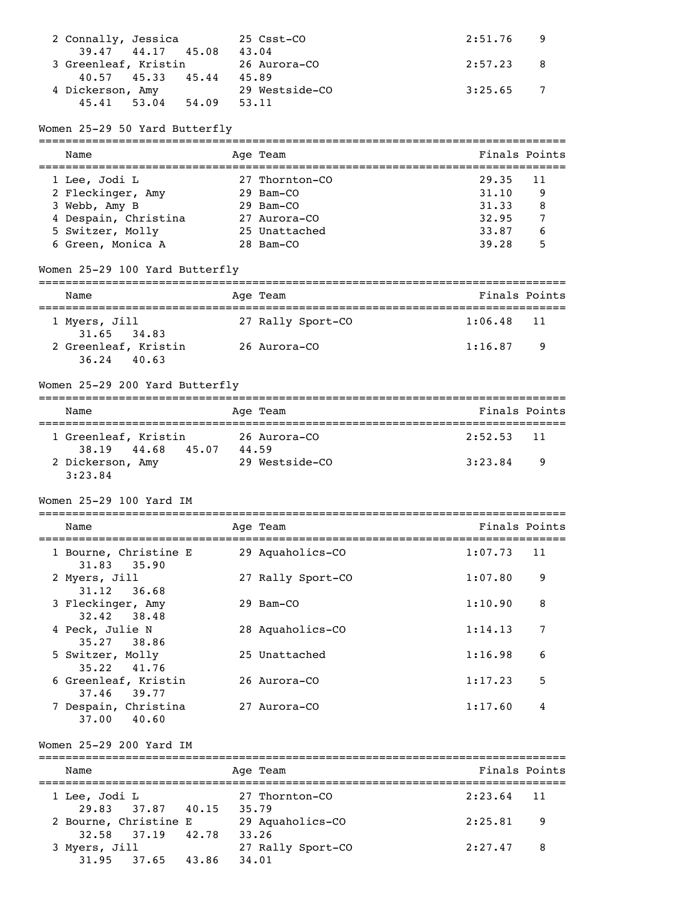| Name | Age | Team | Finals | Points |
|---|---|---|---|---|
| 2 Connally, Jessica | 25 | Csst-CO | 2:51.76 | 9 |
| 39.47 44.17 45.08 43.04 | | | | |
| 3 Greenleaf, Kristin | 26 | Aurora-CO | 2:57.23 | 8 |
| 40.57 45.33 45.44 45.89 | | | | |
| 4 Dickerson, Amy | 29 | Westside-CO | 3:25.65 | 7 |
| 45.41 53.04 54.09 53.11 | | | | |

## Women 25-29 50 Yard Butterfly

| Name | Age | Team | Finals | Points |
|---|---|---|---|---|
| 1 Lee, Jodi L | 27 | Thornton-CO | 29.35 | 11 |
| 2 Fleckinger, Amy | 29 | Bam-CO | 31.10 | 9 |
| 3 Webb, Amy B | 29 | Bam-CO | 31.33 | 8 |
| 4 Despain, Christina | 27 | Aurora-CO | 32.95 | 7 |
| 5 Switzer, Molly | 25 | Unattached | 33.87 | 6 |
| 6 Green, Monica A | 28 | Bam-CO | 39.28 | 5 |

## Women 25-29 100 Yard Butterfly

| Name | Age | Team | Finals | Points |
|---|---|---|---|---|
| 1 Myers, Jill | 27 | Rally Sport-CO | 1:06.48 | 11 |
| 31.65 34.83 | | | | |
| 2 Greenleaf, Kristin | 26 | Aurora-CO | 1:16.87 | 9 |
| 36.24 40.63 | | | | |

## Women 25-29 200 Yard Butterfly

| Name | Age | Team | Finals | Points |
|---|---|---|---|---|
| 1 Greenleaf, Kristin | 26 | Aurora-CO | 2:52.53 | 11 |
| 38.19 44.68 45.07 44.59 | | | | |
| 2 Dickerson, Amy | 29 | Westside-CO | 3:23.84 | 9 |
| 3:23.84 | | | | |

## Women 25-29 100 Yard IM

| Name | Age | Team | Finals | Points |
|---|---|---|---|---|
| 1 Bourne, Christine E | 29 | Aquaholics-CO | 1:07.73 | 11 |
| 31.83 35.90 | | | | |
| 2 Myers, Jill | 27 | Rally Sport-CO | 1:07.80 | 9 |
| 31.12 36.68 | | | | |
| 3 Fleckinger, Amy | 29 | Bam-CO | 1:10.90 | 8 |
| 32.42 38.48 | | | | |
| 4 Peck, Julie N | 28 | Aquaholics-CO | 1:14.13 | 7 |
| 35.27 38.86 | | | | |
| 5 Switzer, Molly | 25 | Unattached | 1:16.98 | 6 |
| 35.22 41.76 | | | | |
| 6 Greenleaf, Kristin | 26 | Aurora-CO | 1:17.23 | 5 |
| 37.46 39.77 | | | | |
| 7 Despain, Christina | 27 | Aurora-CO | 1:17.60 | 4 |
| 37.00 40.60 | | | | |

## Women 25-29 200 Yard IM

| Name | Age | Team | Finals | Points |
|---|---|---|---|---|
| 1 Lee, Jodi L | 27 | Thornton-CO | 2:23.64 | 11 |
| 29.83 37.87 40.15 35.79 | | | | |
| 2 Bourne, Christine E | 29 | Aquaholics-CO | 2:25.81 | 9 |
| 32.58 37.19 42.78 33.26 | | | | |
| 3 Myers, Jill | 27 | Rally Sport-CO | 2:27.47 | 8 |
| 31.95 37.65 43.86 34.01 | | | | |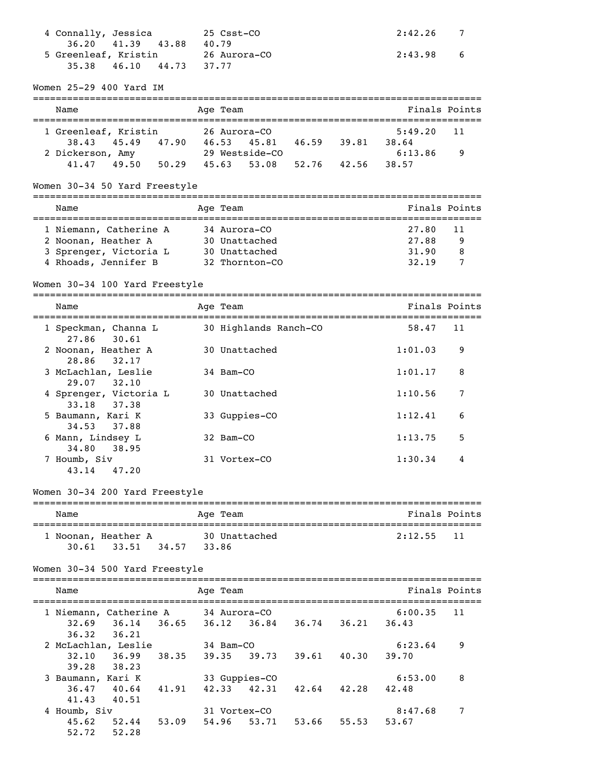| Place | Name | Age | Team | Finals | Points |
|---|---|---|---|---|---|
| 4 | Connally, Jessica | 25 | Csst-CO | 2:42.26 | 7 |
| | 36.20 41.39 43.88 40.79 | | | | |
| 5 | Greenleaf, Kristin | 26 | Aurora-CO | 2:43.98 | 6 |
| | 35.38 46.10 44.73 37.77 | | | | |

## Women 25-29 400 Yard IM

| Place | Name | Age | Team | Finals | Points |
|---|---|---|---|---|---|
| 1 | Greenleaf, Kristin | 26 | Aurora-CO | 5:49.20 | 11 |
| | 38.43 45.49 47.90 46.53 45.81 46.59 39.81 38.64 | | | | |
| 2 | Dickerson, Amy | 29 | Westside-CO | 6:13.86 | 9 |
| | 41.47 49.50 50.29 45.63 53.08 52.76 42.56 38.57 | | | | |

## Women 30-34 50 Yard Freestyle

| Place | Name | Age | Team | Finals | Points |
|---|---|---|---|---|---|
| 1 | Niemann, Catherine A | 34 | Aurora-CO | 27.80 | 11 |
| 2 | Noonan, Heather A | 30 | Unattached | 27.88 | 9 |
| 3 | Sprenger, Victoria L | 30 | Unattached | 31.90 | 8 |
| 4 | Rhoads, Jennifer B | 32 | Thornton-CO | 32.19 | 7 |

## Women 30-34 100 Yard Freestyle

| Place | Name | Age | Team | Finals | Points |
|---|---|---|---|---|---|
| 1 | Speckman, Channa L | 30 | Highlands Ranch-CO | 58.47 | 11 |
| | 27.86 30.61 | | | | |
| 2 | Noonan, Heather A | 30 | Unattached | 1:01.03 | 9 |
| | 28.86 32.17 | | | | |
| 3 | McLachlan, Leslie | 34 | Bam-CO | 1:01.17 | 8 |
| | 29.07 32.10 | | | | |
| 4 | Sprenger, Victoria L | 30 | Unattached | 1:10.56 | 7 |
| | 33.18 37.38 | | | | |
| 5 | Baumann, Kari K | 33 | Guppies-CO | 1:12.41 | 6 |
| | 34.53 37.88 | | | | |
| 6 | Mann, Lindsey L | 32 | Bam-CO | 1:13.75 | 5 |
| | 34.80 38.95 | | | | |
| 7 | Houmb, Siv | 31 | Vortex-CO | 1:30.34 | 4 |
| | 43.14 47.20 | | | | |

## Women 30-34 200 Yard Freestyle

| Place | Name | Age | Team | Finals | Points |
|---|---|---|---|---|---|
| 1 | Noonan, Heather A | 30 | Unattached | 2:12.55 | 11 |
| | 30.61 33.51 34.57 33.86 | | | | |

## Women 30-34 500 Yard Freestyle

| Place | Name | Age | Team | Finals | Points |
|---|---|---|---|---|---|
| 1 | Niemann, Catherine A | 34 | Aurora-CO | 6:00.35 | 11 |
| | 32.69 36.14 36.65 36.12 36.84 36.74 36.21 36.43 36.32 36.21 | | | | |
| 2 | McLachlan, Leslie | 34 | Bam-CO | 6:23.64 | 9 |
| | 32.10 36.99 38.35 39.35 39.73 39.61 40.30 39.70 39.28 38.23 | | | | |
| 3 | Baumann, Kari K | 33 | Guppies-CO | 6:53.00 | 8 |
| | 36.47 40.64 41.91 42.33 42.31 42.64 42.28 42.48 41.43 40.51 | | | | |
| 4 | Houmb, Siv | 31 | Vortex-CO | 8:47.68 | 7 |
| | 45.62 52.44 53.09 54.96 53.71 53.66 55.53 53.67 52.72 52.28 | | | | |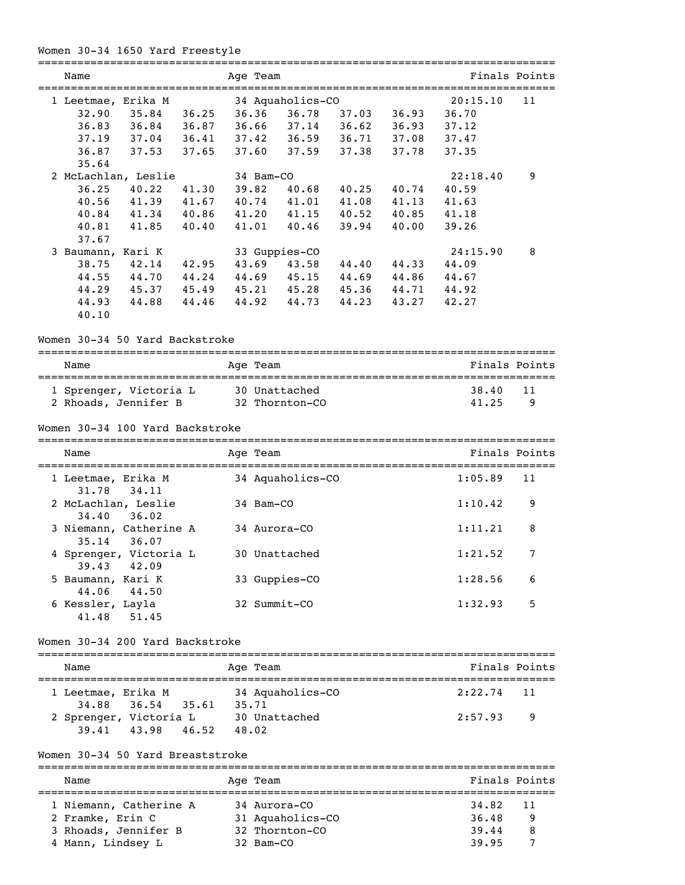## Women 30-34 1650 Yard Freestyle

| Name | Age | Team | Finals | Points |
|---|---|---|---|---|
| 1 Leetmae, Erika M | 34 | Aquaholics-CO | 20:15.10 | 11 |
| 32.90 35.84 36.25 36.36 36.78 37.03 36.93 36.70 | | | | |
| 36.83 36.84 36.87 36.66 37.14 36.62 36.93 37.12 | | | | |
| 37.19 37.04 36.41 37.42 36.59 36.71 37.08 37.47 | | | | |
| 36.87 37.53 37.65 37.60 37.59 37.38 37.78 37.35 | | | | |
| 35.64 | | | | |
| 2 McLachlan, Leslie | 34 | Bam-CO | 22:18.40 | 9 |
| 36.25 40.22 41.30 39.82 40.68 40.25 40.74 40.59 | | | | |
| 40.56 41.39 41.67 40.74 41.01 41.08 41.13 41.63 | | | | |
| 40.84 41.34 40.86 41.20 41.15 40.52 40.85 41.18 | | | | |
| 40.81 41.85 40.40 41.01 40.46 39.94 40.00 39.26 | | | | |
| 37.67 | | | | |
| 3 Baumann, Kari K | 33 | Guppies-CO | 24:15.90 | 8 |
| 38.75 42.14 42.95 43.69 43.58 44.40 44.33 44.09 | | | | |
| 44.55 44.70 44.24 44.69 45.15 44.69 44.86 44.67 | | | | |
| 44.29 45.37 45.49 45.21 45.28 45.36 44.71 44.92 | | | | |
| 44.93 44.88 44.46 44.92 44.73 44.23 43.27 42.27 | | | | |
| 40.10 | | | | |

## Women 30-34 50 Yard Backstroke

| Name | Age | Team | Finals | Points |
|---|---|---|---|---|
| 1 Sprenger, Victoria L | 30 | Unattached | 38.40 | 11 |
| 2 Rhoads, Jennifer B | 32 | Thornton-CO | 41.25 | 9 |

## Women 30-34 100 Yard Backstroke

| Name | Age | Team | Finals | Points |
|---|---|---|---|---|
| 1 Leetmae, Erika M | 34 | Aquaholics-CO | 1:05.89 | 11 |
| 31.78 34.11 | | | | |
| 2 McLachlan, Leslie | 34 | Bam-CO | 1:10.42 | 9 |
| 34.40 36.02 | | | | |
| 3 Niemann, Catherine A | 34 | Aurora-CO | 1:11.21 | 8 |
| 35.14 36.07 | | | | |
| 4 Sprenger, Victoria L | 30 | Unattached | 1:21.52 | 7 |
| 39.43 42.09 | | | | |
| 5 Baumann, Kari K | 33 | Guppies-CO | 1:28.56 | 6 |
| 44.06 44.50 | | | | |
| 6 Kessler, Layla | 32 | Summit-CO | 1:32.93 | 5 |
| 41.48 51.45 | | | | |

## Women 30-34 200 Yard Backstroke

| Name | Age | Team | Finals | Points |
|---|---|---|---|---|
| 1 Leetmae, Erika M | 34 | Aquaholics-CO | 2:22.74 | 11 |
| 34.88 36.54 35.61 35.71 | | | | |
| 2 Sprenger, Victoria L | 30 | Unattached | 2:57.93 | 9 |
| 39.41 43.98 46.52 48.02 | | | | |

## Women 30-34 50 Yard Breaststroke

| Name | Age | Team | Finals | Points |
|---|---|---|---|---|
| 1 Niemann, Catherine A | 34 | Aurora-CO | 34.82 | 11 |
| 2 Framke, Erin C | 31 | Aquaholics-CO | 36.48 | 9 |
| 3 Rhoads, Jennifer B | 32 | Thornton-CO | 39.44 | 8 |
| 4 Mann, Lindsey L | 32 | Bam-CO | 39.95 | 7 |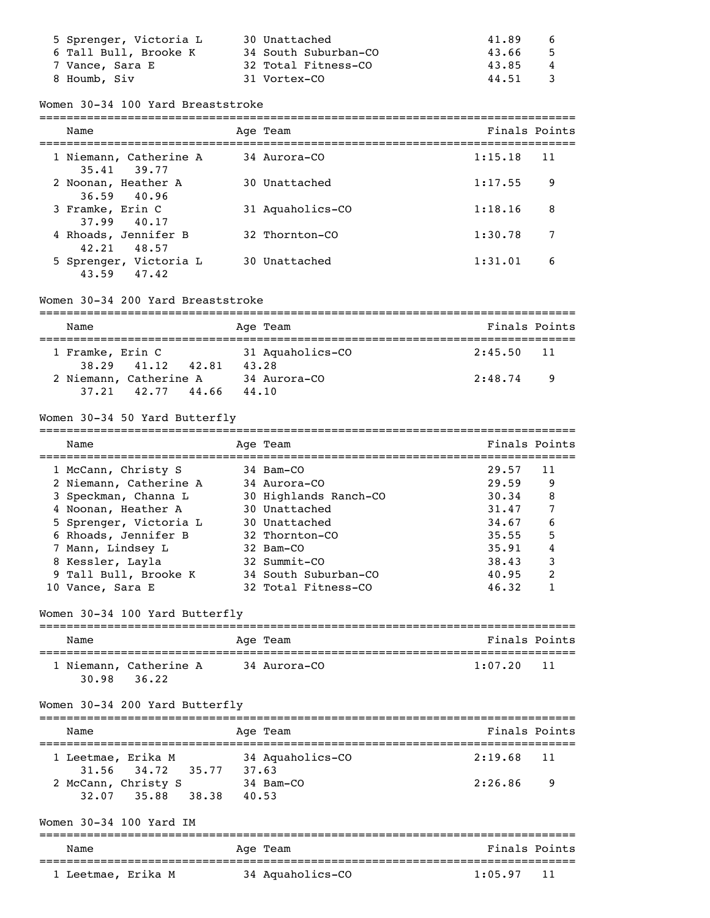| Name | Age | Team | Finals | Points |
|---|---|---|---|---|
| 5 Sprenger, Victoria L | 30 | Unattached | 41.89 | 6 |
| 6 Tall Bull, Brooke K | 34 | South Suburban-CO | 43.66 | 5 |
| 7 Vance, Sara E | 32 | Total Fitness-CO | 43.85 | 4 |
| 8 Houmb, Siv | 31 | Vortex-CO | 44.51 | 3 |

### Women 30-34 100 Yard Breaststroke

| Name | Age | Team | Finals | Points |
|---|---|---|---|---|
| 1 Niemann, Catherine A | 34 | Aurora-CO | 1:15.18 | 11 |
| 35.41 39.77 | | | | |
| 2 Noonan, Heather A | 30 | Unattached | 1:17.55 | 9 |
| 36.59 40.96 | | | | |
| 3 Framke, Erin C | 31 | Aquaholics-CO | 1:18.16 | 8 |
| 37.99 40.17 | | | | |
| 4 Rhoads, Jennifer B | 32 | Thornton-CO | 1:30.78 | 7 |
| 42.21 48.57 | | | | |
| 5 Sprenger, Victoria L | 30 | Unattached | 1:31.01 | 6 |
| 43.59 47.42 | | | | |

### Women 30-34 200 Yard Breaststroke

| Name | Age | Team | Finals | Points |
|---|---|---|---|---|
| 1 Framke, Erin C | 31 | Aquaholics-CO | 2:45.50 | 11 |
| 38.29 41.12 42.81 43.28 | | | | |
| 2 Niemann, Catherine A | 34 | Aurora-CO | 2:48.74 | 9 |
| 37.21 42.77 44.66 44.10 | | | | |

### Women 30-34 50 Yard Butterfly

| Name | Age | Team | Finals | Points |
|---|---|---|---|---|
| 1 McCann, Christy S | 34 | Bam-CO | 29.57 | 11 |
| 2 Niemann, Catherine A | 34 | Aurora-CO | 29.59 | 9 |
| 3 Speckman, Channa L | 30 | Highlands Ranch-CO | 30.34 | 8 |
| 4 Noonan, Heather A | 30 | Unattached | 31.47 | 7 |
| 5 Sprenger, Victoria L | 30 | Unattached | 34.67 | 6 |
| 6 Rhoads, Jennifer B | 32 | Thornton-CO | 35.55 | 5 |
| 7 Mann, Lindsey L | 32 | Bam-CO | 35.91 | 4 |
| 8 Kessler, Layla | 32 | Summit-CO | 38.43 | 3 |
| 9 Tall Bull, Brooke K | 34 | South Suburban-CO | 40.95 | 2 |
| 10 Vance, Sara E | 32 | Total Fitness-CO | 46.32 | 1 |

### Women 30-34 100 Yard Butterfly

| Name | Age | Team | Finals | Points |
|---|---|---|---|---|
| 1 Niemann, Catherine A | 34 | Aurora-CO | 1:07.20 | 11 |
| 30.98 36.22 | | | | |

### Women 30-34 200 Yard Butterfly

| Name | Age | Team | Finals | Points |
|---|---|---|---|---|
| 1 Leetmae, Erika M | 34 | Aquaholics-CO | 2:19.68 | 11 |
| 31.56 34.72 35.77 37.63 | | | | |
| 2 McCann, Christy S | 34 | Bam-CO | 2:26.86 | 9 |
| 32.07 35.88 38.38 40.53 | | | | |

### Women 30-34 100 Yard IM

| Name | Age | Team | Finals | Points |
|---|---|---|---|---|
| 1 Leetmae, Erika M | 34 | Aquaholics-CO | 1:05.97 | 11 |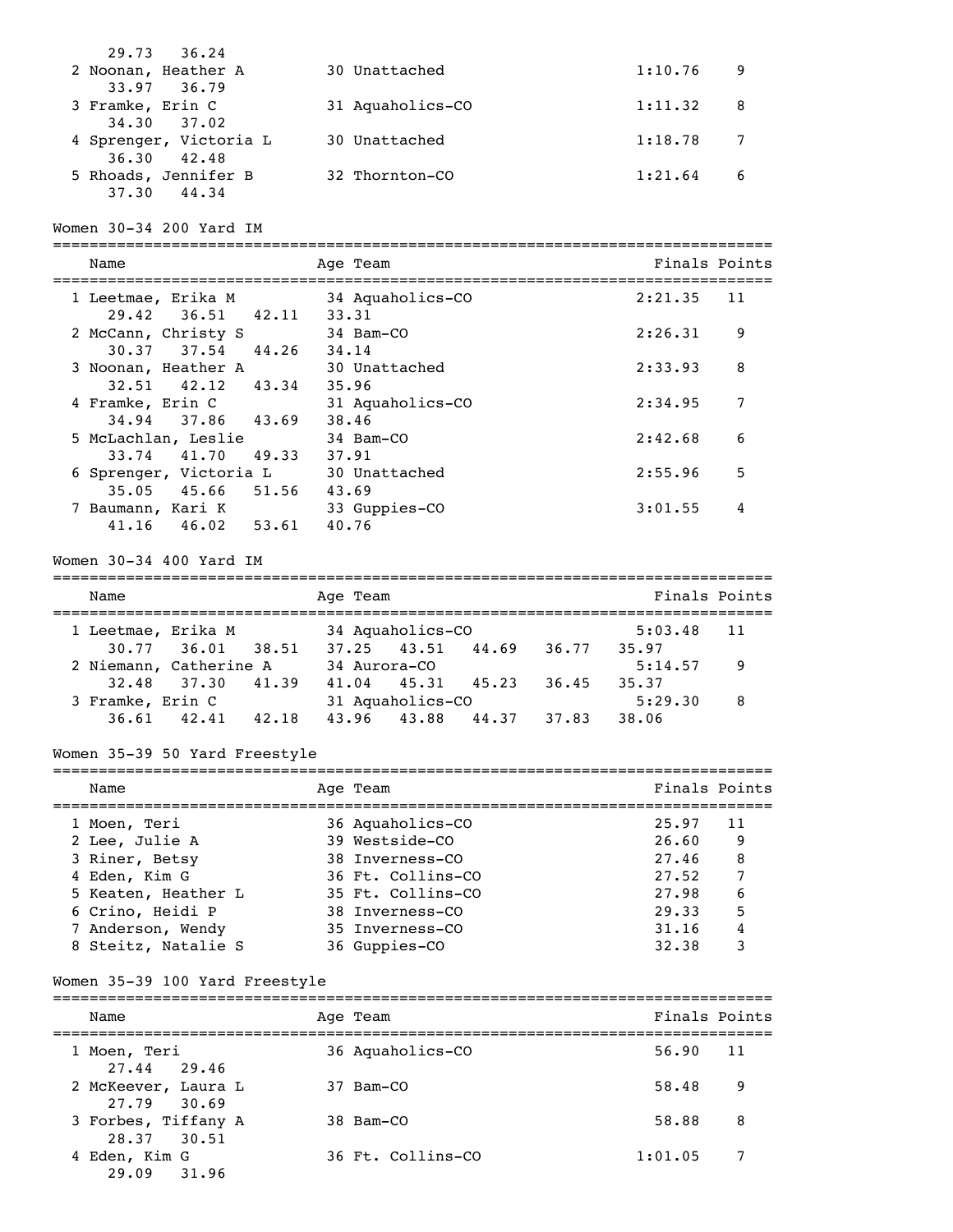| Place | Name | Age | Team | Finals | Points |
|---|---|---|---|---|---|
| | 29.73  36.24 | | | | |
| 2 | Noonan, Heather A | 30 | Unattached | 1:10.76 | 9 |
| | 33.97  36.79 | | | | |
| 3 | Framke, Erin C | 31 | Aquaholics-CO | 1:11.32 | 8 |
| | 34.30  37.02 | | | | |
| 4 | Sprenger, Victoria L | 30 | Unattached | 1:18.78 | 7 |
| | 36.30  42.48 | | | | |
| 5 | Rhoads, Jennifer B | 32 | Thornton-CO | 1:21.64 | 6 |
| | 37.30  44.34 | | | | |

## Women 30-34 200 Yard IM

| Place | Name | Age | Team | Finals | Points |
|---|---|---|---|---|---|
| 1 | Leetmae, Erika M | 34 | Aquaholics-CO | 2:21.35 | 11 |
| | 29.42  36.51  42.11  33.31 | | | | |
| 2 | McCann, Christy S | 34 | Bam-CO | 2:26.31 | 9 |
| | 30.37  37.54  44.26  34.14 | | | | |
| 3 | Noonan, Heather A | 30 | Unattached | 2:33.93 | 8 |
| | 32.51  42.12  43.34  35.96 | | | | |
| 4 | Framke, Erin C | 31 | Aquaholics-CO | 2:34.95 | 7 |
| | 34.94  37.86  43.69  38.46 | | | | |
| 5 | McLachlan, Leslie | 34 | Bam-CO | 2:42.68 | 6 |
| | 33.74  41.70  49.33  37.91 | | | | |
| 6 | Sprenger, Victoria L | 30 | Unattached | 2:55.96 | 5 |
| | 35.05  45.66  51.56  43.69 | | | | |
| 7 | Baumann, Kari K | 33 | Guppies-CO | 3:01.55 | 4 |
| | 41.16  46.02  53.61  40.76 | | | | |

## Women 30-34 400 Yard IM

| Place | Name | Age | Team | Finals | Points |
|---|---|---|---|---|---|
| 1 | Leetmae, Erika M | 34 | Aquaholics-CO | 5:03.48 | 11 |
| | 30.77  36.01  38.51  37.25  43.51  44.69  36.77  35.97 | | | | |
| 2 | Niemann, Catherine A | 34 | Aurora-CO | 5:14.57 | 9 |
| | 32.48  37.30  41.39  41.04  45.31  45.23  36.45  35.37 | | | | |
| 3 | Framke, Erin C | 31 | Aquaholics-CO | 5:29.30 | 8 |
| | 36.61  42.41  42.18  43.96  43.88  44.37  37.83  38.06 | | | | |

## Women 35-39 50 Yard Freestyle

| Place | Name | Age | Team | Finals | Points |
|---|---|---|---|---|---|
| 1 | Moen, Teri | 36 | Aquaholics-CO | 25.97 | 11 |
| 2 | Lee, Julie A | 39 | Westside-CO | 26.60 | 9 |
| 3 | Riner, Betsy | 38 | Inverness-CO | 27.46 | 8 |
| 4 | Eden, Kim G | 36 | Ft. Collins-CO | 27.52 | 7 |
| 5 | Keaten, Heather L | 35 | Ft. Collins-CO | 27.98 | 6 |
| 6 | Crino, Heidi P | 38 | Inverness-CO | 29.33 | 5 |
| 7 | Anderson, Wendy | 35 | Inverness-CO | 31.16 | 4 |
| 8 | Steitz, Natalie S | 36 | Guppies-CO | 32.38 | 3 |

## Women 35-39 100 Yard Freestyle

| Place | Name | Age | Team | Finals | Points |
|---|---|---|---|---|---|
| 1 | Moen, Teri | 36 | Aquaholics-CO | 56.90 | 11 |
| | 27.44  29.46 | | | | |
| 2 | McKeever, Laura L | 37 | Bam-CO | 58.48 | 9 |
| | 27.79  30.69 | | | | |
| 3 | Forbes, Tiffany A | 38 | Bam-CO | 58.88 | 8 |
| | 28.37  30.51 | | | | |
| 4 | Eden, Kim G | 36 | Ft. Collins-CO | 1:01.05 | 7 |
| | 29.09  31.96 | | | | |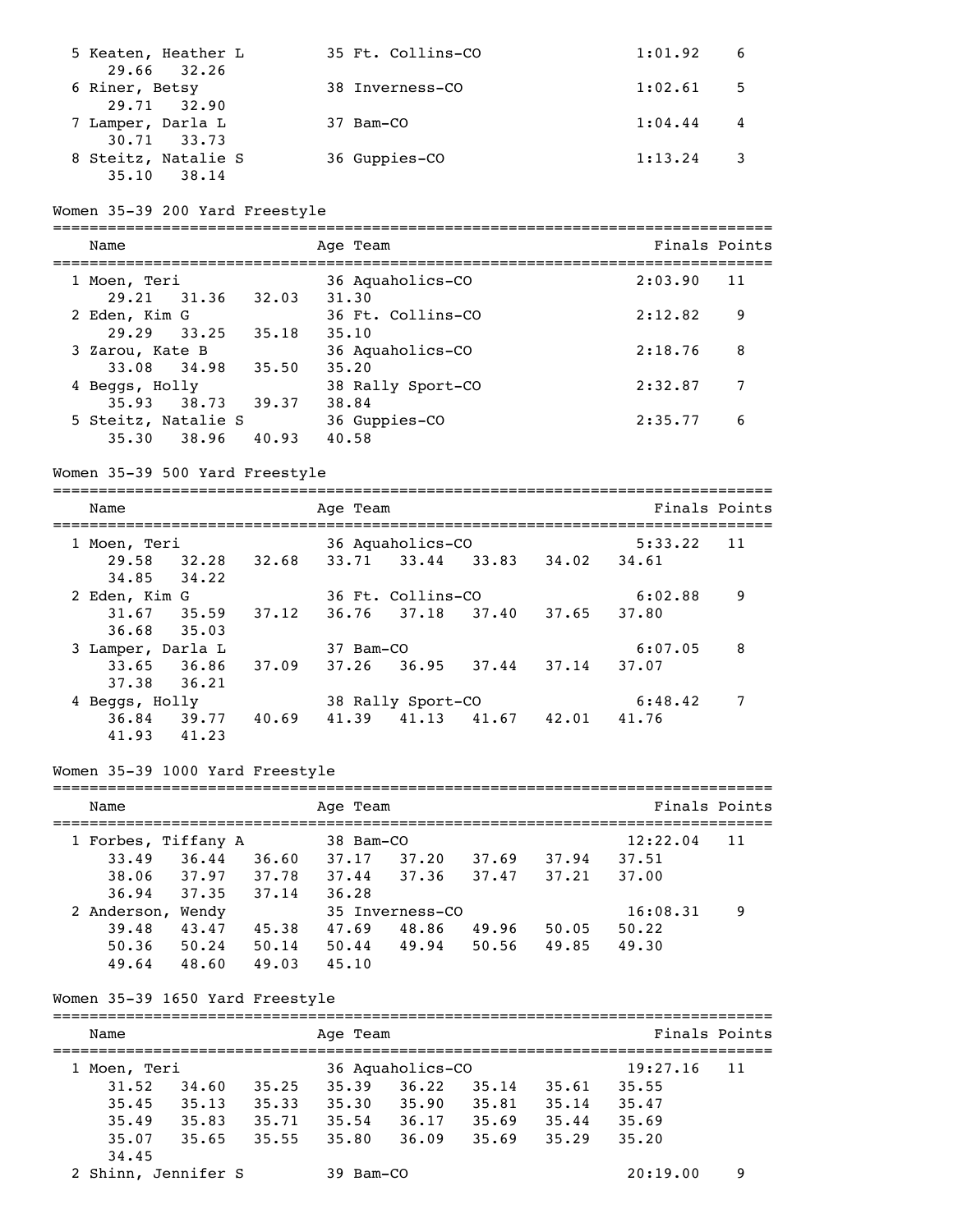| Name | Age | Team | Finals | Points |
|---|---|---|---|---|
| 5 Keaten, Heather L | 35 | Ft. Collins-CO | 1:01.92 | 6 |
| 29.66 32.26 | | | | |
| 6 Riner, Betsy | 38 | Inverness-CO | 1:02.61 | 5 |
| 29.71 32.90 | | | | |
| 7 Lamper, Darla L | 37 | Bam-CO | 1:04.44 | 4 |
| 30.71 33.73 | | | | |
| 8 Steitz, Natalie S | 36 | Guppies-CO | 1:13.24 | 3 |
| 35.10 38.14 | | | | |

## Women 35-39 200 Yard Freestyle

| Name | Age | Team | Finals | Points |
|---|---|---|---|---|
| 1 Moen, Teri | 36 | Aquaholics-CO | 2:03.90 | 11 |
| 29.21 31.36 32.03 31.30 | | | | |
| 2 Eden, Kim G | 36 | Ft. Collins-CO | 2:12.82 | 9 |
| 29.29 33.25 35.18 35.10 | | | | |
| 3 Zarou, Kate B | 36 | Aquaholics-CO | 2:18.76 | 8 |
| 33.08 34.98 35.50 35.20 | | | | |
| 4 Beggs, Holly | 38 | Rally Sport-CO | 2:32.87 | 7 |
| 35.93 38.73 39.37 38.84 | | | | |
| 5 Steitz, Natalie S | 36 | Guppies-CO | 2:35.77 | 6 |
| 35.30 38.96 40.93 40.58 | | | | |

## Women 35-39 500 Yard Freestyle

| Name | Age | Team | Finals | Points |
|---|---|---|---|---|
| 1 Moen, Teri | 36 | Aquaholics-CO | 5:33.22 | 11 |
| 29.58 32.28 32.68 33.71 33.44 33.83 34.02 34.61 34.85 34.22 | | | | |
| 2 Eden, Kim G | 36 | Ft. Collins-CO | 6:02.88 | 9 |
| 31.67 35.59 37.12 36.76 37.18 37.40 37.65 37.80 36.68 35.03 | | | | |
| 3 Lamper, Darla L | 37 | Bam-CO | 6:07.05 | 8 |
| 33.65 36.86 37.09 37.26 36.95 37.44 37.14 37.07 37.38 36.21 | | | | |
| 4 Beggs, Holly | 38 | Rally Sport-CO | 6:48.42 | 7 |
| 36.84 39.77 40.69 41.39 41.13 41.67 42.01 41.76 41.93 41.23 | | | | |

## Women 35-39 1000 Yard Freestyle

| Name | Age | Team | Finals | Points |
|---|---|---|---|---|
| 1 Forbes, Tiffany A | 38 | Bam-CO | 12:22.04 | 11 |
| 33.49 36.44 36.60 37.17 37.20 37.69 37.94 37.51 38.06 37.97 37.78 37.44 37.36 37.47 37.21 37.00 36.94 37.35 37.14 36.28 | | | | |
| 2 Anderson, Wendy | 35 | Inverness-CO | 16:08.31 | 9 |
| 39.48 43.47 45.38 47.69 48.86 49.96 50.05 50.22 50.36 50.24 50.14 50.44 49.94 50.56 49.85 49.30 49.64 48.60 49.03 45.10 | | | | |

## Women 35-39 1650 Yard Freestyle

| Name | Age | Team | Finals | Points |
|---|---|---|---|---|
| 1 Moen, Teri | 36 | Aquaholics-CO | 19:27.16 | 11 |
| 31.52 34.60 35.25 35.39 36.22 35.14 35.61 35.55 35.45 35.13 35.33 35.30 35.90 35.81 35.14 35.47 35.49 35.83 35.71 35.54 36.17 35.69 35.44 35.69 35.07 35.65 35.55 35.80 36.09 35.69 35.29 35.20 34.45 | | | | |
| 2 Shinn, Jennifer S | 39 | Bam-CO | 20:19.00 | 9 |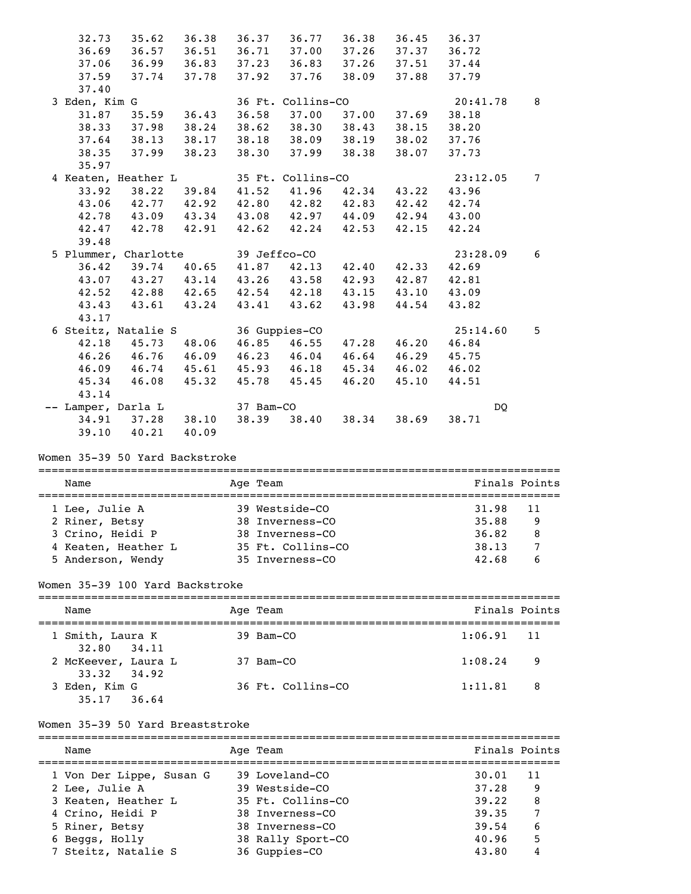```
    32.73    35.62    36.38    36.37    36.77    36.38    36.45    36.37
    36.69    36.57    36.51    36.71    37.00    37.26    37.37    36.72
    37.06    36.99    36.83    37.23    36.83    37.26    37.51    37.44
    37.59    37.74    37.78    37.92    37.76    38.09    37.88    37.79
    37.40
  3 Eden, Kim G             36 Ft. Collins-CO             20:41.78    8
    31.87    35.59    36.43    36.58    37.00    37.00    37.69    38.18
    38.33    37.98    38.24    38.62    38.30    38.43    38.15    38.20
    37.64    38.13    38.17    38.18    38.09    38.19    38.02    37.76
    38.35    37.99    38.23    38.30    37.99    38.38    38.07    37.73
    35.97
  4 Keaten, Heather L       35 Ft. Collins-CO             23:12.05    7
    33.92    38.22    39.84    41.52    41.96    42.34    43.22    43.96
    43.06    42.77    42.92    42.80    42.82    42.83    42.42    42.74
    42.78    43.09    43.34    43.08    42.97    44.09    42.94    43.00
    42.47    42.78    42.91    42.62    42.24    42.53    42.15    42.24
    39.48
  5 Plummer, Charlotte      39 Jeffco-CO                  23:28.09    6
    36.42    39.74    40.65    41.87    42.13    42.40    42.33    42.69
    43.07    43.27    43.14    43.26    43.58    42.93    42.87    42.81
    42.52    42.88    42.65    42.54    42.18    43.15    43.10    43.09
    43.43    43.61    43.24    43.41    43.62    43.98    44.54    43.82
    43.17
  6 Steitz, Natalie S       36 Guppies-CO                 25:14.60    5
    42.18    45.73    48.06    46.85    46.55    47.28    46.20    46.84
    46.26    46.76    46.09    46.23    46.04    46.64    46.29    45.75
    46.09    46.74    45.61    45.93    46.18    45.34    46.02    46.02
    45.34    46.08    45.32    45.78    45.45    46.20    45.10    44.51
    43.14
 -- Lamper, Darla L         37 Bam-CO                           DQ
    34.91    37.28    38.10    38.39    38.40    38.34    38.69    38.71
    39.10    40.21    40.09
```

Women 35-39 50 Yard Backstroke

| Name | Age | Team | Finals | Points |
|---|---|---|---|---|
| 1 Lee, Julie A | 39 | Westside-CO | 31.98 | 11 |
| 2 Riner, Betsy | 38 | Inverness-CO | 35.88 | 9 |
| 3 Crino, Heidi P | 38 | Inverness-CO | 36.82 | 8 |
| 4 Keaten, Heather L | 35 | Ft. Collins-CO | 38.13 | 7 |
| 5 Anderson, Wendy | 35 | Inverness-CO | 42.68 | 6 |

Women 35-39 100 Yard Backstroke

| Name | Age | Team | Finals | Points |
|---|---|---|---|---|
| 1 Smith, Laura K<br>32.80 34.11 | 39 | Bam-CO | 1:06.91 | 11 |
| 2 McKeever, Laura L<br>33.32 34.92 | 37 | Bam-CO | 1:08.24 | 9 |
| 3 Eden, Kim G<br>35.17 36.64 | 36 | Ft. Collins-CO | 1:11.81 | 8 |

Women 35-39 50 Yard Breaststroke

| Name | Age | Team | Finals | Points |
|---|---|---|---|---|
| 1 Von Der Lippe, Susan G | 39 | Loveland-CO | 30.01 | 11 |
| 2 Lee, Julie A | 39 | Westside-CO | 37.28 | 9 |
| 3 Keaten, Heather L | 35 | Ft. Collins-CO | 39.22 | 8 |
| 4 Crino, Heidi P | 38 | Inverness-CO | 39.35 | 7 |
| 5 Riner, Betsy | 38 | Inverness-CO | 39.54 | 6 |
| 6 Beggs, Holly | 38 | Rally Sport-CO | 40.96 | 5 |
| 7 Steitz, Natalie S | 36 | Guppies-CO | 43.80 | 4 |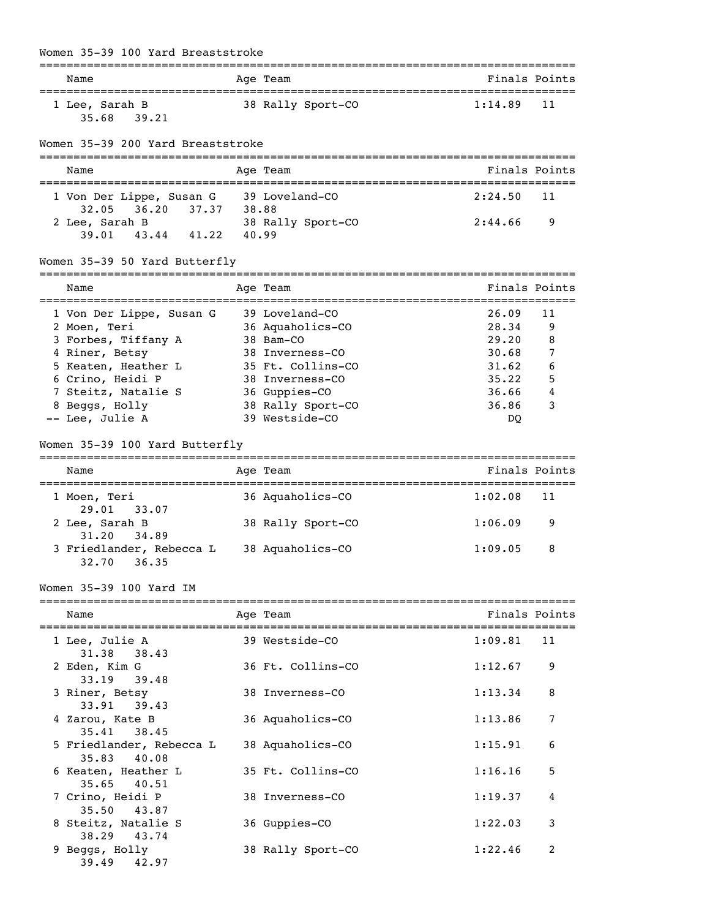## Women 35-39 100 Yard Breaststroke

| Name | Age | Team | Finals | Points |
|---|---|---|---|---|
| 1 Lee, Sarah B | 38 | Rally Sport-CO | 1:14.89 | 11 |
| 35.68 39.21 | | | | |

## Women 35-39 200 Yard Breaststroke

| Name | Age | Team | Finals | Points |
|---|---|---|---|---|
| 1 Von Der Lippe, Susan G | 39 | Loveland-CO | 2:24.50 | 11 |
| 32.05 36.20 37.37 38.88 | | | | |
| 2 Lee, Sarah B | 38 | Rally Sport-CO | 2:44.66 | 9 |
| 39.01 43.44 41.22 40.99 | | | | |

## Women 35-39 50 Yard Butterfly

| Name | Age | Team | Finals | Points |
|---|---|---|---|---|
| 1 Von Der Lippe, Susan G | 39 | Loveland-CO | 26.09 | 11 |
| 2 Moen, Teri | 36 | Aquaholics-CO | 28.34 | 9 |
| 3 Forbes, Tiffany A | 38 | Bam-CO | 29.20 | 8 |
| 4 Riner, Betsy | 38 | Inverness-CO | 30.68 | 7 |
| 5 Keaten, Heather L | 35 | Ft. Collins-CO | 31.62 | 6 |
| 6 Crino, Heidi P | 38 | Inverness-CO | 35.22 | 5 |
| 7 Steitz, Natalie S | 36 | Guppies-CO | 36.66 | 4 |
| 8 Beggs, Holly | 38 | Rally Sport-CO | 36.86 | 3 |
| -- Lee, Julie A | 39 | Westside-CO | DQ | |

## Women 35-39 100 Yard Butterfly

| Name | Age | Team | Finals | Points |
|---|---|---|---|---|
| 1 Moen, Teri | 36 | Aquaholics-CO | 1:02.08 | 11 |
| 29.01 33.07 | | | | |
| 2 Lee, Sarah B | 38 | Rally Sport-CO | 1:06.09 | 9 |
| 31.20 34.89 | | | | |
| 3 Friedlander, Rebecca L | 38 | Aquaholics-CO | 1:09.05 | 8 |
| 32.70 36.35 | | | | |

## Women 35-39 100 Yard IM

| Name | Age | Team | Finals | Points |
|---|---|---|---|---|
| 1 Lee, Julie A | 39 | Westside-CO | 1:09.81 | 11 |
| 31.38 38.43 | | | | |
| 2 Eden, Kim G | 36 | Ft. Collins-CO | 1:12.67 | 9 |
| 33.19 39.48 | | | | |
| 3 Riner, Betsy | 38 | Inverness-CO | 1:13.34 | 8 |
| 33.91 39.43 | | | | |
| 4 Zarou, Kate B | 36 | Aquaholics-CO | 1:13.86 | 7 |
| 35.41 38.45 | | | | |
| 5 Friedlander, Rebecca L | 38 | Aquaholics-CO | 1:15.91 | 6 |
| 35.83 40.08 | | | | |
| 6 Keaten, Heather L | 35 | Ft. Collins-CO | 1:16.16 | 5 |
| 35.65 40.51 | | | | |
| 7 Crino, Heidi P | 38 | Inverness-CO | 1:19.37 | 4 |
| 35.50 43.87 | | | | |
| 8 Steitz, Natalie S | 36 | Guppies-CO | 1:22.03 | 3 |
| 38.29 43.74 | | | | |
| 9 Beggs, Holly | 38 | Rally Sport-CO | 1:22.46 | 2 |
| 39.49 42.97 | | | | |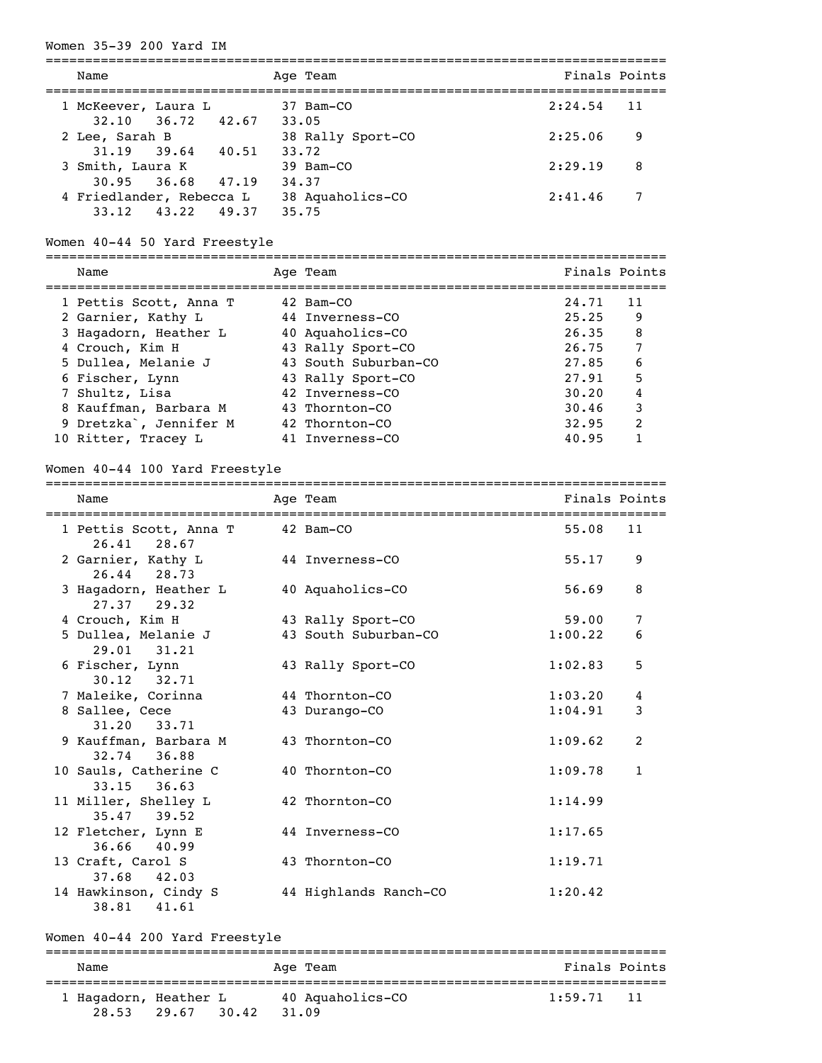## Women 35-39 200 Yard IM

| Name | Age | Team | Finals | Points |
|---|---|---|---|---|
| 1 McKeever, Laura L | 37 | Bam-CO | 2:24.54 | 11 |
| 32.10  36.72  42.67  33.05 | | | | |
| 2 Lee, Sarah B | 38 | Rally Sport-CO | 2:25.06 | 9 |
| 31.19  39.64  40.51  33.72 | | | | |
| 3 Smith, Laura K | 39 | Bam-CO | 2:29.19 | 8 |
| 30.95  36.68  47.19  34.37 | | | | |
| 4 Friedlander, Rebecca L | 38 | Aquaholics-CO | 2:41.46 | 7 |
| 33.12  43.22  49.37  35.75 | | | | |

## Women 40-44 50 Yard Freestyle

| Name | Age | Team | Finals | Points |
|---|---|---|---|---|
| 1 Pettis Scott, Anna T | 42 | Bam-CO | 24.71 | 11 |
| 2 Garnier, Kathy L | 44 | Inverness-CO | 25.25 | 9 |
| 3 Hagadorn, Heather L | 40 | Aquaholics-CO | 26.35 | 8 |
| 4 Crouch, Kim H | 43 | Rally Sport-CO | 26.75 | 7 |
| 5 Dullea, Melanie J | 43 | South Suburban-CO | 27.85 | 6 |
| 6 Fischer, Lynn | 43 | Rally Sport-CO | 27.91 | 5 |
| 7 Shultz, Lisa | 42 | Inverness-CO | 30.20 | 4 |
| 8 Kauffman, Barbara M | 43 | Thornton-CO | 30.46 | 3 |
| 9 Dretzka`, Jennifer M | 42 | Thornton-CO | 32.95 | 2 |
| 10 Ritter, Tracey L | 41 | Inverness-CO | 40.95 | 1 |

## Women 40-44 100 Yard Freestyle

| Name | Age | Team | Finals | Points |
|---|---|---|---|---|
| 1 Pettis Scott, Anna T | 42 | Bam-CO | 55.08 | 11 |
| 26.41  28.67 | | | | |
| 2 Garnier, Kathy L | 44 | Inverness-CO | 55.17 | 9 |
| 26.44  28.73 | | | | |
| 3 Hagadorn, Heather L | 40 | Aquaholics-CO | 56.69 | 8 |
| 27.37  29.32 | | | | |
| 4 Crouch, Kim H | 43 | Rally Sport-CO | 59.00 | 7 |
| 5 Dullea, Melanie J | 43 | South Suburban-CO | 1:00.22 | 6 |
| 29.01  31.21 | | | | |
| 6 Fischer, Lynn | 43 | Rally Sport-CO | 1:02.83 | 5 |
| 30.12  32.71 | | | | |
| 7 Maleike, Corinna | 44 | Thornton-CO | 1:03.20 | 4 |
| 8 Sallee, Cece | 43 | Durango-CO | 1:04.91 | 3 |
| 31.20  33.71 | | | | |
| 9 Kauffman, Barbara M | 43 | Thornton-CO | 1:09.62 | 2 |
| 32.74  36.88 | | | | |
| 10 Sauls, Catherine C | 40 | Thornton-CO | 1:09.78 | 1 |
| 33.15  36.63 | | | | |
| 11 Miller, Shelley L | 42 | Thornton-CO | 1:14.99 | |
| 35.47  39.52 | | | | |
| 12 Fletcher, Lynn E | 44 | Inverness-CO | 1:17.65 | |
| 36.66  40.99 | | | | |
| 13 Craft, Carol S | 43 | Thornton-CO | 1:19.71 | |
| 37.68  42.03 | | | | |
| 14 Hawkinson, Cindy S | 44 | Highlands Ranch-CO | 1:20.42 | |
| 38.81  41.61 | | | | |

## Women 40-44 200 Yard Freestyle

| Name | Age | Team | Finals | Points |
|---|---|---|---|---|
| 1 Hagadorn, Heather L | 40 | Aquaholics-CO | 1:59.71 | 11 |
| 28.53  29.67  30.42  31.09 | | | | |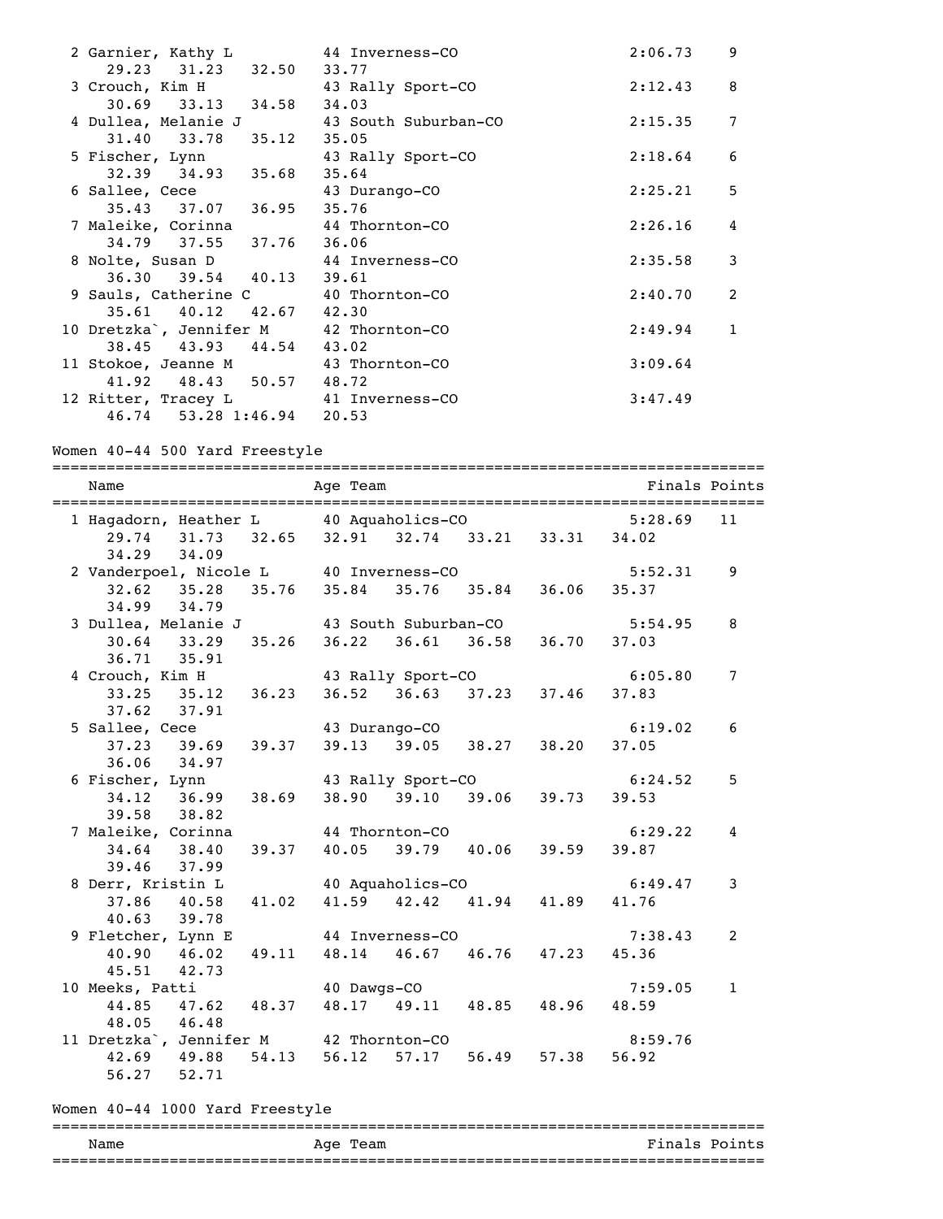```
  2 Garnier, Kathy L          44 Inverness-CO                    2:06.73    9
     29.23   31.23   32.50   33.77
  3 Crouch, Kim H             43 Rally Sport-CO                  2:12.43    8
     30.69   33.13   34.58   34.03
  4 Dullea, Melanie J         43 South Suburban-CO               2:15.35    7
     31.40   33.78   35.12   35.05
  5 Fischer, Lynn             43 Rally Sport-CO                  2:18.64    6
     32.39   34.93   35.68   35.64
  6 Sallee, Cece              43 Durango-CO                      2:25.21    5
     35.43   37.07   36.95   35.76
  7 Maleike, Corinna          44 Thornton-CO                     2:26.16    4
     34.79   37.55   37.76   36.06
  8 Nolte, Susan D            44 Inverness-CO                    2:35.58    3
     36.30   39.54   40.13   39.61
  9 Sauls, Catherine C        40 Thornton-CO                     2:40.70    2
     35.61   40.12   42.67   42.30
 10 Dretzka`, Jennifer M      42 Thornton-CO                     2:49.94    1
     38.45   43.93   44.54   43.02
 11 Stokoe, Jeanne M          43 Thornton-CO                     3:09.64
     41.92   48.43   50.57   48.72
 12 Ritter, Tracey L          41 Inverness-CO                    3:47.49
     46.74   53.28 1:46.94   20.53
```

Women 40-44 500 Yard Freestyle

```
===============================================================================
    Name                    Age Team                            Finals Points
===============================================================================
  1 Hagadorn, Heather L       40 Aquaholics-CO                   5:28.69   11
     29.74   31.73   32.65   32.91   32.74   33.21   33.31   34.02
     34.29   34.09
  2 Vanderpoel, Nicole L      40 Inverness-CO                    5:52.31    9
     32.62   35.28   35.76   35.84   35.76   35.84   36.06   35.37
     34.99   34.79
  3 Dullea, Melanie J         43 South Suburban-CO               5:54.95    8
     30.64   33.29   35.26   36.22   36.61   36.58   36.70   37.03
     36.71   35.91
  4 Crouch, Kim H             43 Rally Sport-CO                  6:05.80    7
     33.25   35.12   36.23   36.52   36.63   37.23   37.46   37.83
     37.62   37.91
  5 Sallee, Cece              43 Durango-CO                      6:19.02    6
     37.23   39.69   39.37   39.13   39.05   38.27   38.20   37.05
     36.06   34.97
  6 Fischer, Lynn             43 Rally Sport-CO                  6:24.52    5
     34.12   36.99   38.69   38.90   39.10   39.06   39.73   39.53
     39.58   38.82
  7 Maleike, Corinna          44 Thornton-CO                     6:29.22    4
     34.64   38.40   39.37   40.05   39.79   40.06   39.59   39.87
     39.46   37.99
  8 Derr, Kristin L           40 Aquaholics-CO                   6:49.47    3
     37.86   40.58   41.02   41.59   42.42   41.94   41.89   41.76
     40.63   39.78
  9 Fletcher, Lynn E          44 Inverness-CO                    7:38.43    2
     40.90   46.02   49.11   48.14   46.67   46.76   47.23   45.36
     45.51   42.73
 10 Meeks, Patti              40 Dawgs-CO                        7:59.05    1
     44.85   47.62   48.37   48.17   49.11   48.85   48.96   48.59
     48.05   46.48
 11 Dretzka`, Jennifer M      42 Thornton-CO                     8:59.76
     42.69   49.88   54.13   56.12   57.17   56.49   57.38   56.92
     56.27   52.71
```

Women 40-44 1000 Yard Freestyle

```
===============================================================================
    Name                    Age Team                            Finals Points
===============================================================================
```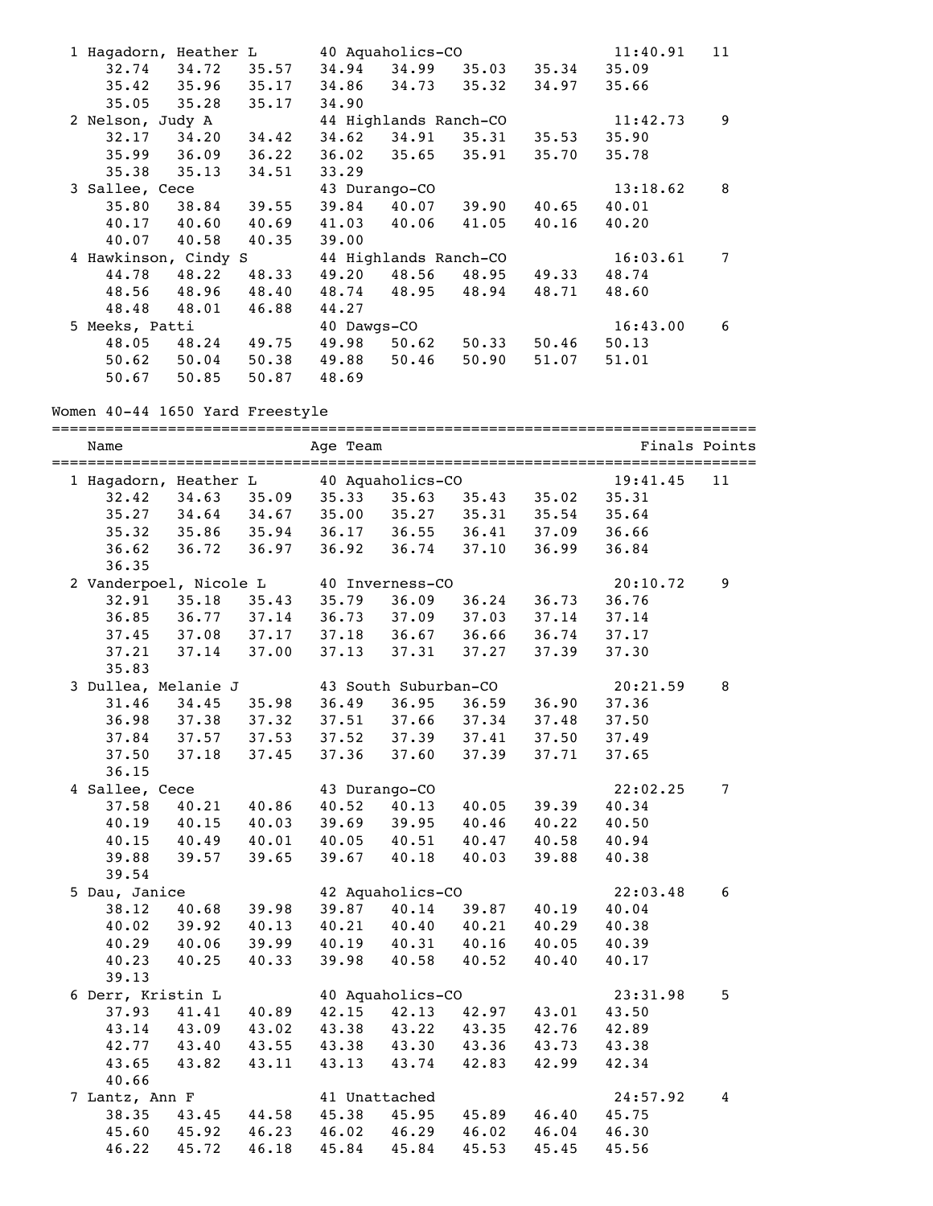```
  1 Hagadorn, Heather L       40 Aquaholics-CO                 11:40.91    11
      32.74    34.72    35.57    34.94    34.99    35.03    35.34    35.09
      35.42    35.96    35.17    34.86    34.73    35.32    34.97    35.66
      35.05    35.28    35.17    34.90
  2 Nelson, Judy A            44 Highlands Ranch-CO            11:42.73     9
      32.17    34.20    34.42    34.62    34.91    35.31    35.53    35.90
      35.99    36.09    36.22    36.02    35.65    35.91    35.70    35.78
      35.38    35.13    34.51    33.29
  3 Sallee, Cece              43 Durango-CO                    13:18.62     8
      35.80    38.84    39.55    39.84    40.07    39.90    40.65    40.01
      40.17    40.60    40.69    41.03    40.06    41.05    40.16    40.20
      40.07    40.58    40.35    39.00
  4 Hawkinson, Cindy S        44 Highlands Ranch-CO            16:03.61     7
      44.78    48.22    48.33    49.20    48.56    48.95    49.33    48.74
      48.56    48.96    48.40    48.74    48.95    48.94    48.71    48.60
      48.48    48.01    46.88    44.27
  5 Meeks, Patti              40 Dawgs-CO                      16:43.00     6
      48.05    48.24    49.75    49.98    50.62    50.33    50.46    50.13
      50.62    50.04    50.38    49.88    50.46    50.90    51.07    51.01
      50.67    50.85    50.87    48.69
```

Women 40-44 1650 Yard Freestyle

```
===============================================================================
    Name                    Age Team                            Finals Points
===============================================================================
  1 Hagadorn, Heather L       40 Aquaholics-CO                 19:41.45    11
      32.42    34.63    35.09    35.33    35.63    35.43    35.02    35.31
      35.27    34.64    34.67    35.00    35.27    35.31    35.54    35.64
      35.32    35.86    35.94    36.17    36.55    36.41    37.09    36.66
      36.62    36.72    36.97    36.92    36.74    37.10    36.99    36.84
      36.35
  2 Vanderpoel, Nicole L      40 Inverness-CO                  20:10.72     9
      32.91    35.18    35.43    35.79    36.09    36.24    36.73    36.76
      36.85    36.77    37.14    36.73    37.09    37.03    37.14    37.14
      37.45    37.08    37.17    37.18    36.67    36.66    36.74    37.17
      37.21    37.14    37.00    37.13    37.31    37.27    37.39    37.30
      35.83
  3 Dullea, Melanie J         43 South Suburban-CO             20:21.59     8
      31.46    34.45    35.98    36.49    36.95    36.59    36.90    37.36
      36.98    37.38    37.32    37.51    37.66    37.34    37.48    37.50
      37.84    37.57    37.53    37.52    37.39    37.41    37.50    37.49
      37.50    37.18    37.45    37.36    37.60    37.39    37.71    37.65
      36.15
  4 Sallee, Cece              43 Durango-CO                    22:02.25     7
      37.58    40.21    40.86    40.52    40.13    40.05    39.39    40.34
      40.19    40.15    40.03    39.69    39.95    40.46    40.22    40.50
      40.15    40.49    40.01    40.05    40.51    40.47    40.58    40.94
      39.88    39.57    39.65    39.67    40.18    40.03    39.88    40.38
      39.54
  5 Dau, Janice               42 Aquaholics-CO                 22:03.48     6
      38.12    40.68    39.98    39.87    40.14    39.87    40.19    40.04
      40.02    39.92    40.13    40.21    40.40    40.21    40.29    40.38
      40.29    40.06    39.99    40.19    40.31    40.16    40.05    40.39
      40.23    40.25    40.33    39.98    40.58    40.52    40.40    40.17
      39.13
  6 Derr, Kristin L           40 Aquaholics-CO                 23:31.98     5
      37.93    41.41    40.89    42.15    42.13    42.97    43.01    43.50
      43.14    43.09    43.02    43.38    43.22    43.35    42.76    42.89
      42.77    43.40    43.55    43.38    43.30    43.36    43.73    43.38
      43.65    43.82    43.11    43.13    43.74    42.83    42.99    42.34
      40.66
  7 Lantz, Ann F              41 Unattached                    24:57.92     4
      38.35    43.45    44.58    45.38    45.95    45.89    46.40    45.75
      45.60    45.92    46.23    46.02    46.29    46.02    46.04    46.30
      46.22    45.72    46.18    45.84    45.84    45.53    45.45    45.56
```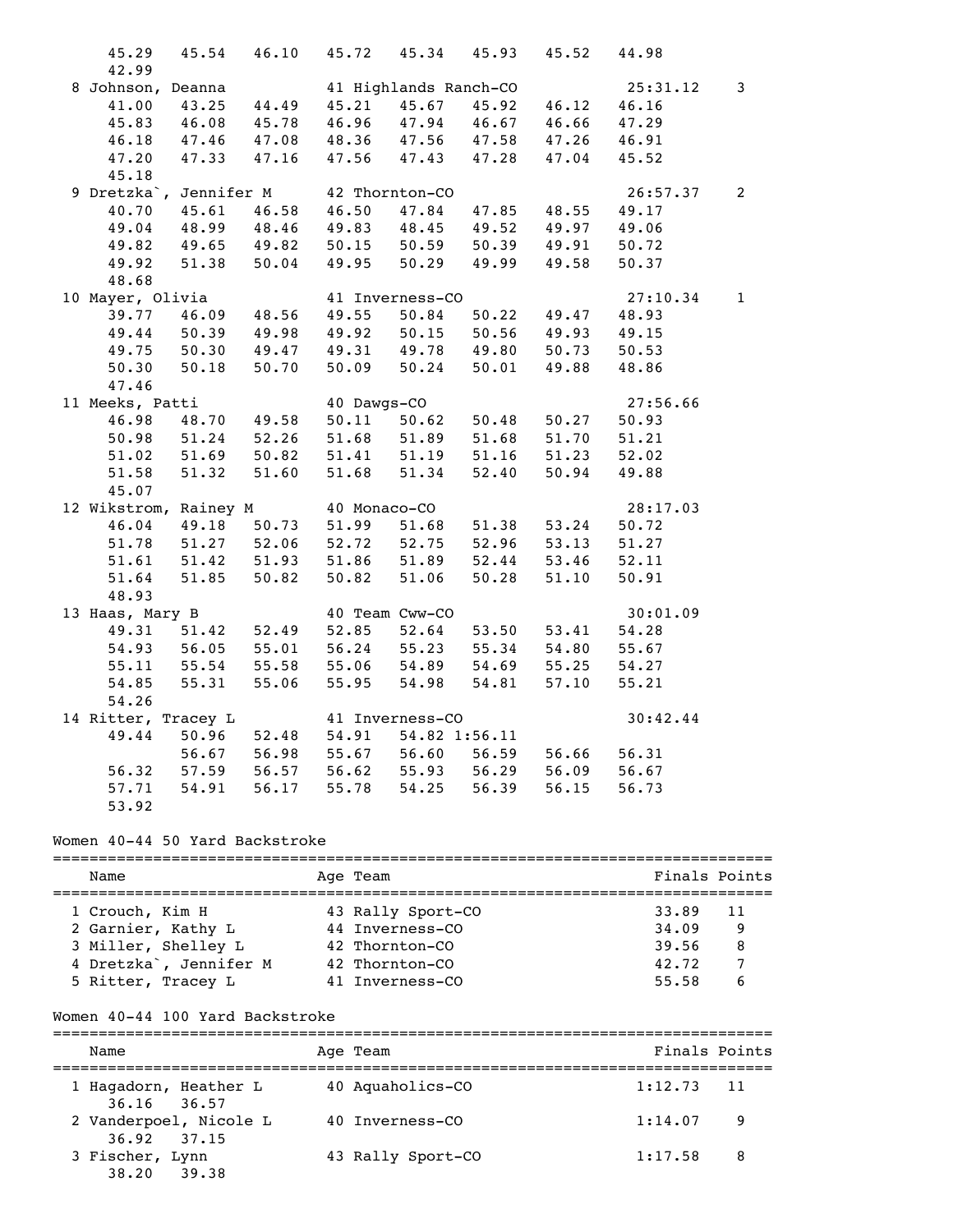```
     45.29   45.54   46.10   45.72   45.34   45.93   45.52   44.98
     42.99
  8 Johnson, Deanna           41 Highlands Ranch-CO          25:31.12    3
     41.00   43.25   44.49   45.21   45.67   45.92   46.12   46.16
     45.83   46.08   45.78   46.96   47.94   46.67   46.66   47.29
     46.18   47.46   47.08   48.36   47.56   47.58   47.26   46.91
     47.20   47.33   47.16   47.56   47.43   47.28   47.04   45.52
     45.18
  9 Dretzka`, Jennifer M      42 Thornton-CO                 26:57.37    2
     40.70   45.61   46.58   46.50   47.84   47.85   48.55   49.17
     49.04   48.99   48.46   49.83   48.45   49.52   49.97   49.06
     49.82   49.65   49.82   50.15   50.59   50.39   49.91   50.72
     49.92   51.38   50.04   49.95   50.29   49.99   49.58   50.37
     48.68
 10 Mayer, Olivia             41 Inverness-CO                27:10.34    1
     39.77   46.09   48.56   49.55   50.84   50.22   49.47   48.93
     49.44   50.39   49.98   49.92   50.15   50.56   49.93   49.15
     49.75   50.30   49.47   49.31   49.78   49.80   50.73   50.53
     50.30   50.18   50.70   50.09   50.24   50.01   49.88   48.86
     47.46
 11 Meeks, Patti              40 Dawgs-CO                    27:56.66
     46.98   48.70   49.58   50.11   50.62   50.48   50.27   50.93
     50.98   51.24   52.26   51.68   51.89   51.68   51.70   51.21
     51.02   51.69   50.82   51.41   51.19   51.16   51.23   52.02
     51.58   51.32   51.60   51.68   51.34   52.40   50.94   49.88
     45.07
 12 Wikstrom, Rainey M        40 Monaco-CO                   28:17.03
     46.04   49.18   50.73   51.99   51.68   51.38   53.24   50.72
     51.78   51.27   52.06   52.72   52.75   52.96   53.13   51.27
     51.61   51.42   51.93   51.86   51.89   52.44   53.46   52.11
     51.64   51.85   50.82   50.82   51.06   50.28   51.10   50.91
     48.93
 13 Haas, Mary B              40 Team Cww-CO                 30:01.09
     49.31   51.42   52.49   52.85   52.64   53.50   53.41   54.28
     54.93   56.05   55.01   56.24   55.23   55.34   54.80   55.67
     55.11   55.54   55.58   55.06   54.89   54.69   55.25   54.27
     54.85   55.31   55.06   55.95   54.98   54.81   57.10   55.21
     54.26
 14 Ritter, Tracey L          41 Inverness-CO                30:42.44
     49.44   50.96   52.48   54.91   54.82 1:56.11
             56.67   56.98   55.67   56.60   56.59   56.66   56.31
     56.32   57.59   56.57   56.62   55.93   56.29   56.09   56.67
     57.71   54.91   56.17   55.78   54.25   56.39   56.15   56.73
     53.92
```

Women 40-44 50 Yard Backstroke

```
===============================================================================
    Name                    Age Team                            Finals Points
===============================================================================
  1 Crouch, Kim H             43 Rally Sport-CO                  33.89   11
  2 Garnier, Kathy L          44 Inverness-CO                    34.09    9
  3 Miller, Shelley L         42 Thornton-CO                     39.56    8
  4 Dretzka`, Jennifer M      42 Thornton-CO                     42.72    7
  5 Ritter, Tracey L          41 Inverness-CO                    55.58    6
```

Women 40-44 100 Yard Backstroke

```
===============================================================================
    Name                    Age Team                            Finals Points
===============================================================================
  1 Hagadorn, Heather L       40 Aquaholics-CO                 1:12.73   11
     36.16   36.57
  2 Vanderpoel, Nicole L      40 Inverness-CO                  1:14.07    9
     36.92   37.15
  3 Fischer, Lynn             43 Rally Sport-CO                1:17.58    8
     38.20   39.38
```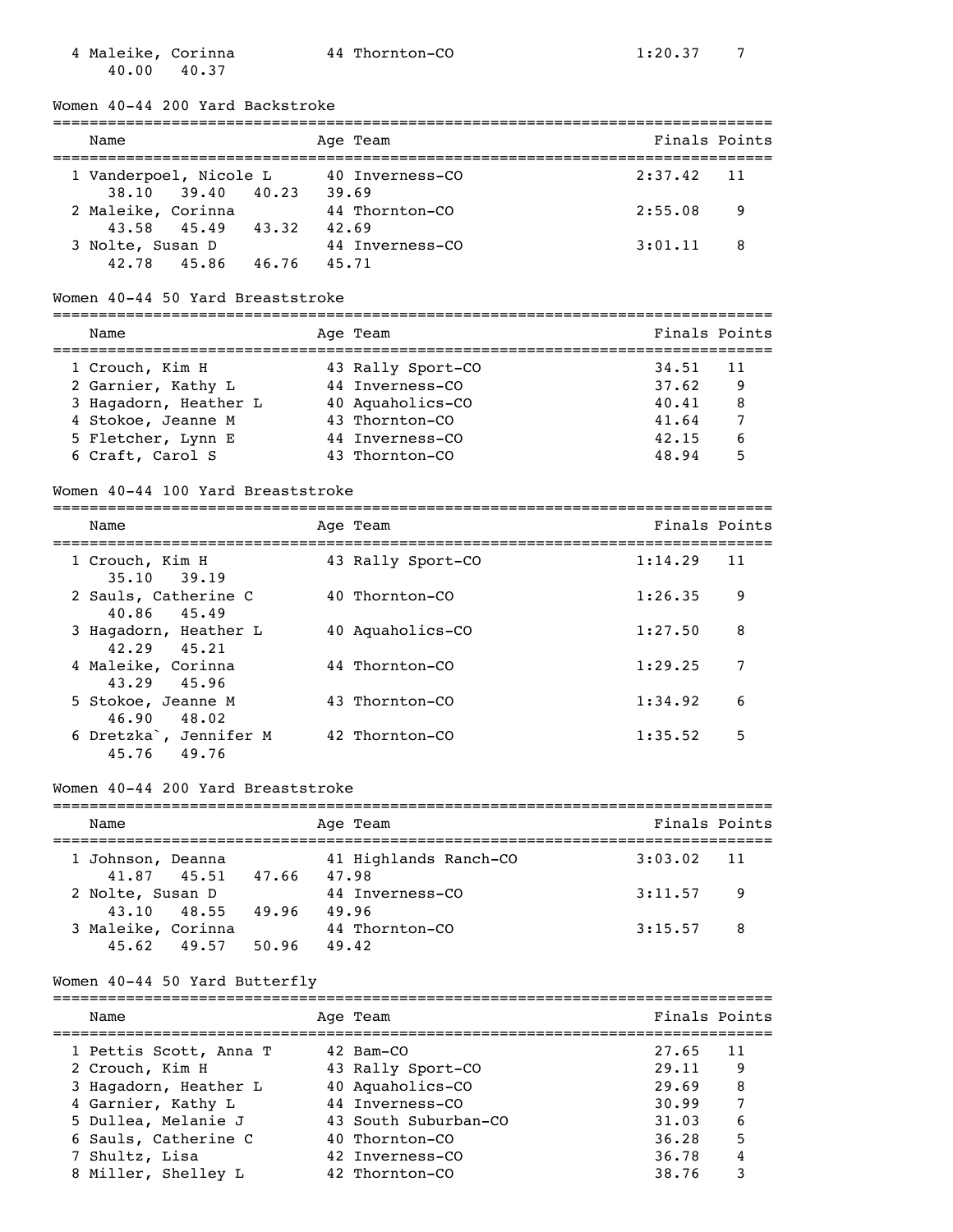| | Name | Age | Team | Finals | Points |
|---|---|---|---|---|---|
| 4 | Maleike, Corinna | 44 | Thornton-CO | 1:20.37 | 7 |
| | 40.00 40.37 | | | | |

### Women 40-44 200 Yard Backstroke

| | Name | Age | Team | Finals | Points |
|---|---|---|---|---|---|
| 1 | Vanderpoel, Nicole L | 40 | Inverness-CO | 2:37.42 | 11 |
| | 38.10 39.40 40.23 39.69 | | | | |
| 2 | Maleike, Corinna | 44 | Thornton-CO | 2:55.08 | 9 |
| | 43.58 45.49 43.32 42.69 | | | | |
| 3 | Nolte, Susan D | 44 | Inverness-CO | 3:01.11 | 8 |
| | 42.78 45.86 46.76 45.71 | | | | |

### Women 40-44 50 Yard Breaststroke

| | Name | Age | Team | Finals | Points |
|---|---|---|---|---|---|
| 1 | Crouch, Kim H | 43 | Rally Sport-CO | 34.51 | 11 |
| 2 | Garnier, Kathy L | 44 | Inverness-CO | 37.62 | 9 |
| 3 | Hagadorn, Heather L | 40 | Aquaholics-CO | 40.41 | 8 |
| 4 | Stokoe, Jeanne M | 43 | Thornton-CO | 41.64 | 7 |
| 5 | Fletcher, Lynn E | 44 | Inverness-CO | 42.15 | 6 |
| 6 | Craft, Carol S | 43 | Thornton-CO | 48.94 | 5 |

### Women 40-44 100 Yard Breaststroke

| | Name | Age | Team | Finals | Points |
|---|---|---|---|---|---|
| 1 | Crouch, Kim H | 43 | Rally Sport-CO | 1:14.29 | 11 |
| | 35.10 39.19 | | | | |
| 2 | Sauls, Catherine C | 40 | Thornton-CO | 1:26.35 | 9 |
| | 40.86 45.49 | | | | |
| 3 | Hagadorn, Heather L | 40 | Aquaholics-CO | 1:27.50 | 8 |
| | 42.29 45.21 | | | | |
| 4 | Maleike, Corinna | 44 | Thornton-CO | 1:29.25 | 7 |
| | 43.29 45.96 | | | | |
| 5 | Stokoe, Jeanne M | 43 | Thornton-CO | 1:34.92 | 6 |
| | 46.90 48.02 | | | | |
| 6 | Dretzka`, Jennifer M | 42 | Thornton-CO | 1:35.52 | 5 |
| | 45.76 49.76 | | | | |

### Women 40-44 200 Yard Breaststroke

| | Name | Age | Team | Finals | Points |
|---|---|---|---|---|---|
| 1 | Johnson, Deanna | 41 | Highlands Ranch-CO | 3:03.02 | 11 |
| | 41.87 45.51 47.66 47.98 | | | | |
| 2 | Nolte, Susan D | 44 | Inverness-CO | 3:11.57 | 9 |
| | 43.10 48.55 49.96 49.96 | | | | |
| 3 | Maleike, Corinna | 44 | Thornton-CO | 3:15.57 | 8 |
| | 45.62 49.57 50.96 49.42 | | | | |

### Women 40-44 50 Yard Butterfly

| | Name | Age | Team | Finals | Points |
|---|---|---|---|---|---|
| 1 | Pettis Scott, Anna T | 42 | Bam-CO | 27.65 | 11 |
| 2 | Crouch, Kim H | 43 | Rally Sport-CO | 29.11 | 9 |
| 3 | Hagadorn, Heather L | 40 | Aquaholics-CO | 29.69 | 8 |
| 4 | Garnier, Kathy L | 44 | Inverness-CO | 30.99 | 7 |
| 5 | Dullea, Melanie J | 43 | South Suburban-CO | 31.03 | 6 |
| 6 | Sauls, Catherine C | 40 | Thornton-CO | 36.28 | 5 |
| 7 | Shultz, Lisa | 42 | Inverness-CO | 36.78 | 4 |
| 8 | Miller, Shelley L | 42 | Thornton-CO | 38.76 | 3 |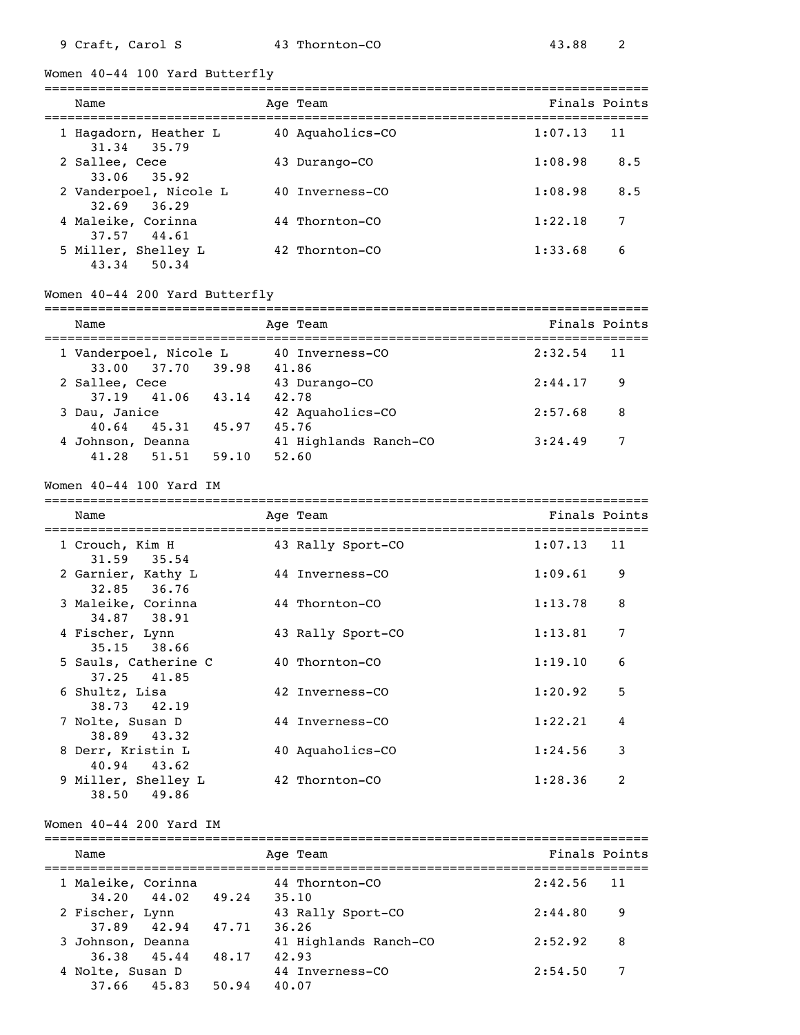| Place | Name | Age | Team | Finals | Points |
|---|---|---|---|---|---|
| 9 | Craft, Carol S | 43 | Thornton-CO | 43.88 | 2 |

### Women 40-44 100 Yard Butterfly

| Place | Name | Age | Team | Finals | Points |
|---|---|---|---|---|---|
| 1 | Hagadorn, Heather L | 40 | Aquaholics-CO | 1:07.13 | 11 |
| | 31.34  35.79 | | | | |
| 2 | Sallee, Cece | 43 | Durango-CO | 1:08.98 | 8.5 |
| | 33.06  35.92 | | | | |
| 2 | Vanderpoel, Nicole L | 40 | Inverness-CO | 1:08.98 | 8.5 |
| | 32.69  36.29 | | | | |
| 4 | Maleike, Corinna | 44 | Thornton-CO | 1:22.18 | 7 |
| | 37.57  44.61 | | | | |
| 5 | Miller, Shelley L | 42 | Thornton-CO | 1:33.68 | 6 |
| | 43.34  50.34 | | | | |

### Women 40-44 200 Yard Butterfly

| Place | Name | Age | Team | Finals | Points |
|---|---|---|---|---|---|
| 1 | Vanderpoel, Nicole L | 40 | Inverness-CO | 2:32.54 | 11 |
| | 33.00  37.70  39.98  41.86 | | | | |
| 2 | Sallee, Cece | 43 | Durango-CO | 2:44.17 | 9 |
| | 37.19  41.06  43.14  42.78 | | | | |
| 3 | Dau, Janice | 42 | Aquaholics-CO | 2:57.68 | 8 |
| | 40.64  45.31  45.97  45.76 | | | | |
| 4 | Johnson, Deanna | 41 | Highlands Ranch-CO | 3:24.49 | 7 |
| | 41.28  51.51  59.10  52.60 | | | | |

### Women 40-44 100 Yard IM

| Place | Name | Age | Team | Finals | Points |
|---|---|---|---|---|---|
| 1 | Crouch, Kim H | 43 | Rally Sport-CO | 1:07.13 | 11 |
| | 31.59  35.54 | | | | |
| 2 | Garnier, Kathy L | 44 | Inverness-CO | 1:09.61 | 9 |
| | 32.85  36.76 | | | | |
| 3 | Maleike, Corinna | 44 | Thornton-CO | 1:13.78 | 8 |
| | 34.87  38.91 | | | | |
| 4 | Fischer, Lynn | 43 | Rally Sport-CO | 1:13.81 | 7 |
| | 35.15  38.66 | | | | |
| 5 | Sauls, Catherine C | 40 | Thornton-CO | 1:19.10 | 6 |
| | 37.25  41.85 | | | | |
| 6 | Shultz, Lisa | 42 | Inverness-CO | 1:20.92 | 5 |
| | 38.73  42.19 | | | | |
| 7 | Nolte, Susan D | 44 | Inverness-CO | 1:22.21 | 4 |
| | 38.89  43.32 | | | | |
| 8 | Derr, Kristin L | 40 | Aquaholics-CO | 1:24.56 | 3 |
| | 40.94  43.62 | | | | |
| 9 | Miller, Shelley L | 42 | Thornton-CO | 1:28.36 | 2 |
| | 38.50  49.86 | | | | |

### Women 40-44 200 Yard IM

| Place | Name | Age | Team | Finals | Points |
|---|---|---|---|---|---|
| 1 | Maleike, Corinna | 44 | Thornton-CO | 2:42.56 | 11 |
| | 34.20  44.02  49.24  35.10 | | | | |
| 2 | Fischer, Lynn | 43 | Rally Sport-CO | 2:44.80 | 9 |
| | 37.89  42.94  47.71  36.26 | | | | |
| 3 | Johnson, Deanna | 41 | Highlands Ranch-CO | 2:52.92 | 8 |
| | 36.38  45.44  48.17  42.93 | | | | |
| 4 | Nolte, Susan D | 44 | Inverness-CO | 2:54.50 | 7 |
| | 37.66  45.83  50.94  40.07 | | | | |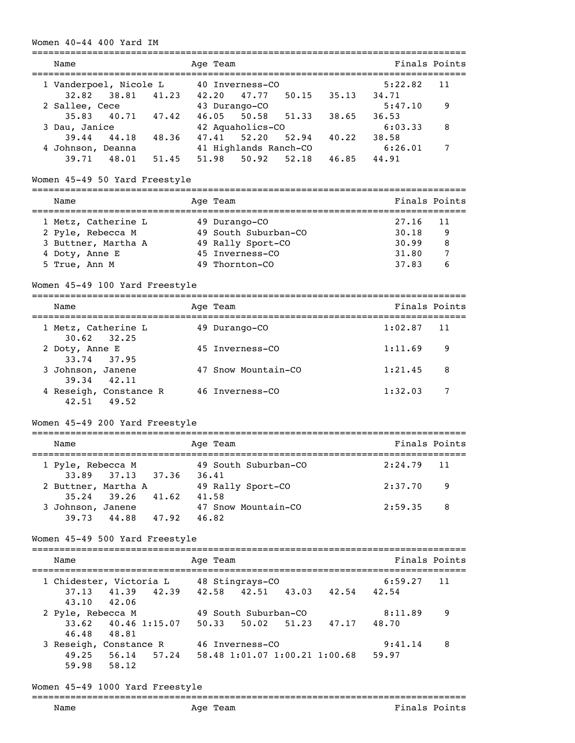## Women 40-44 400 Yard IM

| Place | Name | Age | Team | Finals | Points |
|---|---|---|---|---|---|
| 1 | Vanderpoel, Nicole L | 40 | Inverness-CO | 5:22.82 | 11 |
| | 32.82 38.81 41.23 42.20 47.77 50.15 35.13 34.71 | | | | |
| 2 | Sallee, Cece | 43 | Durango-CO | 5:47.10 | 9 |
| | 35.83 40.71 47.42 46.05 50.58 51.33 38.65 36.53 | | | | |
| 3 | Dau, Janice | 42 | Aquaholics-CO | 6:03.33 | 8 |
| | 39.44 44.18 48.36 47.41 52.20 52.94 40.22 38.58 | | | | |
| 4 | Johnson, Deanna | 41 | Highlands Ranch-CO | 6:26.01 | 7 |
| | 39.71 48.01 51.45 51.98 50.92 52.18 46.85 44.91 | | | | |

## Women 45-49 50 Yard Freestyle

| Place | Name | Age | Team | Finals | Points |
|---|---|---|---|---|---|
| 1 | Metz, Catherine L | 49 | Durango-CO | 27.16 | 11 |
| 2 | Pyle, Rebecca M | 49 | South Suburban-CO | 30.18 | 9 |
| 3 | Buttner, Martha A | 49 | Rally Sport-CO | 30.99 | 8 |
| 4 | Doty, Anne E | 45 | Inverness-CO | 31.80 | 7 |
| 5 | True, Ann M | 49 | Thornton-CO | 37.83 | 6 |

## Women 45-49 100 Yard Freestyle

| Place | Name | Age | Team | Finals | Points |
|---|---|---|---|---|---|
| 1 | Metz, Catherine L | 49 | Durango-CO | 1:02.87 | 11 |
| | 30.62 32.25 | | | | |
| 2 | Doty, Anne E | 45 | Inverness-CO | 1:11.69 | 9 |
| | 33.74 37.95 | | | | |
| 3 | Johnson, Janene | 47 | Snow Mountain-CO | 1:21.45 | 8 |
| | 39.34 42.11 | | | | |
| 4 | Reseigh, Constance R | 46 | Inverness-CO | 1:32.03 | 7 |
| | 42.51 49.52 | | | | |

## Women 45-49 200 Yard Freestyle

| Place | Name | Age | Team | Finals | Points |
|---|---|---|---|---|---|
| 1 | Pyle, Rebecca M | 49 | South Suburban-CO | 2:24.79 | 11 |
| | 33.89 37.13 37.36 36.41 | | | | |
| 2 | Buttner, Martha A | 49 | Rally Sport-CO | 2:37.70 | 9 |
| | 35.24 39.26 41.62 41.58 | | | | |
| 3 | Johnson, Janene | 47 | Snow Mountain-CO | 2:59.35 | 8 |
| | 39.73 44.88 47.92 46.82 | | | | |

## Women 45-49 500 Yard Freestyle

| Place | Name | Age | Team | Finals | Points |
|---|---|---|---|---|---|
| 1 | Chidester, Victoria L | 48 | Stingrays-CO | 6:59.27 | 11 |
| | 37.13 41.39 42.39 42.58 42.51 43.03 42.54 42.54 43.10 42.06 | | | | |
| 2 | Pyle, Rebecca M | 49 | South Suburban-CO | 8:11.89 | 9 |
| | 33.62 40.46 1:15.07 50.33 50.02 51.23 47.17 48.70 46.48 48.81 | | | | |
| 3 | Reseigh, Constance R | 46 | Inverness-CO | 9:41.14 | 8 |
| | 49.25 56.14 57.24 58.48 1:01.07 1:00.21 1:00.68 59.97 59.98 58.12 | | | | |

## Women 45-49 1000 Yard Freestyle

| Place | Name | Age | Team | Finals | Points |
|---|---|---|---|---|---|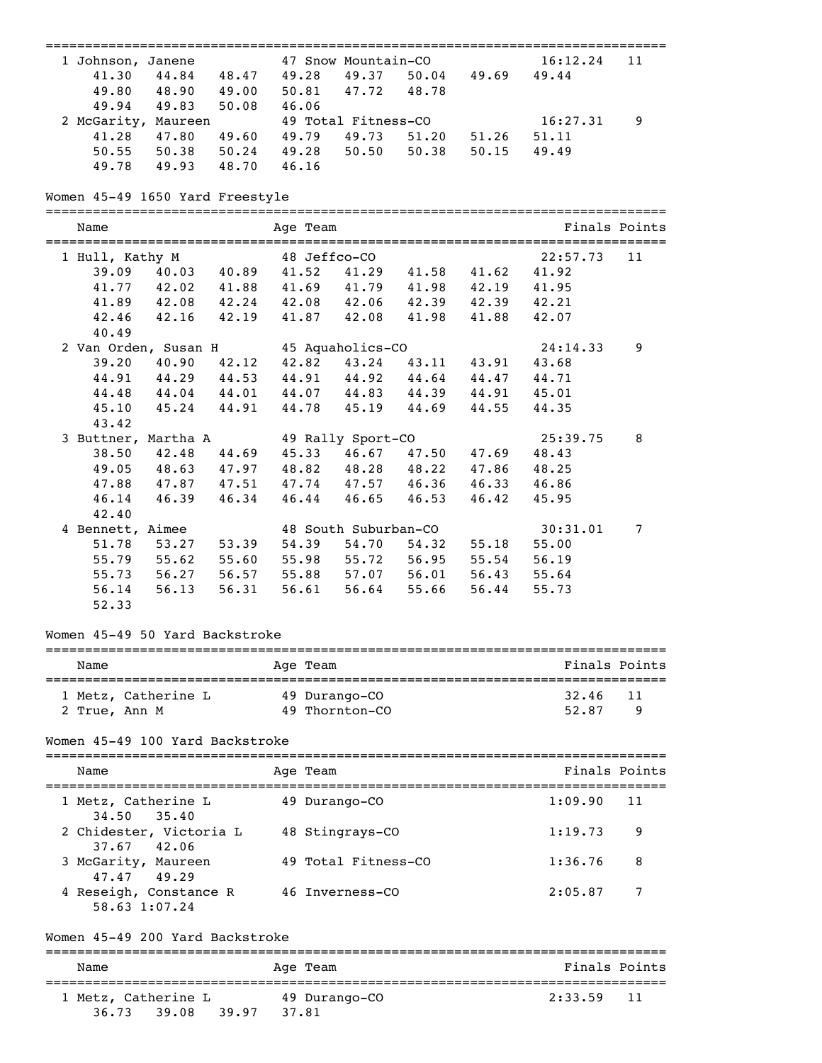| Name | Age | Team | Finals | Points |
|---|---|---|---|---|
| 1 Johnson, Janene | 47 | Snow Mountain-CO | 16:12.24 | 11 |
| 41.30 44.84 48.47 49.28 49.37 50.04 49.69 49.44 | | | | |
| 49.80 48.90 49.00 50.81 47.72 48.78 | | | | |
| 49.94 49.83 50.08 46.06 | | | | |
| 2 McGarity, Maureen | 49 | Total Fitness-CO | 16:27.31 | 9 |
| 41.28 47.80 49.60 49.79 49.73 51.20 51.26 51.11 | | | | |
| 50.55 50.38 50.24 49.28 50.50 50.38 50.15 49.49 | | | | |
| 49.78 49.93 48.70 46.16 | | | | |

## Women 45-49 1650 Yard Freestyle

| Name | Age | Team | Finals | Points |
|---|---|---|---|---|
| 1 Hull, Kathy M | 48 | Jeffco-CO | 22:57.73 | 11 |
| 39.09 40.03 40.89 41.52 41.29 41.58 41.62 41.92 | | | | |
| 41.77 42.02 41.88 41.69 41.79 41.98 42.19 41.95 | | | | |
| 41.89 42.08 42.24 42.08 42.06 42.39 42.39 42.21 | | | | |
| 42.46 42.16 42.19 41.87 42.08 41.98 41.88 42.07 | | | | |
| 40.49 | | | | |
| 2 Van Orden, Susan H | 45 | Aquaholics-CO | 24:14.33 | 9 |
| 39.20 40.90 42.12 42.82 43.24 43.11 43.91 43.68 | | | | |
| 44.91 44.29 44.53 44.91 44.92 44.64 44.47 44.71 | | | | |
| 44.48 44.04 44.01 44.07 44.83 44.39 44.91 45.01 | | | | |
| 45.10 45.24 44.91 44.78 45.19 44.69 44.55 44.35 | | | | |
| 43.42 | | | | |
| 3 Buttner, Martha A | 49 | Rally Sport-CO | 25:39.75 | 8 |
| 38.50 42.48 44.69 45.33 46.67 47.50 47.69 48.43 | | | | |
| 49.05 48.63 47.97 48.82 48.28 48.22 47.86 48.25 | | | | |
| 47.88 47.87 47.51 47.74 47.57 46.36 46.33 46.86 | | | | |
| 46.14 46.39 46.34 46.44 46.65 46.53 46.42 45.95 | | | | |
| 42.40 | | | | |
| 4 Bennett, Aimee | 48 | South Suburban-CO | 30:31.01 | 7 |
| 51.78 53.27 53.39 54.39 54.70 54.32 55.18 55.00 | | | | |
| 55.79 55.62 55.60 55.98 55.72 56.95 55.54 56.19 | | | | |
| 55.73 56.27 56.57 55.88 57.07 56.01 56.43 55.64 | | | | |
| 56.14 56.13 56.31 56.61 56.64 55.66 56.44 55.73 | | | | |
| 52.33 | | | | |

## Women 45-49 50 Yard Backstroke

| Name | Age | Team | Finals | Points |
|---|---|---|---|---|
| 1 Metz, Catherine L | 49 | Durango-CO | 32.46 | 11 |
| 2 True, Ann M | 49 | Thornton-CO | 52.87 | 9 |

## Women 45-49 100 Yard Backstroke

| Name | Age | Team | Finals | Points |
|---|---|---|---|---|
| 1 Metz, Catherine L | 49 | Durango-CO | 1:09.90 | 11 |
| 34.50 35.40 | | | | |
| 2 Chidester, Victoria L | 48 | Stingrays-CO | 1:19.73 | 9 |
| 37.67 42.06 | | | | |
| 3 McGarity, Maureen | 49 | Total Fitness-CO | 1:36.76 | 8 |
| 47.47 49.29 | | | | |
| 4 Reseigh, Constance R | 46 | Inverness-CO | 2:05.87 | 7 |
| 58.63 1:07.24 | | | | |

## Women 45-49 200 Yard Backstroke

| Name | Age | Team | Finals | Points |
|---|---|---|---|---|
| 1 Metz, Catherine L | 49 | Durango-CO | 2:33.59 | 11 |
| 36.73 39.08 39.97 37.81 | | | | |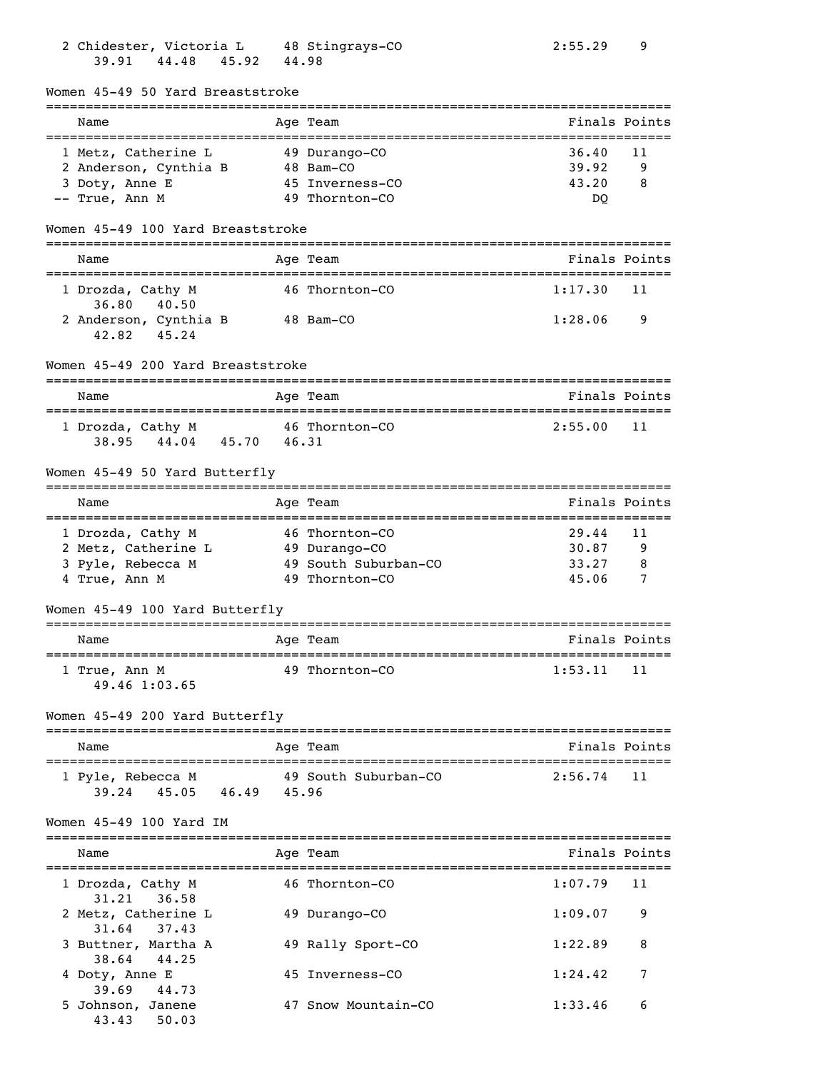| | Name | Age | Team | Finals | Points |
|---|---|---|---|---|---|
| 2 | Chidester, Victoria L | 48 | Stingrays-CO | 2:55.29 | 9 |
| | 39.91 44.48 45.92 44.98 | | | | |

### Women 45-49 50 Yard Breaststroke

| | Name | Age | Team | Finals | Points |
|---|---|---|---|---|---|
| 1 | Metz, Catherine L | 49 | Durango-CO | 36.40 | 11 |
| 2 | Anderson, Cynthia B | 48 | Bam-CO | 39.92 | 9 |
| 3 | Doty, Anne E | 45 | Inverness-CO | 43.20 | 8 |
| -- | True, Ann M | 49 | Thornton-CO | DQ | |

### Women 45-49 100 Yard Breaststroke

| | Name | Age | Team | Finals | Points |
|---|---|---|---|---|---|
| 1 | Drozda, Cathy M | 46 | Thornton-CO | 1:17.30 | 11 |
| | 36.80 40.50 | | | | |
| 2 | Anderson, Cynthia B | 48 | Bam-CO | 1:28.06 | 9 |
| | 42.82 45.24 | | | | |

### Women 45-49 200 Yard Breaststroke

| | Name | Age | Team | Finals | Points |
|---|---|---|---|---|---|
| 1 | Drozda, Cathy M | 46 | Thornton-CO | 2:55.00 | 11 |
| | 38.95 44.04 45.70 46.31 | | | | |

### Women 45-49 50 Yard Butterfly

| | Name | Age | Team | Finals | Points |
|---|---|---|---|---|---|
| 1 | Drozda, Cathy M | 46 | Thornton-CO | 29.44 | 11 |
| 2 | Metz, Catherine L | 49 | Durango-CO | 30.87 | 9 |
| 3 | Pyle, Rebecca M | 49 | South Suburban-CO | 33.27 | 8 |
| 4 | True, Ann M | 49 | Thornton-CO | 45.06 | 7 |

### Women 45-49 100 Yard Butterfly

| | Name | Age | Team | Finals | Points |
|---|---|---|---|---|---|
| 1 | True, Ann M | 49 | Thornton-CO | 1:53.11 | 11 |
| | 49.46 1:03.65 | | | | |

### Women 45-49 200 Yard Butterfly

| | Name | Age | Team | Finals | Points |
|---|---|---|---|---|---|
| 1 | Pyle, Rebecca M | 49 | South Suburban-CO | 2:56.74 | 11 |
| | 39.24 45.05 46.49 45.96 | | | | |

### Women 45-49 100 Yard IM

| | Name | Age | Team | Finals | Points |
|---|---|---|---|---|---|
| 1 | Drozda, Cathy M | 46 | Thornton-CO | 1:07.79 | 11 |
| | 31.21 36.58 | | | | |
| 2 | Metz, Catherine L | 49 | Durango-CO | 1:09.07 | 9 |
| | 31.64 37.43 | | | | |
| 3 | Buttner, Martha A | 49 | Rally Sport-CO | 1:22.89 | 8 |
| | 38.64 44.25 | | | | |
| 4 | Doty, Anne E | 45 | Inverness-CO | 1:24.42 | 7 |
| | 39.69 44.73 | | | | |
| 5 | Johnson, Janene | 47 | Snow Mountain-CO | 1:33.46 | 6 |
| | 43.43 50.03 | | | | |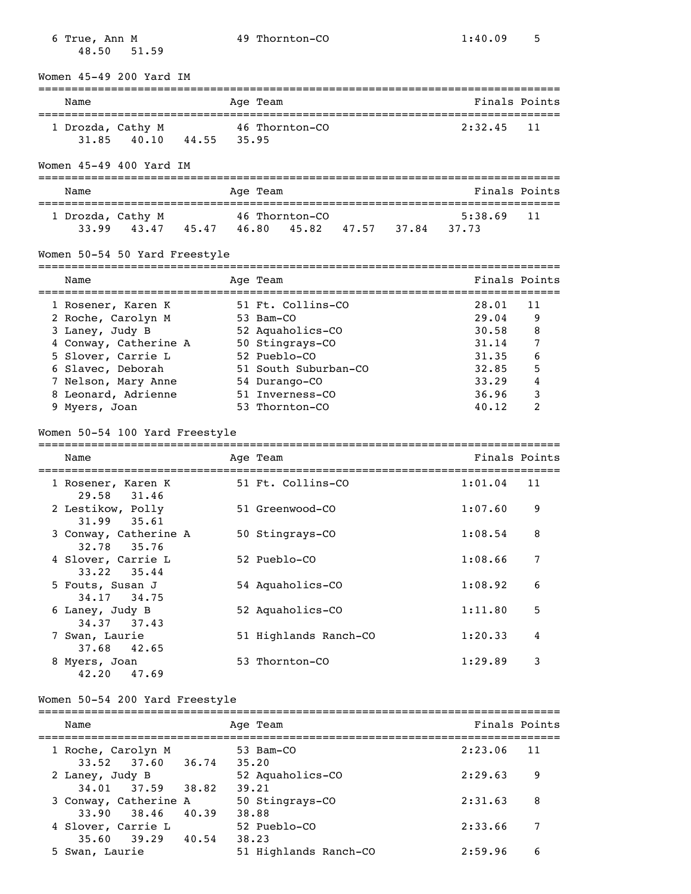| Place | Name | Age | Team | Finals | Points |
|---|---|---|---|---|---|
| 6 | True, Ann M | 49 | Thornton-CO | 1:40.09 | 5 |
| | 48.50 51.59 | | | | |

## Women 45-49 200 Yard IM

| Place | Name | Age | Team | Finals | Points |
|---|---|---|---|---|---|
| 1 | Drozda, Cathy M | 46 | Thornton-CO | 2:32.45 | 11 |
| | 31.85 40.10 44.55 35.95 | | | | |

## Women 45-49 400 Yard IM

| Place | Name | Age | Team | Finals | Points |
|---|---|---|---|---|---|
| 1 | Drozda, Cathy M | 46 | Thornton-CO | 5:38.69 | 11 |
| | 33.99 43.47 45.47 46.80 45.82 47.57 37.84 37.73 | | | | |

## Women 50-54 50 Yard Freestyle

| Place | Name | Age | Team | Finals | Points |
|---|---|---|---|---|---|
| 1 | Rosener, Karen K | 51 | Ft. Collins-CO | 28.01 | 11 |
| 2 | Roche, Carolyn M | 53 | Bam-CO | 29.04 | 9 |
| 3 | Laney, Judy B | 52 | Aquaholics-CO | 30.58 | 8 |
| 4 | Conway, Catherine A | 50 | Stingrays-CO | 31.14 | 7 |
| 5 | Slover, Carrie L | 52 | Pueblo-CO | 31.35 | 6 |
| 6 | Slavec, Deborah | 51 | South Suburban-CO | 32.85 | 5 |
| 7 | Nelson, Mary Anne | 54 | Durango-CO | 33.29 | 4 |
| 8 | Leonard, Adrienne | 51 | Inverness-CO | 36.96 | 3 |
| 9 | Myers, Joan | 53 | Thornton-CO | 40.12 | 2 |

## Women 50-54 100 Yard Freestyle

| Place | Name | Age | Team | Finals | Points |
|---|---|---|---|---|---|
| 1 | Rosener, Karen K | 51 | Ft. Collins-CO | 1:01.04 | 11 |
| | 29.58 31.46 | | | | |
| 2 | Lestikow, Polly | 51 | Greenwood-CO | 1:07.60 | 9 |
| | 31.99 35.61 | | | | |
| 3 | Conway, Catherine A | 50 | Stingrays-CO | 1:08.54 | 8 |
| | 32.78 35.76 | | | | |
| 4 | Slover, Carrie L | 52 | Pueblo-CO | 1:08.66 | 7 |
| | 33.22 35.44 | | | | |
| 5 | Fouts, Susan J | 54 | Aquaholics-CO | 1:08.92 | 6 |
| | 34.17 34.75 | | | | |
| 6 | Laney, Judy B | 52 | Aquaholics-CO | 1:11.80 | 5 |
| | 34.37 37.43 | | | | |
| 7 | Swan, Laurie | 51 | Highlands Ranch-CO | 1:20.33 | 4 |
| | 37.68 42.65 | | | | |
| 8 | Myers, Joan | 53 | Thornton-CO | 1:29.89 | 3 |
| | 42.20 47.69 | | | | |

## Women 50-54 200 Yard Freestyle

| Place | Name | Age | Team | Finals | Points |
|---|---|---|---|---|---|
| 1 | Roche, Carolyn M | 53 | Bam-CO | 2:23.06 | 11 |
| | 33.52 37.60 36.74 35.20 | | | | |
| 2 | Laney, Judy B | 52 | Aquaholics-CO | 2:29.63 | 9 |
| | 34.01 37.59 38.82 39.21 | | | | |
| 3 | Conway, Catherine A | 50 | Stingrays-CO | 2:31.63 | 8 |
| | 33.90 38.46 40.39 38.88 | | | | |
| 4 | Slover, Carrie L | 52 | Pueblo-CO | 2:33.66 | 7 |
| | 35.60 39.29 40.54 38.23 | | | | |
| 5 | Swan, Laurie | 51 | Highlands Ranch-CO | 2:59.96 | 6 |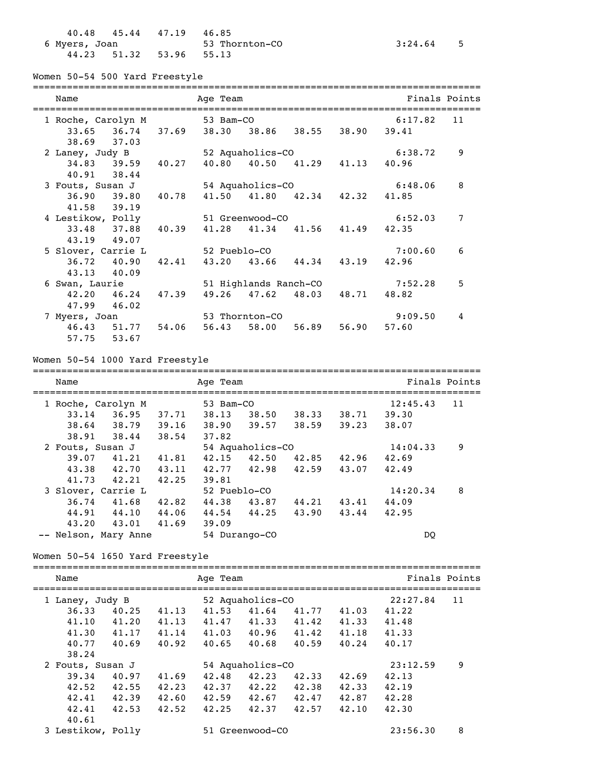```
    40.48   45.44   47.19   46.85
  6 Myers, Joan               53 Thornton-CO                    3:24.64    5
    44.23   51.32   53.96   55.13
```

Women 50-54 500 Yard Freestyle

```
===============================================================================
    Name                    Age Team                            Finals Points
===============================================================================
  1 Roche, Carolyn M          53 Bam-CO                          6:17.82   11
     33.65    36.74    37.69    38.30    38.86    38.55    38.90    39.41
     38.69    37.03
  2 Laney, Judy B             52 Aquaholics-CO                   6:38.72    9
     34.83    39.59    40.27    40.80    40.50    41.29    41.13    40.96
     40.91    38.44
  3 Fouts, Susan J            54 Aquaholics-CO                   6:48.06    8
     36.90    39.80    40.78    41.50    41.80    42.34    42.32    41.85
     41.58    39.19
  4 Lestikow, Polly           51 Greenwood-CO                    6:52.03    7
     33.48    37.88    40.39    41.28    41.34    41.56    41.49    42.35
     43.19    49.07
  5 Slover, Carrie L          52 Pueblo-CO                       7:00.60    6
     36.72    40.90    42.41    43.20    43.66    44.34    43.19    42.96
     43.13    40.09
  6 Swan, Laurie              51 Highlands Ranch-CO              7:52.28    5
     42.20    46.24    47.39    49.26    47.62    48.03    48.71    48.82
     47.99    46.02
  7 Myers, Joan               53 Thornton-CO                     9:09.50    4
     46.43    51.77    54.06    56.43    58.00    56.89    56.90    57.60
     57.75    53.67
```

Women 50-54 1000 Yard Freestyle

```
===============================================================================
    Name                    Age Team                            Finals Points
===============================================================================
  1 Roche, Carolyn M          53 Bam-CO                         12:45.43   11
     33.14    36.95    37.71    38.13    38.50    38.33    38.71    39.30
     38.64    38.79    39.16    38.90    39.57    38.59    39.23    38.07
     38.91    38.44    38.54    37.82
  2 Fouts, Susan J            54 Aquaholics-CO                  14:04.33    9
     39.07    41.21    41.81    42.15    42.50    42.85    42.96    42.69
     43.38    42.70    43.11    42.77    42.98    42.59    43.07    42.49
     41.73    42.21    42.25    39.81
  3 Slover, Carrie L          52 Pueblo-CO                      14:20.34    8
     36.74    41.68    42.82    44.38    43.87    44.21    43.41    44.09
     44.91    44.10    44.06    44.54    44.25    43.90    43.44    42.95
     43.20    43.01    41.69    39.09
 -- Nelson, Mary Anne         54 Durango-CO                           DQ
```

Women 50-54 1650 Yard Freestyle

```
===============================================================================
    Name                    Age Team                            Finals Points
===============================================================================
  1 Laney, Judy B             52 Aquaholics-CO                  22:27.84   11
     36.33    40.25    41.13    41.53    41.64    41.77    41.03    41.22
     41.10    41.20    41.13    41.47    41.33    41.42    41.33    41.48
     41.30    41.17    41.14    41.03    40.96    41.42    41.18    41.33
     40.77    40.69    40.92    40.65    40.68    40.59    40.24    40.17
     38.24
  2 Fouts, Susan J            54 Aquaholics-CO                  23:12.59    9
     39.34    40.97    41.69    42.48    42.23    42.33    42.69    42.13
     42.52    42.55    42.23    42.37    42.22    42.38    42.33    42.19
     42.41    42.39    42.60    42.59    42.67    42.47    42.87    42.28
     42.41    42.53    42.52    42.25    42.37    42.57    42.10    42.30
     40.61
  3 Lestikow, Polly           51 Greenwood-CO                   23:56.30    8
```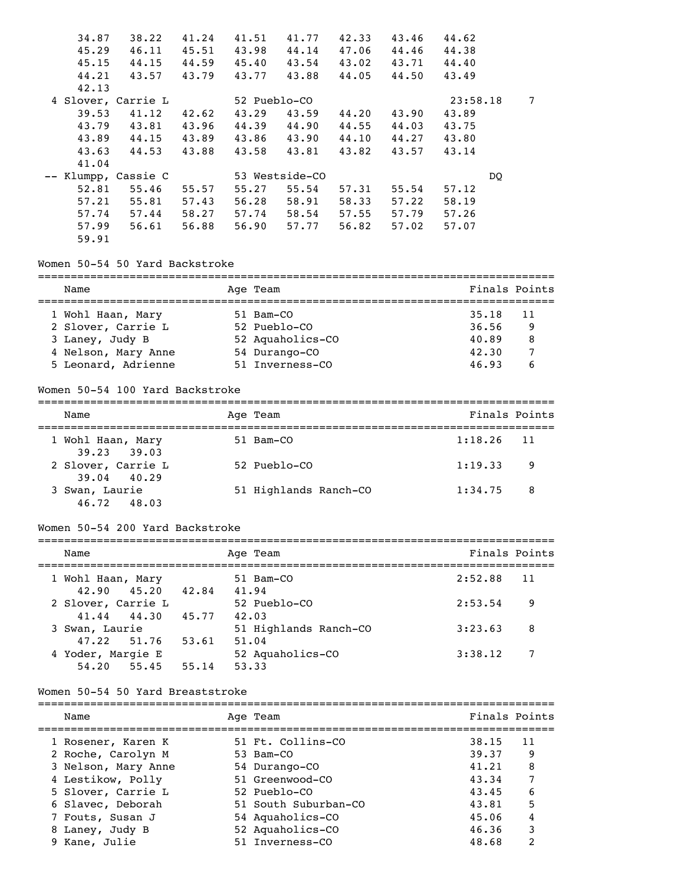```
    34.87    38.22    41.24    41.51    41.77    42.33    43.46    44.62
    45.29    46.11    45.51    43.98    44.14    47.06    44.46    44.38
    45.15    44.15    44.59    45.40    43.54    43.02    43.71    44.40
    44.21    43.57    43.79    43.77    43.88    44.05    44.50    43.49
    42.13
  4 Slover, Carrie L         52 Pueblo-CO                    23:58.18    7
    39.53    41.12    42.62    43.29    43.59    44.20    43.90    43.89
    43.79    43.81    43.96    44.39    44.90    44.55    44.03    43.75
    43.89    44.15    43.89    43.86    43.90    44.10    44.27    43.80
    43.63    44.53    43.88    43.58    43.81    43.82    43.57    43.14
    41.04
 -- Klumpp, Cassie C         53 Westside-CO                        DQ
    52.81    55.46    55.57    55.27    55.54    57.31    55.54    57.12
    57.21    55.81    57.43    56.28    58.91    58.33    57.22    58.19
    57.74    57.44    58.27    57.74    58.54    57.55    57.79    57.26
    57.99    56.61    56.88    56.90    57.77    56.82    57.02    57.07
    59.91
```

Women 50-54 50 Yard Backstroke

| Name | Age | Team | Finals | Points |
|---|---|---|---|---|
| 1 Wohl Haan, Mary | 51 | Bam-CO | 35.18 | 11 |
| 2 Slover, Carrie L | 52 | Pueblo-CO | 36.56 | 9 |
| 3 Laney, Judy B | 52 | Aquaholics-CO | 40.89 | 8 |
| 4 Nelson, Mary Anne | 54 | Durango-CO | 42.30 | 7 |
| 5 Leonard, Adrienne | 51 | Inverness-CO | 46.93 | 6 |

Women 50-54 100 Yard Backstroke

| Name | Age | Team | Finals | Points |
|---|---|---|---|---|
| 1 Wohl Haan, Mary | 51 | Bam-CO | 1:18.26 | 11 |
| 39.23 39.03 | | | | |
| 2 Slover, Carrie L | 52 | Pueblo-CO | 1:19.33 | 9 |
| 39.04 40.29 | | | | |
| 3 Swan, Laurie | 51 | Highlands Ranch-CO | 1:34.75 | 8 |
| 46.72 48.03 | | | | |

Women 50-54 200 Yard Backstroke

| Name | Age | Team | Finals | Points |
|---|---|---|---|---|
| 1 Wohl Haan, Mary | 51 | Bam-CO | 2:52.88 | 11 |
| 42.90 45.20 42.84 41.94 | | | | |
| 2 Slover, Carrie L | 52 | Pueblo-CO | 2:53.54 | 9 |
| 41.44 44.30 45.77 42.03 | | | | |
| 3 Swan, Laurie | 51 | Highlands Ranch-CO | 3:23.63 | 8 |
| 47.22 51.76 53.61 51.04 | | | | |
| 4 Yoder, Margie E | 52 | Aquaholics-CO | 3:38.12 | 7 |
| 54.20 55.45 55.14 53.33 | | | | |

Women 50-54 50 Yard Breaststroke

| Name | Age | Team | Finals | Points |
|---|---|---|---|---|
| 1 Rosener, Karen K | 51 | Ft. Collins-CO | 38.15 | 11 |
| 2 Roche, Carolyn M | 53 | Bam-CO | 39.37 | 9 |
| 3 Nelson, Mary Anne | 54 | Durango-CO | 41.21 | 8 |
| 4 Lestikow, Polly | 51 | Greenwood-CO | 43.34 | 7 |
| 5 Slover, Carrie L | 52 | Pueblo-CO | 43.45 | 6 |
| 6 Slavec, Deborah | 51 | South Suburban-CO | 43.81 | 5 |
| 7 Fouts, Susan J | 54 | Aquaholics-CO | 45.06 | 4 |
| 8 Laney, Judy B | 52 | Aquaholics-CO | 46.36 | 3 |
| 9 Kane, Julie | 51 | Inverness-CO | 48.68 | 2 |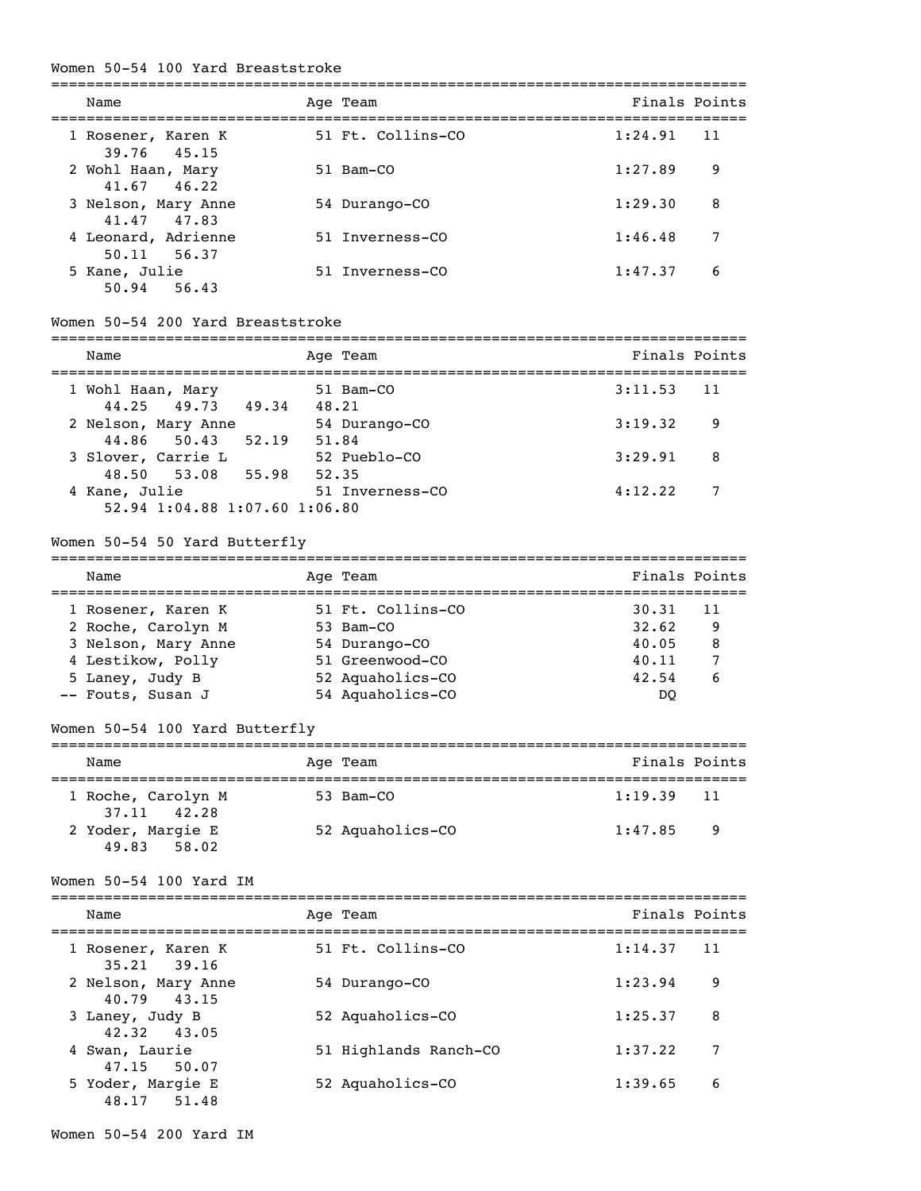## Women 50-54 100 Yard Breaststroke

| Place | Name | Age | Team | Finals | Points |
|---|---|---|---|---|---|
| 1 | Rosener, Karen K | 51 | Ft. Collins-CO | 1:24.91 | 11 |
| | 39.76 45.15 | | | | |
| 2 | Wohl Haan, Mary | 51 | Bam-CO | 1:27.89 | 9 |
| | 41.67 46.22 | | | | |
| 3 | Nelson, Mary Anne | 54 | Durango-CO | 1:29.30 | 8 |
| | 41.47 47.83 | | | | |
| 4 | Leonard, Adrienne | 51 | Inverness-CO | 1:46.48 | 7 |
| | 50.11 56.37 | | | | |
| 5 | Kane, Julie | 51 | Inverness-CO | 1:47.37 | 6 |
| | 50.94 56.43 | | | | |

## Women 50-54 200 Yard Breaststroke

| Place | Name | Age | Team | Finals | Points |
|---|---|---|---|---|---|
| 1 | Wohl Haan, Mary | 51 | Bam-CO | 3:11.53 | 11 |
| | 44.25 49.73 49.34 48.21 | | | | |
| 2 | Nelson, Mary Anne | 54 | Durango-CO | 3:19.32 | 9 |
| | 44.86 50.43 52.19 51.84 | | | | |
| 3 | Slover, Carrie L | 52 | Pueblo-CO | 3:29.91 | 8 |
| | 48.50 53.08 55.98 52.35 | | | | |
| 4 | Kane, Julie | 51 | Inverness-CO | 4:12.22 | 7 |
| | 52.94 1:04.88 1:07.60 1:06.80 | | | | |

## Women 50-54 50 Yard Butterfly

| Place | Name | Age | Team | Finals | Points |
|---|---|---|---|---|---|
| 1 | Rosener, Karen K | 51 | Ft. Collins-CO | 30.31 | 11 |
| 2 | Roche, Carolyn M | 53 | Bam-CO | 32.62 | 9 |
| 3 | Nelson, Mary Anne | 54 | Durango-CO | 40.05 | 8 |
| 4 | Lestikow, Polly | 51 | Greenwood-CO | 40.11 | 7 |
| 5 | Laney, Judy B | 52 | Aquaholics-CO | 42.54 | 6 |
| -- | Fouts, Susan J | 54 | Aquaholics-CO | DQ | |

## Women 50-54 100 Yard Butterfly

| Place | Name | Age | Team | Finals | Points |
|---|---|---|---|---|---|
| 1 | Roche, Carolyn M | 53 | Bam-CO | 1:19.39 | 11 |
| | 37.11 42.28 | | | | |
| 2 | Yoder, Margie E | 52 | Aquaholics-CO | 1:47.85 | 9 |
| | 49.83 58.02 | | | | |

## Women 50-54 100 Yard IM

| Place | Name | Age | Team | Finals | Points |
|---|---|---|---|---|---|
| 1 | Rosener, Karen K | 51 | Ft. Collins-CO | 1:14.37 | 11 |
| | 35.21 39.16 | | | | |
| 2 | Nelson, Mary Anne | 54 | Durango-CO | 1:23.94 | 9 |
| | 40.79 43.15 | | | | |
| 3 | Laney, Judy B | 52 | Aquaholics-CO | 1:25.37 | 8 |
| | 42.32 43.05 | | | | |
| 4 | Swan, Laurie | 51 | Highlands Ranch-CO | 1:37.22 | 7 |
| | 47.15 50.07 | | | | |
| 5 | Yoder, Margie E | 52 | Aquaholics-CO | 1:39.65 | 6 |
| | 48.17 51.48 | | | | |

## Women 50-54 200 Yard IM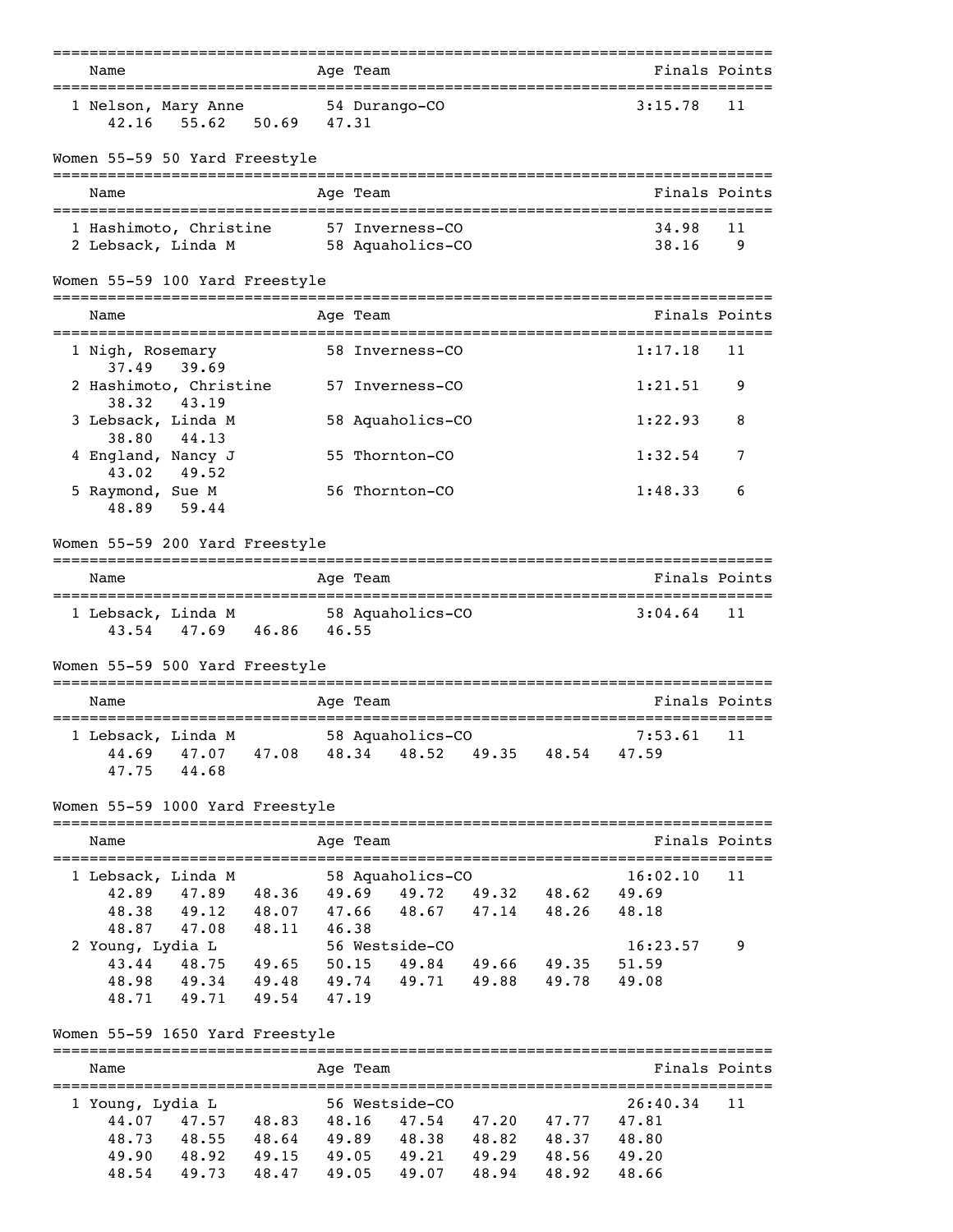| Name | Age | Team | Finals | Points |
|---|---|---|---|---|
| 1 Nelson, Mary Anne | 54 | Durango-CO | 3:15.78 | 11 |
| 42.16 55.62 50.69 47.31 | | | | |

## Women 55-59 50 Yard Freestyle

| Name | Age | Team | Finals | Points |
|---|---|---|---|---|
| 1 Hashimoto, Christine | 57 | Inverness-CO | 34.98 | 11 |
| 2 Lebsack, Linda M | 58 | Aquaholics-CO | 38.16 | 9 |

## Women 55-59 100 Yard Freestyle

| Name | Age | Team | Finals | Points |
|---|---|---|---|---|
| 1 Nigh, Rosemary | 58 | Inverness-CO | 1:17.18 | 11 |
| 37.49 39.69 | | | | |
| 2 Hashimoto, Christine | 57 | Inverness-CO | 1:21.51 | 9 |
| 38.32 43.19 | | | | |
| 3 Lebsack, Linda M | 58 | Aquaholics-CO | 1:22.93 | 8 |
| 38.80 44.13 | | | | |
| 4 England, Nancy J | 55 | Thornton-CO | 1:32.54 | 7 |
| 43.02 49.52 | | | | |
| 5 Raymond, Sue M | 56 | Thornton-CO | 1:48.33 | 6 |
| 48.89 59.44 | | | | |

## Women 55-59 200 Yard Freestyle

| Name | Age | Team | Finals | Points |
|---|---|---|---|---|
| 1 Lebsack, Linda M | 58 | Aquaholics-CO | 3:04.64 | 11 |
| 43.54 47.69 46.86 46.55 | | | | |

## Women 55-59 500 Yard Freestyle

| Name | Age | Team | Finals | Points |
|---|---|---|---|---|
| 1 Lebsack, Linda M | 58 | Aquaholics-CO | 7:53.61 | 11 |
| 44.69 47.07 47.08 48.34 48.52 49.35 48.54 47.59 | | | | |
| 47.75 44.68 | | | | |

## Women 55-59 1000 Yard Freestyle

| Name | Age | Team | Finals | Points |
|---|---|---|---|---|
| 1 Lebsack, Linda M | 58 | Aquaholics-CO | 16:02.10 | 11 |
| 42.89 47.89 48.36 49.69 49.72 49.32 48.62 49.69 | | | | |
| 48.38 49.12 48.07 47.66 48.67 47.14 48.26 48.18 | | | | |
| 48.87 47.08 48.11 46.38 | | | | |
| 2 Young, Lydia L | 56 | Westside-CO | 16:23.57 | 9 |
| 43.44 48.75 49.65 50.15 49.84 49.66 49.35 51.59 | | | | |
| 48.98 49.34 49.48 49.74 49.71 49.88 49.78 49.08 | | | | |
| 48.71 49.71 49.54 47.19 | | | | |

## Women 55-59 1650 Yard Freestyle

| Name | Age | Team | Finals | Points |
|---|---|---|---|---|
| 1 Young, Lydia L | 56 | Westside-CO | 26:40.34 | 11 |
| 44.07 47.57 48.83 48.16 47.54 47.20 47.77 47.81 | | | | |
| 48.73 48.55 48.64 49.89 48.38 48.82 48.37 48.80 | | | | |
| 49.90 48.92 49.15 49.05 49.21 49.29 48.56 49.20 | | | | |
| 48.54 49.73 48.47 49.05 49.07 48.94 48.92 48.66 | | | | |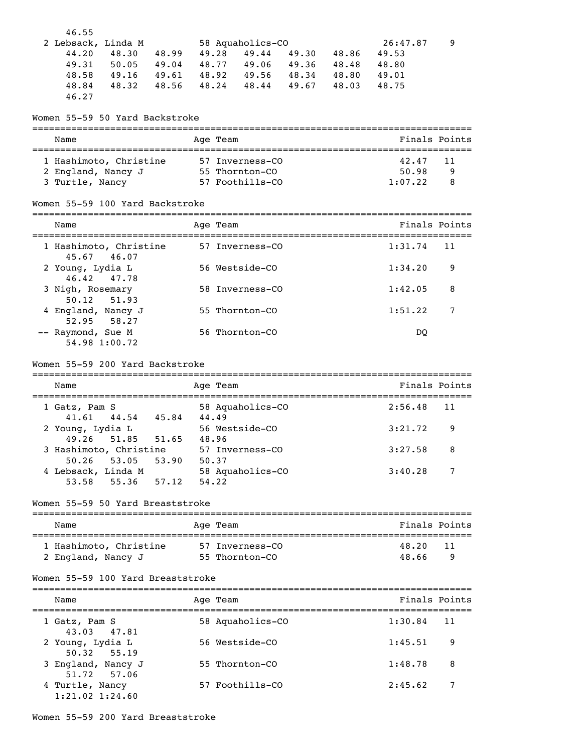46.55

| Place | Name | Age | Team | Finals | Points |
|---|---|---|---|---|---|
| 2 | Lebsack, Linda M | 58 | Aquaholics-CO | 26:47.87 | 9 |

44.20 48.30 48.99 49.28 49.44 49.30 48.86 49.53
49.31 50.05 49.04 48.77 49.06 49.36 48.48 48.80
48.58 49.16 49.61 48.92 49.56 48.34 48.80 49.01
48.84 48.32 48.56 48.24 48.44 49.67 48.03 48.75
46.27

## Women 55-59 50 Yard Backstroke

| Place | Name | Age | Team | Finals | Points |
|---|---|---|---|---|---|
| 1 | Hashimoto, Christine | 57 | Inverness-CO | 42.47 | 11 |
| 2 | England, Nancy J | 55 | Thornton-CO | 50.98 | 9 |
| 3 | Turtle, Nancy | 57 | Foothills-CO | 1:07.22 | 8 |

## Women 55-59 100 Yard Backstroke

| Place | Name | Age | Team | Finals | Points | Splits |
|---|---|---|---|---|---|---|
| 1 | Hashimoto, Christine | 57 | Inverness-CO | 1:31.74 | 11 | 45.67 46.07 |
| 2 | Young, Lydia L | 56 | Westside-CO | 1:34.20 | 9 | 46.42 47.78 |
| 3 | Nigh, Rosemary | 58 | Inverness-CO | 1:42.05 | 8 | 50.12 51.93 |
| 4 | England, Nancy J | 55 | Thornton-CO | 1:51.22 | 7 | 52.95 58.27 |
| -- | Raymond, Sue M | 56 | Thornton-CO | DQ | | 54.98 1:00.72 |

## Women 55-59 200 Yard Backstroke

| Place | Name | Age | Team | Finals | Points | Splits |
|---|---|---|---|---|---|---|
| 1 | Gatz, Pam S | 58 | Aquaholics-CO | 2:56.48 | 11 | 41.61 44.54 45.84 44.49 |
| 2 | Young, Lydia L | 56 | Westside-CO | 3:21.72 | 9 | 49.26 51.85 51.65 48.96 |
| 3 | Hashimoto, Christine | 57 | Inverness-CO | 3:27.58 | 8 | 50.26 53.05 53.90 50.37 |
| 4 | Lebsack, Linda M | 58 | Aquaholics-CO | 3:40.28 | 7 | 53.58 55.36 57.12 54.22 |

## Women 55-59 50 Yard Breaststroke

| Place | Name | Age | Team | Finals | Points |
|---|---|---|---|---|---|
| 1 | Hashimoto, Christine | 57 | Inverness-CO | 48.20 | 11 |
| 2 | England, Nancy J | 55 | Thornton-CO | 48.66 | 9 |

## Women 55-59 100 Yard Breaststroke

| Place | Name | Age | Team | Finals | Points | Splits |
|---|---|---|---|---|---|---|
| 1 | Gatz, Pam S | 58 | Aquaholics-CO | 1:30.84 | 11 | 43.03 47.81 |
| 2 | Young, Lydia L | 56 | Westside-CO | 1:45.51 | 9 | 50.32 55.19 |
| 3 | England, Nancy J | 55 | Thornton-CO | 1:48.78 | 8 | 51.72 57.06 |
| 4 | Turtle, Nancy | 57 | Foothills-CO | 2:45.62 | 7 | 1:21.02 1:24.60 |

## Women 55-59 200 Yard Breaststroke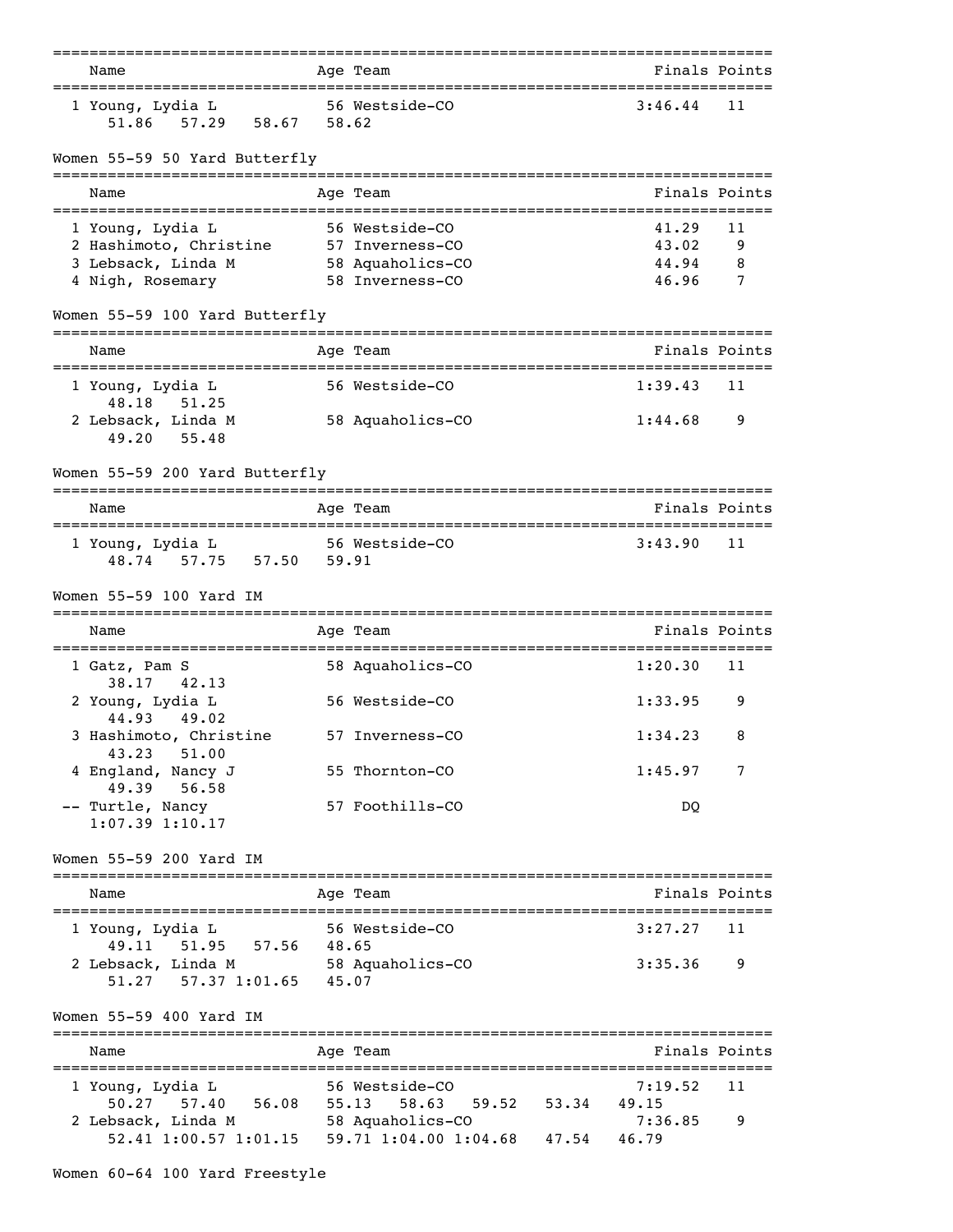| Name | Age | Team | Finals | Points |
|---|---|---|---|---|
| 1 Young, Lydia L | 56 | Westside-CO | 3:46.44 | 11 |
| 51.86 57.29 58.67 58.62 | | | | |

## Women 55-59 50 Yard Butterfly

| Name | Age | Team | Finals | Points |
|---|---|---|---|---|
| 1 Young, Lydia L | 56 | Westside-CO | 41.29 | 11 |
| 2 Hashimoto, Christine | 57 | Inverness-CO | 43.02 | 9 |
| 3 Lebsack, Linda M | 58 | Aquaholics-CO | 44.94 | 8 |
| 4 Nigh, Rosemary | 58 | Inverness-CO | 46.96 | 7 |

## Women 55-59 100 Yard Butterfly

| Name | Age | Team | Finals | Points |
|---|---|---|---|---|
| 1 Young, Lydia L | 56 | Westside-CO | 1:39.43 | 11 |
| 48.18 51.25 | | | | |
| 2 Lebsack, Linda M | 58 | Aquaholics-CO | 1:44.68 | 9 |
| 49.20 55.48 | | | | |

## Women 55-59 200 Yard Butterfly

| Name | Age | Team | Finals | Points |
|---|---|---|---|---|
| 1 Young, Lydia L | 56 | Westside-CO | 3:43.90 | 11 |
| 48.74 57.75 57.50 59.91 | | | | |

## Women 55-59 100 Yard IM

| Name | Age | Team | Finals | Points |
|---|---|---|---|---|
| 1 Gatz, Pam S | 58 | Aquaholics-CO | 1:20.30 | 11 |
| 38.17 42.13 | | | | |
| 2 Young, Lydia L | 56 | Westside-CO | 1:33.95 | 9 |
| 44.93 49.02 | | | | |
| 3 Hashimoto, Christine | 57 | Inverness-CO | 1:34.23 | 8 |
| 43.23 51.00 | | | | |
| 4 England, Nancy J | 55 | Thornton-CO | 1:45.97 | 7 |
| 49.39 56.58 | | | | |
| -- Turtle, Nancy | 57 | Foothills-CO | DQ | |
| 1:07.39 1:10.17 | | | | |

## Women 55-59 200 Yard IM

| Name | Age | Team | Finals | Points |
|---|---|---|---|---|
| 1 Young, Lydia L | 56 | Westside-CO | 3:27.27 | 11 |
| 49.11 51.95 57.56 48.65 | | | | |
| 2 Lebsack, Linda M | 58 | Aquaholics-CO | 3:35.36 | 9 |
| 51.27 57.37 1:01.65 45.07 | | | | |

## Women 55-59 400 Yard IM

| Name | Age | Team | Finals | Points |
|---|---|---|---|---|
| 1 Young, Lydia L | 56 | Westside-CO | 7:19.52 | 11 |
| 50.27 57.40 56.08 55.13 58.63 59.52 53.34 49.15 | | | | |
| 2 Lebsack, Linda M | 58 | Aquaholics-CO | 7:36.85 | 9 |
| 52.41 1:00.57 1:01.15 59.71 1:04.00 1:04.68 47.54 46.79 | | | | |

## Women 60-64 100 Yard Freestyle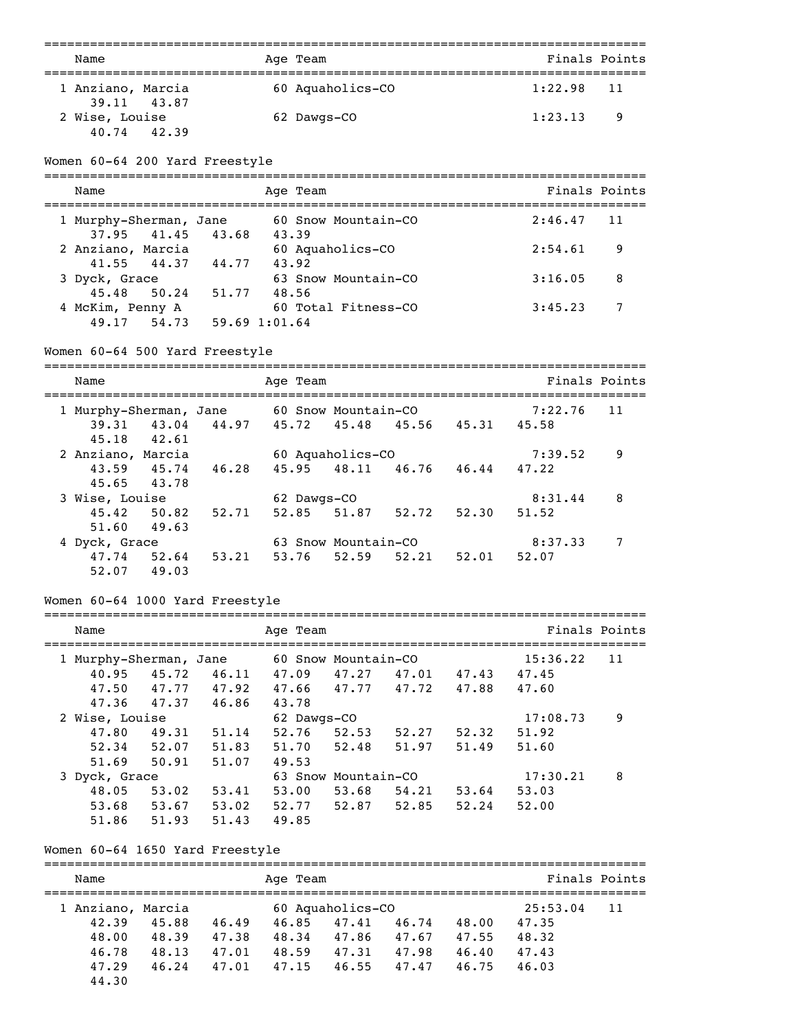| Name | Age | Team | Finals | Points |
|---|---|---|---|---|
| 1 Anziano, Marcia | 60 | Aquaholics-CO | 1:22.98 | 11 |
| 39.11 43.87 | | | | |
| 2 Wise, Louise | 62 | Dawgs-CO | 1:23.13 | 9 |
| 40.74 42.39 | | | | |

## Women 60-64 200 Yard Freestyle

| Name | Age | Team | Finals | Points |
|---|---|---|---|---|
| 1 Murphy-Sherman, Jane | 60 | Snow Mountain-CO | 2:46.47 | 11 |
| 37.95 41.45 43.68 43.39 | | | | |
| 2 Anziano, Marcia | 60 | Aquaholics-CO | 2:54.61 | 9 |
| 41.55 44.37 44.77 43.92 | | | | |
| 3 Dyck, Grace | 63 | Snow Mountain-CO | 3:16.05 | 8 |
| 45.48 50.24 51.77 48.56 | | | | |
| 4 McKim, Penny A | 60 | Total Fitness-CO | 3:45.23 | 7 |
| 49.17 54.73 59.69 1:01.64 | | | | |

## Women 60-64 500 Yard Freestyle

| Name | Age | Team | Finals | Points |
|---|---|---|---|---|
| 1 Murphy-Sherman, Jane | 60 | Snow Mountain-CO | 7:22.76 | 11 |
| 39.31 43.04 44.97 45.72 45.48 45.56 45.31 45.58 45.18 42.61 | | | | |
| 2 Anziano, Marcia | 60 | Aquaholics-CO | 7:39.52 | 9 |
| 43.59 45.74 46.28 45.95 48.11 46.76 46.44 47.22 45.65 43.78 | | | | |
| 3 Wise, Louise | 62 | Dawgs-CO | 8:31.44 | 8 |
| 45.42 50.82 52.71 52.85 51.87 52.72 52.30 51.52 51.60 49.63 | | | | |
| 4 Dyck, Grace | 63 | Snow Mountain-CO | 8:37.33 | 7 |
| 47.74 52.64 53.21 53.76 52.59 52.21 52.01 52.07 52.07 49.03 | | | | |

## Women 60-64 1000 Yard Freestyle

| Name | Age | Team | Finals | Points |
|---|---|---|---|---|
| 1 Murphy-Sherman, Jane | 60 | Snow Mountain-CO | 15:36.22 | 11 |
| 40.95 45.72 46.11 47.09 47.27 47.01 47.43 47.45 47.50 47.77 47.92 47.66 47.77 47.72 47.88 47.60 47.36 47.37 46.86 43.78 | | | | |
| 2 Wise, Louise | 62 | Dawgs-CO | 17:08.73 | 9 |
| 47.80 49.31 51.14 52.76 52.53 52.27 52.32 51.92 52.34 52.07 51.83 51.70 52.48 51.97 51.49 51.60 51.69 50.91 51.07 49.53 | | | | |
| 3 Dyck, Grace | 63 | Snow Mountain-CO | 17:30.21 | 8 |
| 48.05 53.02 53.41 53.00 53.68 54.21 53.64 53.03 53.68 53.67 53.02 52.77 52.87 52.85 52.24 52.00 51.86 51.93 51.43 49.85 | | | | |

## Women 60-64 1650 Yard Freestyle

| Name | Age | Team | Finals | Points |
|---|---|---|---|---|
| 1 Anziano, Marcia | 60 | Aquaholics-CO | 25:53.04 | 11 |
| 42.39 45.88 46.49 46.85 47.41 46.74 48.00 47.35 48.00 48.39 47.38 48.34 47.86 47.67 47.55 48.32 46.78 48.13 47.01 48.59 47.31 47.98 46.40 47.43 47.29 46.24 47.01 47.15 46.55 47.47 46.75 46.03 44.30 | | | | |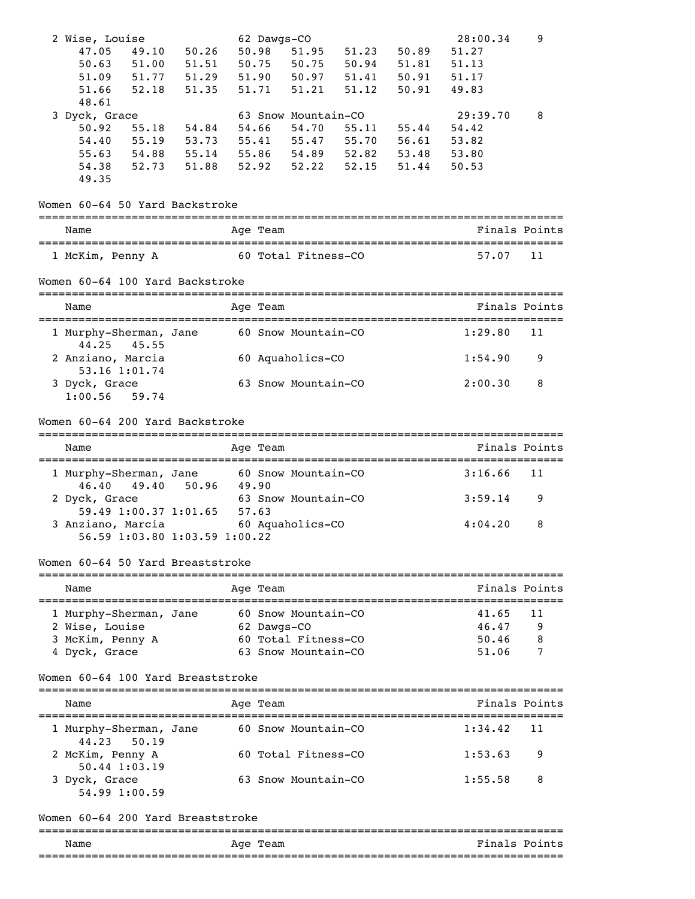| Place | Name | Age | Team | Finals | Points |
|---|---|---|---|---|---|
| 2 | Wise, Louise | 62 | Dawgs-CO | 28:00.34 | 9 |
| | 47.05 49.10 50.26 50.98 51.95 51.23 50.89 51.27 | | | | |
| | 50.63 51.00 51.51 50.75 50.75 50.94 51.81 51.13 | | | | |
| | 51.09 51.77 51.29 51.90 50.97 51.41 50.91 51.17 | | | | |
| | 51.66 52.18 51.35 51.71 51.21 51.12 50.91 49.83 | | | | |
| | 48.61 | | | | |
| 3 | Dyck, Grace | 63 | Snow Mountain-CO | 29:39.70 | 8 |
| | 50.92 55.18 54.84 54.66 54.70 55.11 55.44 54.42 | | | | |
| | 54.40 55.19 53.73 55.41 55.47 55.70 56.61 53.82 | | | | |
| | 55.63 54.88 55.14 55.86 54.89 52.82 53.48 53.80 | | | | |
| | 54.38 52.73 51.88 52.92 52.22 52.15 51.44 50.53 | | | | |
| | 49.35 | | | | |

## Women 60-64 50 Yard Backstroke

| Place | Name | Age | Team | Finals | Points |
|---|---|---|---|---|---|
| 1 | McKim, Penny A | 60 | Total Fitness-CO | 57.07 | 11 |

## Women 60-64 100 Yard Backstroke

| Place | Name | Age | Team | Finals | Points |
|---|---|---|---|---|---|
| 1 | Murphy-Sherman, Jane | 60 | Snow Mountain-CO | 1:29.80 | 11 |
| | 44.25 45.55 | | | | |
| 2 | Anziano, Marcia | 60 | Aquaholics-CO | 1:54.90 | 9 |
| | 53.16 1:01.74 | | | | |
| 3 | Dyck, Grace | 63 | Snow Mountain-CO | 2:00.30 | 8 |
| | 1:00.56 59.74 | | | | |

## Women 60-64 200 Yard Backstroke

| Place | Name | Age | Team | Finals | Points |
|---|---|---|---|---|---|
| 1 | Murphy-Sherman, Jane | 60 | Snow Mountain-CO | 3:16.66 | 11 |
| | 46.40 49.40 50.96 49.90 | | | | |
| 2 | Dyck, Grace | 63 | Snow Mountain-CO | 3:59.14 | 9 |
| | 59.49 1:00.37 1:01.65 57.63 | | | | |
| 3 | Anziano, Marcia | 60 | Aquaholics-CO | 4:04.20 | 8 |
| | 56.59 1:03.80 1:03.59 1:00.22 | | | | |

## Women 60-64 50 Yard Breaststroke

| Place | Name | Age | Team | Finals | Points |
|---|---|---|---|---|---|
| 1 | Murphy-Sherman, Jane | 60 | Snow Mountain-CO | 41.65 | 11 |
| 2 | Wise, Louise | 62 | Dawgs-CO | 46.47 | 9 |
| 3 | McKim, Penny A | 60 | Total Fitness-CO | 50.46 | 8 |
| 4 | Dyck, Grace | 63 | Snow Mountain-CO | 51.06 | 7 |

## Women 60-64 100 Yard Breaststroke

| Place | Name | Age | Team | Finals | Points |
|---|---|---|---|---|---|
| 1 | Murphy-Sherman, Jane | 60 | Snow Mountain-CO | 1:34.42 | 11 |
| | 44.23 50.19 | | | | |
| 2 | McKim, Penny A | 60 | Total Fitness-CO | 1:53.63 | 9 |
| | 50.44 1:03.19 | | | | |
| 3 | Dyck, Grace | 63 | Snow Mountain-CO | 1:55.58 | 8 |
| | 54.99 1:00.59 | | | | |

## Women 60-64 200 Yard Breaststroke

| Name | Age | Team | Finals | Points |
|---|---|---|---|---|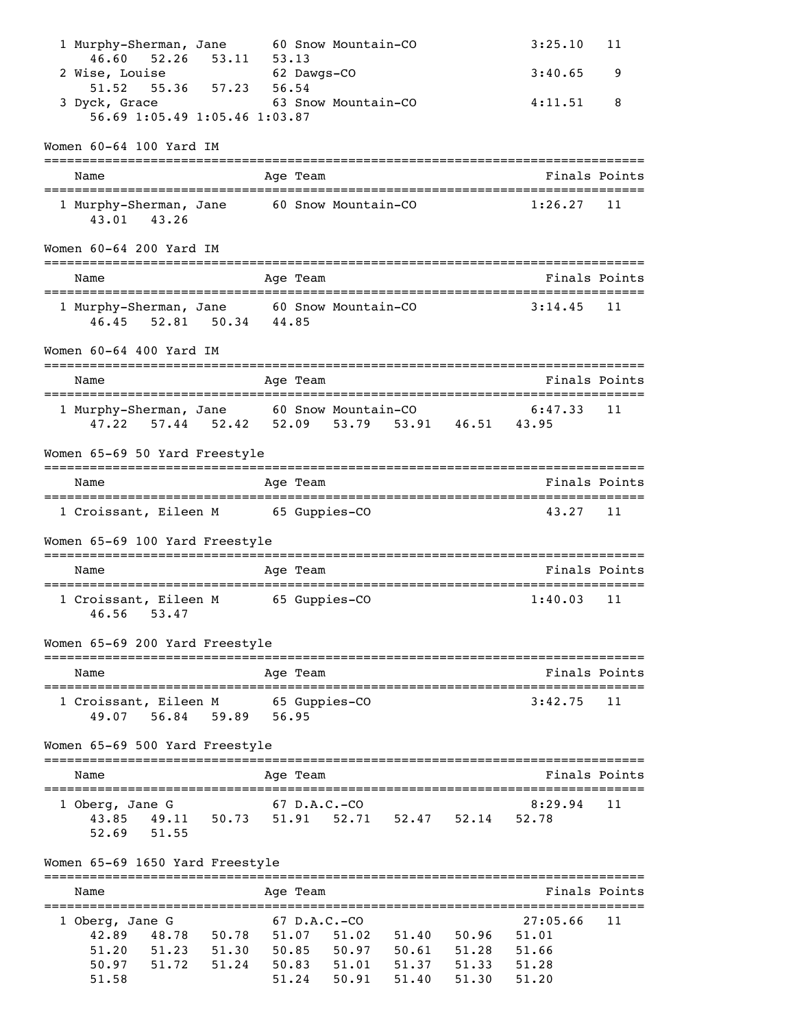| | Name | Age | Team | Finals | Points |
|---|---|---|---|---|---|
| 1 | Murphy-Sherman, Jane | 60 | Snow Mountain-CO | 3:25.10 | 11 |
| | 46.60  52.26  53.11  53.13 | | | | |
| 2 | Wise, Louise | 62 | Dawgs-CO | 3:40.65 | 9 |
| | 51.52  55.36  57.23  56.54 | | | | |
| 3 | Dyck, Grace | 63 | Snow Mountain-CO | 4:11.51 | 8 |
| | 56.69  1:05.49  1:05.46  1:03.87 | | | | |

## Women 60-64 100 Yard IM

| | Name | Age | Team | Finals | Points |
|---|---|---|---|---|---|
| 1 | Murphy-Sherman, Jane | 60 | Snow Mountain-CO | 1:26.27 | 11 |
| | 43.01  43.26 | | | | |

## Women 60-64 200 Yard IM

| | Name | Age | Team | Finals | Points |
|---|---|---|---|---|---|
| 1 | Murphy-Sherman, Jane | 60 | Snow Mountain-CO | 3:14.45 | 11 |
| | 46.45  52.81  50.34  44.85 | | | | |

## Women 60-64 400 Yard IM

| | Name | Age | Team | Finals | Points |
|---|---|---|---|---|---|
| 1 | Murphy-Sherman, Jane | 60 | Snow Mountain-CO | 6:47.33 | 11 |
| | 47.22  57.44  52.42  52.09  53.79  53.91  46.51  43.95 | | | | |

## Women 65-69 50 Yard Freestyle

| | Name | Age | Team | Finals | Points |
|---|---|---|---|---|---|
| 1 | Croissant, Eileen M | 65 | Guppies-CO | 43.27 | 11 |

## Women 65-69 100 Yard Freestyle

| | Name | Age | Team | Finals | Points |
|---|---|---|---|---|---|
| 1 | Croissant, Eileen M | 65 | Guppies-CO | 1:40.03 | 11 |
| | 46.56  53.47 | | | | |

## Women 65-69 200 Yard Freestyle

| | Name | Age | Team | Finals | Points |
|---|---|---|---|---|---|
| 1 | Croissant, Eileen M | 65 | Guppies-CO | 3:42.75 | 11 |
| | 49.07  56.84  59.89  56.95 | | | | |

## Women 65-69 500 Yard Freestyle

| | Name | Age | Team | Finals | Points |
|---|---|---|---|---|---|
| 1 | Oberg, Jane G | 67 | D.A.C.-CO | 8:29.94 | 11 |
| | 43.85  49.11  50.73  51.91  52.71  52.47  52.14  52.78 | | | | |
| | 52.69  51.55 | | | | |

## Women 65-69 1650 Yard Freestyle

| | Name | Age | Team | Finals | Points |
|---|---|---|---|---|---|
| 1 | Oberg, Jane G | 67 | D.A.C.-CO | 27:05.66 | 11 |
| | 42.89  48.78  50.78  51.07  51.02  51.40  50.96  51.01 | | | | |
| | 51.20  51.23  51.30  50.85  50.97  50.61  51.28  51.66 | | | | |
| | 50.97  51.72  51.24  50.83  51.01  51.37  51.33  51.28 | | | | |
| | 51.58  51.24  50.91  51.40  51.30  51.20 | | | | |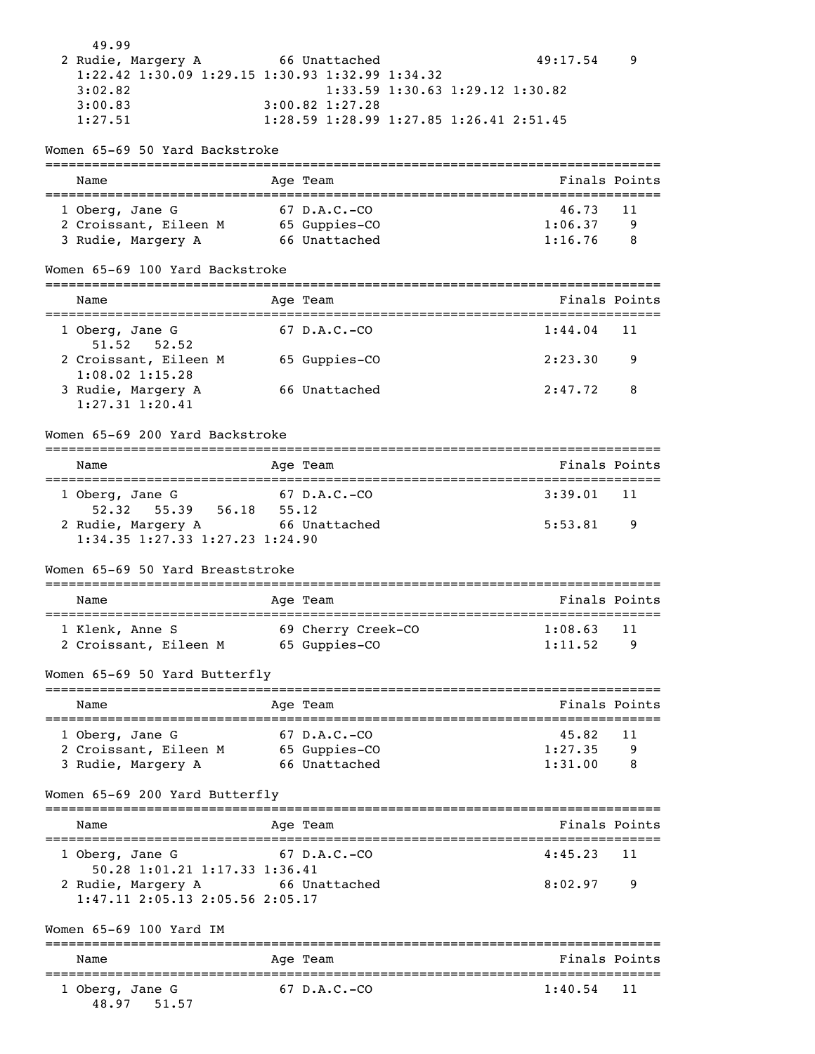49.99

| Name | Age | Team | Finals | Points |
|---|---|---|---|---|
| 2 Rudie, Margery A | 66 | Unattached | 49:17.54 | 9 |

```
    1:22.42 1:30.09 1:29.15 1:30.93 1:32.99 1:34.32
    3:02.82                  1:33.59 1:30.63 1:29.12 1:30.82
    3:00.83          3:00.82 1:27.28
    1:27.51          1:28.59 1:28.99 1:27.85 1:26.41 2:51.45
```

## Women 65-69 50 Yard Backstroke

| Name | Age | Team | Finals | Points |
|---|---|---|---|---|
| 1 Oberg, Jane G | 67 | D.A.C.-CO | 46.73 | 11 |
| 2 Croissant, Eileen M | 65 | Guppies-CO | 1:06.37 | 9 |
| 3 Rudie, Margery A | 66 | Unattached | 1:16.76 | 8 |

## Women 65-69 100 Yard Backstroke

| Name | Age | Team | Finals | Points |
|---|---|---|---|---|
| 1 Oberg, Jane G | 67 | D.A.C.-CO | 1:44.04 | 11 |
| 51.52 52.52 | | | | |
| 2 Croissant, Eileen M | 65 | Guppies-CO | 2:23.30 | 9 |
| 1:08.02 1:15.28 | | | | |
| 3 Rudie, Margery A | 66 | Unattached | 2:47.72 | 8 |
| 1:27.31 1:20.41 | | | | |

## Women 65-69 200 Yard Backstroke

| Name | Age | Team | Finals | Points |
|---|---|---|---|---|
| 1 Oberg, Jane G | 67 | D.A.C.-CO | 3:39.01 | 11 |
| 52.32 55.39 56.18 55.12 | | | | |
| 2 Rudie, Margery A | 66 | Unattached | 5:53.81 | 9 |
| 1:34.35 1:27.33 1:27.23 1:24.90 | | | | |

## Women 65-69 50 Yard Breaststroke

| Name | Age | Team | Finals | Points |
|---|---|---|---|---|
| 1 Klenk, Anne S | 69 | Cherry Creek-CO | 1:08.63 | 11 |
| 2 Croissant, Eileen M | 65 | Guppies-CO | 1:11.52 | 9 |

## Women 65-69 50 Yard Butterfly

| Name | Age | Team | Finals | Points |
|---|---|---|---|---|
| 1 Oberg, Jane G | 67 | D.A.C.-CO | 45.82 | 11 |
| 2 Croissant, Eileen M | 65 | Guppies-CO | 1:27.35 | 9 |
| 3 Rudie, Margery A | 66 | Unattached | 1:31.00 | 8 |

## Women 65-69 200 Yard Butterfly

| Name | Age | Team | Finals | Points |
|---|---|---|---|---|
| 1 Oberg, Jane G | 67 | D.A.C.-CO | 4:45.23 | 11 |
| 50.28 1:01.21 1:17.33 1:36.41 | | | | |
| 2 Rudie, Margery A | 66 | Unattached | 8:02.97 | 9 |
| 1:47.11 2:05.13 2:05.56 2:05.17 | | | | |

## Women 65-69 100 Yard IM

| Name | Age | Team | Finals | Points |
|---|---|---|---|---|
| 1 Oberg, Jane G | 67 | D.A.C.-CO | 1:40.54 | 11 |
| 48.97 51.57 | | | | |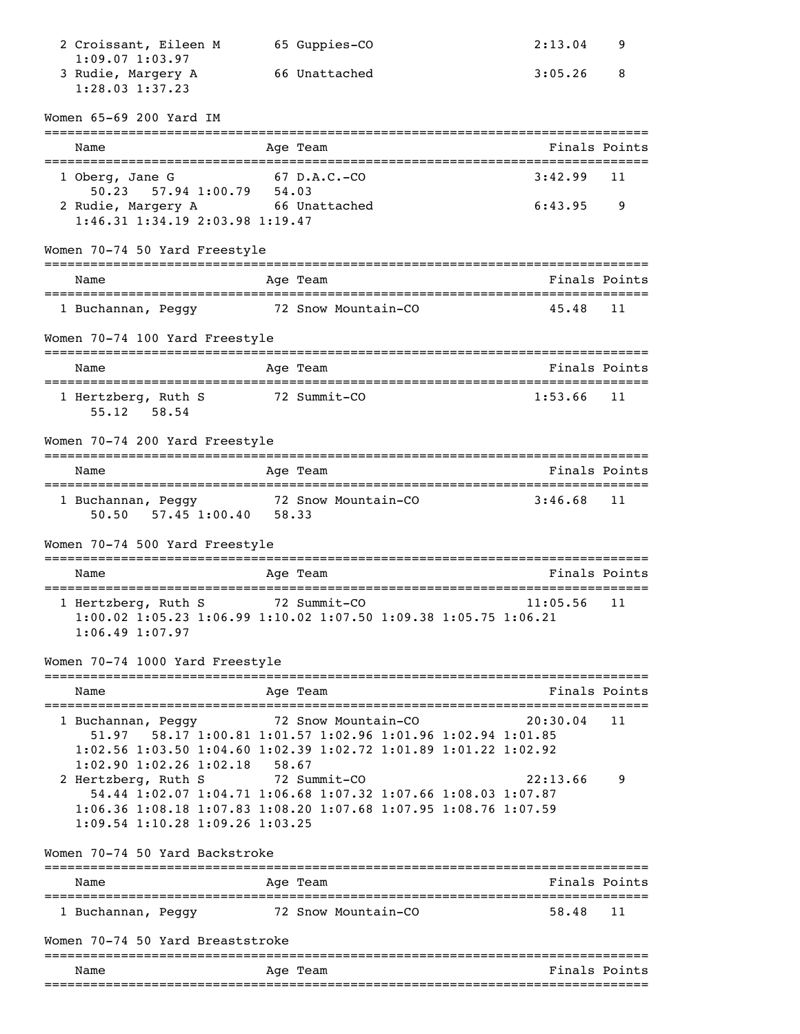| Name | Age | Team | Finals | Points |
|---|---|---|---|---|
| 2 Croissant, Eileen M | 65 | Guppies-CO | 2:13.04 | 9 |
| 1:09.07 1:03.97 | | | | |
| 3 Rudie, Margery A | 66 | Unattached | 3:05.26 | 8 |
| 1:28.03 1:37.23 | | | | |

### Women 65-69 200 Yard IM

| Name | Age | Team | Finals | Points |
|---|---|---|---|---|
| 1 Oberg, Jane G | 67 | D.A.C.-CO | 3:42.99 | 11 |
| 50.23 57.94 1:00.79 54.03 | | | | |
| 2 Rudie, Margery A | 66 | Unattached | 6:43.95 | 9 |
| 1:46.31 1:34.19 2:03.98 1:19.47 | | | | |

### Women 70-74 50 Yard Freestyle

| Name | Age | Team | Finals | Points |
|---|---|---|---|---|
| 1 Buchannan, Peggy | 72 | Snow Mountain-CO | 45.48 | 11 |

### Women 70-74 100 Yard Freestyle

| Name | Age | Team | Finals | Points |
|---|---|---|---|---|
| 1 Hertzberg, Ruth S | 72 | Summit-CO | 1:53.66 | 11 |
| 55.12 58.54 | | | | |

### Women 70-74 200 Yard Freestyle

| Name | Age | Team | Finals | Points |
|---|---|---|---|---|
| 1 Buchannan, Peggy | 72 | Snow Mountain-CO | 3:46.68 | 11 |
| 50.50 57.45 1:00.40 58.33 | | | | |

### Women 70-74 500 Yard Freestyle

| Name | Age | Team | Finals | Points |
|---|---|---|---|---|
| 1 Hertzberg, Ruth S | 72 | Summit-CO | 11:05.56 | 11 |
| 1:00.02 1:05.23 1:06.99 1:10.02 1:07.50 1:09.38 1:05.75 1:06.21 1:06.49 1:07.97 | | | | |

### Women 70-74 1000 Yard Freestyle

| Name | Age | Team | Finals | Points |
|---|---|---|---|---|
| 1 Buchannan, Peggy | 72 | Snow Mountain-CO | 20:30.04 | 11 |
| 51.97 58.17 1:00.81 1:01.57 1:02.96 1:01.96 1:02.94 1:01.85 1:02.56 1:03.50 1:04.60 1:02.39 1:02.72 1:01.89 1:01.22 1:02.92 1:02.90 1:02.26 1:02.18 58.67 | | | | |
| 2 Hertzberg, Ruth S | 72 | Summit-CO | 22:13.66 | 9 |
| 54.44 1:02.07 1:04.71 1:06.68 1:07.32 1:07.66 1:08.03 1:07.87 1:06.36 1:08.18 1:07.83 1:08.20 1:07.68 1:07.95 1:08.76 1:07.59 1:09.54 1:10.28 1:09.26 1:03.25 | | | | |

### Women 70-74 50 Yard Backstroke

| Name | Age | Team | Finals | Points |
|---|---|---|---|---|
| 1 Buchannan, Peggy | 72 | Snow Mountain-CO | 58.48 | 11 |

### Women 70-74 50 Yard Breaststroke

| Name | Age | Team | Finals | Points |
|---|---|---|---|---|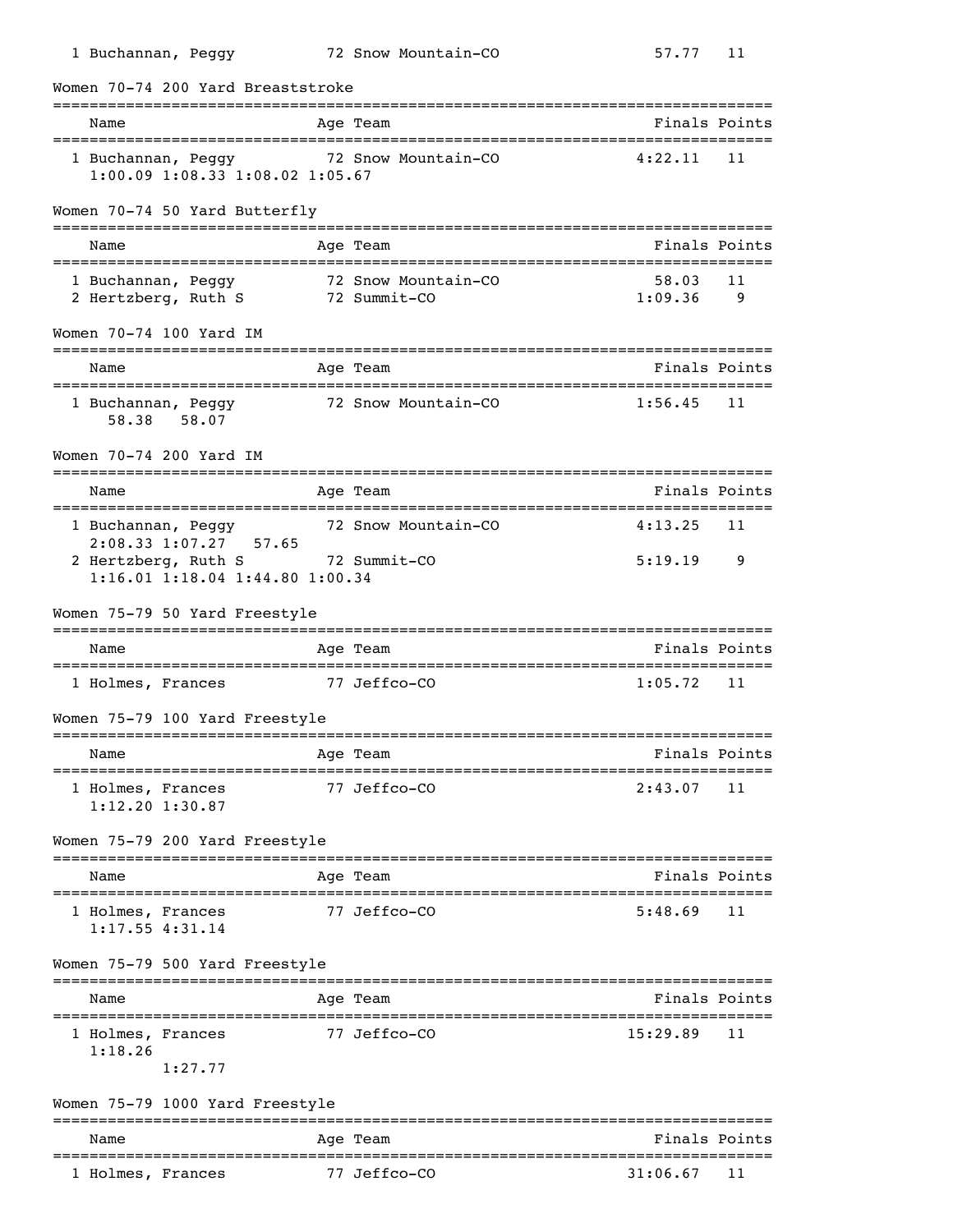| Name | Age | Team | Finals | Points |
|---|---|---|---|---|
| 1 Buchannan, Peggy | 72 | Snow Mountain-CO | 57.77 | 11 |

### Women 70-74 200 Yard Breaststroke

| Name | Age | Team | Finals | Points |
|---|---|---|---|---|
| 1 Buchannan, Peggy | 72 | Snow Mountain-CO | 4:22.11 | 11 |
| 1:00.09 1:08.33 1:08.02 1:05.67 | | | | |

### Women 70-74 50 Yard Butterfly

| Name | Age | Team | Finals | Points |
|---|---|---|---|---|
| 1 Buchannan, Peggy | 72 | Snow Mountain-CO | 58.03 | 11 |
| 2 Hertzberg, Ruth S | 72 | Summit-CO | 1:09.36 | 9 |

### Women 70-74 100 Yard IM

| Name | Age | Team | Finals | Points |
|---|---|---|---|---|
| 1 Buchannan, Peggy | 72 | Snow Mountain-CO | 1:56.45 | 11 |
| 58.38 58.07 | | | | |

### Women 70-74 200 Yard IM

| Name | Age | Team | Finals | Points |
|---|---|---|---|---|
| 1 Buchannan, Peggy | 72 | Snow Mountain-CO | 4:13.25 | 11 |
| 2:08.33 1:07.27 57.65 | | | | |
| 2 Hertzberg, Ruth S | 72 | Summit-CO | 5:19.19 | 9 |
| 1:16.01 1:18.04 1:44.80 1:00.34 | | | | |

### Women 75-79 50 Yard Freestyle

| Name | Age | Team | Finals | Points |
|---|---|---|---|---|
| 1 Holmes, Frances | 77 | Jeffco-CO | 1:05.72 | 11 |

### Women 75-79 100 Yard Freestyle

| Name | Age | Team | Finals | Points |
|---|---|---|---|---|
| 1 Holmes, Frances | 77 | Jeffco-CO | 2:43.07 | 11 |
| 1:12.20 1:30.87 | | | | |

### Women 75-79 200 Yard Freestyle

| Name | Age | Team | Finals | Points |
|---|---|---|---|---|
| 1 Holmes, Frances | 77 | Jeffco-CO | 5:48.69 | 11 |
| 1:17.55 4:31.14 | | | | |

### Women 75-79 500 Yard Freestyle

| Name | Age | Team | Finals | Points |
|---|---|---|---|---|
| 1 Holmes, Frances | 77 | Jeffco-CO | 15:29.89 | 11 |
| 1:18.26 | | | | |
| 1:27.77 | | | | |

### Women 75-79 1000 Yard Freestyle

| Name | Age | Team | Finals | Points |
|---|---|---|---|---|
| 1 Holmes, Frances | 77 | Jeffco-CO | 31:06.67 | 11 |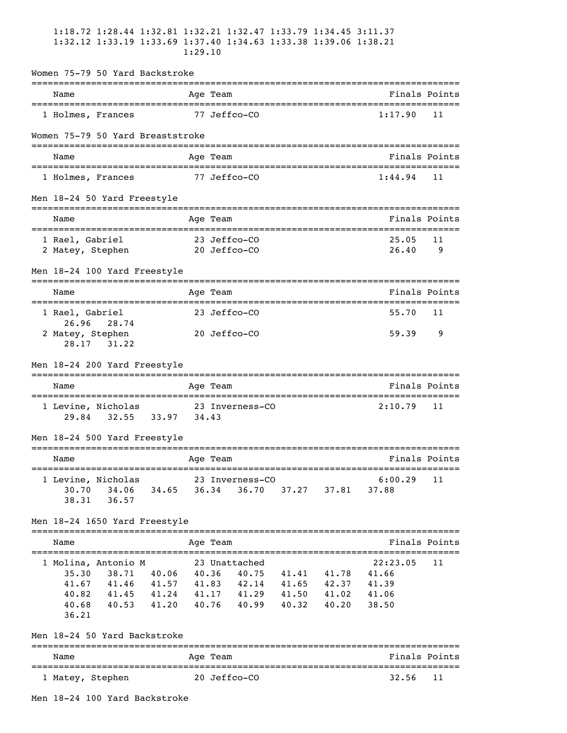1:18.72 1:28.44 1:32.81 1:32.21 1:32.47 1:33.79 1:34.45 3:11.37
1:32.12 1:33.19 1:33.69 1:37.40 1:34.63 1:33.38 1:39.06 1:38.21
1:29.10

## Women 75-79 50 Yard Backstroke

| | Name | Age | Team | Finals | Points |
|---|---|---|---|---|---|
| 1 | Holmes, Frances | 77 | Jeffco-CO | 1:17.90 | 11 |

## Women 75-79 50 Yard Breaststroke

| | Name | Age | Team | Finals | Points |
|---|---|---|---|---|---|
| 1 | Holmes, Frances | 77 | Jeffco-CO | 1:44.94 | 11 |

## Men 18-24 50 Yard Freestyle

| | Name | Age | Team | Finals | Points |
|---|---|---|---|---|---|
| 1 | Rael, Gabriel | 23 | Jeffco-CO | 25.05 | 11 |
| 2 | Matey, Stephen | 20 | Jeffco-CO | 26.40 | 9 |

## Men 18-24 100 Yard Freestyle

| | Name | Age | Team | Finals | Points |
|---|---|---|---|---|---|
| 1 | Rael, Gabriel | 23 | Jeffco-CO | 55.70 | 11 |
| | 26.96 28.74 | | | | |
| 2 | Matey, Stephen | 20 | Jeffco-CO | 59.39 | 9 |
| | 28.17 31.22 | | | | |

## Men 18-24 200 Yard Freestyle

| | Name | Age | Team | Finals | Points |
|---|---|---|---|---|---|
| 1 | Levine, Nicholas | 23 | Inverness-CO | 2:10.79 | 11 |
| | 29.84 32.55 33.97 34.43 | | | | |

## Men 18-24 500 Yard Freestyle

| | Name | Age | Team | Finals | Points |
|---|---|---|---|---|---|
| 1 | Levine, Nicholas | 23 | Inverness-CO | 6:00.29 | 11 |
| | 30.70 34.06 34.65 36.34 36.70 37.27 37.81 37.88 38.31 36.57 | | | | |

## Men 18-24 1650 Yard Freestyle

| | Name | Age | Team | Finals | Points |
|---|---|---|---|---|---|
| 1 | Molina, Antonio M | 23 | Unattached | 22:23.05 | 11 |
| | 35.30 38.71 40.06 40.36 40.75 41.41 41.78 41.66 41.67 41.46 41.57 41.83 42.14 41.65 42.37 41.39 40.82 41.45 41.24 41.17 41.29 41.50 41.02 41.06 40.68 40.53 41.20 40.76 40.99 40.32 40.20 38.50 36.21 | | | | |

## Men 18-24 50 Yard Backstroke

| | Name | Age | Team | Finals | Points |
|---|---|---|---|---|---|
| 1 | Matey, Stephen | 20 | Jeffco-CO | 32.56 | 11 |

## Men 18-24 100 Yard Backstroke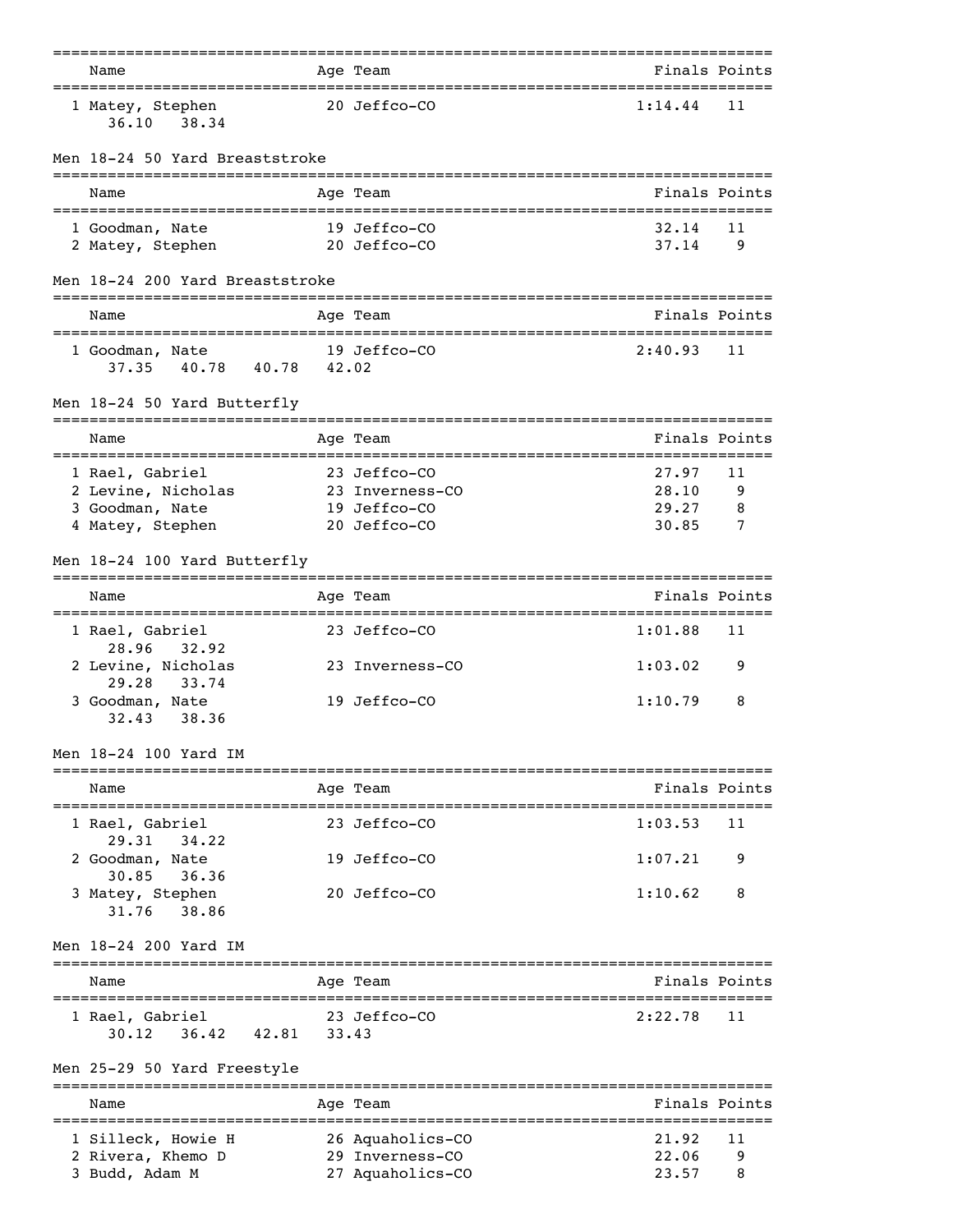| Name | Age | Team | Finals | Points |
|---|---|---|---|---|
| 1 Matey, Stephen | 20 | Jeffco-CO | 1:14.44 | 11 |
| 36.10 38.34 | | | | |

## Men 18-24 50 Yard Breaststroke

| Name | Age | Team | Finals | Points |
|---|---|---|---|---|
| 1 Goodman, Nate | 19 | Jeffco-CO | 32.14 | 11 |
| 2 Matey, Stephen | 20 | Jeffco-CO | 37.14 | 9 |

## Men 18-24 200 Yard Breaststroke

| Name | Age | Team | Finals | Points |
|---|---|---|---|---|
| 1 Goodman, Nate | 19 | Jeffco-CO | 2:40.93 | 11 |
| 37.35 40.78 40.78 42.02 | | | | |

## Men 18-24 50 Yard Butterfly

| Name | Age | Team | Finals | Points |
|---|---|---|---|---|
| 1 Rael, Gabriel | 23 | Jeffco-CO | 27.97 | 11 |
| 2 Levine, Nicholas | 23 | Inverness-CO | 28.10 | 9 |
| 3 Goodman, Nate | 19 | Jeffco-CO | 29.27 | 8 |
| 4 Matey, Stephen | 20 | Jeffco-CO | 30.85 | 7 |

## Men 18-24 100 Yard Butterfly

| Name | Age | Team | Finals | Points |
|---|---|---|---|---|
| 1 Rael, Gabriel | 23 | Jeffco-CO | 1:01.88 | 11 |
| 28.96 32.92 | | | | |
| 2 Levine, Nicholas | 23 | Inverness-CO | 1:03.02 | 9 |
| 29.28 33.74 | | | | |
| 3 Goodman, Nate | 19 | Jeffco-CO | 1:10.79 | 8 |
| 32.43 38.36 | | | | |

## Men 18-24 100 Yard IM

| Name | Age | Team | Finals | Points |
|---|---|---|---|---|
| 1 Rael, Gabriel | 23 | Jeffco-CO | 1:03.53 | 11 |
| 29.31 34.22 | | | | |
| 2 Goodman, Nate | 19 | Jeffco-CO | 1:07.21 | 9 |
| 30.85 36.36 | | | | |
| 3 Matey, Stephen | 20 | Jeffco-CO | 1:10.62 | 8 |
| 31.76 38.86 | | | | |

## Men 18-24 200 Yard IM

| Name | Age | Team | Finals | Points |
|---|---|---|---|---|
| 1 Rael, Gabriel | 23 | Jeffco-CO | 2:22.78 | 11 |
| 30.12 36.42 42.81 33.43 | | | | |

## Men 25-29 50 Yard Freestyle

| Name | Age | Team | Finals | Points |
|---|---|---|---|---|
| 1 Silleck, Howie H | 26 | Aquaholics-CO | 21.92 | 11 |
| 2 Rivera, Khemo D | 29 | Inverness-CO | 22.06 | 9 |
| 3 Budd, Adam M | 27 | Aquaholics-CO | 23.57 | 8 |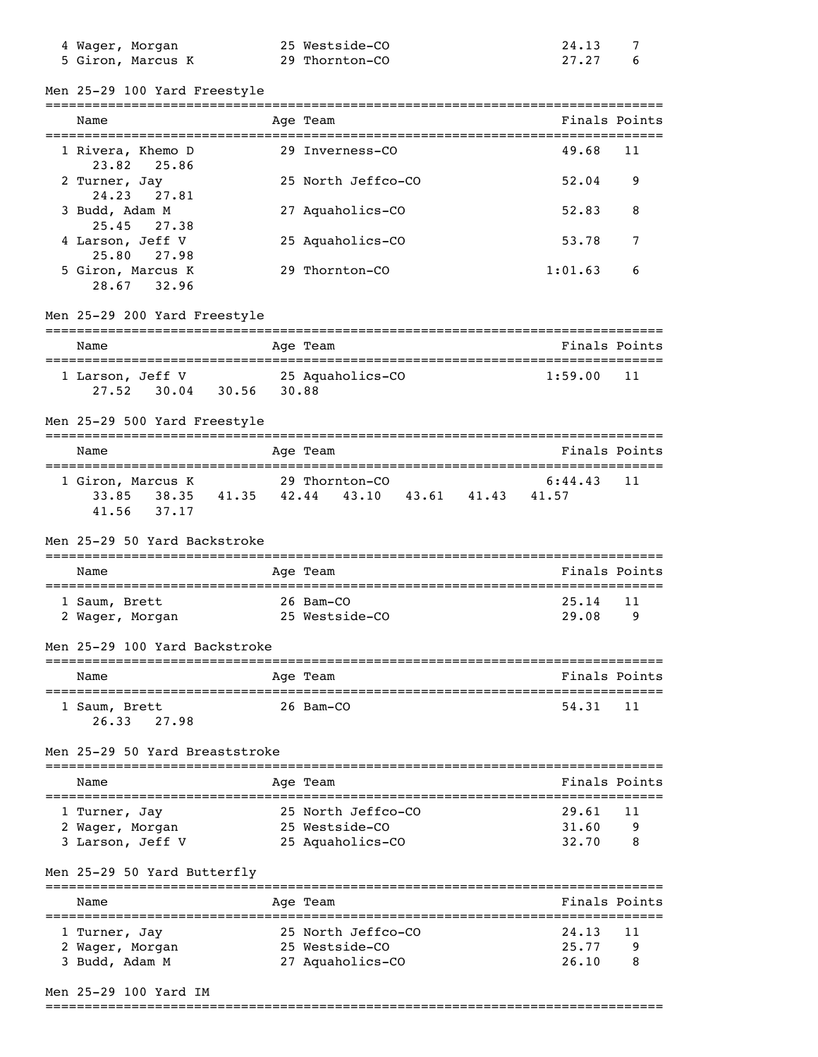| Name | Age | Team | Finals | Points |
|---|---|---|---|---|
| 4 Wager, Morgan | 25 | Westside-CO | 24.13 | 7 |
| 5 Giron, Marcus K | 29 | Thornton-CO | 27.27 | 6 |

## Men 25-29 100 Yard Freestyle

| Name | Age | Team | Finals | Points |
|---|---|---|---|---|
| 1 Rivera, Khemo D | 29 | Inverness-CO | 49.68 | 11 |
| 23.82 25.86 | | | | |
| 2 Turner, Jay | 25 | North Jeffco-CO | 52.04 | 9 |
| 24.23 27.81 | | | | |
| 3 Budd, Adam M | 27 | Aquaholics-CO | 52.83 | 8 |
| 25.45 27.38 | | | | |
| 4 Larson, Jeff V | 25 | Aquaholics-CO | 53.78 | 7 |
| 25.80 27.98 | | | | |
| 5 Giron, Marcus K | 29 | Thornton-CO | 1:01.63 | 6 |
| 28.67 32.96 | | | | |

## Men 25-29 200 Yard Freestyle

| Name | Age | Team | Finals | Points |
|---|---|---|---|---|
| 1 Larson, Jeff V | 25 | Aquaholics-CO | 1:59.00 | 11 |
| 27.52 30.04 30.56 30.88 | | | | |

## Men 25-29 500 Yard Freestyle

| Name | Age | Team | Finals | Points |
|---|---|---|---|---|
| 1 Giron, Marcus K | 29 | Thornton-CO | 6:44.43 | 11 |
| 33.85 38.35 41.35 42.44 43.10 43.61 41.43 41.57 | | | | |
| 41.56 37.17 | | | | |

## Men 25-29 50 Yard Backstroke

| Name | Age | Team | Finals | Points |
|---|---|---|---|---|
| 1 Saum, Brett | 26 | Bam-CO | 25.14 | 11 |
| 2 Wager, Morgan | 25 | Westside-CO | 29.08 | 9 |

## Men 25-29 100 Yard Backstroke

| Name | Age | Team | Finals | Points |
|---|---|---|---|---|
| 1 Saum, Brett | 26 | Bam-CO | 54.31 | 11 |
| 26.33 27.98 | | | | |

## Men 25-29 50 Yard Breaststroke

| Name | Age | Team | Finals | Points |
|---|---|---|---|---|
| 1 Turner, Jay | 25 | North Jeffco-CO | 29.61 | 11 |
| 2 Wager, Morgan | 25 | Westside-CO | 31.60 | 9 |
| 3 Larson, Jeff V | 25 | Aquaholics-CO | 32.70 | 8 |

## Men 25-29 50 Yard Butterfly

| Name | Age | Team | Finals | Points |
|---|---|---|---|---|
| 1 Turner, Jay | 25 | North Jeffco-CO | 24.13 | 11 |
| 2 Wager, Morgan | 25 | Westside-CO | 25.77 | 9 |
| 3 Budd, Adam M | 27 | Aquaholics-CO | 26.10 | 8 |

## Men 25-29 100 Yard IM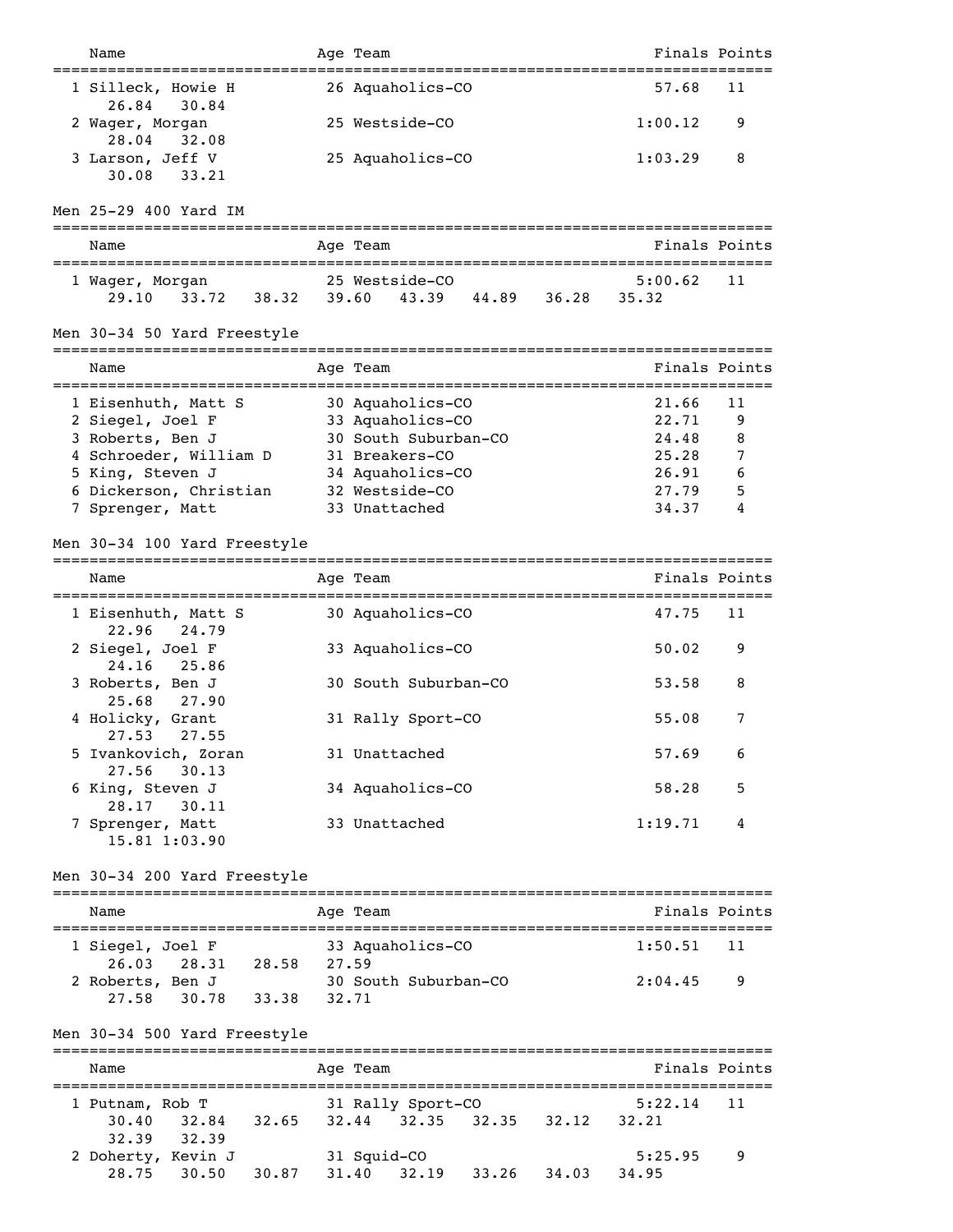| Name | Age | Team | Finals | Points |
|---|---|---|---|---|
| 1 Silleck, Howie H | 26 | Aquaholics-CO | 57.68 | 11 |
| 26.84 30.84 | | | | |
| 2 Wager, Morgan | 25 | Westside-CO | 1:00.12 | 9 |
| 28.04 32.08 | | | | |
| 3 Larson, Jeff V | 25 | Aquaholics-CO | 1:03.29 | 8 |
| 30.08 33.21 | | | | |

## Men 25-29 400 Yard IM

| Name | Age | Team | Finals | Points |
|---|---|---|---|---|
| 1 Wager, Morgan | 25 | Westside-CO | 5:00.62 | 11 |
| 29.10 33.72 38.32 39.60 43.39 44.89 36.28 35.32 | | | | |

## Men 30-34 50 Yard Freestyle

| Name | Age | Team | Finals | Points |
|---|---|---|---|---|
| 1 Eisenhuth, Matt S | 30 | Aquaholics-CO | 21.66 | 11 |
| 2 Siegel, Joel F | 33 | Aquaholics-CO | 22.71 | 9 |
| 3 Roberts, Ben J | 30 | South Suburban-CO | 24.48 | 8 |
| 4 Schroeder, William D | 31 | Breakers-CO | 25.28 | 7 |
| 5 King, Steven J | 34 | Aquaholics-CO | 26.91 | 6 |
| 6 Dickerson, Christian | 32 | Westside-CO | 27.79 | 5 |
| 7 Sprenger, Matt | 33 | Unattached | 34.37 | 4 |

## Men 30-34 100 Yard Freestyle

| Name | Age | Team | Finals | Points |
|---|---|---|---|---|
| 1 Eisenhuth, Matt S | 30 | Aquaholics-CO | 47.75 | 11 |
| 22.96 24.79 | | | | |
| 2 Siegel, Joel F | 33 | Aquaholics-CO | 50.02 | 9 |
| 24.16 25.86 | | | | |
| 3 Roberts, Ben J | 30 | South Suburban-CO | 53.58 | 8 |
| 25.68 27.90 | | | | |
| 4 Holicky, Grant | 31 | Rally Sport-CO | 55.08 | 7 |
| 27.53 27.55 | | | | |
| 5 Ivankovich, Zoran | 31 | Unattached | 57.69 | 6 |
| 27.56 30.13 | | | | |
| 6 King, Steven J | 34 | Aquaholics-CO | 58.28 | 5 |
| 28.17 30.11 | | | | |
| 7 Sprenger, Matt | 33 | Unattached | 1:19.71 | 4 |
| 15.81 1:03.90 | | | | |

## Men 30-34 200 Yard Freestyle

| Name | Age | Team | Finals | Points |
|---|---|---|---|---|
| 1 Siegel, Joel F | 33 | Aquaholics-CO | 1:50.51 | 11 |
| 26.03 28.31 28.58 27.59 | | | | |
| 2 Roberts, Ben J | 30 | South Suburban-CO | 2:04.45 | 9 |
| 27.58 30.78 33.38 32.71 | | | | |

## Men 30-34 500 Yard Freestyle

| Name | Age | Team | Finals | Points |
|---|---|---|---|---|
| 1 Putnam, Rob T | 31 | Rally Sport-CO | 5:22.14 | 11 |
| 30.40 32.84 32.65 32.44 32.35 32.35 32.12 32.21 | | | | |
| 32.39 32.39 | | | | |
| 2 Doherty, Kevin J | 31 | Squid-CO | 5:25.95 | 9 |
| 28.75 30.50 30.87 31.40 32.19 33.26 34.03 34.95 | | | | |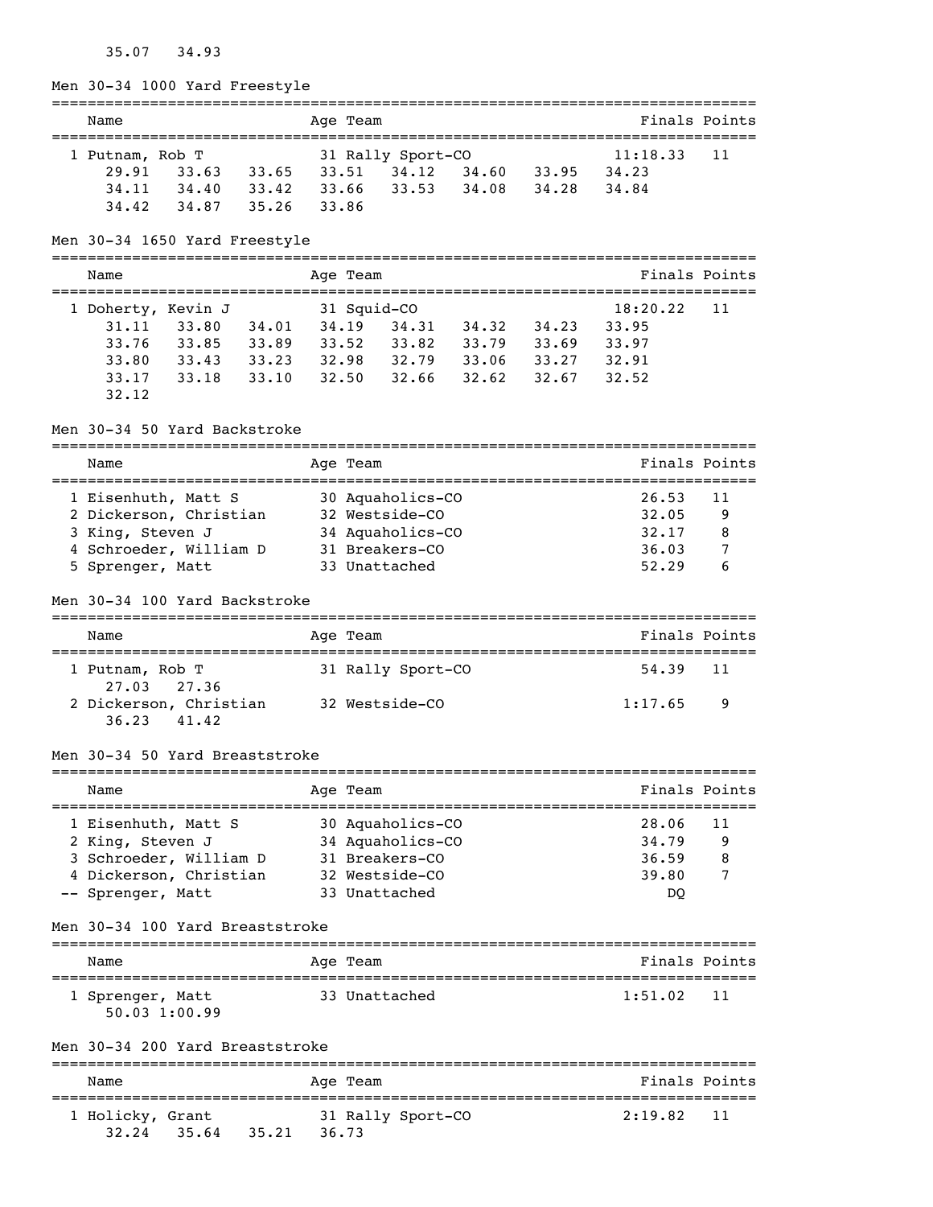35.07   34.93

## Men 30-34 1000 Yard Freestyle

| Name | Age | Team | Finals | Points |
|---|---|---|---|---|
| 1 Putnam, Rob T | 31 | Rally Sport-CO | 11:18.33 | 11 |

29.91   33.63   33.65   33.51   34.12   34.60   33.95   34.23
34.11   34.40   33.42   33.66   33.53   34.08   34.28   34.84
34.42   34.87   35.26   33.86

## Men 30-34 1650 Yard Freestyle

| Name | Age | Team | Finals | Points |
|---|---|---|---|---|
| 1 Doherty, Kevin J | 31 | Squid-CO | 18:20.22 | 11 |

31.11   33.80   34.01   34.19   34.31   34.32   34.23   33.95
33.76   33.85   33.89   33.52   33.82   33.79   33.69   33.97
33.80   33.43   33.23   32.98   32.79   33.06   33.27   32.91
33.17   33.18   33.10   32.50   32.66   32.62   32.67   32.52
32.12

## Men 30-34 50 Yard Backstroke

| Name | Age | Team | Finals | Points |
|---|---|---|---|---|
| 1 Eisenhuth, Matt S | 30 | Aquaholics-CO | 26.53 | 11 |
| 2 Dickerson, Christian | 32 | Westside-CO | 32.05 | 9 |
| 3 King, Steven J | 34 | Aquaholics-CO | 32.17 | 8 |
| 4 Schroeder, William D | 31 | Breakers-CO | 36.03 | 7 |
| 5 Sprenger, Matt | 33 | Unattached | 52.29 | 6 |

## Men 30-34 100 Yard Backstroke

| Name | Age | Team | Finals | Points |
|---|---|---|---|---|
| 1 Putnam, Rob T | 31 | Rally Sport-CO | 54.39 | 11 |
| 27.03   27.36 | | | | |
| 2 Dickerson, Christian | 32 | Westside-CO | 1:17.65 | 9 |
| 36.23   41.42 | | | | |

## Men 30-34 50 Yard Breaststroke

| Name | Age | Team | Finals | Points |
|---|---|---|---|---|
| 1 Eisenhuth, Matt S | 30 | Aquaholics-CO | 28.06 | 11 |
| 2 King, Steven J | 34 | Aquaholics-CO | 34.79 | 9 |
| 3 Schroeder, William D | 31 | Breakers-CO | 36.59 | 8 |
| 4 Dickerson, Christian | 32 | Westside-CO | 39.80 | 7 |
| -- Sprenger, Matt | 33 | Unattached | DQ | |

## Men 30-34 100 Yard Breaststroke

| Name | Age | Team | Finals | Points |
|---|---|---|---|---|
| 1 Sprenger, Matt | 33 | Unattached | 1:51.02 | 11 |
| 50.03 1:00.99 | | | | |

## Men 30-34 200 Yard Breaststroke

| Name | Age | Team | Finals | Points |
|---|---|---|---|---|
| 1 Holicky, Grant | 31 | Rally Sport-CO | 2:19.82 | 11 |
| 32.24   35.64   35.21   36.73 | | | | |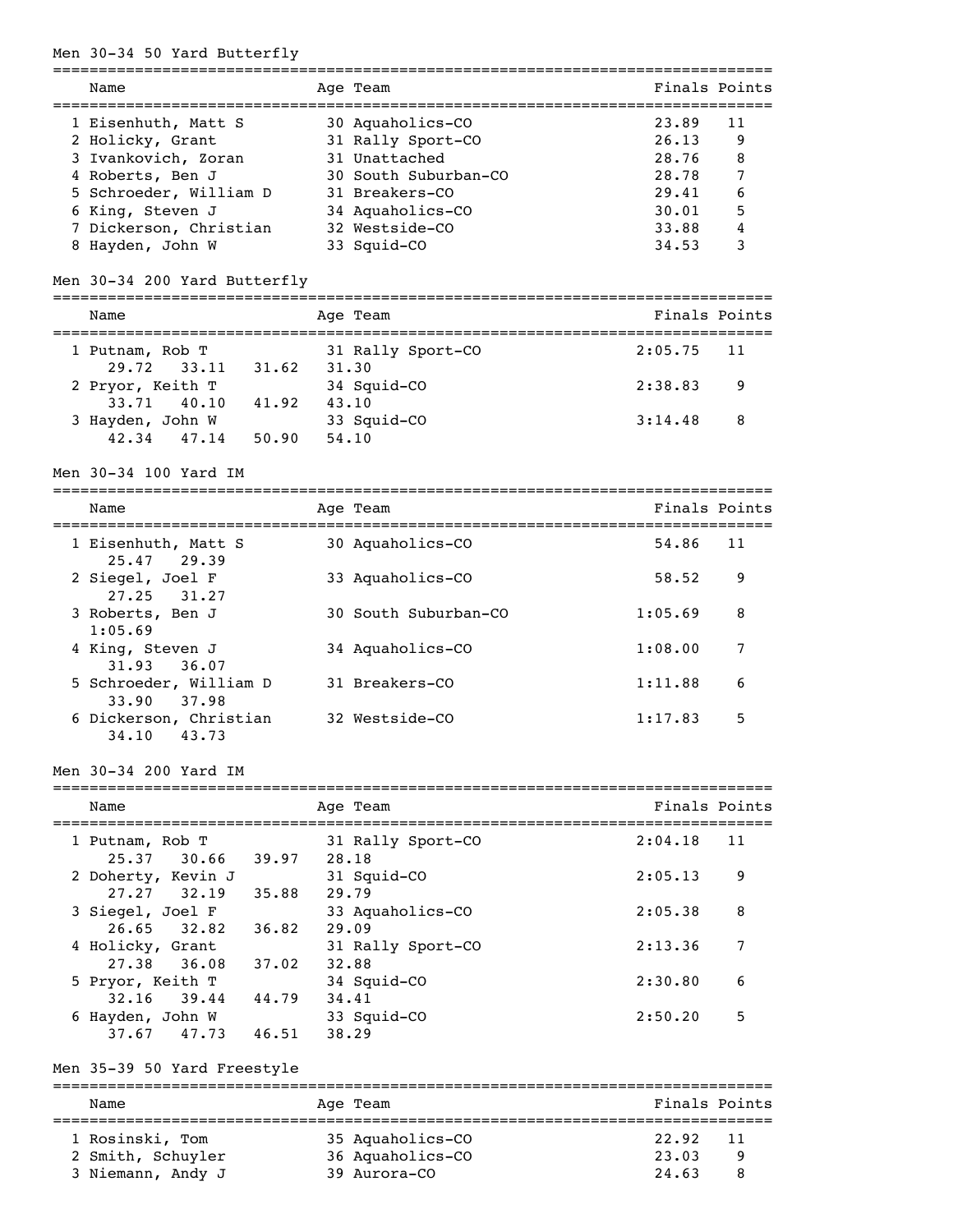## Men 30-34 50 Yard Butterfly

| Place | Name | Age | Team | Finals | Points |
|---|---|---|---|---|---|
| 1 | Eisenhuth, Matt S | 30 | Aquaholics-CO | 23.89 | 11 |
| 2 | Holicky, Grant | 31 | Rally Sport-CO | 26.13 | 9 |
| 3 | Ivankovich, Zoran | 31 | Unattached | 28.76 | 8 |
| 4 | Roberts, Ben J | 30 | South Suburban-CO | 28.78 | 7 |
| 5 | Schroeder, William D | 31 | Breakers-CO | 29.41 | 6 |
| 6 | King, Steven J | 34 | Aquaholics-CO | 30.01 | 5 |
| 7 | Dickerson, Christian | 32 | Westside-CO | 33.88 | 4 |
| 8 | Hayden, John W | 33 | Squid-CO | 34.53 | 3 |

## Men 30-34 200 Yard Butterfly

| Place | Name | Age | Team | Finals | Points | Splits |
|---|---|---|---|---|---|---|
| 1 | Putnam, Rob T | 31 | Rally Sport-CO | 2:05.75 | 11 | 29.72 33.11 31.62 31.30 |
| 2 | Pryor, Keith T | 34 | Squid-CO | 2:38.83 | 9 | 33.71 40.10 41.92 43.10 |
| 3 | Hayden, John W | 33 | Squid-CO | 3:14.48 | 8 | 42.34 47.14 50.90 54.10 |

## Men 30-34 100 Yard IM

| Place | Name | Age | Team | Finals | Points | Splits |
|---|---|---|---|---|---|---|
| 1 | Eisenhuth, Matt S | 30 | Aquaholics-CO | 54.86 | 11 | 25.47 29.39 |
| 2 | Siegel, Joel F | 33 | Aquaholics-CO | 58.52 | 9 | 27.25 31.27 |
| 3 | Roberts, Ben J | 30 | South Suburban-CO | 1:05.69 | 8 | 1:05.69 |
| 4 | King, Steven J | 34 | Aquaholics-CO | 1:08.00 | 7 | 31.93 36.07 |
| 5 | Schroeder, William D | 31 | Breakers-CO | 1:11.88 | 6 | 33.90 37.98 |
| 6 | Dickerson, Christian | 32 | Westside-CO | 1:17.83 | 5 | 34.10 43.73 |

## Men 30-34 200 Yard IM

| Place | Name | Age | Team | Finals | Points | Splits |
|---|---|---|---|---|---|---|
| 1 | Putnam, Rob T | 31 | Rally Sport-CO | 2:04.18 | 11 | 25.37 30.66 39.97 28.18 |
| 2 | Doherty, Kevin J | 31 | Squid-CO | 2:05.13 | 9 | 27.27 32.19 35.88 29.79 |
| 3 | Siegel, Joel F | 33 | Aquaholics-CO | 2:05.38 | 8 | 26.65 32.82 36.82 29.09 |
| 4 | Holicky, Grant | 31 | Rally Sport-CO | 2:13.36 | 7 | 27.38 36.08 37.02 32.88 |
| 5 | Pryor, Keith T | 34 | Squid-CO | 2:30.80 | 6 | 32.16 39.44 44.79 34.41 |
| 6 | Hayden, John W | 33 | Squid-CO | 2:50.20 | 5 | 37.67 47.73 46.51 38.29 |

## Men 35-39 50 Yard Freestyle

| Place | Name | Age | Team | Finals | Points |
|---|---|---|---|---|---|
| 1 | Rosinski, Tom | 35 | Aquaholics-CO | 22.92 | 11 |
| 2 | Smith, Schuyler | 36 | Aquaholics-CO | 23.03 | 9 |
| 3 | Niemann, Andy J | 39 | Aurora-CO | 24.63 | 8 |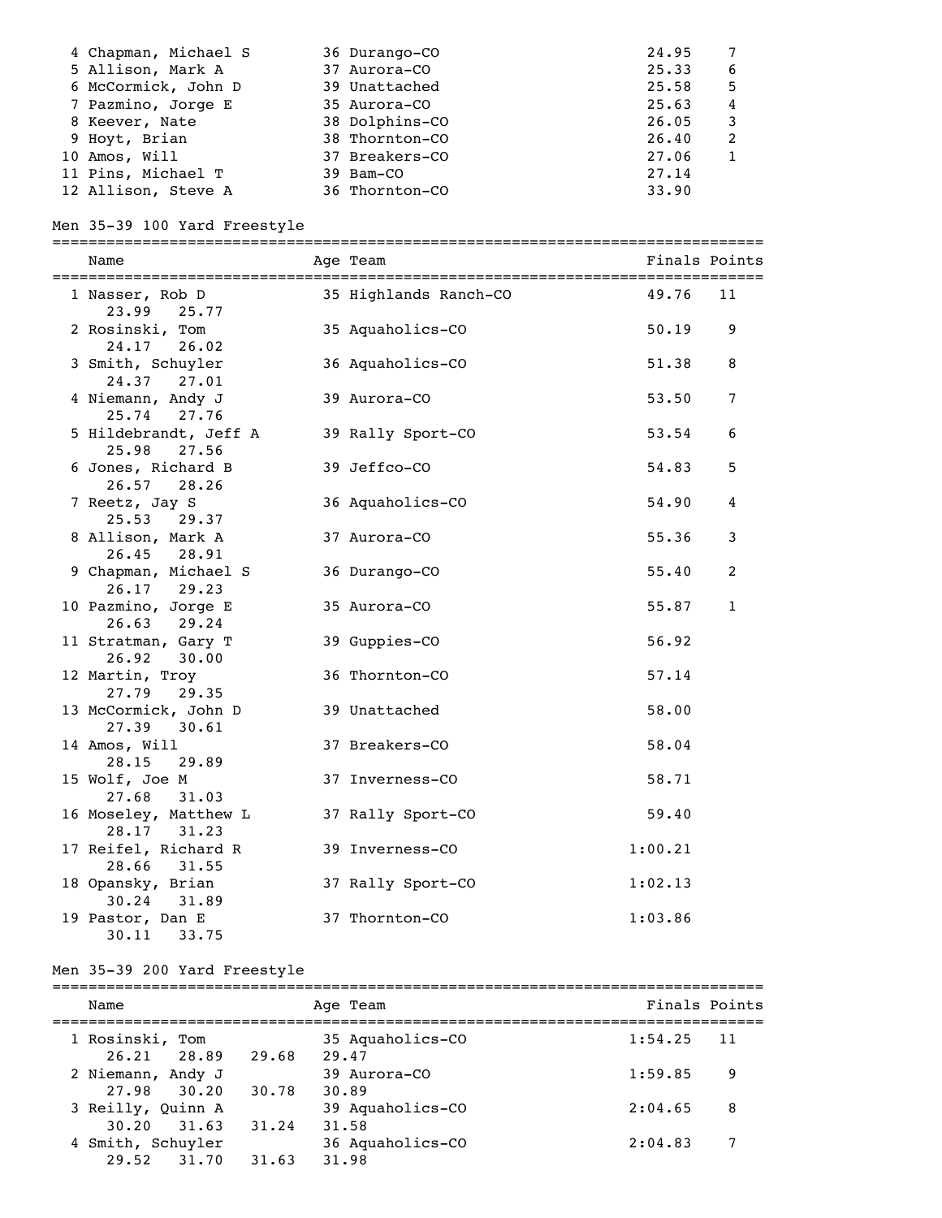| Place | Name | Age | Team | Finals | Points |
|---|---|---|---|---|---|
| 4 | Chapman, Michael S | 36 | Durango-CO | 24.95 | 7 |
| 5 | Allison, Mark A | 37 | Aurora-CO | 25.33 | 6 |
| 6 | McCormick, John D | 39 | Unattached | 25.58 | 5 |
| 7 | Pazmino, Jorge E | 35 | Aurora-CO | 25.63 | 4 |
| 8 | Keever, Nate | 38 | Dolphins-CO | 26.05 | 3 |
| 9 | Hoyt, Brian | 38 | Thornton-CO | 26.40 | 2 |
| 10 | Amos, Will | 37 | Breakers-CO | 27.06 | 1 |
| 11 | Pins, Michael T | 39 | Bam-CO | 27.14 | |
| 12 | Allison, Steve A | 36 | Thornton-CO | 33.90 | |

## Men 35-39 100 Yard Freestyle

| Place | Name | Age | Team | Finals | Points | Splits |
|---|---|---|---|---|---|---|
| 1 | Nasser, Rob D | 35 | Highlands Ranch-CO | 49.76 | 11 | 23.99 25.77 |
| 2 | Rosinski, Tom | 35 | Aquaholics-CO | 50.19 | 9 | 24.17 26.02 |
| 3 | Smith, Schuyler | 36 | Aquaholics-CO | 51.38 | 8 | 24.37 27.01 |
| 4 | Niemann, Andy J | 39 | Aurora-CO | 53.50 | 7 | 25.74 27.76 |
| 5 | Hildebrandt, Jeff A | 39 | Rally Sport-CO | 53.54 | 6 | 25.98 27.56 |
| 6 | Jones, Richard B | 39 | Jeffco-CO | 54.83 | 5 | 26.57 28.26 |
| 7 | Reetz, Jay S | 36 | Aquaholics-CO | 54.90 | 4 | 25.53 29.37 |
| 8 | Allison, Mark A | 37 | Aurora-CO | 55.36 | 3 | 26.45 28.91 |
| 9 | Chapman, Michael S | 36 | Durango-CO | 55.40 | 2 | 26.17 29.23 |
| 10 | Pazmino, Jorge E | 35 | Aurora-CO | 55.87 | 1 | 26.63 29.24 |
| 11 | Stratman, Gary T | 39 | Guppies-CO | 56.92 | | 26.92 30.00 |
| 12 | Martin, Troy | 36 | Thornton-CO | 57.14 | | 27.79 29.35 |
| 13 | McCormick, John D | 39 | Unattached | 58.00 | | 27.39 30.61 |
| 14 | Amos, Will | 37 | Breakers-CO | 58.04 | | 28.15 29.89 |
| 15 | Wolf, Joe M | 37 | Inverness-CO | 58.71 | | 27.68 31.03 |
| 16 | Moseley, Matthew L | 37 | Rally Sport-CO | 59.40 | | 28.17 31.23 |
| 17 | Reifel, Richard R | 39 | Inverness-CO | 1:00.21 | | 28.66 31.55 |
| 18 | Opansky, Brian | 37 | Rally Sport-CO | 1:02.13 | | 30.24 31.89 |
| 19 | Pastor, Dan E | 37 | Thornton-CO | 1:03.86 | | 30.11 33.75 |

## Men 35-39 200 Yard Freestyle

| Place | Name | Age | Team | Finals | Points | Splits |
|---|---|---|---|---|---|---|
| 1 | Rosinski, Tom | 35 | Aquaholics-CO | 1:54.25 | 11 | 26.21 28.89 29.68 29.47 |
| 2 | Niemann, Andy J | 39 | Aurora-CO | 1:59.85 | 9 | 27.98 30.20 30.78 30.89 |
| 3 | Reilly, Quinn A | 39 | Aquaholics-CO | 2:04.65 | 8 | 30.20 31.63 31.24 31.58 |
| 4 | Smith, Schuyler | 36 | Aquaholics-CO | 2:04.83 | 7 | 29.52 31.70 31.63 31.98 |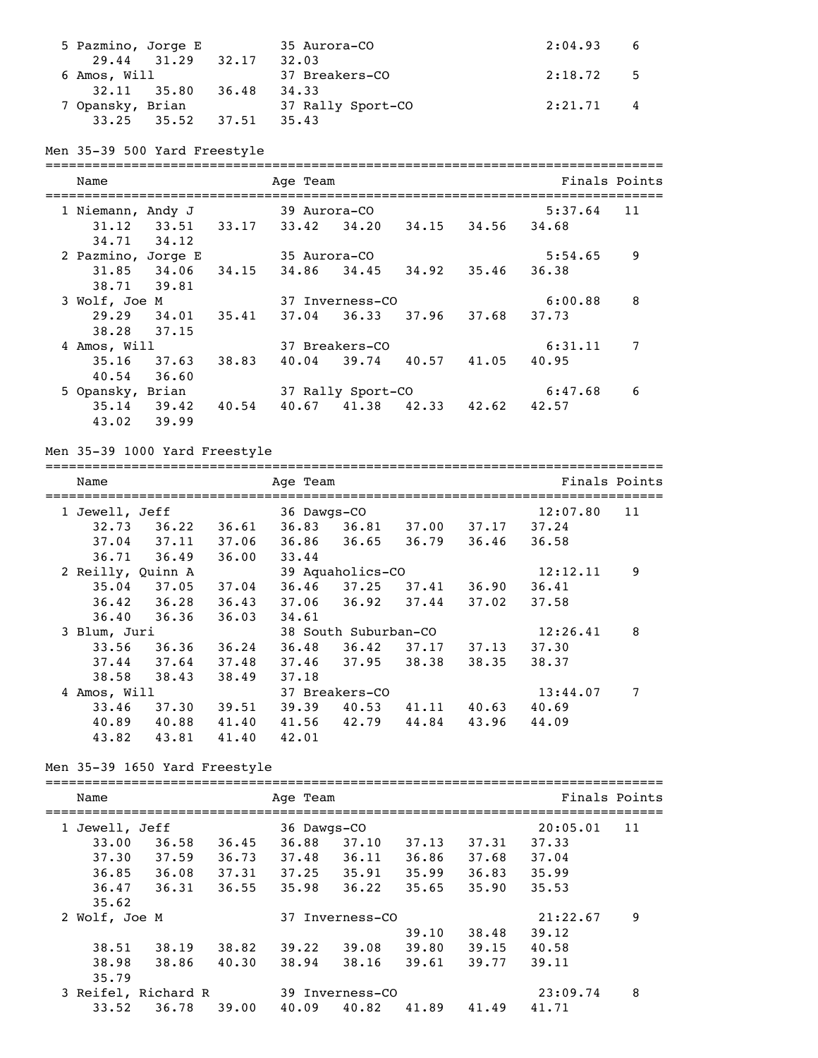```
  5 Pazmino, Jorge E           35 Aurora-CO                    2:04.93    6
     29.44   31.29   32.17   32.03
  6 Amos, Will                 37 Breakers-CO                  2:18.72    5
     32.11   35.80   36.48   34.33
  7 Opansky, Brian             37 Rally Sport-CO               2:21.71    4
     33.25   35.52   37.51   35.43
```

### Men 35-39 500 Yard Freestyle

```
===============================================================================
    Name                       Age Team                         Finals Points
===============================================================================
  1 Niemann, Andy J            39 Aurora-CO                    5:37.64   11
     31.12   33.51   33.17   33.42   34.20   34.15   34.56   34.68
     34.71   34.12
  2 Pazmino, Jorge E           35 Aurora-CO                    5:54.65    9
     31.85   34.06   34.15   34.86   34.45   34.92   35.46   36.38
     38.71   39.81
  3 Wolf, Joe M                37 Inverness-CO                 6:00.88    8
     29.29   34.01   35.41   37.04   36.33   37.96   37.68   37.73
     38.28   37.15
  4 Amos, Will                 37 Breakers-CO                  6:31.11    7
     35.16   37.63   38.83   40.04   39.74   40.57   41.05   40.95
     40.54   36.60
  5 Opansky, Brian             37 Rally Sport-CO               6:47.68    6
     35.14   39.42   40.54   40.67   41.38   42.33   42.62   42.57
     43.02   39.99
```

### Men 35-39 1000 Yard Freestyle

```
===============================================================================
    Name                       Age Team                         Finals Points
===============================================================================
  1 Jewell, Jeff               36 Dawgs-CO                    12:07.80   11
     32.73   36.22   36.61   36.83   36.81   37.00   37.17   37.24
     37.04   37.11   37.06   36.86   36.65   36.79   36.46   36.58
     36.71   36.49   36.00   33.44
  2 Reilly, Quinn A            39 Aquaholics-CO               12:12.11    9
     35.04   37.05   37.04   36.46   37.25   37.41   36.90   36.41
     36.42   36.28   36.43   37.06   36.92   37.44   37.02   37.58
     36.40   36.36   36.03   34.61
  3 Blum, Juri                 38 South Suburban-CO           12:26.41    8
     33.56   36.36   36.24   36.48   36.42   37.17   37.13   37.30
     37.44   37.64   37.48   37.46   37.95   38.38   38.35   38.37
     38.58   38.43   38.49   37.18
  4 Amos, Will                 37 Breakers-CO                 13:44.07    7
     33.46   37.30   39.51   39.39   40.53   41.11   40.63   40.69
     40.89   40.88   41.40   41.56   42.79   44.84   43.96   44.09
     43.82   43.81   41.40   42.01
```

### Men 35-39 1650 Yard Freestyle

```
===============================================================================
    Name                       Age Team                         Finals Points
===============================================================================
  1 Jewell, Jeff               36 Dawgs-CO                    20:05.01   11
     33.00   36.58   36.45   36.88   37.10   37.13   37.31   37.33
     37.30   37.59   36.73   37.48   36.11   36.86   37.68   37.04
     36.85   36.08   37.31   37.25   35.91   35.99   36.83   35.99
     36.47   36.31   36.55   35.98   36.22   35.65   35.90   35.53
     35.62
  2 Wolf, Joe M                37 Inverness-CO                21:22.67    9
                                                 39.10   38.48   39.12
     38.51   38.19   38.82   39.22   39.08   39.80   39.15   40.58
     38.98   38.86   40.30   38.94   38.16   39.61   39.77   39.11
     35.79
  3 Reifel, Richard R          39 Inverness-CO                23:09.74    8
     33.52   36.78   39.00   40.09   40.82   41.89   41.49   41.71
```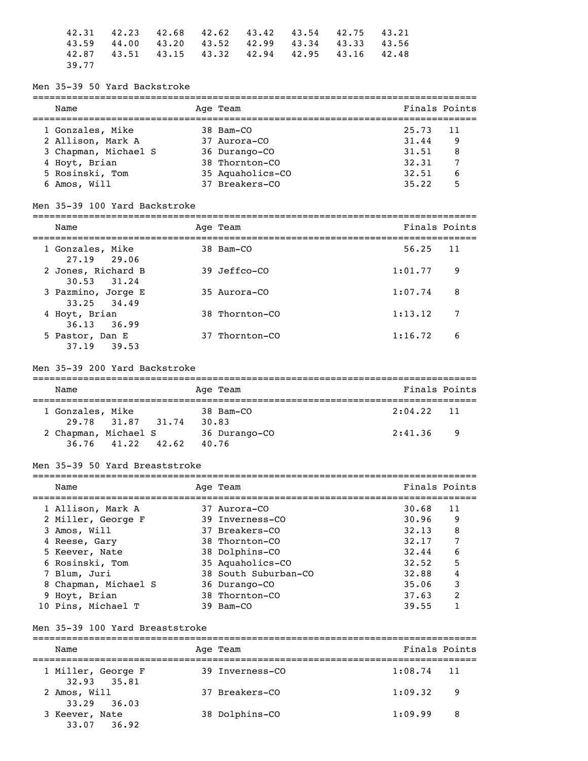42.31 42.23 42.68 42.62 43.42 43.54 42.75 43.21
43.59 44.00 43.20 43.52 42.99 43.34 43.33 43.56
42.87 43.51 43.15 43.32 42.94 42.95 43.16 42.48
39.77

### Men 35-39 50 Yard Backstroke

| | Name | Age | Team | Finals | Points |
|---|---|---|---|---|---|
| 1 | Gonzales, Mike | 38 | Bam-CO | 25.73 | 11 |
| 2 | Allison, Mark A | 37 | Aurora-CO | 31.44 | 9 |
| 3 | Chapman, Michael S | 36 | Durango-CO | 31.51 | 8 |
| 4 | Hoyt, Brian | 38 | Thornton-CO | 32.31 | 7 |
| 5 | Rosinski, Tom | 35 | Aquaholics-CO | 32.51 | 6 |
| 6 | Amos, Will | 37 | Breakers-CO | 35.22 | 5 |

### Men 35-39 100 Yard Backstroke

| | Name | Age | Team | Finals | Points |
|---|---|---|---|---|---|
| 1 | Gonzales, Mike | 38 | Bam-CO | 56.25 | 11 |
| | 27.19 29.06 | | | | |
| 2 | Jones, Richard B | 39 | Jeffco-CO | 1:01.77 | 9 |
| | 30.53 31.24 | | | | |
| 3 | Pazmino, Jorge E | 35 | Aurora-CO | 1:07.74 | 8 |
| | 33.25 34.49 | | | | |
| 4 | Hoyt, Brian | 38 | Thornton-CO | 1:13.12 | 7 |
| | 36.13 36.99 | | | | |
| 5 | Pastor, Dan E | 37 | Thornton-CO | 1:16.72 | 6 |
| | 37.19 39.53 | | | | |

### Men 35-39 200 Yard Backstroke

| | Name | Age | Team | Finals | Points |
|---|---|---|---|---|---|
| 1 | Gonzales, Mike | 38 | Bam-CO | 2:04.22 | 11 |
| | 29.78 31.87 31.74 30.83 | | | | |
| 2 | Chapman, Michael S | 36 | Durango-CO | 2:41.36 | 9 |
| | 36.76 41.22 42.62 40.76 | | | | |

### Men 35-39 50 Yard Breaststroke

| | Name | Age | Team | Finals | Points |
|---|---|---|---|---|---|
| 1 | Allison, Mark A | 37 | Aurora-CO | 30.68 | 11 |
| 2 | Miller, George F | 39 | Inverness-CO | 30.96 | 9 |
| 3 | Amos, Will | 37 | Breakers-CO | 32.13 | 8 |
| 4 | Reese, Gary | 38 | Thornton-CO | 32.17 | 7 |
| 5 | Keever, Nate | 38 | Dolphins-CO | 32.44 | 6 |
| 6 | Rosinski, Tom | 35 | Aquaholics-CO | 32.52 | 5 |
| 7 | Blum, Juri | 38 | South Suburban-CO | 32.88 | 4 |
| 8 | Chapman, Michael S | 36 | Durango-CO | 35.06 | 3 |
| 9 | Hoyt, Brian | 38 | Thornton-CO | 37.63 | 2 |
| 10 | Pins, Michael T | 39 | Bam-CO | 39.55 | 1 |

### Men 35-39 100 Yard Breaststroke

| | Name | Age | Team | Finals | Points |
|---|---|---|---|---|---|
| 1 | Miller, George F | 39 | Inverness-CO | 1:08.74 | 11 |
| | 32.93 35.81 | | | | |
| 2 | Amos, Will | 37 | Breakers-CO | 1:09.32 | 9 |
| | 33.29 36.03 | | | | |
| 3 | Keever, Nate | 38 | Dolphins-CO | 1:09.99 | 8 |
| | 33.07 36.92 | | | | |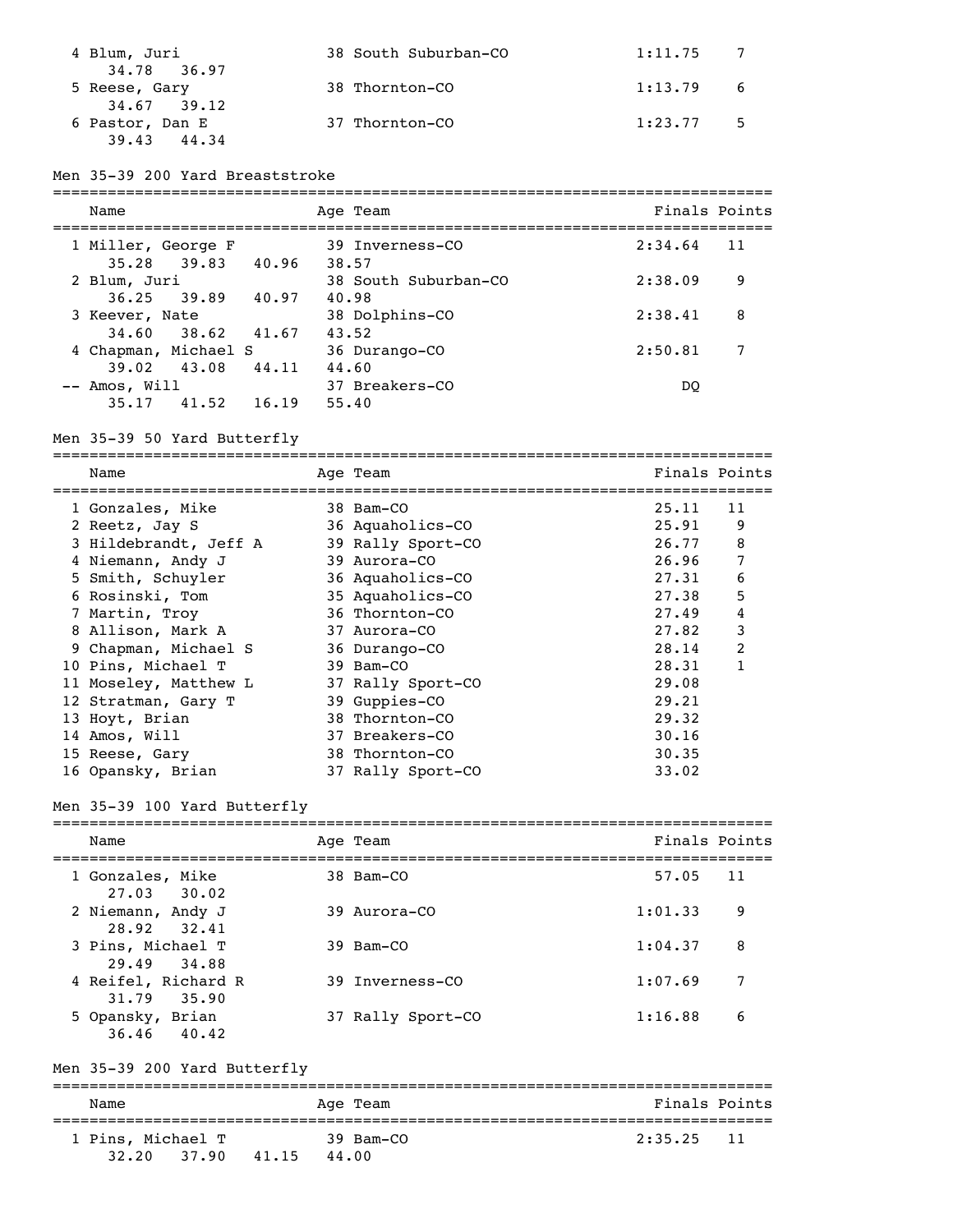| Place | Name | Age | Team | Finals | Points |
|---|---|---|---|---|---|
| 4 | Blum, Juri | 38 | South Suburban-CO | 1:11.75 | 7 |
| | 34.78  36.97 | | | | |
| 5 | Reese, Gary | 38 | Thornton-CO | 1:13.79 | 6 |
| | 34.67  39.12 | | | | |
| 6 | Pastor, Dan E | 37 | Thornton-CO | 1:23.77 | 5 |
| | 39.43  44.34 | | | | |

## Men 35-39 200 Yard Breaststroke

| Place | Name | Age | Team | Finals | Points |
|---|---|---|---|---|---|
| 1 | Miller, George F | 39 | Inverness-CO | 2:34.64 | 11 |
| | 35.28  39.83  40.96  38.57 | | | | |
| 2 | Blum, Juri | 38 | South Suburban-CO | 2:38.09 | 9 |
| | 36.25  39.89  40.97  40.98 | | | | |
| 3 | Keever, Nate | 38 | Dolphins-CO | 2:38.41 | 8 |
| | 34.60  38.62  41.67  43.52 | | | | |
| 4 | Chapman, Michael S | 36 | Durango-CO | 2:50.81 | 7 |
| | 39.02  43.08  44.11  44.60 | | | | |
| -- | Amos, Will | 37 | Breakers-CO | DQ | |
| | 35.17  41.52  16.19  55.40 | | | | |

## Men 35-39 50 Yard Butterfly

| Place | Name | Age | Team | Finals | Points |
|---|---|---|---|---|---|
| 1 | Gonzales, Mike | 38 | Bam-CO | 25.11 | 11 |
| 2 | Reetz, Jay S | 36 | Aquaholics-CO | 25.91 | 9 |
| 3 | Hildebrandt, Jeff A | 39 | Rally Sport-CO | 26.77 | 8 |
| 4 | Niemann, Andy J | 39 | Aurora-CO | 26.96 | 7 |
| 5 | Smith, Schuyler | 36 | Aquaholics-CO | 27.31 | 6 |
| 6 | Rosinski, Tom | 35 | Aquaholics-CO | 27.38 | 5 |
| 7 | Martin, Troy | 36 | Thornton-CO | 27.49 | 4 |
| 8 | Allison, Mark A | 37 | Aurora-CO | 27.82 | 3 |
| 9 | Chapman, Michael S | 36 | Durango-CO | 28.14 | 2 |
| 10 | Pins, Michael T | 39 | Bam-CO | 28.31 | 1 |
| 11 | Moseley, Matthew L | 37 | Rally Sport-CO | 29.08 | |
| 12 | Stratman, Gary T | 39 | Guppies-CO | 29.21 | |
| 13 | Hoyt, Brian | 38 | Thornton-CO | 29.32 | |
| 14 | Amos, Will | 37 | Breakers-CO | 30.16 | |
| 15 | Reese, Gary | 38 | Thornton-CO | 30.35 | |
| 16 | Opansky, Brian | 37 | Rally Sport-CO | 33.02 | |

## Men 35-39 100 Yard Butterfly

| Place | Name | Age | Team | Finals | Points |
|---|---|---|---|---|---|
| 1 | Gonzales, Mike | 38 | Bam-CO | 57.05 | 11 |
| | 27.03  30.02 | | | | |
| 2 | Niemann, Andy J | 39 | Aurora-CO | 1:01.33 | 9 |
| | 28.92  32.41 | | | | |
| 3 | Pins, Michael T | 39 | Bam-CO | 1:04.37 | 8 |
| | 29.49  34.88 | | | | |
| 4 | Reifel, Richard R | 39 | Inverness-CO | 1:07.69 | 7 |
| | 31.79  35.90 | | | | |
| 5 | Opansky, Brian | 37 | Rally Sport-CO | 1:16.88 | 6 |
| | 36.46  40.42 | | | | |

## Men 35-39 200 Yard Butterfly

| Place | Name | Age | Team | Finals | Points |
|---|---|---|---|---|---|
| 1 | Pins, Michael T | 39 | Bam-CO | 2:35.25 | 11 |
| | 32.20  37.90  41.15  44.00 | | | | |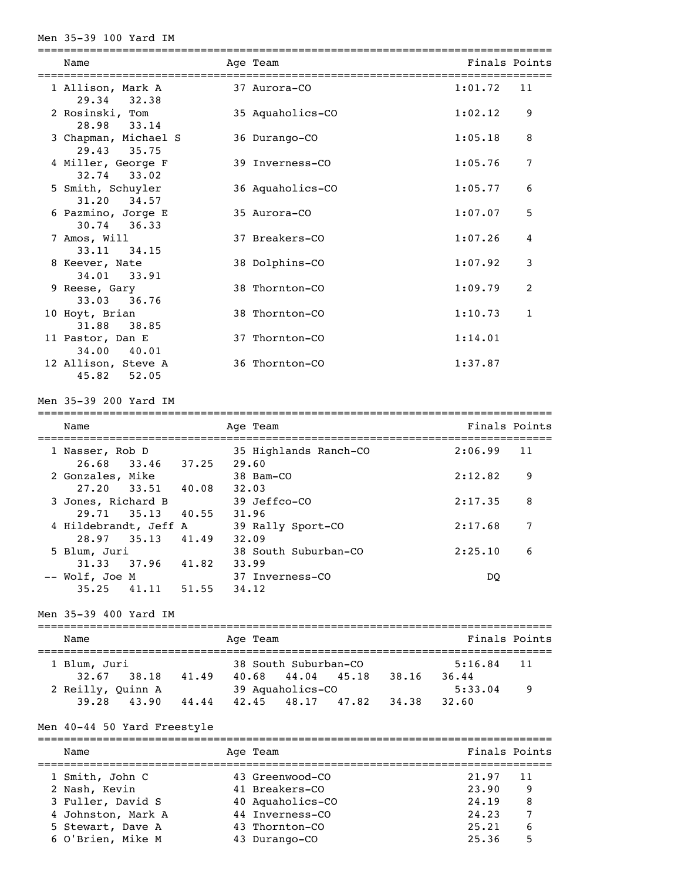## Men 35-39 100 Yard IM

| Place | Name | Age | Team | Finals | Points |
|---|---|---|---|---|---|
| 1 | Allison, Mark A | 37 | Aurora-CO | 1:01.72 | 11 |
| | 29.34  32.38 | | | | |
| 2 | Rosinski, Tom | 35 | Aquaholics-CO | 1:02.12 | 9 |
| | 28.98  33.14 | | | | |
| 3 | Chapman, Michael S | 36 | Durango-CO | 1:05.18 | 8 |
| | 29.43  35.75 | | | | |
| 4 | Miller, George F | 39 | Inverness-CO | 1:05.76 | 7 |
| | 32.74  33.02 | | | | |
| 5 | Smith, Schuyler | 36 | Aquaholics-CO | 1:05.77 | 6 |
| | 31.20  34.57 | | | | |
| 6 | Pazmino, Jorge E | 35 | Aurora-CO | 1:07.07 | 5 |
| | 30.74  36.33 | | | | |
| 7 | Amos, Will | 37 | Breakers-CO | 1:07.26 | 4 |
| | 33.11  34.15 | | | | |
| 8 | Keever, Nate | 38 | Dolphins-CO | 1:07.92 | 3 |
| | 34.01  33.91 | | | | |
| 9 | Reese, Gary | 38 | Thornton-CO | 1:09.79 | 2 |
| | 33.03  36.76 | | | | |
| 10 | Hoyt, Brian | 38 | Thornton-CO | 1:10.73 | 1 |
| | 31.88  38.85 | | | | |
| 11 | Pastor, Dan E | 37 | Thornton-CO | 1:14.01 | |
| | 34.00  40.01 | | | | |
| 12 | Allison, Steve A | 36 | Thornton-CO | 1:37.87 | |
| | 45.82  52.05 | | | | |

## Men 35-39 200 Yard IM

| Place | Name | Age | Team | Finals | Points |
|---|---|---|---|---|---|
| 1 | Nasser, Rob D | 35 | Highlands Ranch-CO | 2:06.99 | 11 |
| | 26.68  33.46  37.25  29.60 | | | | |
| 2 | Gonzales, Mike | 38 | Bam-CO | 2:12.82 | 9 |
| | 27.20  33.51  40.08  32.03 | | | | |
| 3 | Jones, Richard B | 39 | Jeffco-CO | 2:17.35 | 8 |
| | 29.71  35.13  40.55  31.96 | | | | |
| 4 | Hildebrandt, Jeff A | 39 | Rally Sport-CO | 2:17.68 | 7 |
| | 28.97  35.13  41.49  32.09 | | | | |
| 5 | Blum, Juri | 38 | South Suburban-CO | 2:25.10 | 6 |
| | 31.33  37.96  41.82  33.99 | | | | |
| -- | Wolf, Joe M | 37 | Inverness-CO | DQ | |
| | 35.25  41.11  51.55  34.12 | | | | |

## Men 35-39 400 Yard IM

| Place | Name | Age | Team | Finals | Points |
|---|---|---|---|---|---|
| 1 | Blum, Juri | 38 | South Suburban-CO | 5:16.84 | 11 |
| | 32.67  38.18  41.49  40.68  44.04  45.18  38.16  36.44 | | | | |
| 2 | Reilly, Quinn A | 39 | Aquaholics-CO | 5:33.04 | 9 |
| | 39.28  43.90  44.44  42.45  48.17  47.82  34.38  32.60 | | | | |

## Men 40-44 50 Yard Freestyle

| Place | Name | Age | Team | Finals | Points |
|---|---|---|---|---|---|
| 1 | Smith, John C | 43 | Greenwood-CO | 21.97 | 11 |
| 2 | Nash, Kevin | 41 | Breakers-CO | 23.90 | 9 |
| 3 | Fuller, David S | 40 | Aquaholics-CO | 24.19 | 8 |
| 4 | Johnston, Mark A | 44 | Inverness-CO | 24.23 | 7 |
| 5 | Stewart, Dave A | 43 | Thornton-CO | 25.21 | 6 |
| 6 | O'Brien, Mike M | 43 | Durango-CO | 25.36 | 5 |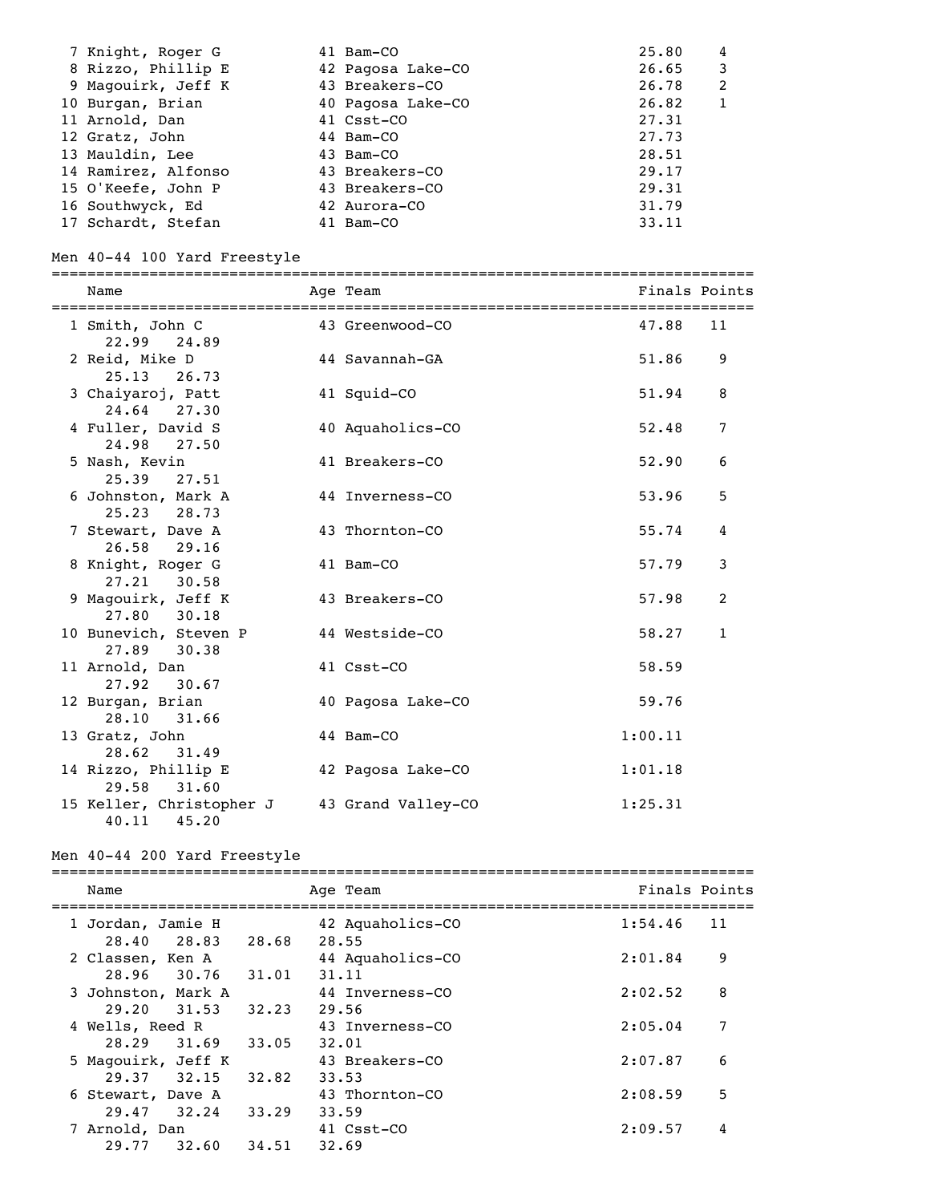| Place | Name | Age | Team | Finals | Points |
|---|---|---|---|---|---|
| 7 | Knight, Roger G | 41 | Bam-CO | 25.80 | 4 |
| 8 | Rizzo, Phillip E | 42 | Pagosa Lake-CO | 26.65 | 3 |
| 9 | Magouirk, Jeff K | 43 | Breakers-CO | 26.78 | 2 |
| 10 | Burgan, Brian | 40 | Pagosa Lake-CO | 26.82 | 1 |
| 11 | Arnold, Dan | 41 | Csst-CO | 27.31 | |
| 12 | Gratz, John | 44 | Bam-CO | 27.73 | |
| 13 | Mauldin, Lee | 43 | Bam-CO | 28.51 | |
| 14 | Ramirez, Alfonso | 43 | Breakers-CO | 29.17 | |
| 15 | O'Keefe, John P | 43 | Breakers-CO | 29.31 | |
| 16 | Southwyck, Ed | 42 | Aurora-CO | 31.79 | |
| 17 | Schardt, Stefan | 41 | Bam-CO | 33.11 | |

## Men 40-44 100 Yard Freestyle

| Place | Name | Age | Team | Finals | Points | Splits |
|---|---|---|---|---|---|---|
| 1 | Smith, John C | 43 | Greenwood-CO | 47.88 | 11 | 22.99 24.89 |
| 2 | Reid, Mike D | 44 | Savannah-GA | 51.86 | 9 | 25.13 26.73 |
| 3 | Chaiyaroj, Patt | 41 | Squid-CO | 51.94 | 8 | 24.64 27.30 |
| 4 | Fuller, David S | 40 | Aquaholics-CO | 52.48 | 7 | 24.98 27.50 |
| 5 | Nash, Kevin | 41 | Breakers-CO | 52.90 | 6 | 25.39 27.51 |
| 6 | Johnston, Mark A | 44 | Inverness-CO | 53.96 | 5 | 25.23 28.73 |
| 7 | Stewart, Dave A | 43 | Thornton-CO | 55.74 | 4 | 26.58 29.16 |
| 8 | Knight, Roger G | 41 | Bam-CO | 57.79 | 3 | 27.21 30.58 |
| 9 | Magouirk, Jeff K | 43 | Breakers-CO | 57.98 | 2 | 27.80 30.18 |
| 10 | Bunevich, Steven P | 44 | Westside-CO | 58.27 | 1 | 27.89 30.38 |
| 11 | Arnold, Dan | 41 | Csst-CO | 58.59 | | 27.92 30.67 |
| 12 | Burgan, Brian | 40 | Pagosa Lake-CO | 59.76 | | 28.10 31.66 |
| 13 | Gratz, John | 44 | Bam-CO | 1:00.11 | | 28.62 31.49 |
| 14 | Rizzo, Phillip E | 42 | Pagosa Lake-CO | 1:01.18 | | 29.58 31.60 |
| 15 | Keller, Christopher J | 43 | Grand Valley-CO | 1:25.31 | | 40.11 45.20 |

## Men 40-44 200 Yard Freestyle

| Place | Name | Age | Team | Finals | Points | Splits |
|---|---|---|---|---|---|---|
| 1 | Jordan, Jamie H | 42 | Aquaholics-CO | 1:54.46 | 11 | 28.40 28.83 28.68 28.55 |
| 2 | Classen, Ken A | 44 | Aquaholics-CO | 2:01.84 | 9 | 28.96 30.76 31.01 31.11 |
| 3 | Johnston, Mark A | 44 | Inverness-CO | 2:02.52 | 8 | 29.20 31.53 32.23 29.56 |
| 4 | Wells, Reed R | 43 | Inverness-CO | 2:05.04 | 7 | 28.29 31.69 33.05 32.01 |
| 5 | Magouirk, Jeff K | 43 | Breakers-CO | 2:07.87 | 6 | 29.37 32.15 32.82 33.53 |
| 6 | Stewart, Dave A | 43 | Thornton-CO | 2:08.59 | 5 | 29.47 32.24 33.29 33.59 |
| 7 | Arnold, Dan | 41 | Csst-CO | 2:09.57 | 4 | 29.77 32.60 34.51 32.69 |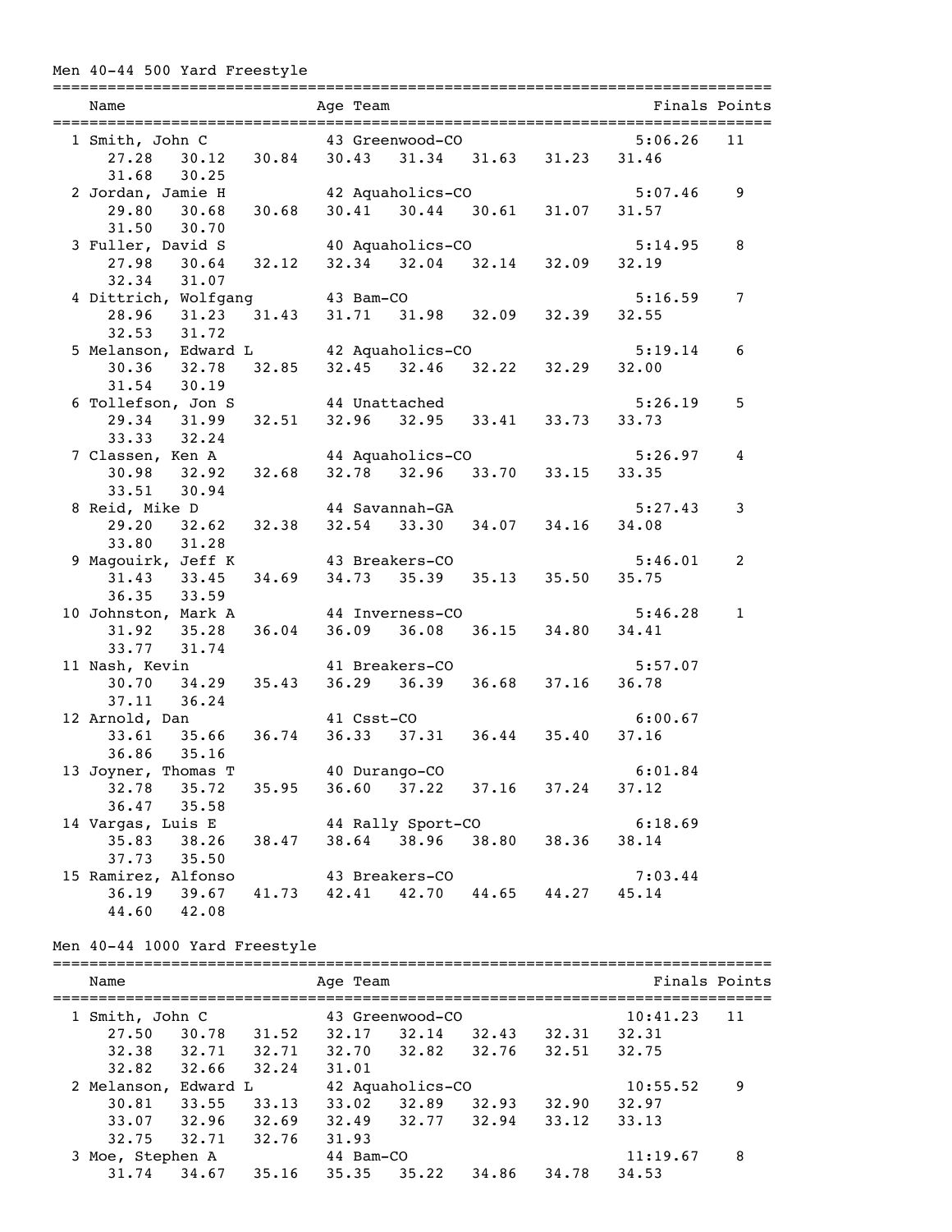## Men 40-44 500 Yard Freestyle

| Place | Name | Age | Team | Finals | Points |
|---|---|---|---|---|---|
| 1 | Smith, John C | 43 | Greenwood-CO | 5:06.26 | 11 |
| | 27.28 30.12 30.84 30.43 31.34 31.63 31.23 31.46 31.68 30.25 | | | | |
| 2 | Jordan, Jamie H | 42 | Aquaholics-CO | 5:07.46 | 9 |
| | 29.80 30.68 30.68 30.41 30.44 30.61 31.07 31.57 31.50 30.70 | | | | |
| 3 | Fuller, David S | 40 | Aquaholics-CO | 5:14.95 | 8 |
| | 27.98 30.64 32.12 32.34 32.04 32.14 32.09 32.19 32.34 31.07 | | | | |
| 4 | Dittrich, Wolfgang | 43 | Bam-CO | 5:16.59 | 7 |
| | 28.96 31.23 31.43 31.71 31.98 32.09 32.39 32.55 32.53 31.72 | | | | |
| 5 | Melanson, Edward L | 42 | Aquaholics-CO | 5:19.14 | 6 |
| | 30.36 32.78 32.85 32.45 32.46 32.22 32.29 32.00 31.54 30.19 | | | | |
| 6 | Tollefson, Jon S | 44 | Unattached | 5:26.19 | 5 |
| | 29.34 31.99 32.51 32.96 32.95 33.41 33.73 33.73 33.33 32.24 | | | | |
| 7 | Classen, Ken A | 44 | Aquaholics-CO | 5:26.97 | 4 |
| | 30.98 32.92 32.68 32.78 32.96 33.70 33.15 33.35 33.51 30.94 | | | | |
| 8 | Reid, Mike D | 44 | Savannah-GA | 5:27.43 | 3 |
| | 29.20 32.62 32.38 32.54 33.30 34.07 34.16 34.08 33.80 31.28 | | | | |
| 9 | Magouirk, Jeff K | 43 | Breakers-CO | 5:46.01 | 2 |
| | 31.43 33.45 34.69 34.73 35.39 35.13 35.50 35.75 36.35 33.59 | | | | |
| 10 | Johnston, Mark A | 44 | Inverness-CO | 5:46.28 | 1 |
| | 31.92 35.28 36.04 36.09 36.08 36.15 34.80 34.41 33.77 31.74 | | | | |
| 11 | Nash, Kevin | 41 | Breakers-CO | 5:57.07 | |
| | 30.70 34.29 35.43 36.29 36.39 36.68 37.16 36.78 37.11 36.24 | | | | |
| 12 | Arnold, Dan | 41 | Csst-CO | 6:00.67 | |
| | 33.61 35.66 36.74 36.33 37.31 36.44 35.40 37.16 36.86 35.16 | | | | |
| 13 | Joyner, Thomas T | 40 | Durango-CO | 6:01.84 | |
| | 32.78 35.72 35.95 36.60 37.22 37.16 37.24 37.12 36.47 35.58 | | | | |
| 14 | Vargas, Luis E | 44 | Rally Sport-CO | 6:18.69 | |
| | 35.83 38.26 38.47 38.64 38.96 38.80 38.36 38.14 37.73 35.50 | | | | |
| 15 | Ramirez, Alfonso | 43 | Breakers-CO | 7:03.44 | |
| | 36.19 39.67 41.73 42.41 42.70 44.65 44.27 45.14 44.60 42.08 | | | | |

## Men 40-44 1000 Yard Freestyle

| Place | Name | Age | Team | Finals | Points |
|---|---|---|---|---|---|
| 1 | Smith, John C | 43 | Greenwood-CO | 10:41.23 | 11 |
| | 27.50 30.78 31.52 32.17 32.14 32.43 32.31 32.31 32.38 32.71 32.71 32.70 32.82 32.76 32.51 32.75 32.82 32.66 32.24 31.01 | | | | |
| 2 | Melanson, Edward L | 42 | Aquaholics-CO | 10:55.52 | 9 |
| | 30.81 33.55 33.13 33.02 32.89 32.93 32.90 32.97 33.07 32.96 32.69 32.49 32.77 32.94 33.12 33.13 32.75 32.71 32.76 31.93 | | | | |
| 3 | Moe, Stephen A | 44 | Bam-CO | 11:19.67 | 8 |
| | 31.74 34.67 35.16 35.35 35.22 34.86 34.78 34.53 | | | | |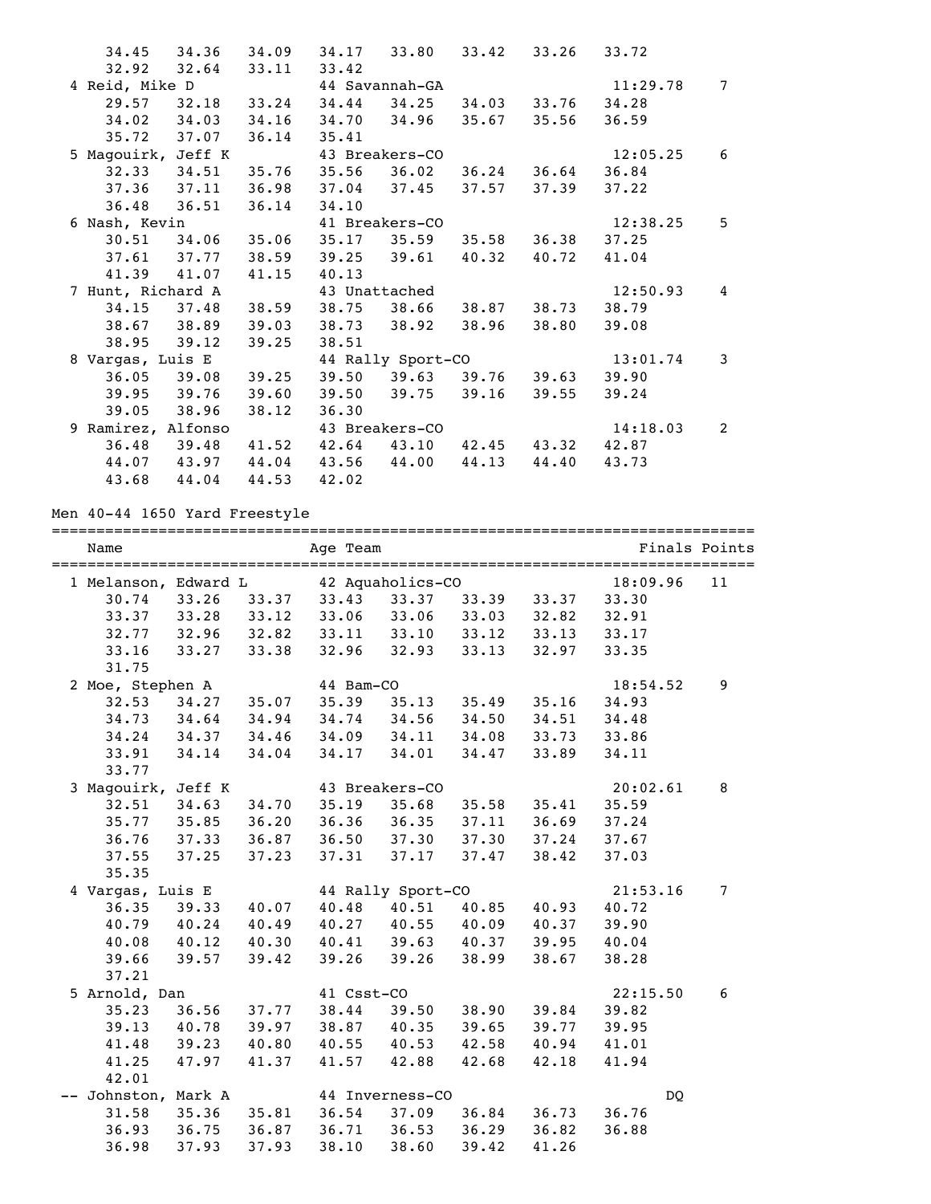```
    34.45   34.36   34.09   34.17   33.80   33.42   33.26   33.72
    32.92   32.64   33.11   33.42
  4 Reid, Mike D              44 Savannah-GA                  11:29.78     7
    29.57   32.18   33.24   34.44   34.25   34.03   33.76   34.28
    34.02   34.03   34.16   34.70   34.96   35.67   35.56   36.59
    35.72   37.07   36.14   35.41
  5 Magouirk, Jeff K          43 Breakers-CO                  12:05.25     6
    32.33   34.51   35.76   35.56   36.02   36.24   36.64   36.84
    37.36   37.11   36.98   37.04   37.45   37.57   37.39   37.22
    36.48   36.51   36.14   34.10
  6 Nash, Kevin               41 Breakers-CO                  12:38.25     5
    30.51   34.06   35.06   35.17   35.59   35.58   36.38   37.25
    37.61   37.77   38.59   39.25   39.61   40.32   40.72   41.04
    41.39   41.07   41.15   40.13
  7 Hunt, Richard A           43 Unattached                   12:50.93     4
    34.15   37.48   38.59   38.75   38.66   38.87   38.73   38.79
    38.67   38.89   39.03   38.73   38.92   38.96   38.80   39.08
    38.95   39.12   39.25   38.51
  8 Vargas, Luis E            44 Rally Sport-CO               13:01.74     3
    36.05   39.08   39.25   39.50   39.63   39.76   39.63   39.90
    39.95   39.76   39.60   39.50   39.75   39.16   39.55   39.24
    39.05   38.96   38.12   36.30
  9 Ramirez, Alfonso          43 Breakers-CO                  14:18.03     2
    36.48   39.48   41.52   42.64   43.10   42.45   43.32   42.87
    44.07   43.97   44.04   43.56   44.00   44.13   44.40   43.73
    43.68   44.04   44.53   42.02
```

Men 40-44 1650 Yard Freestyle

```
===============================================================================
    Name                    Age Team                            Finals Points
===============================================================================
  1 Melanson, Edward L        42 Aquaholics-CO                18:09.96    11
    30.74   33.26   33.37   33.43   33.37   33.39   33.37   33.30
    33.37   33.28   33.12   33.06   33.06   33.03   32.82   32.91
    32.77   32.96   32.82   33.11   33.10   33.12   33.13   33.17
    33.16   33.27   33.38   32.96   32.93   33.13   32.97   33.35
    31.75
  2 Moe, Stephen A            44 Bam-CO                       18:54.52     9
    32.53   34.27   35.07   35.39   35.13   35.49   35.16   34.93
    34.73   34.64   34.94   34.74   34.56   34.50   34.51   34.48
    34.24   34.37   34.46   34.09   34.11   34.08   33.73   33.86
    33.91   34.14   34.04   34.17   34.01   34.47   33.89   34.11
    33.77
  3 Magouirk, Jeff K          43 Breakers-CO                  20:02.61     8
    32.51   34.63   34.70   35.19   35.68   35.58   35.41   35.59
    35.77   35.85   36.20   36.36   36.35   37.11   36.69   37.24
    36.76   37.33   36.87   36.50   37.30   37.30   37.24   37.67
    37.55   37.25   37.23   37.31   37.17   37.47   38.42   37.03
    35.35
  4 Vargas, Luis E            44 Rally Sport-CO               21:53.16     7
    36.35   39.33   40.07   40.48   40.51   40.85   40.93   40.72
    40.79   40.24   40.49   40.27   40.55   40.09   40.37   39.90
    40.08   40.12   40.30   40.41   39.63   40.37   39.95   40.04
    39.66   39.57   39.42   39.26   39.26   38.99   38.67   38.28
    37.21
  5 Arnold, Dan               41 Csst-CO                      22:15.50     6
    35.23   36.56   37.77   38.44   39.50   38.90   39.84   39.82
    39.13   40.78   39.97   38.87   40.35   39.65   39.77   39.95
    41.48   39.23   40.80   40.55   40.53   42.58   40.94   41.01
    41.25   47.97   41.37   41.57   42.88   42.68   42.18   41.94
    42.01
 -- Johnston, Mark A          44 Inverness-CO                       DQ
    31.58   35.36   35.81   36.54   37.09   36.84   36.73   36.76
    36.93   36.75   36.87   36.71   36.53   36.29   36.82   36.88
    36.98   37.93   37.93   38.10   38.60   39.42   41.26
```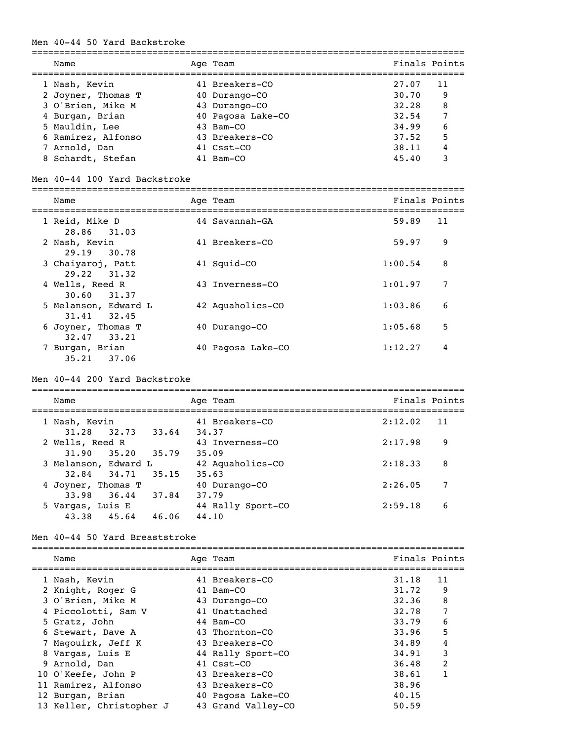## Men 40-44 50 Yard Backstroke

| Place | Name | Age | Team | Finals | Points |
|---|---|---|---|---|---|
| 1 | Nash, Kevin | 41 | Breakers-CO | 27.07 | 11 |
| 2 | Joyner, Thomas T | 40 | Durango-CO | 30.70 | 9 |
| 3 | O'Brien, Mike M | 43 | Durango-CO | 32.28 | 8 |
| 4 | Burgan, Brian | 40 | Pagosa Lake-CO | 32.54 | 7 |
| 5 | Mauldin, Lee | 43 | Bam-CO | 34.99 | 6 |
| 6 | Ramirez, Alfonso | 43 | Breakers-CO | 37.52 | 5 |
| 7 | Arnold, Dan | 41 | Csst-CO | 38.11 | 4 |
| 8 | Schardt, Stefan | 41 | Bam-CO | 45.40 | 3 |

## Men 40-44 100 Yard Backstroke

| Place | Name | Age | Team | Finals | Points |
|---|---|---|---|---|---|
| 1 | Reid, Mike D | 44 | Savannah-GA | 59.89 | 11 |
| | 28.86 31.03 | | | | |
| 2 | Nash, Kevin | 41 | Breakers-CO | 59.97 | 9 |
| | 29.19 30.78 | | | | |
| 3 | Chaiyaroj, Patt | 41 | Squid-CO | 1:00.54 | 8 |
| | 29.22 31.32 | | | | |
| 4 | Wells, Reed R | 43 | Inverness-CO | 1:01.97 | 7 |
| | 30.60 31.37 | | | | |
| 5 | Melanson, Edward L | 42 | Aquaholics-CO | 1:03.86 | 6 |
| | 31.41 32.45 | | | | |
| 6 | Joyner, Thomas T | 40 | Durango-CO | 1:05.68 | 5 |
| | 32.47 33.21 | | | | |
| 7 | Burgan, Brian | 40 | Pagosa Lake-CO | 1:12.27 | 4 |
| | 35.21 37.06 | | | | |

## Men 40-44 200 Yard Backstroke

| Place | Name | Age | Team | Finals | Points |
|---|---|---|---|---|---|
| 1 | Nash, Kevin | 41 | Breakers-CO | 2:12.02 | 11 |
| | 31.28 32.73 33.64 34.37 | | | | |
| 2 | Wells, Reed R | 43 | Inverness-CO | 2:17.98 | 9 |
| | 31.90 35.20 35.79 35.09 | | | | |
| 3 | Melanson, Edward L | 42 | Aquaholics-CO | 2:18.33 | 8 |
| | 32.84 34.71 35.15 35.63 | | | | |
| 4 | Joyner, Thomas T | 40 | Durango-CO | 2:26.05 | 7 |
| | 33.98 36.44 37.84 37.79 | | | | |
| 5 | Vargas, Luis E | 44 | Rally Sport-CO | 2:59.18 | 6 |
| | 43.38 45.64 46.06 44.10 | | | | |

## Men 40-44 50 Yard Breaststroke

| Place | Name | Age | Team | Finals | Points |
|---|---|---|---|---|---|
| 1 | Nash, Kevin | 41 | Breakers-CO | 31.18 | 11 |
| 2 | Knight, Roger G | 41 | Bam-CO | 31.72 | 9 |
| 3 | O'Brien, Mike M | 43 | Durango-CO | 32.36 | 8 |
| 4 | Piccolotti, Sam V | 41 | Unattached | 32.78 | 7 |
| 5 | Gratz, John | 44 | Bam-CO | 33.79 | 6 |
| 6 | Stewart, Dave A | 43 | Thornton-CO | 33.96 | 5 |
| 7 | Magouirk, Jeff K | 43 | Breakers-CO | 34.89 | 4 |
| 8 | Vargas, Luis E | 44 | Rally Sport-CO | 34.91 | 3 |
| 9 | Arnold, Dan | 41 | Csst-CO | 36.48 | 2 |
| 10 | O'Keefe, John P | 43 | Breakers-CO | 38.61 | 1 |
| 11 | Ramirez, Alfonso | 43 | Breakers-CO | 38.96 | |
| 12 | Burgan, Brian | 40 | Pagosa Lake-CO | 40.15 | |
| 13 | Keller, Christopher J | 43 | Grand Valley-CO | 50.59 | |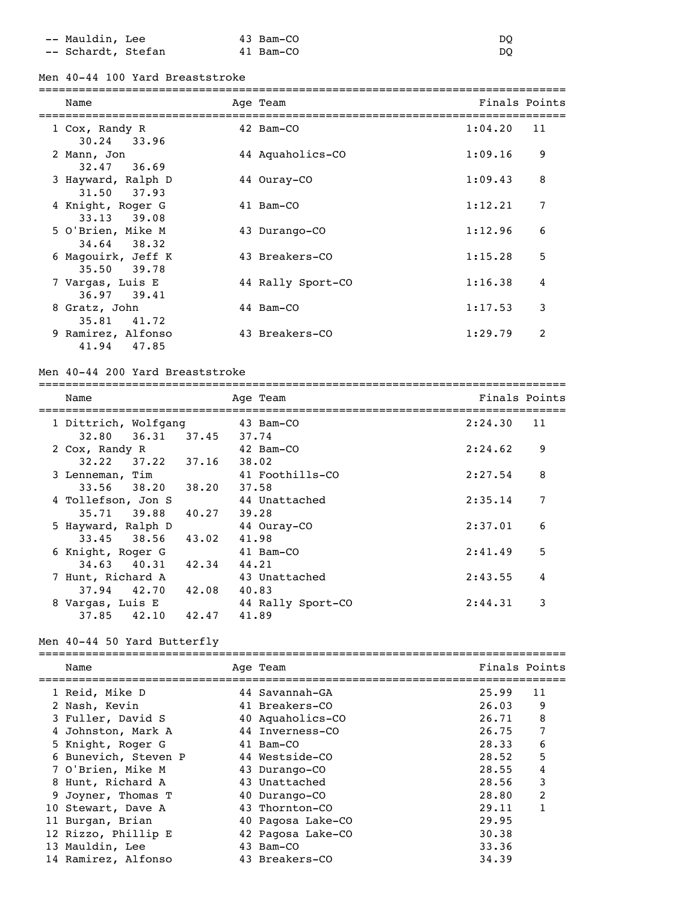| Place | Name | Age | Team | Finals | Points |
|---|---|---|---|---|---|
| -- | Mauldin, Lee | 43 | Bam-CO | DQ | |
| -- | Schardt, Stefan | 41 | Bam-CO | DQ | |

## Men 40-44 100 Yard Breaststroke

| Place | Name | Age | Team | Finals | Points | Splits |
|---|---|---|---|---|---|---|
| 1 | Cox, Randy R | 42 | Bam-CO | 1:04.20 | 11 | 30.24 33.96 |
| 2 | Mann, Jon | 44 | Aquaholics-CO | 1:09.16 | 9 | 32.47 36.69 |
| 3 | Hayward, Ralph D | 44 | Ouray-CO | 1:09.43 | 8 | 31.50 37.93 |
| 4 | Knight, Roger G | 41 | Bam-CO | 1:12.21 | 7 | 33.13 39.08 |
| 5 | O'Brien, Mike M | 43 | Durango-CO | 1:12.96 | 6 | 34.64 38.32 |
| 6 | Magouirk, Jeff K | 43 | Breakers-CO | 1:15.28 | 5 | 35.50 39.78 |
| 7 | Vargas, Luis E | 44 | Rally Sport-CO | 1:16.38 | 4 | 36.97 39.41 |
| 8 | Gratz, John | 44 | Bam-CO | 1:17.53 | 3 | 35.81 41.72 |
| 9 | Ramirez, Alfonso | 43 | Breakers-CO | 1:29.79 | 2 | 41.94 47.85 |

## Men 40-44 200 Yard Breaststroke

| Place | Name | Age | Team | Finals | Points | Splits |
|---|---|---|---|---|---|---|
| 1 | Dittrich, Wolfgang | 43 | Bam-CO | 2:24.30 | 11 | 32.80 36.31 37.45 37.74 |
| 2 | Cox, Randy R | 42 | Bam-CO | 2:24.62 | 9 | 32.22 37.22 37.16 38.02 |
| 3 | Lenneman, Tim | 41 | Foothills-CO | 2:27.54 | 8 | 33.56 38.20 38.20 37.58 |
| 4 | Tollefson, Jon S | 44 | Unattached | 2:35.14 | 7 | 35.71 39.88 40.27 39.28 |
| 5 | Hayward, Ralph D | 44 | Ouray-CO | 2:37.01 | 6 | 33.45 38.56 43.02 41.98 |
| 6 | Knight, Roger G | 41 | Bam-CO | 2:41.49 | 5 | 34.63 40.31 42.34 44.21 |
| 7 | Hunt, Richard A | 43 | Unattached | 2:43.55 | 4 | 37.94 42.70 42.08 40.83 |
| 8 | Vargas, Luis E | 44 | Rally Sport-CO | 2:44.31 | 3 | 37.85 42.10 42.47 41.89 |

## Men 40-44 50 Yard Butterfly

| Place | Name | Age | Team | Finals | Points |
|---|---|---|---|---|---|
| 1 | Reid, Mike D | 44 | Savannah-GA | 25.99 | 11 |
| 2 | Nash, Kevin | 41 | Breakers-CO | 26.03 | 9 |
| 3 | Fuller, David S | 40 | Aquaholics-CO | 26.71 | 8 |
| 4 | Johnston, Mark A | 44 | Inverness-CO | 26.75 | 7 |
| 5 | Knight, Roger G | 41 | Bam-CO | 28.33 | 6 |
| 6 | Bunevich, Steven P | 44 | Westside-CO | 28.52 | 5 |
| 7 | O'Brien, Mike M | 43 | Durango-CO | 28.55 | 4 |
| 8 | Hunt, Richard A | 43 | Unattached | 28.56 | 3 |
| 9 | Joyner, Thomas T | 40 | Durango-CO | 28.80 | 2 |
| 10 | Stewart, Dave A | 43 | Thornton-CO | 29.11 | 1 |
| 11 | Burgan, Brian | 40 | Pagosa Lake-CO | 29.95 | |
| 12 | Rizzo, Phillip E | 42 | Pagosa Lake-CO | 30.38 | |
| 13 | Mauldin, Lee | 43 | Bam-CO | 33.36 | |
| 14 | Ramirez, Alfonso | 43 | Breakers-CO | 34.39 | |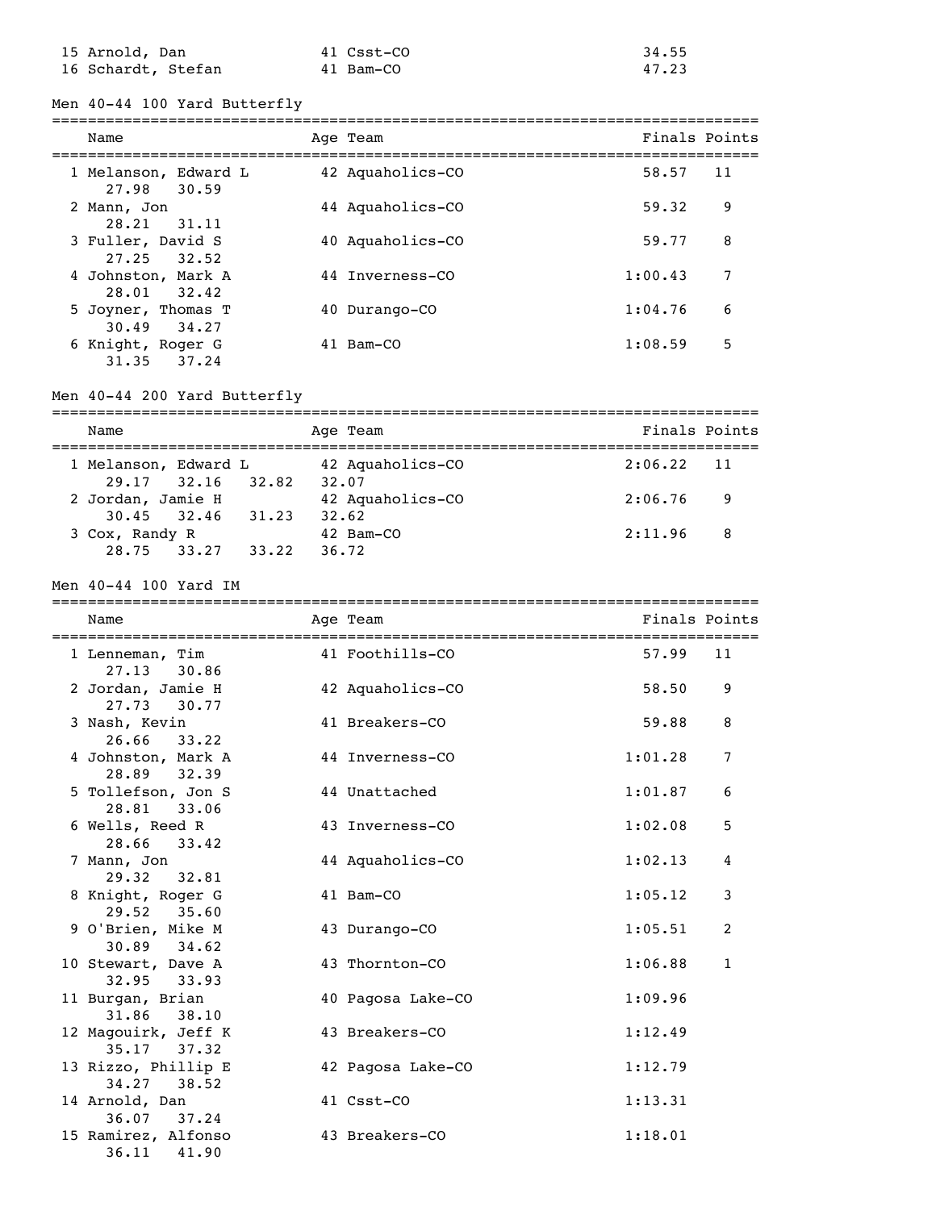| Place | Name | Age | Team | Finals | Points |
|---|---|---|---|---|---|
| 15 | Arnold, Dan | 41 | Csst-CO | 34.55 | |
| 16 | Schardt, Stefan | 41 | Bam-CO | 47.23 | |

## Men 40-44 100 Yard Butterfly

| Place | Name | Age | Team | Finals | Points |
|---|---|---|---|---|---|
| 1 | Melanson, Edward L | 42 | Aquaholics-CO | 58.57 | 11 |
| | 27.98 30.59 | | | | |
| 2 | Mann, Jon | 44 | Aquaholics-CO | 59.32 | 9 |
| | 28.21 31.11 | | | | |
| 3 | Fuller, David S | 40 | Aquaholics-CO | 59.77 | 8 |
| | 27.25 32.52 | | | | |
| 4 | Johnston, Mark A | 44 | Inverness-CO | 1:00.43 | 7 |
| | 28.01 32.42 | | | | |
| 5 | Joyner, Thomas T | 40 | Durango-CO | 1:04.76 | 6 |
| | 30.49 34.27 | | | | |
| 6 | Knight, Roger G | 41 | Bam-CO | 1:08.59 | 5 |
| | 31.35 37.24 | | | | |

## Men 40-44 200 Yard Butterfly

| Place | Name | Age | Team | Finals | Points |
|---|---|---|---|---|---|
| 1 | Melanson, Edward L | 42 | Aquaholics-CO | 2:06.22 | 11 |
| | 29.17 32.16 32.82 32.07 | | | | |
| 2 | Jordan, Jamie H | 42 | Aquaholics-CO | 2:06.76 | 9 |
| | 30.45 32.46 31.23 32.62 | | | | |
| 3 | Cox, Randy R | 42 | Bam-CO | 2:11.96 | 8 |
| | 28.75 33.27 33.22 36.72 | | | | |

## Men 40-44 100 Yard IM

| Place | Name | Age | Team | Finals | Points |
|---|---|---|---|---|---|
| 1 | Lenneman, Tim | 41 | Foothills-CO | 57.99 | 11 |
| | 27.13 30.86 | | | | |
| 2 | Jordan, Jamie H | 42 | Aquaholics-CO | 58.50 | 9 |
| | 27.73 30.77 | | | | |
| 3 | Nash, Kevin | 41 | Breakers-CO | 59.88 | 8 |
| | 26.66 33.22 | | | | |
| 4 | Johnston, Mark A | 44 | Inverness-CO | 1:01.28 | 7 |
| | 28.89 32.39 | | | | |
| 5 | Tollefson, Jon S | 44 | Unattached | 1:01.87 | 6 |
| | 28.81 33.06 | | | | |
| 6 | Wells, Reed R | 43 | Inverness-CO | 1:02.08 | 5 |
| | 28.66 33.42 | | | | |
| 7 | Mann, Jon | 44 | Aquaholics-CO | 1:02.13 | 4 |
| | 29.32 32.81 | | | | |
| 8 | Knight, Roger G | 41 | Bam-CO | 1:05.12 | 3 |
| | 29.52 35.60 | | | | |
| 9 | O'Brien, Mike M | 43 | Durango-CO | 1:05.51 | 2 |
| | 30.89 34.62 | | | | |
| 10 | Stewart, Dave A | 43 | Thornton-CO | 1:06.88 | 1 |
| | 32.95 33.93 | | | | |
| 11 | Burgan, Brian | 40 | Pagosa Lake-CO | 1:09.96 | |
| | 31.86 38.10 | | | | |
| 12 | Magouirk, Jeff K | 43 | Breakers-CO | 1:12.49 | |
| | 35.17 37.32 | | | | |
| 13 | Rizzo, Phillip E | 42 | Pagosa Lake-CO | 1:12.79 | |
| | 34.27 38.52 | | | | |
| 14 | Arnold, Dan | 41 | Csst-CO | 1:13.31 | |
| | 36.07 37.24 | | | | |
| 15 | Ramirez, Alfonso | 43 | Breakers-CO | 1:18.01 | |
| | 36.11 41.90 | | | | |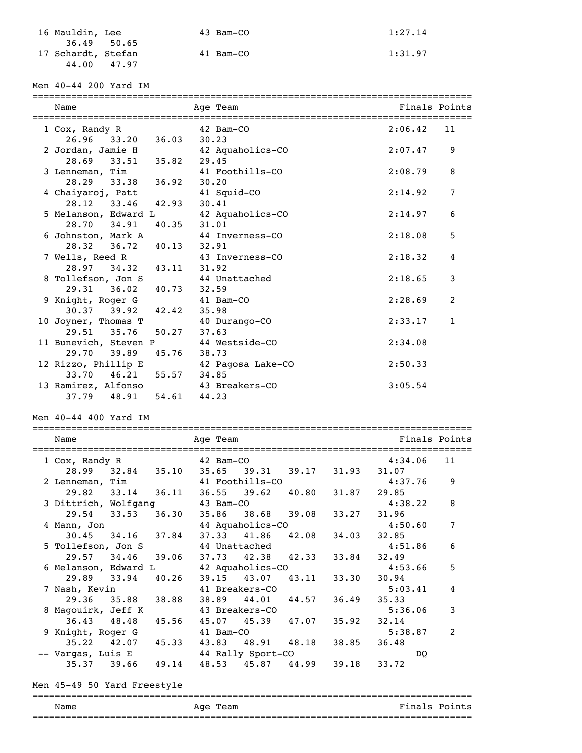| Name | Age | Team | Finals | Points |
|---|---|---|---|---|
| 16 Mauldin, Lee | 43 | Bam-CO | 1:27.14 | |
| 36.49 50.65 | | | | |
| 17 Schardt, Stefan | 41 | Bam-CO | 1:31.97 | |
| 44.00 47.97 | | | | |

## Men 40-44 200 Yard IM

| Name | Age | Team | Finals | Points |
|---|---|---|---|---|
| 1 Cox, Randy R | 42 | Bam-CO | 2:06.42 | 11 |
| 26.96 33.20 36.03 30.23 | | | | |
| 2 Jordan, Jamie H | 42 | Aquaholics-CO | 2:07.47 | 9 |
| 28.69 33.51 35.82 29.45 | | | | |
| 3 Lenneman, Tim | 41 | Foothills-CO | 2:08.79 | 8 |
| 28.29 33.38 36.92 30.20 | | | | |
| 4 Chaiyaroj, Patt | 41 | Squid-CO | 2:14.92 | 7 |
| 28.12 33.46 42.93 30.41 | | | | |
| 5 Melanson, Edward L | 42 | Aquaholics-CO | 2:14.97 | 6 |
| 28.70 34.91 40.35 31.01 | | | | |
| 6 Johnston, Mark A | 44 | Inverness-CO | 2:18.08 | 5 |
| 28.32 36.72 40.13 32.91 | | | | |
| 7 Wells, Reed R | 43 | Inverness-CO | 2:18.32 | 4 |
| 28.97 34.32 43.11 31.92 | | | | |
| 8 Tollefson, Jon S | 44 | Unattached | 2:18.65 | 3 |
| 29.31 36.02 40.73 32.59 | | | | |
| 9 Knight, Roger G | 41 | Bam-CO | 2:28.69 | 2 |
| 30.37 39.92 42.42 35.98 | | | | |
| 10 Joyner, Thomas T | 40 | Durango-CO | 2:33.17 | 1 |
| 29.51 35.76 50.27 37.63 | | | | |
| 11 Bunevich, Steven P | 44 | Westside-CO | 2:34.08 | |
| 29.70 39.89 45.76 38.73 | | | | |
| 12 Rizzo, Phillip E | 42 | Pagosa Lake-CO | 2:50.33 | |
| 33.70 46.21 55.57 34.85 | | | | |
| 13 Ramirez, Alfonso | 43 | Breakers-CO | 3:05.54 | |
| 37.79 48.91 54.61 44.23 | | | | |

## Men 40-44 400 Yard IM

| Name | Age | Team | Finals | Points |
|---|---|---|---|---|
| 1 Cox, Randy R | 42 | Bam-CO | 4:34.06 | 11 |
| 28.99 32.84 35.10 35.65 39.31 39.17 31.93 31.07 | | | | |
| 2 Lenneman, Tim | 41 | Foothills-CO | 4:37.76 | 9 |
| 29.82 33.14 36.11 36.55 39.62 40.80 31.87 29.85 | | | | |
| 3 Dittrich, Wolfgang | 43 | Bam-CO | 4:38.22 | 8 |
| 29.54 33.53 36.30 35.86 38.68 39.08 33.27 31.96 | | | | |
| 4 Mann, Jon | 44 | Aquaholics-CO | 4:50.60 | 7 |
| 30.45 34.16 37.84 37.33 41.86 42.08 34.03 32.85 | | | | |
| 5 Tollefson, Jon S | 44 | Unattached | 4:51.86 | 6 |
| 29.57 34.46 39.06 37.73 42.38 42.33 33.84 32.49 | | | | |
| 6 Melanson, Edward L | 42 | Aquaholics-CO | 4:53.66 | 5 |
| 29.89 33.94 40.26 39.15 43.07 43.11 33.30 30.94 | | | | |
| 7 Nash, Kevin | 41 | Breakers-CO | 5:03.41 | 4 |
| 29.36 35.88 38.88 38.89 44.01 44.57 36.49 35.33 | | | | |
| 8 Magouirk, Jeff K | 43 | Breakers-CO | 5:36.06 | 3 |
| 36.43 48.48 45.56 45.07 45.39 47.07 35.92 32.14 | | | | |
| 9 Knight, Roger G | 41 | Bam-CO | 5:38.87 | 2 |
| 35.22 42.07 45.33 43.83 48.91 48.18 38.85 36.48 | | | | |
| -- Vargas, Luis E | 44 | Rally Sport-CO | DQ | |
| 35.37 39.66 49.14 48.53 45.87 44.99 39.18 33.72 | | | | |

## Men 45-49 50 Yard Freestyle

| Name | Age | Team | Finals | Points |
|---|---|---|---|---|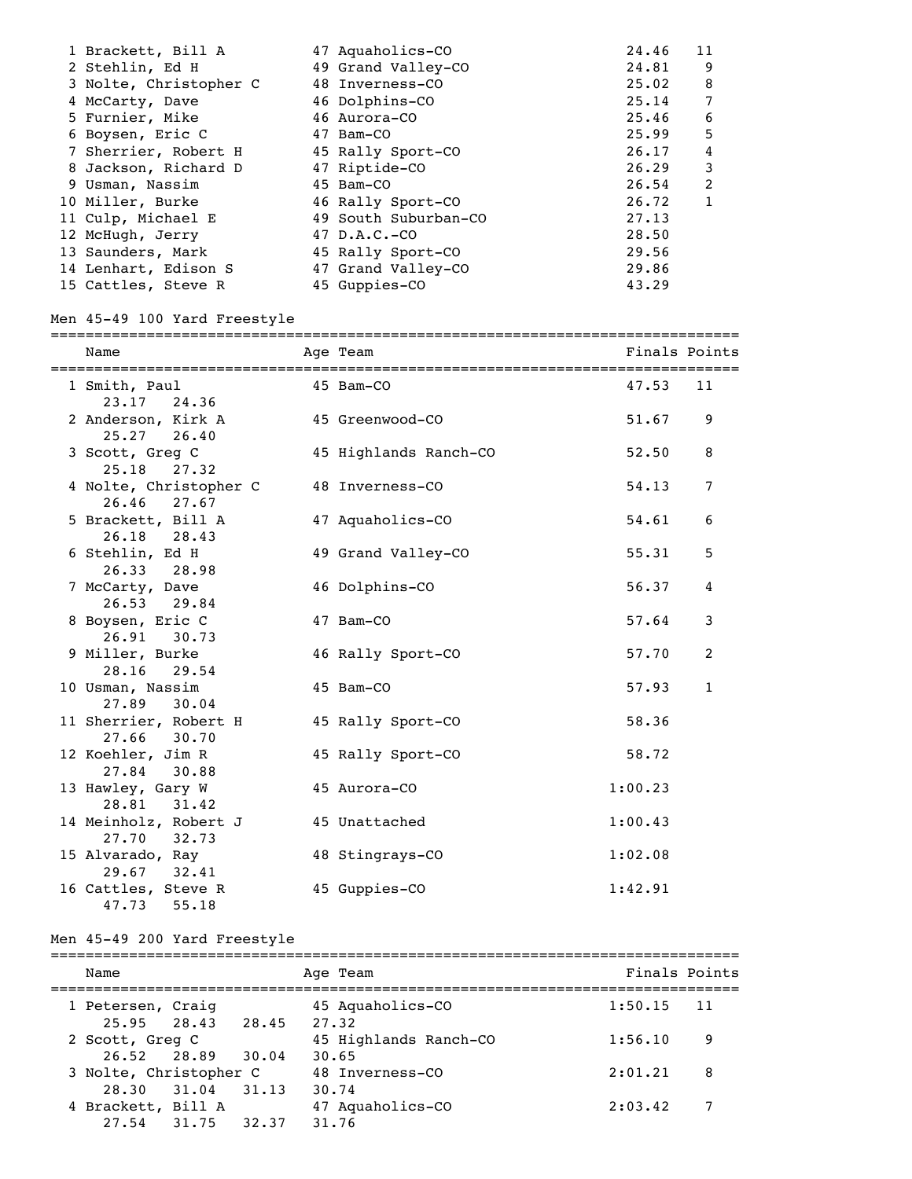| Place | Name | Age | Team | Finals | Points |
|---|---|---|---|---|---|
| 1 | Brackett, Bill A | 47 | Aquaholics-CO | 24.46 | 11 |
| 2 | Stehlin, Ed H | 49 | Grand Valley-CO | 24.81 | 9 |
| 3 | Nolte, Christopher C | 48 | Inverness-CO | 25.02 | 8 |
| 4 | McCarty, Dave | 46 | Dolphins-CO | 25.14 | 7 |
| 5 | Furnier, Mike | 46 | Aurora-CO | 25.46 | 6 |
| 6 | Boysen, Eric C | 47 | Bam-CO | 25.99 | 5 |
| 7 | Sherrier, Robert H | 45 | Rally Sport-CO | 26.17 | 4 |
| 8 | Jackson, Richard D | 47 | Riptide-CO | 26.29 | 3 |
| 9 | Usman, Nassim | 45 | Bam-CO | 26.54 | 2 |
| 10 | Miller, Burke | 46 | Rally Sport-CO | 26.72 | 1 |
| 11 | Culp, Michael E | 49 | South Suburban-CO | 27.13 | |
| 12 | McHugh, Jerry | 47 | D.A.C.-CO | 28.50 | |
| 13 | Saunders, Mark | 45 | Rally Sport-CO | 29.56 | |
| 14 | Lenhart, Edison S | 47 | Grand Valley-CO | 29.86 | |
| 15 | Cattles, Steve R | 45 | Guppies-CO | 43.29 | |

## Men 45-49 100 Yard Freestyle

| Place | Name | Age | Team | Finals | Points | Splits |
|---|---|---|---|---|---|---|
| 1 | Smith, Paul | 45 | Bam-CO | 47.53 | 11 | 23.17 24.36 |
| 2 | Anderson, Kirk A | 45 | Greenwood-CO | 51.67 | 9 | 25.27 26.40 |
| 3 | Scott, Greg C | 45 | Highlands Ranch-CO | 52.50 | 8 | 25.18 27.32 |
| 4 | Nolte, Christopher C | 48 | Inverness-CO | 54.13 | 7 | 26.46 27.67 |
| 5 | Brackett, Bill A | 47 | Aquaholics-CO | 54.61 | 6 | 26.18 28.43 |
| 6 | Stehlin, Ed H | 49 | Grand Valley-CO | 55.31 | 5 | 26.33 28.98 |
| 7 | McCarty, Dave | 46 | Dolphins-CO | 56.37 | 4 | 26.53 29.84 |
| 8 | Boysen, Eric C | 47 | Bam-CO | 57.64 | 3 | 26.91 30.73 |
| 9 | Miller, Burke | 46 | Rally Sport-CO | 57.70 | 2 | 28.16 29.54 |
| 10 | Usman, Nassim | 45 | Bam-CO | 57.93 | 1 | 27.89 30.04 |
| 11 | Sherrier, Robert H | 45 | Rally Sport-CO | 58.36 | | 27.66 30.70 |
| 12 | Koehler, Jim R | 45 | Rally Sport-CO | 58.72 | | 27.84 30.88 |
| 13 | Hawley, Gary W | 45 | Aurora-CO | 1:00.23 | | 28.81 31.42 |
| 14 | Meinholz, Robert J | 45 | Unattached | 1:00.43 | | 27.70 32.73 |
| 15 | Alvarado, Ray | 48 | Stingrays-CO | 1:02.08 | | 29.67 32.41 |
| 16 | Cattles, Steve R | 45 | Guppies-CO | 1:42.91 | | 47.73 55.18 |

## Men 45-49 200 Yard Freestyle

| Place | Name | Age | Team | Finals | Points | Splits |
|---|---|---|---|---|---|---|
| 1 | Petersen, Craig | 45 | Aquaholics-CO | 1:50.15 | 11 | 25.95 28.43 28.45 27.32 |
| 2 | Scott, Greg C | 45 | Highlands Ranch-CO | 1:56.10 | 9 | 26.52 28.89 30.04 30.65 |
| 3 | Nolte, Christopher C | 48 | Inverness-CO | 2:01.21 | 8 | 28.30 31.04 31.13 30.74 |
| 4 | Brackett, Bill A | 47 | Aquaholics-CO | 2:03.42 | 7 | 27.54 31.75 32.37 31.76 |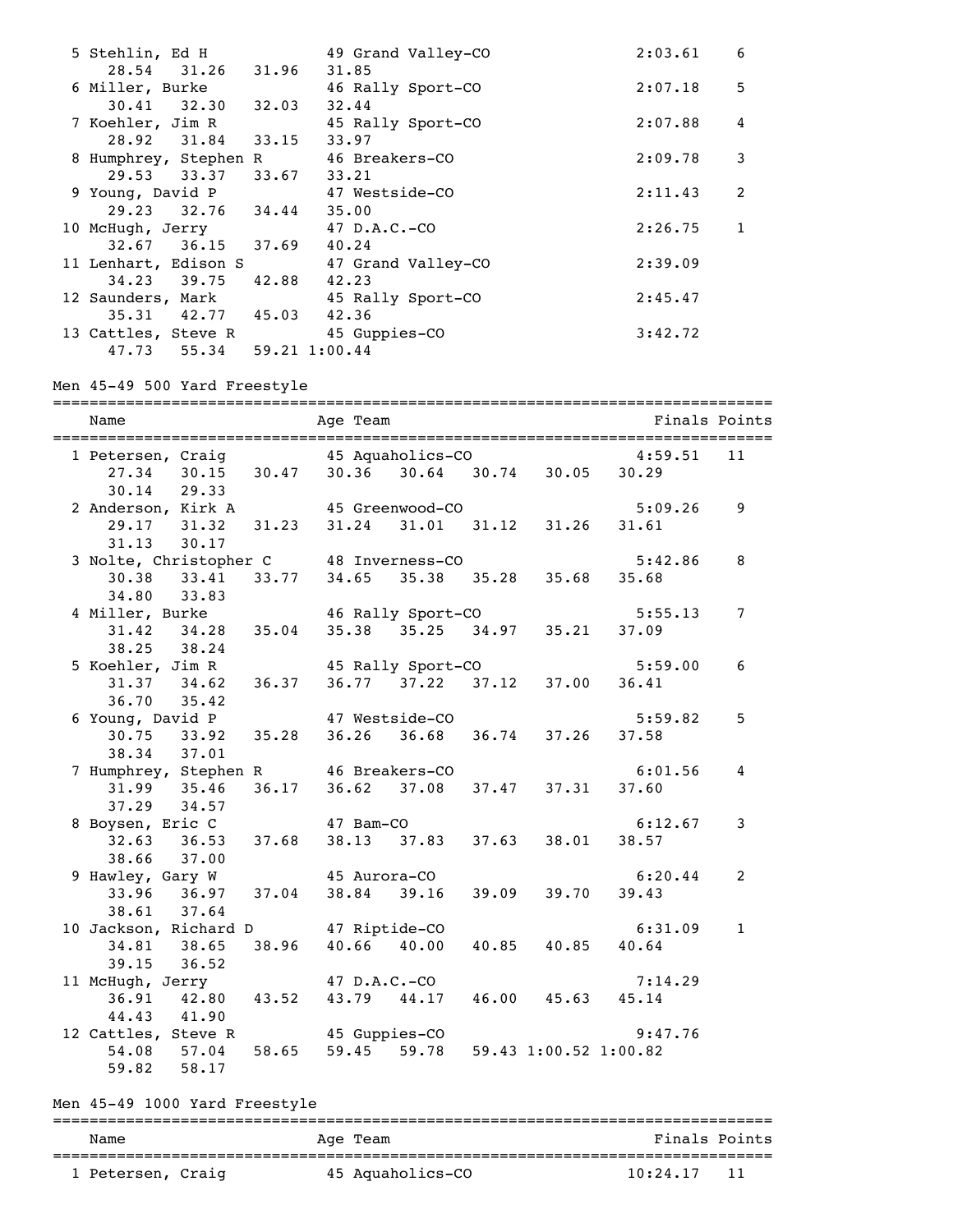```
  5 Stehlin, Ed H             49 Grand Valley-CO             2:03.61    6
     28.54   31.26   31.96   31.85
  6 Miller, Burke             46 Rally Sport-CO              2:07.18    5
     30.41   32.30   32.03   32.44
  7 Koehler, Jim R            45 Rally Sport-CO              2:07.88    4
     28.92   31.84   33.15   33.97
  8 Humphrey, Stephen R       46 Breakers-CO                 2:09.78    3
     29.53   33.37   33.67   33.21
  9 Young, David P            47 Westside-CO                 2:11.43    2
     29.23   32.76   34.44   35.00
 10 McHugh, Jerry             47 D.A.C.-CO                   2:26.75    1
     32.67   36.15   37.69   40.24
 11 Lenhart, Edison S         47 Grand Valley-CO             2:39.09
     34.23   39.75   42.88   42.23
 12 Saunders, Mark            45 Rally Sport-CO              2:45.47
     35.31   42.77   45.03   42.36
 13 Cattles, Steve R          45 Guppies-CO                  3:42.72
     47.73   55.34   59.21 1:00.44
```

Men 45-49 500 Yard Freestyle

```
===============================================================================
    Name                    Age Team                              Finals Points
===============================================================================
  1 Petersen, Craig           45 Aquaholics-CO                     4:59.51   11
     27.34   30.15   30.47   30.36   30.64   30.74   30.05   30.29
     30.14   29.33
  2 Anderson, Kirk A          45 Greenwood-CO                      5:09.26    9
     29.17   31.32   31.23   31.24   31.01   31.12   31.26   31.61
     31.13   30.17
  3 Nolte, Christopher C      48 Inverness-CO                      5:42.86    8
     30.38   33.41   33.77   34.65   35.38   35.28   35.68   35.68
     34.80   33.83
  4 Miller, Burke             46 Rally Sport-CO                    5:55.13    7
     31.42   34.28   35.04   35.38   35.25   34.97   35.21   37.09
     38.25   38.24
  5 Koehler, Jim R            45 Rally Sport-CO                    5:59.00    6
     31.37   34.62   36.37   36.77   37.22   37.12   37.00   36.41
     36.70   35.42
  6 Young, David P            47 Westside-CO                       5:59.82    5
     30.75   33.92   35.28   36.26   36.68   36.74   37.26   37.58
     38.34   37.01
  7 Humphrey, Stephen R       46 Breakers-CO                       6:01.56    4
     31.99   35.46   36.17   36.62   37.08   37.47   37.31   37.60
     37.29   34.57
  8 Boysen, Eric C            47 Bam-CO                            6:12.67    3
     32.63   36.53   37.68   38.13   37.83   37.63   38.01   38.57
     38.66   37.00
  9 Hawley, Gary W            45 Aurora-CO                         6:20.44    2
     33.96   36.97   37.04   38.84   39.16   39.09   39.70   39.43
     38.61   37.64
 10 Jackson, Richard D        47 Riptide-CO                        6:31.09    1
     34.81   38.65   38.96   40.66   40.00   40.85   40.85   40.64
     39.15   36.52
 11 McHugh, Jerry             47 D.A.C.-CO                         7:14.29
     36.91   42.80   43.52   43.79   44.17   46.00   45.63   45.14
     44.43   41.90
 12 Cattles, Steve R          45 Guppies-CO                        9:47.76
     54.08   57.04   58.65   59.45   59.78   59.43 1:00.52 1:00.82
     59.82   58.17
```

Men 45-49 1000 Yard Freestyle

```
===============================================================================
    Name                    Age Team                              Finals Points
===============================================================================
  1 Petersen, Craig           45 Aquaholics-CO                    10:24.17   11
```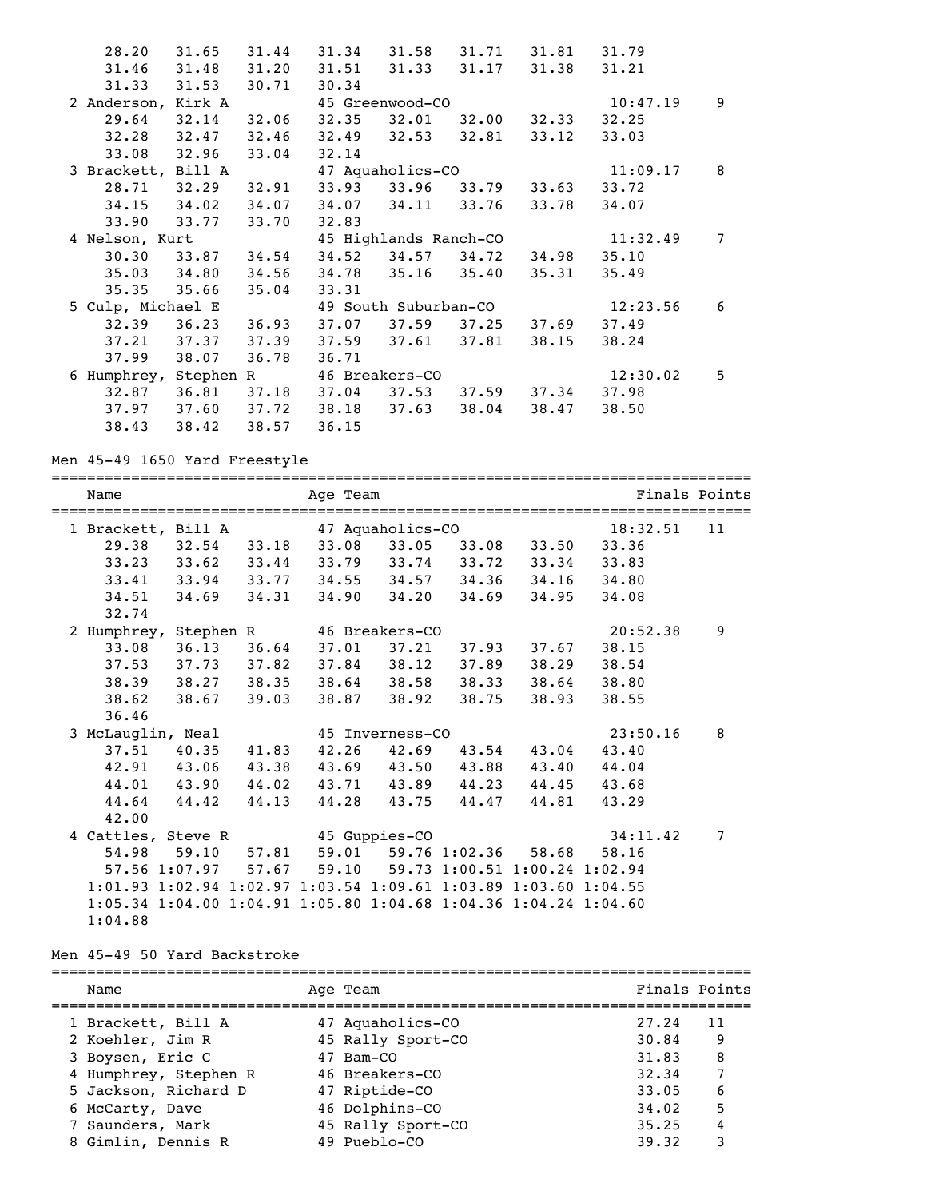```
     28.20    31.65    31.44    31.34    31.58    31.71    31.81    31.79
     31.46    31.48    31.20    31.51    31.33    31.17    31.38    31.21
     31.33    31.53    30.71    30.34
  2 Anderson, Kirk A          45 Greenwood-CO                 10:47.19     9
     29.64    32.14    32.06    32.35    32.01    32.00    32.33    32.25
     32.28    32.47    32.46    32.49    32.53    32.81    33.12    33.03
     33.08    32.96    33.04    32.14
  3 Brackett, Bill A          47 Aquaholics-CO                11:09.17     8
     28.71    32.29    32.91    33.93    33.96    33.79    33.63    33.72
     34.15    34.02    34.07    34.07    34.11    33.76    33.78    34.07
     33.90    33.77    33.70    32.83
  4 Nelson, Kurt              45 Highlands Ranch-CO           11:32.49     7
     30.30    33.87    34.54    34.52    34.57    34.72    34.98    35.10
     35.03    34.80    34.56    34.78    35.16    35.40    35.31    35.49
     35.35    35.66    35.04    33.31
  5 Culp, Michael E           49 South Suburban-CO            12:23.56     6
     32.39    36.23    36.93    37.07    37.59    37.25    37.69    37.49
     37.21    37.37    37.39    37.59    37.61    37.81    38.15    38.24
     37.99    38.07    36.78    36.71
  6 Humphrey, Stephen R       46 Breakers-CO                  12:30.02     5
     32.87    36.81    37.18    37.04    37.53    37.59    37.34    37.98
     37.97    37.60    37.72    38.18    37.63    38.04    38.47    38.50
     38.43    38.42    38.57    36.15
```

Men 45-49 1650 Yard Freestyle

```
===============================================================================
    Name                    Age Team                            Finals Points
===============================================================================
  1 Brackett, Bill A          47 Aquaholics-CO                18:32.51    11
     29.38    32.54    33.18    33.08    33.05    33.08    33.50    33.36
     33.23    33.62    33.44    33.79    33.74    33.72    33.34    33.83
     33.41    33.94    33.77    34.55    34.57    34.36    34.16    34.80
     34.51    34.69    34.31    34.90    34.20    34.69    34.95    34.08
     32.74
  2 Humphrey, Stephen R       46 Breakers-CO                  20:52.38     9
     33.08    36.13    36.64    37.01    37.21    37.93    37.67    38.15
     37.53    37.73    37.82    37.84    38.12    37.89    38.29    38.54
     38.39    38.27    38.35    38.64    38.58    38.33    38.64    38.80
     38.62    38.67    39.03    38.87    38.92    38.75    38.93    38.55
     36.46
  3 McLauglin, Neal           45 Inverness-CO                 23:50.16     8
     37.51    40.35    41.83    42.26    42.69    43.54    43.04    43.40
     42.91    43.06    43.38    43.69    43.50    43.88    43.40    44.04
     44.01    43.90    44.02    43.71    43.89    44.23    44.45    43.68
     44.64    44.42    44.13    44.28    43.75    44.47    44.81    43.29
     42.00
  4 Cattles, Steve R          45 Guppies-CO                   34:11.42     7
     54.98    59.10    57.81    59.01    59.76 1:02.36    58.68    58.16
     57.56 1:07.97    57.67    59.10    59.73 1:00.51 1:00.24 1:02.94
   1:01.93 1:02.94 1:02.97 1:03.54 1:09.61 1:03.89 1:03.60 1:04.55
   1:05.34 1:04.00 1:04.91 1:05.80 1:04.68 1:04.36 1:04.24 1:04.60
   1:04.88
```

Men 45-49 50 Yard Backstroke

```
===============================================================================
    Name                    Age Team                            Finals Points
===============================================================================
  1 Brackett, Bill A          47 Aquaholics-CO                  27.24    11
  2 Koehler, Jim R            45 Rally Sport-CO                 30.84     9
  3 Boysen, Eric C            47 Bam-CO                         31.83     8
  4 Humphrey, Stephen R       46 Breakers-CO                    32.34     7
  5 Jackson, Richard D        47 Riptide-CO                     33.05     6
  6 McCarty, Dave             46 Dolphins-CO                    34.02     5
  7 Saunders, Mark            45 Rally Sport-CO                 35.25     4
  8 Gimlin, Dennis R          49 Pueblo-CO                      39.32     3
```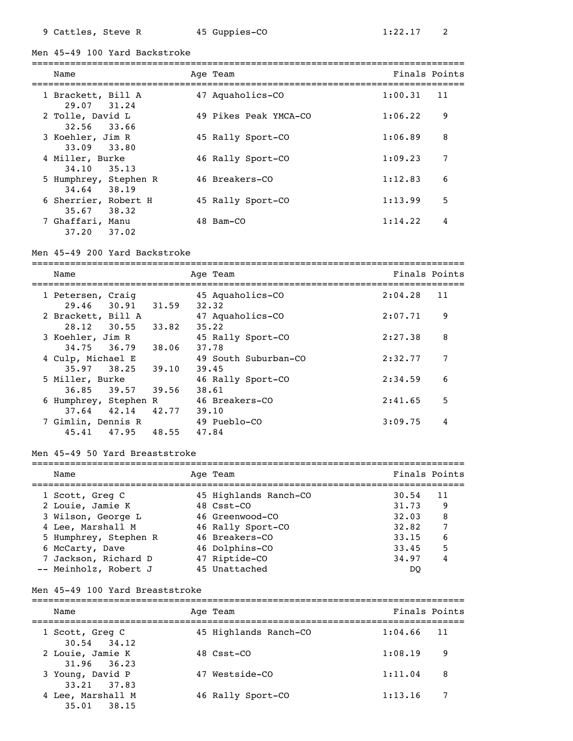| | | | | |
|---|---|---|---|---|
| 9 Cattles, Steve R | 45 | Guppies-CO | 1:22.17 | 2 |

## Men 45-49 100 Yard Backstroke

| Name | Age | Team | Finals | Points |
|---|---|---|---|---|
| 1 Brackett, Bill A | 47 | Aquaholics-CO | 1:00.31 | 11 |
| 29.07 31.24 | | | | |
| 2 Tolle, David L | 49 | Pikes Peak YMCA-CO | 1:06.22 | 9 |
| 32.56 33.66 | | | | |
| 3 Koehler, Jim R | 45 | Rally Sport-CO | 1:06.89 | 8 |
| 33.09 33.80 | | | | |
| 4 Miller, Burke | 46 | Rally Sport-CO | 1:09.23 | 7 |
| 34.10 35.13 | | | | |
| 5 Humphrey, Stephen R | 46 | Breakers-CO | 1:12.83 | 6 |
| 34.64 38.19 | | | | |
| 6 Sherrier, Robert H | 45 | Rally Sport-CO | 1:13.99 | 5 |
| 35.67 38.32 | | | | |
| 7 Ghaffari, Manu | 48 | Bam-CO | 1:14.22 | 4 |
| 37.20 37.02 | | | | |

## Men 45-49 200 Yard Backstroke

| Name | Age | Team | Finals | Points |
|---|---|---|---|---|
| 1 Petersen, Craig | 45 | Aquaholics-CO | 2:04.28 | 11 |
| 29.46 30.91 31.59 32.32 | | | | |
| 2 Brackett, Bill A | 47 | Aquaholics-CO | 2:07.71 | 9 |
| 28.12 30.55 33.82 35.22 | | | | |
| 3 Koehler, Jim R | 45 | Rally Sport-CO | 2:27.38 | 8 |
| 34.75 36.79 38.06 37.78 | | | | |
| 4 Culp, Michael E | 49 | South Suburban-CO | 2:32.77 | 7 |
| 35.97 38.25 39.10 39.45 | | | | |
| 5 Miller, Burke | 46 | Rally Sport-CO | 2:34.59 | 6 |
| 36.85 39.57 39.56 38.61 | | | | |
| 6 Humphrey, Stephen R | 46 | Breakers-CO | 2:41.65 | 5 |
| 37.64 42.14 42.77 39.10 | | | | |
| 7 Gimlin, Dennis R | 49 | Pueblo-CO | 3:09.75 | 4 |
| 45.41 47.95 48.55 47.84 | | | | |

## Men 45-49 50 Yard Breaststroke

| Name | Age | Team | Finals | Points |
|---|---|---|---|---|
| 1 Scott, Greg C | 45 | Highlands Ranch-CO | 30.54 | 11 |
| 2 Louie, Jamie K | 48 | Csst-CO | 31.73 | 9 |
| 3 Wilson, George L | 46 | Greenwood-CO | 32.03 | 8 |
| 4 Lee, Marshall M | 46 | Rally Sport-CO | 32.82 | 7 |
| 5 Humphrey, Stephen R | 46 | Breakers-CO | 33.15 | 6 |
| 6 McCarty, Dave | 46 | Dolphins-CO | 33.45 | 5 |
| 7 Jackson, Richard D | 47 | Riptide-CO | 34.97 | 4 |
| -- Meinholz, Robert J | 45 | Unattached | DQ | |

## Men 45-49 100 Yard Breaststroke

| Name | Age | Team | Finals | Points |
|---|---|---|---|---|
| 1 Scott, Greg C | 45 | Highlands Ranch-CO | 1:04.66 | 11 |
| 30.54 34.12 | | | | |
| 2 Louie, Jamie K | 48 | Csst-CO | 1:08.19 | 9 |
| 31.96 36.23 | | | | |
| 3 Young, David P | 47 | Westside-CO | 1:11.04 | 8 |
| 33.21 37.83 | | | | |
| 4 Lee, Marshall M | 46 | Rally Sport-CO | 1:13.16 | 7 |
| 35.01 38.15 | | | | |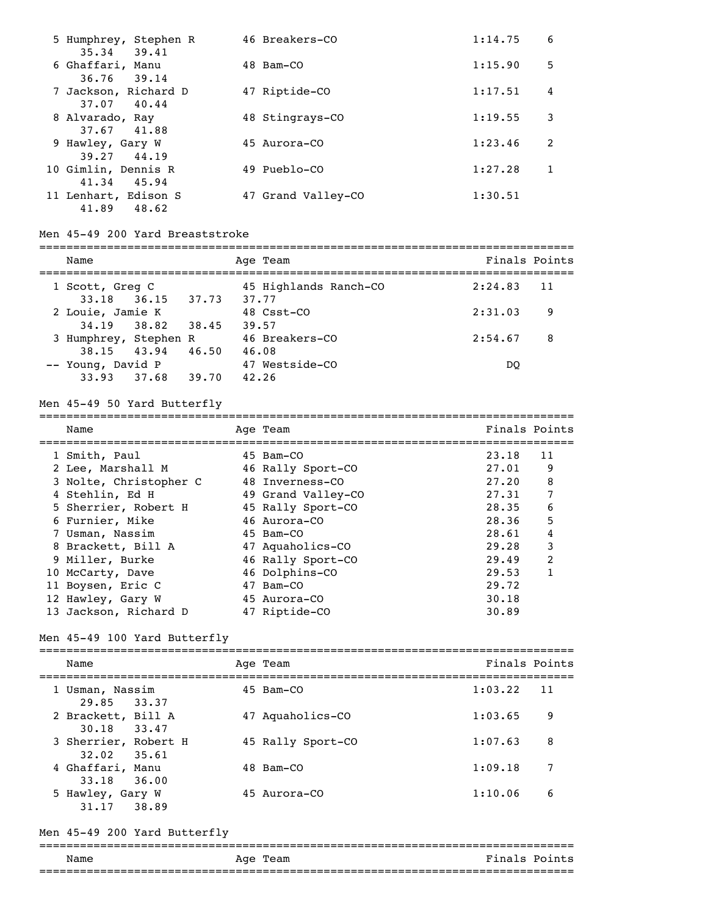| | Name | Age | Team | Finals | Points |
|---|---|---|---|---|---|
| 5 | Humphrey, Stephen R | 46 | Breakers-CO | 1:14.75 | 6 |
| | 35.34 39.41 | | | | |
| 6 | Ghaffari, Manu | 48 | Bam-CO | 1:15.90 | 5 |
| | 36.76 39.14 | | | | |
| 7 | Jackson, Richard D | 47 | Riptide-CO | 1:17.51 | 4 |
| | 37.07 40.44 | | | | |
| 8 | Alvarado, Ray | 48 | Stingrays-CO | 1:19.55 | 3 |
| | 37.67 41.88 | | | | |
| 9 | Hawley, Gary W | 45 | Aurora-CO | 1:23.46 | 2 |
| | 39.27 44.19 | | | | |
| 10 | Gimlin, Dennis R | 49 | Pueblo-CO | 1:27.28 | 1 |
| | 41.34 45.94 | | | | |
| 11 | Lenhart, Edison S | 47 | Grand Valley-CO | 1:30.51 | |
| | 41.89 48.62 | | | | |

## Men 45-49 200 Yard Breaststroke

| | Name | Age | Team | Finals | Points |
|---|---|---|---|---|---|
| 1 | Scott, Greg C | 45 | Highlands Ranch-CO | 2:24.83 | 11 |
| | 33.18 36.15 37.73 37.77 | | | | |
| 2 | Louie, Jamie K | 48 | Csst-CO | 2:31.03 | 9 |
| | 34.19 38.82 38.45 39.57 | | | | |
| 3 | Humphrey, Stephen R | 46 | Breakers-CO | 2:54.67 | 8 |
| | 38.15 43.94 46.50 46.08 | | | | |
| -- | Young, David P | 47 | Westside-CO | DQ | |
| | 33.93 37.68 39.70 42.26 | | | | |

## Men 45-49 50 Yard Butterfly

| | Name | Age | Team | Finals | Points |
|---|---|---|---|---|---|
| 1 | Smith, Paul | 45 | Bam-CO | 23.18 | 11 |
| 2 | Lee, Marshall M | 46 | Rally Sport-CO | 27.01 | 9 |
| 3 | Nolte, Christopher C | 48 | Inverness-CO | 27.20 | 8 |
| 4 | Stehlin, Ed H | 49 | Grand Valley-CO | 27.31 | 7 |
| 5 | Sherrier, Robert H | 45 | Rally Sport-CO | 28.35 | 6 |
| 6 | Furnier, Mike | 46 | Aurora-CO | 28.36 | 5 |
| 7 | Usman, Nassim | 45 | Bam-CO | 28.61 | 4 |
| 8 | Brackett, Bill A | 47 | Aquaholics-CO | 29.28 | 3 |
| 9 | Miller, Burke | 46 | Rally Sport-CO | 29.49 | 2 |
| 10 | McCarty, Dave | 46 | Dolphins-CO | 29.53 | 1 |
| 11 | Boysen, Eric C | 47 | Bam-CO | 29.72 | |
| 12 | Hawley, Gary W | 45 | Aurora-CO | 30.18 | |
| 13 | Jackson, Richard D | 47 | Riptide-CO | 30.89 | |

## Men 45-49 100 Yard Butterfly

| | Name | Age | Team | Finals | Points |
|---|---|---|---|---|---|
| 1 | Usman, Nassim | 45 | Bam-CO | 1:03.22 | 11 |
| | 29.85 33.37 | | | | |
| 2 | Brackett, Bill A | 47 | Aquaholics-CO | 1:03.65 | 9 |
| | 30.18 33.47 | | | | |
| 3 | Sherrier, Robert H | 45 | Rally Sport-CO | 1:07.63 | 8 |
| | 32.02 35.61 | | | | |
| 4 | Ghaffari, Manu | 48 | Bam-CO | 1:09.18 | 7 |
| | 33.18 36.00 | | | | |
| 5 | Hawley, Gary W | 45 | Aurora-CO | 1:10.06 | 6 |
| | 31.17 38.89 | | | | |

## Men 45-49 200 Yard Butterfly

| Name | Age | Team | Finals | Points |
|---|---|---|---|---|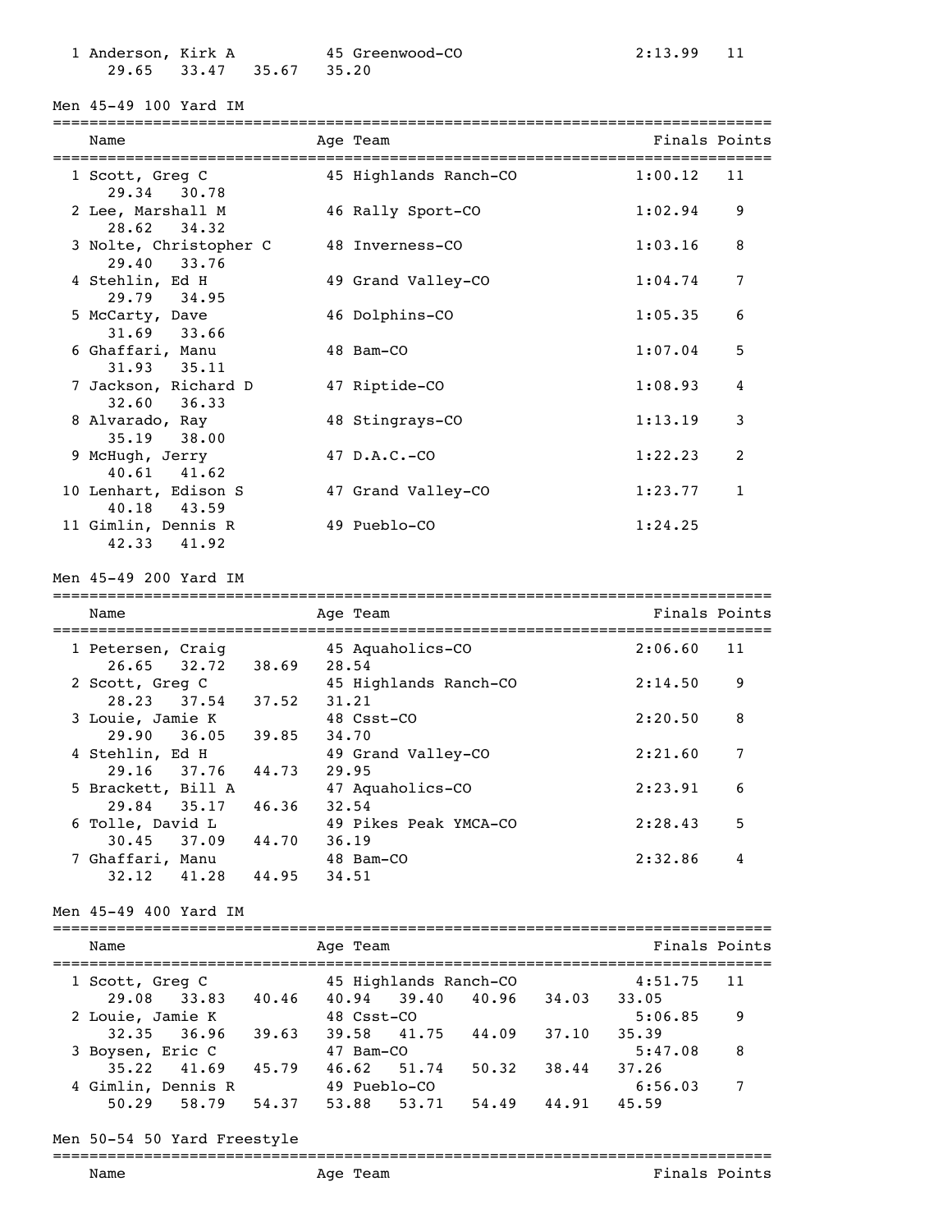| Name | Age | Team | Finals | Points |
|---|---|---|---|---|
| 1 Anderson, Kirk A | 45 | Greenwood-CO | 2:13.99 | 11 |
| 29.65 33.47 35.67 35.20 | | | | |

## Men 45-49 100 Yard IM

| Name | Age | Team | Finals | Points |
|---|---|---|---|---|
| 1 Scott, Greg C | 45 | Highlands Ranch-CO | 1:00.12 | 11 |
| 29.34 30.78 | | | | |
| 2 Lee, Marshall M | 46 | Rally Sport-CO | 1:02.94 | 9 |
| 28.62 34.32 | | | | |
| 3 Nolte, Christopher C | 48 | Inverness-CO | 1:03.16 | 8 |
| 29.40 33.76 | | | | |
| 4 Stehlin, Ed H | 49 | Grand Valley-CO | 1:04.74 | 7 |
| 29.79 34.95 | | | | |
| 5 McCarty, Dave | 46 | Dolphins-CO | 1:05.35 | 6 |
| 31.69 33.66 | | | | |
| 6 Ghaffari, Manu | 48 | Bam-CO | 1:07.04 | 5 |
| 31.93 35.11 | | | | |
| 7 Jackson, Richard D | 47 | Riptide-CO | 1:08.93 | 4 |
| 32.60 36.33 | | | | |
| 8 Alvarado, Ray | 48 | Stingrays-CO | 1:13.19 | 3 |
| 35.19 38.00 | | | | |
| 9 McHugh, Jerry | 47 | D.A.C.-CO | 1:22.23 | 2 |
| 40.61 41.62 | | | | |
| 10 Lenhart, Edison S | 47 | Grand Valley-CO | 1:23.77 | 1 |
| 40.18 43.59 | | | | |
| 11 Gimlin, Dennis R | 49 | Pueblo-CO | 1:24.25 | |
| 42.33 41.92 | | | | |

## Men 45-49 200 Yard IM

| Name | Age | Team | Finals | Points |
|---|---|---|---|---|
| 1 Petersen, Craig | 45 | Aquaholics-CO | 2:06.60 | 11 |
| 26.65 32.72 38.69 28.54 | | | | |
| 2 Scott, Greg C | 45 | Highlands Ranch-CO | 2:14.50 | 9 |
| 28.23 37.54 37.52 31.21 | | | | |
| 3 Louie, Jamie K | 48 | Csst-CO | 2:20.50 | 8 |
| 29.90 36.05 39.85 34.70 | | | | |
| 4 Stehlin, Ed H | 49 | Grand Valley-CO | 2:21.60 | 7 |
| 29.16 37.76 44.73 29.95 | | | | |
| 5 Brackett, Bill A | 47 | Aquaholics-CO | 2:23.91 | 6 |
| 29.84 35.17 46.36 32.54 | | | | |
| 6 Tolle, David L | 49 | Pikes Peak YMCA-CO | 2:28.43 | 5 |
| 30.45 37.09 44.70 36.19 | | | | |
| 7 Ghaffari, Manu | 48 | Bam-CO | 2:32.86 | 4 |
| 32.12 41.28 44.95 34.51 | | | | |

## Men 45-49 400 Yard IM

| Name | Age | Team | Finals | Points |
|---|---|---|---|---|
| 1 Scott, Greg C | 45 | Highlands Ranch-CO | 4:51.75 | 11 |
| 29.08 33.83 40.46 40.94 39.40 40.96 34.03 33.05 | | | | |
| 2 Louie, Jamie K | 48 | Csst-CO | 5:06.85 | 9 |
| 32.35 36.96 39.63 39.58 41.75 44.09 37.10 35.39 | | | | |
| 3 Boysen, Eric C | 47 | Bam-CO | 5:47.08 | 8 |
| 35.22 41.69 45.79 46.62 51.74 50.32 38.44 37.26 | | | | |
| 4 Gimlin, Dennis R | 49 | Pueblo-CO | 6:56.03 | 7 |
| 50.29 58.79 54.37 53.88 53.71 54.49 44.91 45.59 | | | | |

## Men 50-54 50 Yard Freestyle

| Name | Age | Team | Finals | Points |
|---|---|---|---|---|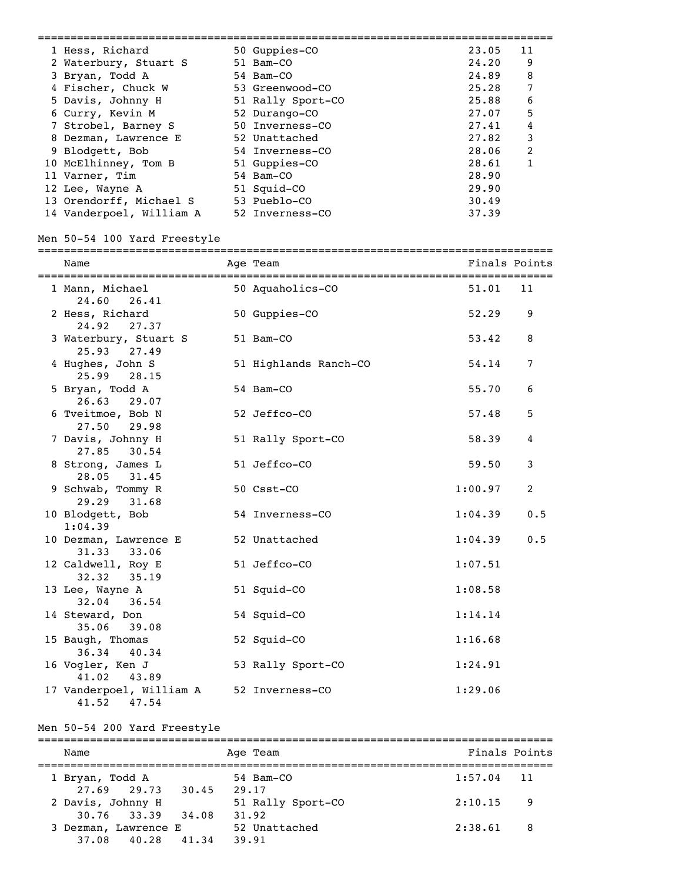| Place | Name | Age | Team | Finals | Points |
|---|---|---|---|---|---|
| 1 | Hess, Richard | 50 | Guppies-CO | 23.05 | 11 |
| 2 | Waterbury, Stuart S | 51 | Bam-CO | 24.20 | 9 |
| 3 | Bryan, Todd A | 54 | Bam-CO | 24.89 | 8 |
| 4 | Fischer, Chuck W | 53 | Greenwood-CO | 25.28 | 7 |
| 5 | Davis, Johnny H | 51 | Rally Sport-CO | 25.88 | 6 |
| 6 | Curry, Kevin M | 52 | Durango-CO | 27.07 | 5 |
| 7 | Strobel, Barney S | 50 | Inverness-CO | 27.41 | 4 |
| 8 | Dezman, Lawrence E | 52 | Unattached | 27.82 | 3 |
| 9 | Blodgett, Bob | 54 | Inverness-CO | 28.06 | 2 |
| 10 | McElhinney, Tom B | 51 | Guppies-CO | 28.61 | 1 |
| 11 | Varner, Tim | 54 | Bam-CO | 28.90 | |
| 12 | Lee, Wayne A | 51 | Squid-CO | 29.90 | |
| 13 | Orendorff, Michael S | 53 | Pueblo-CO | 30.49 | |
| 14 | Vanderpoel, William A | 52 | Inverness-CO | 37.39 | |

## Men 50-54 100 Yard Freestyle

| Place | Name | Age | Team | Finals | Points | Splits |
|---|---|---|---|---|---|---|
| 1 | Mann, Michael | 50 | Aquaholics-CO | 51.01 | 11 | 24.60 26.41 |
| 2 | Hess, Richard | 50 | Guppies-CO | 52.29 | 9 | 24.92 27.37 |
| 3 | Waterbury, Stuart S | 51 | Bam-CO | 53.42 | 8 | 25.93 27.49 |
| 4 | Hughes, John S | 51 | Highlands Ranch-CO | 54.14 | 7 | 25.99 28.15 |
| 5 | Bryan, Todd A | 54 | Bam-CO | 55.70 | 6 | 26.63 29.07 |
| 6 | Tveitmoe, Bob N | 52 | Jeffco-CO | 57.48 | 5 | 27.50 29.98 |
| 7 | Davis, Johnny H | 51 | Rally Sport-CO | 58.39 | 4 | 27.85 30.54 |
| 8 | Strong, James L | 51 | Jeffco-CO | 59.50 | 3 | 28.05 31.45 |
| 9 | Schwab, Tommy R | 50 | Csst-CO | 1:00.97 | 2 | 29.29 31.68 |
| 10 | Blodgett, Bob | 54 | Inverness-CO | 1:04.39 | 0.5 | 1:04.39 |
| 10 | Dezman, Lawrence E | 52 | Unattached | 1:04.39 | 0.5 | 31.33 33.06 |
| 12 | Caldwell, Roy E | 51 | Jeffco-CO | 1:07.51 | | 32.32 35.19 |
| 13 | Lee, Wayne A | 51 | Squid-CO | 1:08.58 | | 32.04 36.54 |
| 14 | Steward, Don | 54 | Squid-CO | 1:14.14 | | 35.06 39.08 |
| 15 | Baugh, Thomas | 52 | Squid-CO | 1:16.68 | | 36.34 40.34 |
| 16 | Vogler, Ken J | 53 | Rally Sport-CO | 1:24.91 | | 41.02 43.89 |
| 17 | Vanderpoel, William A | 52 | Inverness-CO | 1:29.06 | | 41.52 47.54 |

## Men 50-54 200 Yard Freestyle

| Place | Name | Age | Team | Finals | Points | Splits |
|---|---|---|---|---|---|---|
| 1 | Bryan, Todd A | 54 | Bam-CO | 1:57.04 | 11 | 27.69 29.73 30.45 29.17 |
| 2 | Davis, Johnny H | 51 | Rally Sport-CO | 2:10.15 | 9 | 30.76 33.39 34.08 31.92 |
| 3 | Dezman, Lawrence E | 52 | Unattached | 2:38.61 | 8 | 37.08 40.28 41.34 39.91 |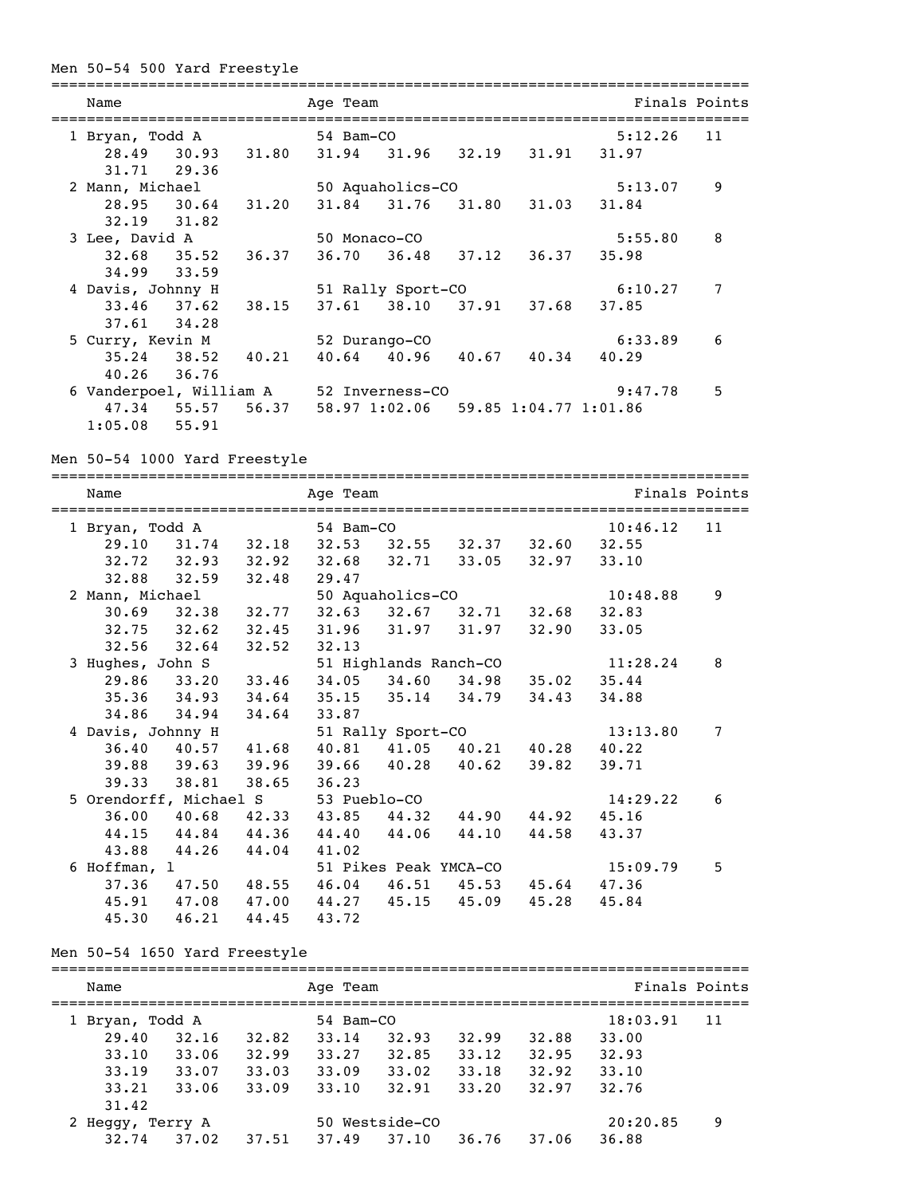## Men 50-54 500 Yard Freestyle

```
===============================================================================
    Name                    Age Team                             Finals Points
===============================================================================
  1 Bryan, Todd A            54 Bam-CO                          5:12.26   11
      28.49    30.93    31.80    31.94    31.96    32.19    31.91    31.97
      31.71    29.36
  2 Mann, Michael            50 Aquaholics-CO                   5:13.07    9
      28.95    30.64    31.20    31.84    31.76    31.80    31.03    31.84
      32.19    31.82
  3 Lee, David A             50 Monaco-CO                       5:55.80    8
      32.68    35.52    36.37    36.70    36.48    37.12    36.37    35.98
      34.99    33.59
  4 Davis, Johnny H          51 Rally Sport-CO                  6:10.27    7
      33.46    37.62    38.15    37.61    38.10    37.91    37.68    37.85
      37.61    34.28
  5 Curry, Kevin M           52 Durango-CO                      6:33.89    6
      35.24    38.52    40.21    40.64    40.96    40.67    40.34    40.29
      40.26    36.76
  6 Vanderpoel, William A    52 Inverness-CO                    9:47.78    5
      47.34    55.57    56.37    58.97 1:02.06    59.85 1:04.77 1:01.86
    1:05.08    55.91
```

## Men 50-54 1000 Yard Freestyle

```
===============================================================================
    Name                    Age Team                             Finals Points
===============================================================================
  1 Bryan, Todd A            54 Bam-CO                         10:46.12   11
      29.10    31.74    32.18    32.53    32.55    32.37    32.60    32.55
      32.72    32.93    32.92    32.68    32.71    33.05    32.97    33.10
      32.88    32.59    32.48    29.47
  2 Mann, Michael            50 Aquaholics-CO                  10:48.88    9
      30.69    32.38    32.77    32.63    32.67    32.71    32.68    32.83
      32.75    32.62    32.45    31.96    31.97    31.97    32.90    33.05
      32.56    32.64    32.52    32.13
  3 Hughes, John S           51 Highlands Ranch-CO             11:28.24    8
      29.86    33.20    33.46    34.05    34.60    34.98    35.02    35.44
      35.36    34.93    34.64    35.15    35.14    34.79    34.43    34.88
      34.86    34.94    34.64    33.87
  4 Davis, Johnny H          51 Rally Sport-CO                 13:13.80    7
      36.40    40.57    41.68    40.81    41.05    40.21    40.28    40.22
      39.88    39.63    39.96    39.66    40.28    40.62    39.82    39.71
      39.33    38.81    38.65    36.23
  5 Orendorff, Michael S     53 Pueblo-CO                      14:29.22    6
      36.00    40.68    42.33    43.85    44.32    44.90    44.92    45.16
      44.15    44.84    44.36    44.40    44.06    44.10    44.58    43.37
      43.88    44.26    44.04    41.02
  6 Hoffman, l               51 Pikes Peak YMCA-CO             15:09.79    5
      37.36    47.50    48.55    46.04    46.51    45.53    45.64    47.36
      45.91    47.08    47.00    44.27    45.15    45.09    45.28    45.84
      45.30    46.21    44.45    43.72
```

## Men 50-54 1650 Yard Freestyle

```
===============================================================================
    Name                    Age Team                             Finals Points
===============================================================================
  1 Bryan, Todd A            54 Bam-CO                         18:03.91   11
      29.40    32.16    32.82    33.14    32.93    32.99    32.88    33.00
      33.10    33.06    32.99    33.27    32.85    33.12    32.95    32.93
      33.19    33.07    33.03    33.09    33.02    33.18    32.92    33.10
      33.21    33.06    33.09    33.10    32.91    33.20    32.97    32.76
      31.42
  2 Heggy, Terry A           50 Westside-CO                    20:20.85    9
      32.74    37.02    37.51    37.49    37.10    36.76    37.06    36.88
```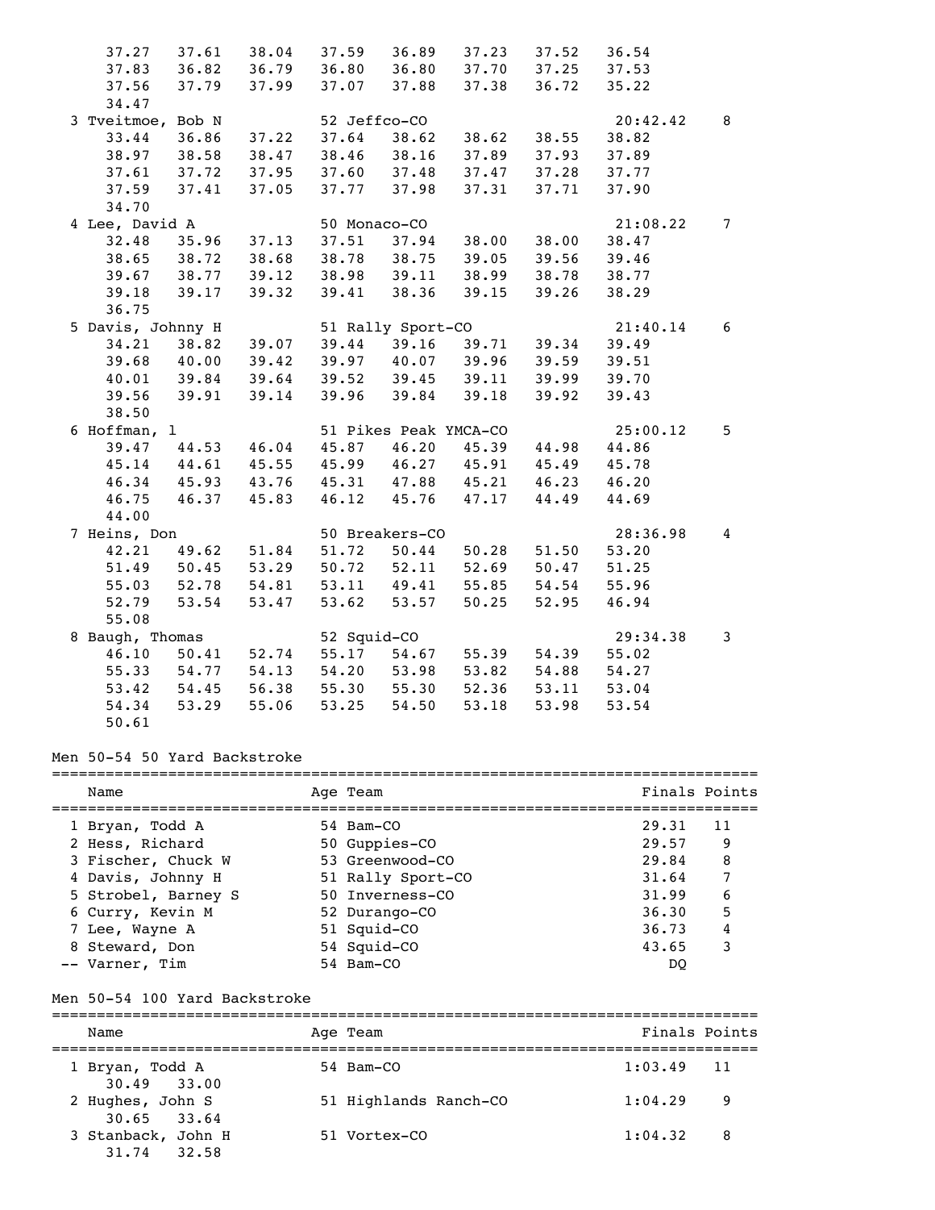```
     37.27    37.61    38.04    37.59    36.89    37.23    37.52    36.54
     37.83    36.82    36.79    36.80    36.80    37.70    37.25    37.53
     37.56    37.79    37.99    37.07    37.88    37.38    36.72    35.22
     34.47
  3 Tveitmoe, Bob N             52 Jeffco-CO                   20:42.42    8
     33.44    36.86    37.22    37.64    38.62    38.62    38.55    38.82
     38.97    38.58    38.47    38.46    38.16    37.89    37.93    37.89
     37.61    37.72    37.95    37.60    37.48    37.47    37.28    37.77
     37.59    37.41    37.05    37.77    37.98    37.31    37.71    37.90
     34.70
  4 Lee, David A                50 Monaco-CO                   21:08.22    7
     32.48    35.96    37.13    37.51    37.94    38.00    38.00    38.47
     38.65    38.72    38.68    38.78    38.75    39.05    39.56    39.46
     39.67    38.77    39.12    38.98    39.11    38.99    38.78    38.77
     39.18    39.17    39.32    39.41    38.36    39.15    39.26    38.29
     36.75
  5 Davis, Johnny H             51 Rally Sport-CO              21:40.14    6
     34.21    38.82    39.07    39.44    39.16    39.71    39.34    39.49
     39.68    40.00    39.42    39.97    40.07    39.96    39.59    39.51
     40.01    39.84    39.64    39.52    39.45    39.11    39.99    39.70
     39.56    39.91    39.14    39.96    39.84    39.18    39.92    39.43
     38.50
  6 Hoffman, l                  51 Pikes Peak YMCA-CO          25:00.12    5
     39.47    44.53    46.04    45.87    46.20    45.39    44.98    44.86
     45.14    44.61    45.55    45.99    46.27    45.91    45.49    45.78
     46.34    45.93    43.76    45.31    47.88    45.21    46.23    46.20
     46.75    46.37    45.83    46.12    45.76    47.17    44.49    44.69
     44.00
  7 Heins, Don                  50 Breakers-CO                 28:36.98    4
     42.21    49.62    51.84    51.72    50.44    50.28    51.50    53.20
     51.49    50.45    53.29    50.72    52.11    52.69    50.47    51.25
     55.03    52.78    54.81    53.11    49.41    55.85    54.54    55.96
     52.79    53.54    53.47    53.62    53.57    50.25    52.95    46.94
     55.08
  8 Baugh, Thomas               52 Squid-CO                    29:34.38    3
     46.10    50.41    52.74    55.17    54.67    55.39    54.39    55.02
     55.33    54.77    54.13    54.20    53.98    53.82    54.88    54.27
     53.42    54.45    56.38    55.30    55.30    52.36    53.11    53.04
     54.34    53.29    55.06    53.25    54.50    53.18    53.98    53.54
     50.61
```

Men 50-54 50 Yard Backstroke

| | Name | Age | Team | Finals | Points |
|---|---|---|---|---|---|
| 1 | Bryan, Todd A | 54 | Bam-CO | 29.31 | 11 |
| 2 | Hess, Richard | 50 | Guppies-CO | 29.57 | 9 |
| 3 | Fischer, Chuck W | 53 | Greenwood-CO | 29.84 | 8 |
| 4 | Davis, Johnny H | 51 | Rally Sport-CO | 31.64 | 7 |
| 5 | Strobel, Barney S | 50 | Inverness-CO | 31.99 | 6 |
| 6 | Curry, Kevin M | 52 | Durango-CO | 36.30 | 5 |
| 7 | Lee, Wayne A | 51 | Squid-CO | 36.73 | 4 |
| 8 | Steward, Don | 54 | Squid-CO | 43.65 | 3 |
| -- | Varner, Tim | 54 | Bam-CO | DQ | |

Men 50-54 100 Yard Backstroke

| | Name | Age | Team | Finals | Points |
|---|---|---|---|---|---|
| 1 | Bryan, Todd A | 54 | Bam-CO | 1:03.49 | 11 |
| | 30.49 33.00 | | | | |
| 2 | Hughes, John S | 51 | Highlands Ranch-CO | 1:04.29 | 9 |
| | 30.65 33.64 | | | | |
| 3 | Stanback, John H | 51 | Vortex-CO | 1:04.32 | 8 |
| | 31.74 32.58 | | | | |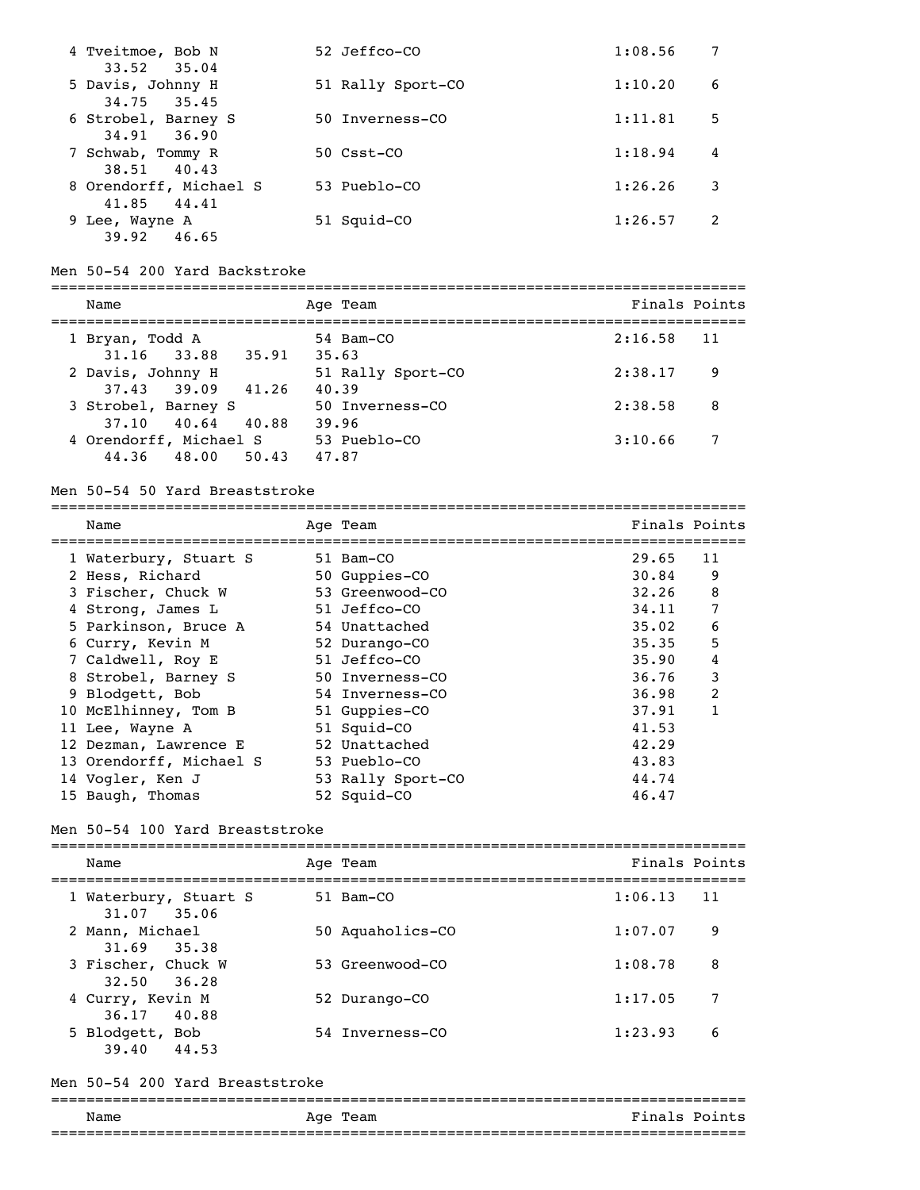| | Name | Age | Team | Finals | Points |
|---|---|---|---|---|---|
| 4 | Tveitmoe, Bob N | 52 | Jeffco-CO | 1:08.56 | 7 |
| | 33.52 35.04 | | | | |
| 5 | Davis, Johnny H | 51 | Rally Sport-CO | 1:10.20 | 6 |
| | 34.75 35.45 | | | | |
| 6 | Strobel, Barney S | 50 | Inverness-CO | 1:11.81 | 5 |
| | 34.91 36.90 | | | | |
| 7 | Schwab, Tommy R | 50 | Csst-CO | 1:18.94 | 4 |
| | 38.51 40.43 | | | | |
| 8 | Orendorff, Michael S | 53 | Pueblo-CO | 1:26.26 | 3 |
| | 41.85 44.41 | | | | |
| 9 | Lee, Wayne A | 51 | Squid-CO | 1:26.57 | 2 |
| | 39.92 46.65 | | | | |

## Men 50-54 200 Yard Backstroke

| | Name | Age | Team | Finals | Points |
|---|---|---|---|---|---|
| 1 | Bryan, Todd A | 54 | Bam-CO | 2:16.58 | 11 |
| | 31.16 33.88 35.91 35.63 | | | | |
| 2 | Davis, Johnny H | 51 | Rally Sport-CO | 2:38.17 | 9 |
| | 37.43 39.09 41.26 40.39 | | | | |
| 3 | Strobel, Barney S | 50 | Inverness-CO | 2:38.58 | 8 |
| | 37.10 40.64 40.88 39.96 | | | | |
| 4 | Orendorff, Michael S | 53 | Pueblo-CO | 3:10.66 | 7 |
| | 44.36 48.00 50.43 47.87 | | | | |

## Men 50-54 50 Yard Breaststroke

| | Name | Age | Team | Finals | Points |
|---|---|---|---|---|---|
| 1 | Waterbury, Stuart S | 51 | Bam-CO | 29.65 | 11 |
| 2 | Hess, Richard | 50 | Guppies-CO | 30.84 | 9 |
| 3 | Fischer, Chuck W | 53 | Greenwood-CO | 32.26 | 8 |
| 4 | Strong, James L | 51 | Jeffco-CO | 34.11 | 7 |
| 5 | Parkinson, Bruce A | 54 | Unattached | 35.02 | 6 |
| 6 | Curry, Kevin M | 52 | Durango-CO | 35.35 | 5 |
| 7 | Caldwell, Roy E | 51 | Jeffco-CO | 35.90 | 4 |
| 8 | Strobel, Barney S | 50 | Inverness-CO | 36.76 | 3 |
| 9 | Blodgett, Bob | 54 | Inverness-CO | 36.98 | 2 |
| 10 | McElhinney, Tom B | 51 | Guppies-CO | 37.91 | 1 |
| 11 | Lee, Wayne A | 51 | Squid-CO | 41.53 | |
| 12 | Dezman, Lawrence E | 52 | Unattached | 42.29 | |
| 13 | Orendorff, Michael S | 53 | Pueblo-CO | 43.83 | |
| 14 | Vogler, Ken J | 53 | Rally Sport-CO | 44.74 | |
| 15 | Baugh, Thomas | 52 | Squid-CO | 46.47 | |

## Men 50-54 100 Yard Breaststroke

| | Name | Age | Team | Finals | Points |
|---|---|---|---|---|---|
| 1 | Waterbury, Stuart S | 51 | Bam-CO | 1:06.13 | 11 |
| | 31.07 35.06 | | | | |
| 2 | Mann, Michael | 50 | Aquaholics-CO | 1:07.07 | 9 |
| | 31.69 35.38 | | | | |
| 3 | Fischer, Chuck W | 53 | Greenwood-CO | 1:08.78 | 8 |
| | 32.50 36.28 | | | | |
| 4 | Curry, Kevin M | 52 | Durango-CO | 1:17.05 | 7 |
| | 36.17 40.88 | | | | |
| 5 | Blodgett, Bob | 54 | Inverness-CO | 1:23.93 | 6 |
| | 39.40 44.53 | | | | |

## Men 50-54 200 Yard Breaststroke

| | Name | Age | Team | Finals | Points |
|---|---|---|---|---|---|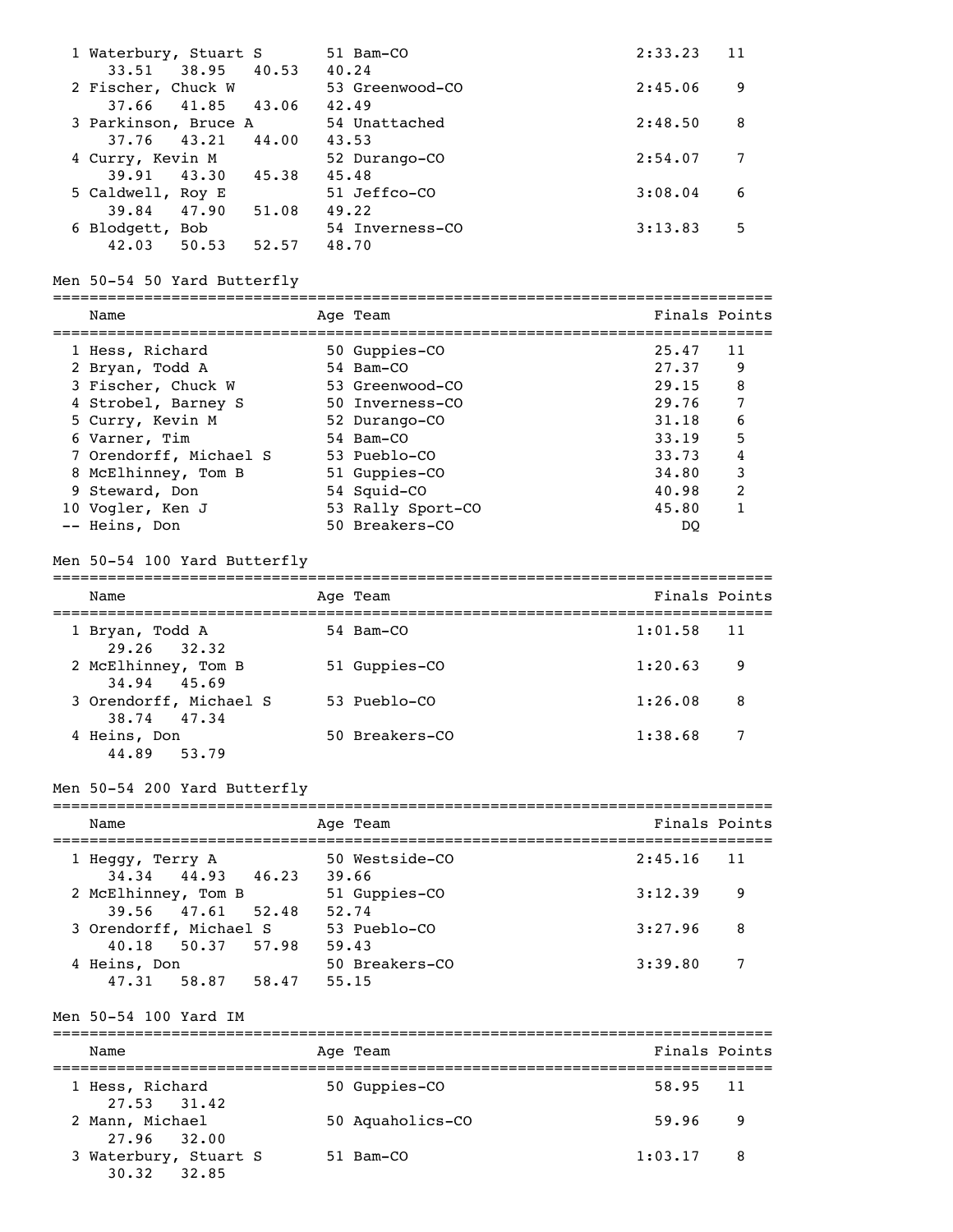| Place | Name | Age | Team | Finals | Points |
|---|---|---|---|---|---|
| 1 | Waterbury, Stuart S | 51 | Bam-CO | 2:33.23 | 11 |
| | 33.51 38.95 40.53 40.24 | | | | |
| 2 | Fischer, Chuck W | 53 | Greenwood-CO | 2:45.06 | 9 |
| | 37.66 41.85 43.06 42.49 | | | | |
| 3 | Parkinson, Bruce A | 54 | Unattached | 2:48.50 | 8 |
| | 37.76 43.21 44.00 43.53 | | | | |
| 4 | Curry, Kevin M | 52 | Durango-CO | 2:54.07 | 7 |
| | 39.91 43.30 45.38 45.48 | | | | |
| 5 | Caldwell, Roy E | 51 | Jeffco-CO | 3:08.04 | 6 |
| | 39.84 47.90 51.08 49.22 | | | | |
| 6 | Blodgett, Bob | 54 | Inverness-CO | 3:13.83 | 5 |
| | 42.03 50.53 52.57 48.70 | | | | |

## Men 50-54 50 Yard Butterfly

| Place | Name | Age | Team | Finals | Points |
|---|---|---|---|---|---|
| 1 | Hess, Richard | 50 | Guppies-CO | 25.47 | 11 |
| 2 | Bryan, Todd A | 54 | Bam-CO | 27.37 | 9 |
| 3 | Fischer, Chuck W | 53 | Greenwood-CO | 29.15 | 8 |
| 4 | Strobel, Barney S | 50 | Inverness-CO | 29.76 | 7 |
| 5 | Curry, Kevin M | 52 | Durango-CO | 31.18 | 6 |
| 6 | Varner, Tim | 54 | Bam-CO | 33.19 | 5 |
| 7 | Orendorff, Michael S | 53 | Pueblo-CO | 33.73 | 4 |
| 8 | McElhinney, Tom B | 51 | Guppies-CO | 34.80 | 3 |
| 9 | Steward, Don | 54 | Squid-CO | 40.98 | 2 |
| 10 | Vogler, Ken J | 53 | Rally Sport-CO | 45.80 | 1 |
| -- | Heins, Don | 50 | Breakers-CO | DQ | |

## Men 50-54 100 Yard Butterfly

| Place | Name | Age | Team | Finals | Points |
|---|---|---|---|---|---|
| 1 | Bryan, Todd A | 54 | Bam-CO | 1:01.58 | 11 |
| | 29.26 32.32 | | | | |
| 2 | McElhinney, Tom B | 51 | Guppies-CO | 1:20.63 | 9 |
| | 34.94 45.69 | | | | |
| 3 | Orendorff, Michael S | 53 | Pueblo-CO | 1:26.08 | 8 |
| | 38.74 47.34 | | | | |
| 4 | Heins, Don | 50 | Breakers-CO | 1:38.68 | 7 |
| | 44.89 53.79 | | | | |

## Men 50-54 200 Yard Butterfly

| Place | Name | Age | Team | Finals | Points |
|---|---|---|---|---|---|
| 1 | Heggy, Terry A | 50 | Westside-CO | 2:45.16 | 11 |
| | 34.34 44.93 46.23 39.66 | | | | |
| 2 | McElhinney, Tom B | 51 | Guppies-CO | 3:12.39 | 9 |
| | 39.56 47.61 52.48 52.74 | | | | |
| 3 | Orendorff, Michael S | 53 | Pueblo-CO | 3:27.96 | 8 |
| | 40.18 50.37 57.98 59.43 | | | | |
| 4 | Heins, Don | 50 | Breakers-CO | 3:39.80 | 7 |
| | 47.31 58.87 58.47 55.15 | | | | |

## Men 50-54 100 Yard IM

| Place | Name | Age | Team | Finals | Points |
|---|---|---|---|---|---|
| 1 | Hess, Richard | 50 | Guppies-CO | 58.95 | 11 |
| | 27.53 31.42 | | | | |
| 2 | Mann, Michael | 50 | Aquaholics-CO | 59.96 | 9 |
| | 27.96 32.00 | | | | |
| 3 | Waterbury, Stuart S | 51 | Bam-CO | 1:03.17 | 8 |
| | 30.32 32.85 | | | | |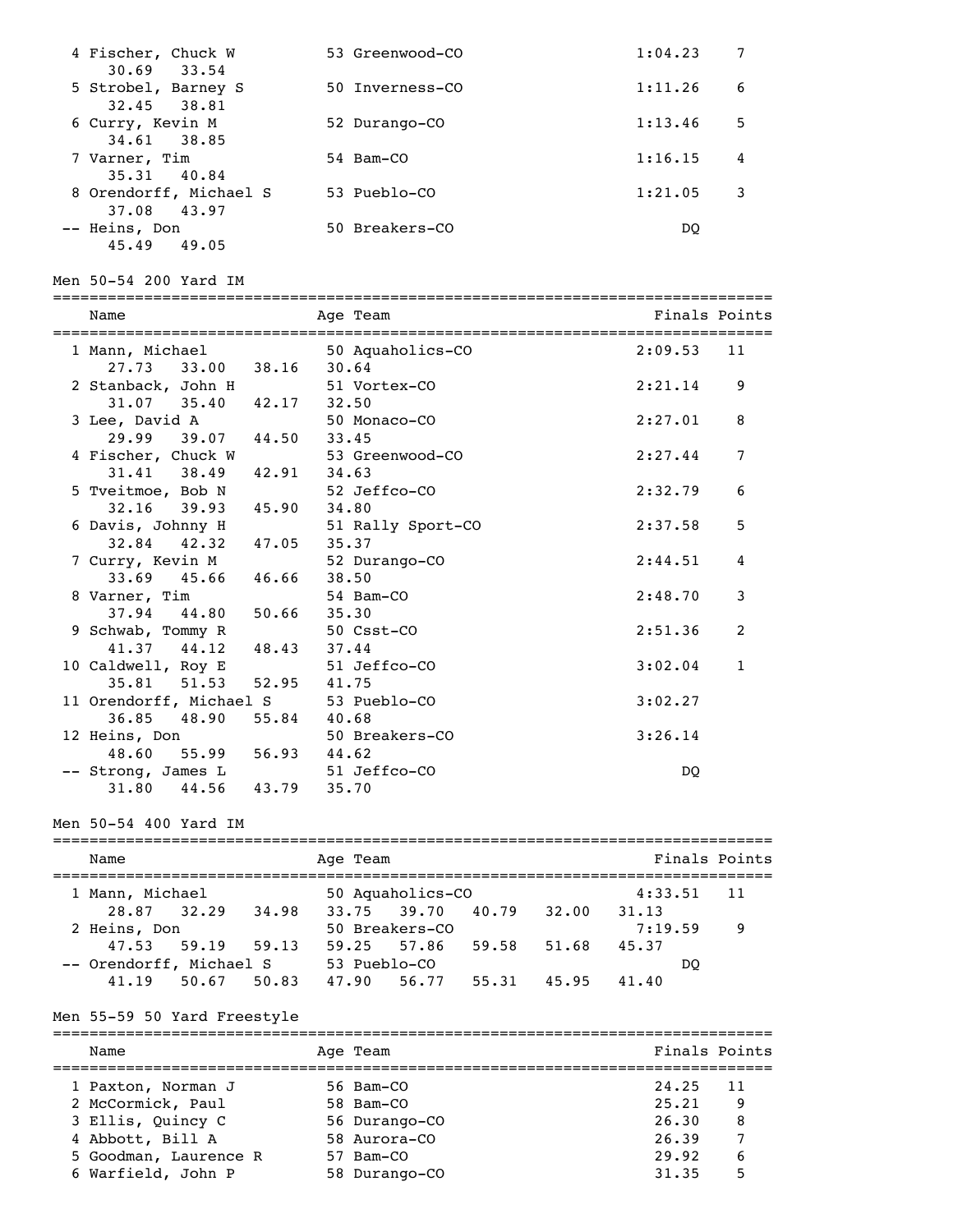| Place | Name | Age | Team | Finals | Points |
|---|---|---|---|---|---|
| 4 | Fischer, Chuck W | 53 | Greenwood-CO | 1:04.23 | 7 |
| | 30.69 33.54 | | | | |
| 5 | Strobel, Barney S | 50 | Inverness-CO | 1:11.26 | 6 |
| | 32.45 38.81 | | | | |
| 6 | Curry, Kevin M | 52 | Durango-CO | 1:13.46 | 5 |
| | 34.61 38.85 | | | | |
| 7 | Varner, Tim | 54 | Bam-CO | 1:16.15 | 4 |
| | 35.31 40.84 | | | | |
| 8 | Orendorff, Michael S | 53 | Pueblo-CO | 1:21.05 | 3 |
| | 37.08 43.97 | | | | |
| -- | Heins, Don | 50 | Breakers-CO | DQ | |
| | 45.49 49.05 | | | | |

## Men 50-54 200 Yard IM

| Place | Name | Age | Team | Finals | Points |
|---|---|---|---|---|---|
| 1 | Mann, Michael | 50 | Aquaholics-CO | 2:09.53 | 11 |
| | 27.73 33.00 38.16 30.64 | | | | |
| 2 | Stanback, John H | 51 | Vortex-CO | 2:21.14 | 9 |
| | 31.07 35.40 42.17 32.50 | | | | |
| 3 | Lee, David A | 50 | Monaco-CO | 2:27.01 | 8 |
| | 29.99 39.07 44.50 33.45 | | | | |
| 4 | Fischer, Chuck W | 53 | Greenwood-CO | 2:27.44 | 7 |
| | 31.41 38.49 42.91 34.63 | | | | |
| 5 | Tveitmoe, Bob N | 52 | Jeffco-CO | 2:32.79 | 6 |
| | 32.16 39.93 45.90 34.80 | | | | |
| 6 | Davis, Johnny H | 51 | Rally Sport-CO | 2:37.58 | 5 |
| | 32.84 42.32 47.05 35.37 | | | | |
| 7 | Curry, Kevin M | 52 | Durango-CO | 2:44.51 | 4 |
| | 33.69 45.66 46.66 38.50 | | | | |
| 8 | Varner, Tim | 54 | Bam-CO | 2:48.70 | 3 |
| | 37.94 44.80 50.66 35.30 | | | | |
| 9 | Schwab, Tommy R | 50 | Csst-CO | 2:51.36 | 2 |
| | 41.37 44.12 48.43 37.44 | | | | |
| 10 | Caldwell, Roy E | 51 | Jeffco-CO | 3:02.04 | 1 |
| | 35.81 51.53 52.95 41.75 | | | | |
| 11 | Orendorff, Michael S | 53 | Pueblo-CO | 3:02.27 | |
| | 36.85 48.90 55.84 40.68 | | | | |
| 12 | Heins, Don | 50 | Breakers-CO | 3:26.14 | |
| | 48.60 55.99 56.93 44.62 | | | | |
| -- | Strong, James L | 51 | Jeffco-CO | DQ | |
| | 31.80 44.56 43.79 35.70 | | | | |

## Men 50-54 400 Yard IM

| Place | Name | Age | Team | Finals | Points |
|---|---|---|---|---|---|
| 1 | Mann, Michael | 50 | Aquaholics-CO | 4:33.51 | 11 |
| | 28.87 32.29 34.98 33.75 39.70 40.79 32.00 31.13 | | | | |
| 2 | Heins, Don | 50 | Breakers-CO | 7:19.59 | 9 |
| | 47.53 59.19 59.13 59.25 57.86 59.58 51.68 45.37 | | | | |
| -- | Orendorff, Michael S | 53 | Pueblo-CO | DQ | |
| | 41.19 50.67 50.83 47.90 56.77 55.31 45.95 41.40 | | | | |

## Men 55-59 50 Yard Freestyle

| Place | Name | Age | Team | Finals | Points |
|---|---|---|---|---|---|
| 1 | Paxton, Norman J | 56 | Bam-CO | 24.25 | 11 |
| 2 | McCormick, Paul | 58 | Bam-CO | 25.21 | 9 |
| 3 | Ellis, Quincy C | 56 | Durango-CO | 26.30 | 8 |
| 4 | Abbott, Bill A | 58 | Aurora-CO | 26.39 | 7 |
| 5 | Goodman, Laurence R | 57 | Bam-CO | 29.92 | 6 |
| 6 | Warfield, John P | 58 | Durango-CO | 31.35 | 5 |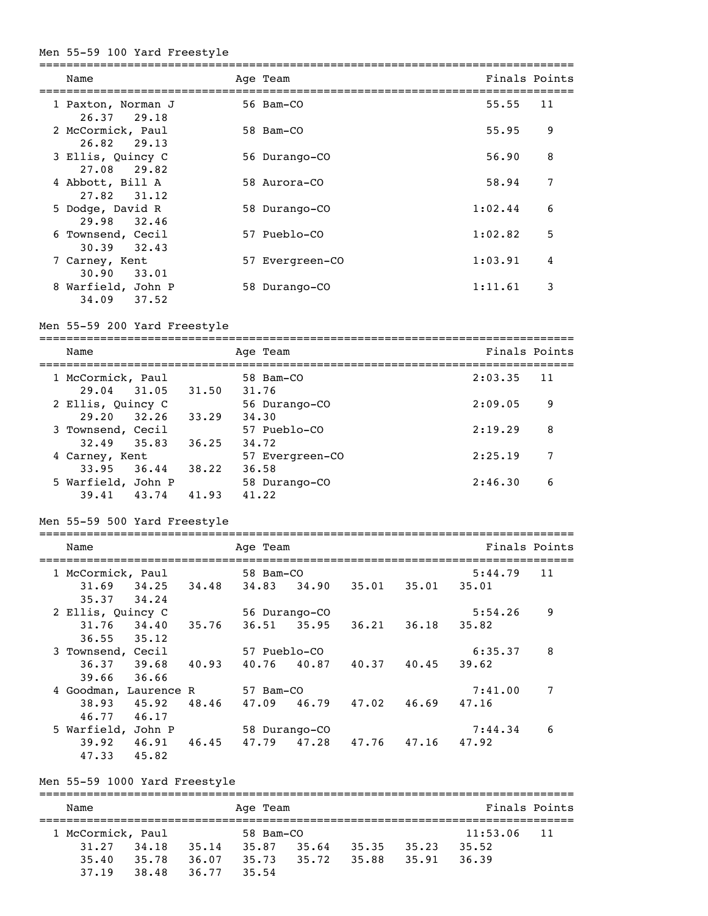## Men 55-59 100 Yard Freestyle

| Place | Name | Age | Team | Finals | Points |
|---|---|---|---|---|---|
| 1 | Paxton, Norman J | 56 | Bam-CO | 55.55 | 11 |
| | 26.37 29.18 | | | | |
| 2 | McCormick, Paul | 58 | Bam-CO | 55.95 | 9 |
| | 26.82 29.13 | | | | |
| 3 | Ellis, Quincy C | 56 | Durango-CO | 56.90 | 8 |
| | 27.08 29.82 | | | | |
| 4 | Abbott, Bill A | 58 | Aurora-CO | 58.94 | 7 |
| | 27.82 31.12 | | | | |
| 5 | Dodge, David R | 58 | Durango-CO | 1:02.44 | 6 |
| | 29.98 32.46 | | | | |
| 6 | Townsend, Cecil | 57 | Pueblo-CO | 1:02.82 | 5 |
| | 30.39 32.43 | | | | |
| 7 | Carney, Kent | 57 | Evergreen-CO | 1:03.91 | 4 |
| | 30.90 33.01 | | | | |
| 8 | Warfield, John P | 58 | Durango-CO | 1:11.61 | 3 |
| | 34.09 37.52 | | | | |

## Men 55-59 200 Yard Freestyle

| Place | Name | Age | Team | Finals | Points |
|---|---|---|---|---|---|
| 1 | McCormick, Paul | 58 | Bam-CO | 2:03.35 | 11 |
| | 29.04 31.05 31.50 31.76 | | | | |
| 2 | Ellis, Quincy C | 56 | Durango-CO | 2:09.05 | 9 |
| | 29.20 32.26 33.29 34.30 | | | | |
| 3 | Townsend, Cecil | 57 | Pueblo-CO | 2:19.29 | 8 |
| | 32.49 35.83 36.25 34.72 | | | | |
| 4 | Carney, Kent | 57 | Evergreen-CO | 2:25.19 | 7 |
| | 33.95 36.44 38.22 36.58 | | | | |
| 5 | Warfield, John P | 58 | Durango-CO | 2:46.30 | 6 |
| | 39.41 43.74 41.93 41.22 | | | | |

## Men 55-59 500 Yard Freestyle

| Place | Name | Age | Team | Finals | Points |
|---|---|---|---|---|---|
| 1 | McCormick, Paul | 58 | Bam-CO | 5:44.79 | 11 |
| | 31.69 34.25 34.48 34.83 34.90 35.01 35.01 35.01 35.37 34.24 | | | | |
| 2 | Ellis, Quincy C | 56 | Durango-CO | 5:54.26 | 9 |
| | 31.76 34.40 35.76 36.51 35.95 36.21 36.18 35.82 36.55 35.12 | | | | |
| 3 | Townsend, Cecil | 57 | Pueblo-CO | 6:35.37 | 8 |
| | 36.37 39.68 40.93 40.76 40.87 40.37 40.45 39.62 39.66 36.66 | | | | |
| 4 | Goodman, Laurence R | 57 | Bam-CO | 7:41.00 | 7 |
| | 38.93 45.92 48.46 47.09 46.79 47.02 46.69 47.16 46.77 46.17 | | | | |
| 5 | Warfield, John P | 58 | Durango-CO | 7:44.34 | 6 |
| | 39.92 46.91 46.45 47.79 47.28 47.76 47.16 47.92 47.33 45.82 | | | | |

## Men 55-59 1000 Yard Freestyle

| Place | Name | Age | Team | Finals | Points |
|---|---|---|---|---|---|
| 1 | McCormick, Paul | 58 | Bam-CO | 11:53.06 | 11 |
| | 31.27 34.18 35.14 35.87 35.64 35.35 35.23 35.52 35.40 35.78 36.07 35.73 35.72 35.88 35.91 36.39 37.19 38.48 36.77 35.54 | | | | |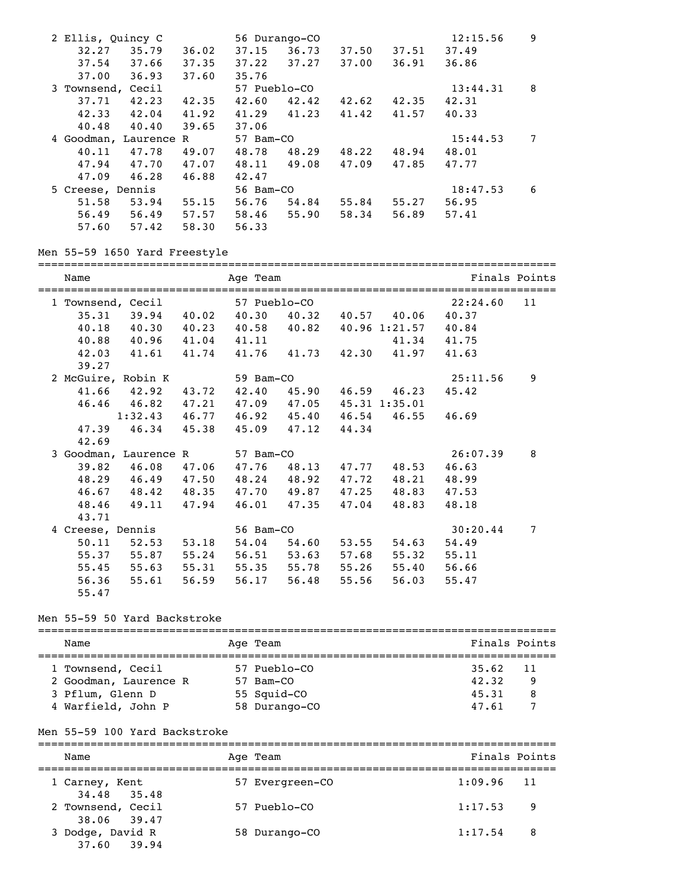```
  2 Ellis, Quincy C          56 Durango-CO                     12:15.56    9
     32.27    35.79    36.02    37.15    36.73    37.50    37.51    37.49
     37.54    37.66    37.35    37.22    37.27    37.00    36.91    36.86
     37.00    36.93    37.60    35.76
  3 Townsend, Cecil          57 Pueblo-CO                      13:44.31    8
     37.71    42.23    42.35    42.60    42.42    42.62    42.35    42.31
     42.33    42.04    41.92    41.29    41.23    41.42    41.57    40.33
     40.48    40.40    39.65    37.06
  4 Goodman, Laurence R      57 Bam-CO                         15:44.53    7
     40.11    47.78    49.07    48.78    48.29    48.22    48.94    48.01
     47.94    47.70    47.07    48.11    49.08    47.09    47.85    47.77
     47.09    46.28    46.88    42.47
  5 Creese, Dennis           56 Bam-CO                         18:47.53    6
     51.58    53.94    55.15    56.76    54.84    55.84    55.27    56.95
     56.49    56.49    57.57    58.46    55.90    58.34    56.89    57.41
     57.60    57.42    58.30    56.33
```

Men 55-59 1650 Yard Freestyle

```
===============================================================================
    Name                    Age Team                             Finals Points
===============================================================================
  1 Townsend, Cecil          57 Pueblo-CO                      22:24.60   11
     35.31    39.94    40.02    40.30    40.32    40.57    40.06    40.37
     40.18    40.30    40.23    40.58    40.82    40.96  1:21.57    40.84
     40.88    40.96    41.04    41.11                      41.34    41.75
     42.03    41.61    41.74    41.76    41.73    42.30    41.97    41.63
     39.27
  2 McGuire, Robin K         59 Bam-CO                         25:11.56    9
     41.66    42.92    43.72    42.40    45.90    46.59    46.23    45.42
     46.46    46.82    47.21    47.09    47.05    45.31  1:35.01
            1:32.43    46.77    46.92    45.40    46.54    46.55    46.69
     47.39    46.34    45.38    45.09    47.12    44.34
     42.69
  3 Goodman, Laurence R      57 Bam-CO                         26:07.39    8
     39.82    46.08    47.06    47.76    48.13    47.77    48.53    46.63
     48.29    46.49    47.50    48.24    48.92    47.72    48.21    48.99
     46.67    48.42    48.35    47.70    49.87    47.25    48.83    47.53
     48.46    49.11    47.94    46.01    47.35    47.04    48.83    48.18
     43.71
  4 Creese, Dennis           56 Bam-CO                         30:20.44    7
     50.11    52.53    53.18    54.04    54.60    53.55    54.63    54.49
     55.37    55.87    55.24    56.51    53.63    57.68    55.32    55.11
     55.45    55.63    55.31    55.35    55.78    55.26    55.40    56.66
     56.36    55.61    56.59    56.17    56.48    55.56    56.03    55.47
     55.47
```

Men 55-59 50 Yard Backstroke

```
===============================================================================
    Name                    Age Team                             Finals Points
===============================================================================
  1 Townsend, Cecil          57 Pueblo-CO                         35.62   11
  2 Goodman, Laurence R      57 Bam-CO                            42.32    9
  3 Pflum, Glenn D           55 Squid-CO                          45.31    8
  4 Warfield, John P         58 Durango-CO                        47.61    7
```

Men 55-59 100 Yard Backstroke

```
===============================================================================
    Name                    Age Team                             Finals Points
===============================================================================
  1 Carney, Kent             57 Evergreen-CO                    1:09.96   11
     34.48    35.48
  2 Townsend, Cecil          57 Pueblo-CO                       1:17.53    9
     38.06    39.47
  3 Dodge, David R           58 Durango-CO                      1:17.54    8
     37.60    39.94
```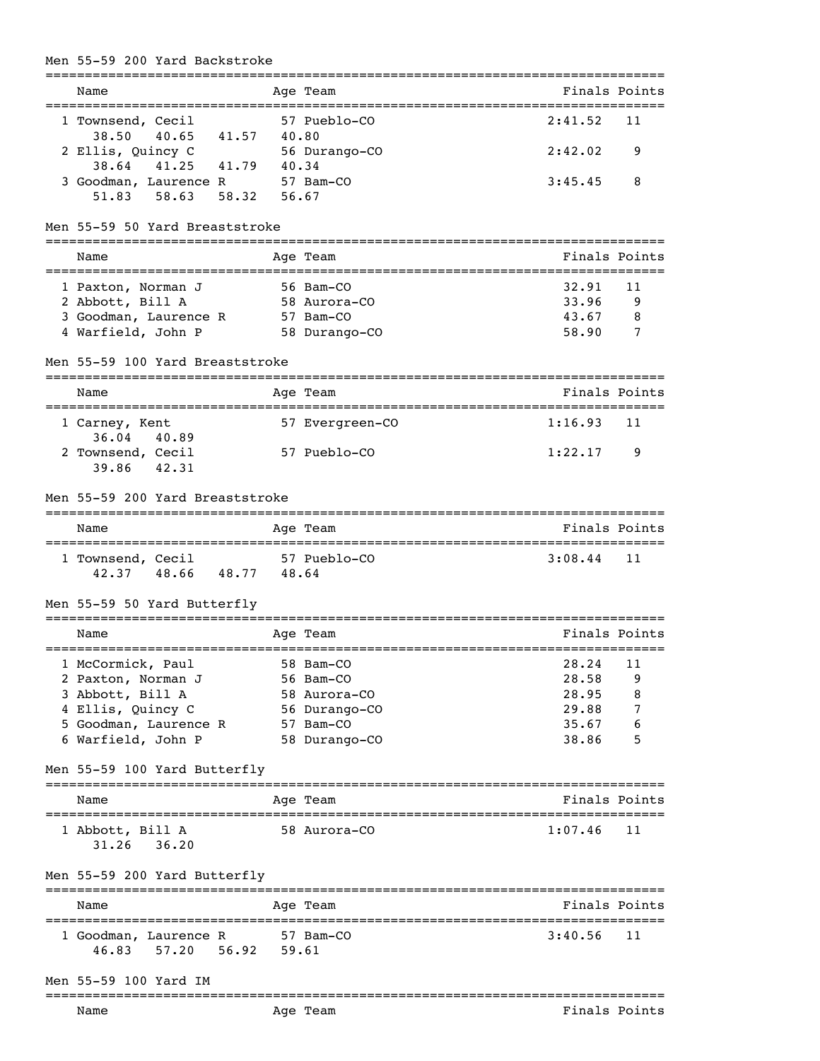## Men 55-59 200 Yard Backstroke

| | Name | Age | Team | Finals | Points |
|---|---|---|---|---|---|
| 1 | Townsend, Cecil | 57 | Pueblo-CO | 2:41.52 | 11 |
| | 38.50 40.65 41.57 40.80 | | | | |
| 2 | Ellis, Quincy C | 56 | Durango-CO | 2:42.02 | 9 |
| | 38.64 41.25 41.79 40.34 | | | | |
| 3 | Goodman, Laurence R | 57 | Bam-CO | 3:45.45 | 8 |
| | 51.83 58.63 58.32 56.67 | | | | |

## Men 55-59 50 Yard Breaststroke

| | Name | Age | Team | Finals | Points |
|---|---|---|---|---|---|
| 1 | Paxton, Norman J | 56 | Bam-CO | 32.91 | 11 |
| 2 | Abbott, Bill A | 58 | Aurora-CO | 33.96 | 9 |
| 3 | Goodman, Laurence R | 57 | Bam-CO | 43.67 | 8 |
| 4 | Warfield, John P | 58 | Durango-CO | 58.90 | 7 |

## Men 55-59 100 Yard Breaststroke

| | Name | Age | Team | Finals | Points |
|---|---|---|---|---|---|
| 1 | Carney, Kent | 57 | Evergreen-CO | 1:16.93 | 11 |
| | 36.04 40.89 | | | | |
| 2 | Townsend, Cecil | 57 | Pueblo-CO | 1:22.17 | 9 |
| | 39.86 42.31 | | | | |

## Men 55-59 200 Yard Breaststroke

| | Name | Age | Team | Finals | Points |
|---|---|---|---|---|---|
| 1 | Townsend, Cecil | 57 | Pueblo-CO | 3:08.44 | 11 |
| | 42.37 48.66 48.77 48.64 | | | | |

## Men 55-59 50 Yard Butterfly

| | Name | Age | Team | Finals | Points |
|---|---|---|---|---|---|
| 1 | McCormick, Paul | 58 | Bam-CO | 28.24 | 11 |
| 2 | Paxton, Norman J | 56 | Bam-CO | 28.58 | 9 |
| 3 | Abbott, Bill A | 58 | Aurora-CO | 28.95 | 8 |
| 4 | Ellis, Quincy C | 56 | Durango-CO | 29.88 | 7 |
| 5 | Goodman, Laurence R | 57 | Bam-CO | 35.67 | 6 |
| 6 | Warfield, John P | 58 | Durango-CO | 38.86 | 5 |

## Men 55-59 100 Yard Butterfly

| | Name | Age | Team | Finals | Points |
|---|---|---|---|---|---|
| 1 | Abbott, Bill A | 58 | Aurora-CO | 1:07.46 | 11 |
| | 31.26 36.20 | | | | |

## Men 55-59 200 Yard Butterfly

| | Name | Age | Team | Finals | Points |
|---|---|---|---|---|---|
| 1 | Goodman, Laurence R | 57 | Bam-CO | 3:40.56 | 11 |
| | 46.83 57.20 56.92 59.61 | | | | |

## Men 55-59 100 Yard IM

| | Name | Age | Team | Finals | Points |
|---|---|---|---|---|---|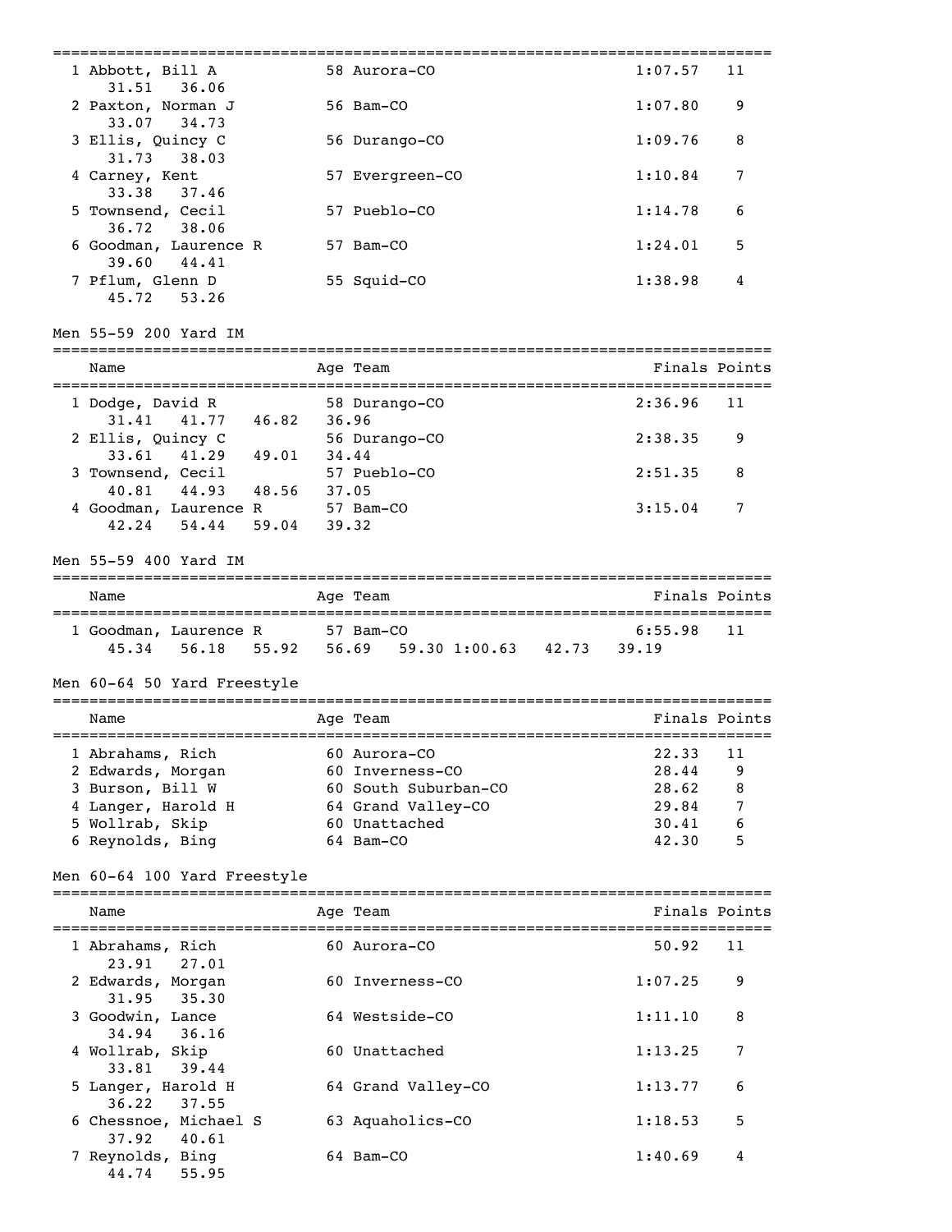| Place | Name | Age | Team | Finals | Points |
|---|---|---|---|---|---|
| 1 | Abbott, Bill A | 58 | Aurora-CO | 1:07.57 | 11 |
| | 31.51 36.06 | | | | |
| 2 | Paxton, Norman J | 56 | Bam-CO | 1:07.80 | 9 |
| | 33.07 34.73 | | | | |
| 3 | Ellis, Quincy C | 56 | Durango-CO | 1:09.76 | 8 |
| | 31.73 38.03 | | | | |
| 4 | Carney, Kent | 57 | Evergreen-CO | 1:10.84 | 7 |
| | 33.38 37.46 | | | | |
| 5 | Townsend, Cecil | 57 | Pueblo-CO | 1:14.78 | 6 |
| | 36.72 38.06 | | | | |
| 6 | Goodman, Laurence R | 57 | Bam-CO | 1:24.01 | 5 |
| | 39.60 44.41 | | | | |
| 7 | Pflum, Glenn D | 55 | Squid-CO | 1:38.98 | 4 |
| | 45.72 53.26 | | | | |

Men 55-59 200 Yard IM

| Place | Name | Age | Team | Finals | Points |
|---|---|---|---|---|---|
| 1 | Dodge, David R | 58 | Durango-CO | 2:36.96 | 11 |
| | 31.41 41.77 46.82 36.96 | | | | |
| 2 | Ellis, Quincy C | 56 | Durango-CO | 2:38.35 | 9 |
| | 33.61 41.29 49.01 34.44 | | | | |
| 3 | Townsend, Cecil | 57 | Pueblo-CO | 2:51.35 | 8 |
| | 40.81 44.93 48.56 37.05 | | | | |
| 4 | Goodman, Laurence R | 57 | Bam-CO | 3:15.04 | 7 |
| | 42.24 54.44 59.04 39.32 | | | | |

Men 55-59 400 Yard IM

| Place | Name | Age | Team | Finals | Points |
|---|---|---|---|---|---|
| 1 | Goodman, Laurence R | 57 | Bam-CO | 6:55.98 | 11 |
| | 45.34 56.18 55.92 56.69 59.30 1:00.63 42.73 39.19 | | | | |

Men 60-64 50 Yard Freestyle

| Place | Name | Age | Team | Finals | Points |
|---|---|---|---|---|---|
| 1 | Abrahams, Rich | 60 | Aurora-CO | 22.33 | 11 |
| 2 | Edwards, Morgan | 60 | Inverness-CO | 28.44 | 9 |
| 3 | Burson, Bill W | 60 | South Suburban-CO | 28.62 | 8 |
| 4 | Langer, Harold H | 64 | Grand Valley-CO | 29.84 | 7 |
| 5 | Wollrab, Skip | 60 | Unattached | 30.41 | 6 |
| 6 | Reynolds, Bing | 64 | Bam-CO | 42.30 | 5 |

Men 60-64 100 Yard Freestyle

| Place | Name | Age | Team | Finals | Points |
|---|---|---|---|---|---|
| 1 | Abrahams, Rich | 60 | Aurora-CO | 50.92 | 11 |
| | 23.91 27.01 | | | | |
| 2 | Edwards, Morgan | 60 | Inverness-CO | 1:07.25 | 9 |
| | 31.95 35.30 | | | | |
| 3 | Goodwin, Lance | 64 | Westside-CO | 1:11.10 | 8 |
| | 34.94 36.16 | | | | |
| 4 | Wollrab, Skip | 60 | Unattached | 1:13.25 | 7 |
| | 33.81 39.44 | | | | |
| 5 | Langer, Harold H | 64 | Grand Valley-CO | 1:13.77 | 6 |
| | 36.22 37.55 | | | | |
| 6 | Chessnoe, Michael S | 63 | Aquaholics-CO | 1:18.53 | 5 |
| | 37.92 40.61 | | | | |
| 7 | Reynolds, Bing | 64 | Bam-CO | 1:40.69 | 4 |
| | 44.74 55.95 | | | | |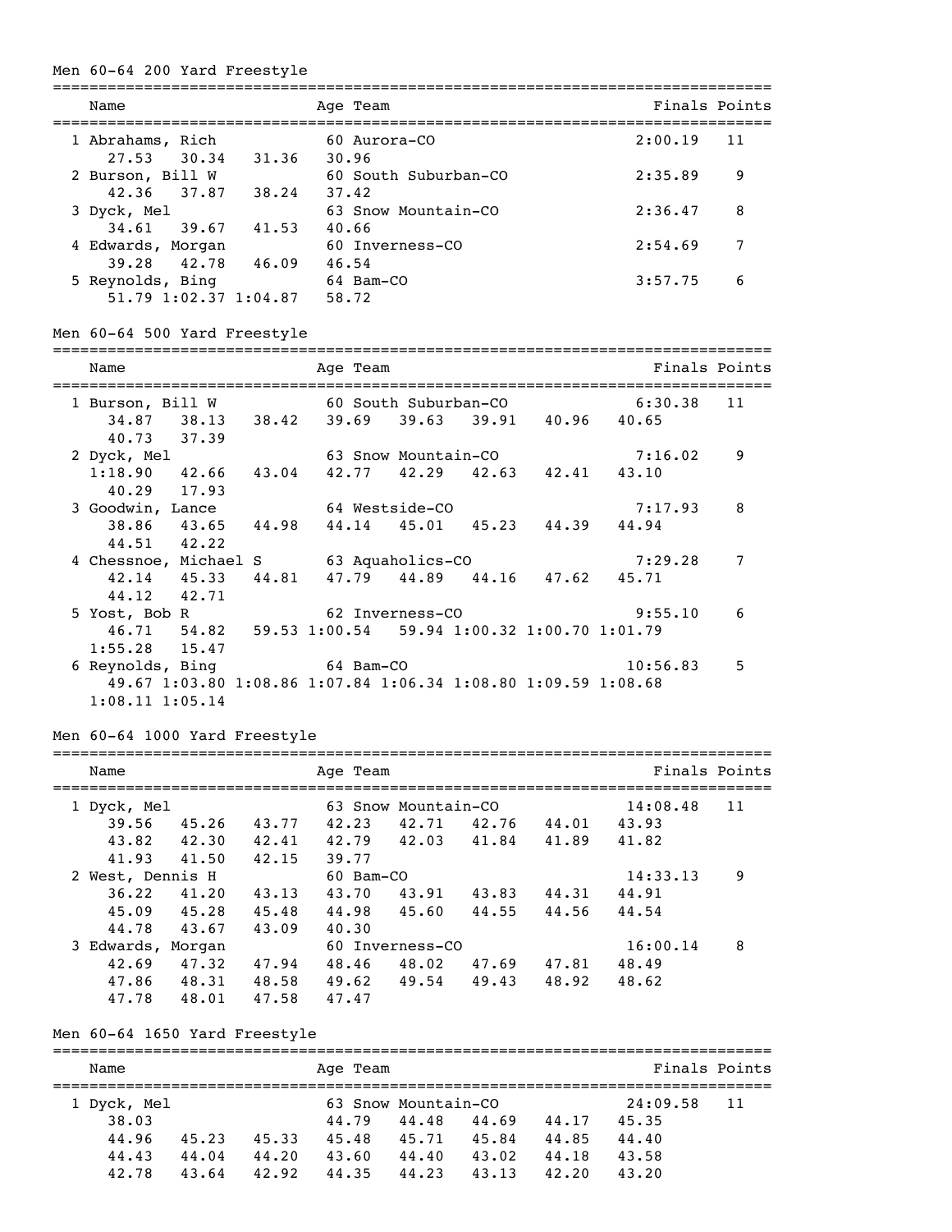## Men 60-64 200 Yard Freestyle

```
===============================================================================
    Name                      Age Team                            Finals Points
===============================================================================
  1 Abrahams, Rich             60 Aurora-CO                      2:00.19   11
     27.53    30.34    31.36    30.96
  2 Burson, Bill W             60 South Suburban-CO              2:35.89    9
     42.36    37.87    38.24    37.42
  3 Dyck, Mel                  63 Snow Mountain-CO               2:36.47    8
     34.61    39.67    41.53    40.66
  4 Edwards, Morgan            60 Inverness-CO                   2:54.69    7
     39.28    42.78    46.09    46.54
  5 Reynolds, Bing             64 Bam-CO                         3:57.75    6
     51.79 1:02.37 1:04.87    58.72
```

## Men 60-64 500 Yard Freestyle

```
===============================================================================
    Name                      Age Team                            Finals Points
===============================================================================
  1 Burson, Bill W             60 South Suburban-CO              6:30.38   11
     34.87    38.13    38.42    39.69    39.63    39.91    40.96    40.65
     40.73    37.39
  2 Dyck, Mel                  63 Snow Mountain-CO               7:16.02    9
   1:18.90    42.66    43.04    42.77    42.29    42.63    42.41    43.10
     40.29    17.93
  3 Goodwin, Lance             64 Westside-CO                    7:17.93    8
     38.86    43.65    44.98    44.14    45.01    45.23    44.39    44.94
     44.51    42.22
  4 Chessnoe, Michael S        63 Aquaholics-CO                  7:29.28    7
     42.14    45.33    44.81    47.79    44.89    44.16    47.62    45.71
     44.12    42.71
  5 Yost, Bob R                62 Inverness-CO                   9:55.10    6
     46.71    54.82    59.53 1:00.54    59.94 1:00.32 1:00.70 1:01.79
   1:55.28    15.47
  6 Reynolds, Bing             64 Bam-CO                        10:56.83    5
     49.67 1:03.80 1:08.86 1:07.84 1:06.34 1:08.80 1:09.59 1:08.68
   1:08.11 1:05.14
```

## Men 60-64 1000 Yard Freestyle

```
===============================================================================
    Name                      Age Team                            Finals Points
===============================================================================
  1 Dyck, Mel                  63 Snow Mountain-CO              14:08.48   11
     39.56    45.26    43.77    42.23    42.71    42.76    44.01    43.93
     43.82    42.30    42.41    42.79    42.03    41.84    41.89    41.82
     41.93    41.50    42.15    39.77
  2 West, Dennis H             60 Bam-CO                        14:33.13    9
     36.22    41.20    43.13    43.70    43.91    43.83    44.31    44.91
     45.09    45.28    45.48    44.98    45.60    44.55    44.56    44.54
     44.78    43.67    43.09    40.30
  3 Edwards, Morgan            60 Inverness-CO                  16:00.14    8
     42.69    47.32    47.94    48.46    48.02    47.69    47.81    48.49
     47.86    48.31    48.58    49.62    49.54    49.43    48.92    48.62
     47.78    48.01    47.58    47.47
```

## Men 60-64 1650 Yard Freestyle

```
===============================================================================
    Name                      Age Team                            Finals Points
===============================================================================
  1 Dyck, Mel                  63 Snow Mountain-CO              24:09.58   11
     38.03                      44.79    44.48    44.69    44.17    45.35
     44.96    45.23    45.33    45.48    45.71    45.84    44.85    44.40
     44.43    44.04    44.20    43.60    44.40    43.02    44.18    43.58
     42.78    43.64    42.92    44.35    44.23    43.13    42.20    43.20
```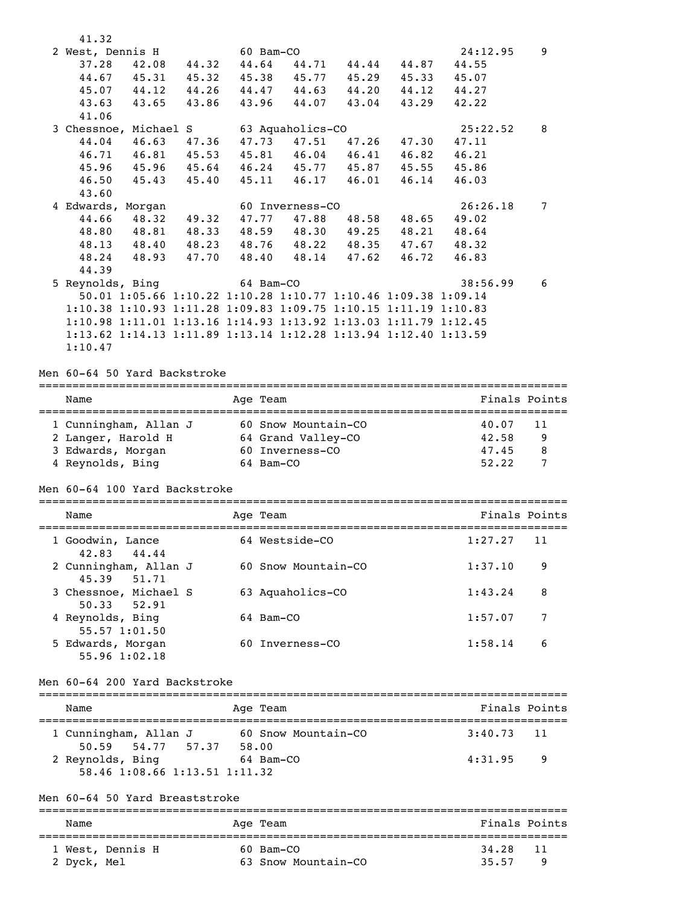41.32

| Name | Age | Team | Finals | Points |
|---|---|---|---|---|
| 2 West, Dennis H | 60 | Bam-CO | 24:12.95 | 9 |

37.28 42.08 44.32 44.64 44.71 44.44 44.87 44.55
44.67 45.31 45.32 45.38 45.77 45.29 45.33 45.07
45.07 44.12 44.26 44.47 44.63 44.20 44.12 44.27
43.63 43.65 43.86 43.96 44.07 43.04 43.29 42.22
41.06

| Name | Age | Team | Finals | Points |
|---|---|---|---|---|
| 3 Chessnoe, Michael S | 63 | Aquaholics-CO | 25:22.52 | 8 |

44.04 46.63 47.36 47.73 47.51 47.26 47.30 47.11
46.71 46.81 45.53 45.81 46.04 46.41 46.82 46.21
45.96 45.96 45.64 46.24 45.77 45.87 45.55 45.86
46.50 45.43 45.40 45.11 46.17 46.01 46.14 46.03
43.60

| Name | Age | Team | Finals | Points |
|---|---|---|---|---|
| 4 Edwards, Morgan | 60 | Inverness-CO | 26:26.18 | 7 |

44.66 48.32 49.32 47.77 47.88 48.58 48.65 49.02
48.80 48.81 48.33 48.59 48.30 49.25 48.21 48.64
48.13 48.40 48.23 48.76 48.22 48.35 47.67 48.32
48.24 48.93 47.70 48.40 48.14 47.62 46.72 46.83
44.39

| Name | Age | Team | Finals | Points |
|---|---|---|---|---|
| 5 Reynolds, Bing | 64 | Bam-CO | 38:56.99 | 6 |

50.01 1:05.66 1:10.22 1:10.28 1:10.77 1:10.46 1:09.38 1:09.14
1:10.38 1:10.93 1:11.28 1:09.83 1:09.75 1:10.15 1:11.19 1:10.83
1:10.98 1:11.01 1:13.16 1:14.93 1:13.92 1:13.03 1:11.79 1:12.45
1:13.62 1:14.13 1:11.89 1:13.14 1:12.28 1:13.94 1:12.40 1:13.59
1:10.47

## Men 60-64 50 Yard Backstroke

| Name | Age | Team | Finals | Points |
|---|---|---|---|---|
| 1 Cunningham, Allan J | 60 | Snow Mountain-CO | 40.07 | 11 |
| 2 Langer, Harold H | 64 | Grand Valley-CO | 42.58 | 9 |
| 3 Edwards, Morgan | 60 | Inverness-CO | 47.45 | 8 |
| 4 Reynolds, Bing | 64 | Bam-CO | 52.22 | 7 |

## Men 60-64 100 Yard Backstroke

| Name | Age | Team | Finals | Points |
|---|---|---|---|---|
| 1 Goodwin, Lance | 64 | Westside-CO | 1:27.27 | 11 |
| 42.83 44.44 | | | | |
| 2 Cunningham, Allan J | 60 | Snow Mountain-CO | 1:37.10 | 9 |
| 45.39 51.71 | | | | |
| 3 Chessnoe, Michael S | 63 | Aquaholics-CO | 1:43.24 | 8 |
| 50.33 52.91 | | | | |
| 4 Reynolds, Bing | 64 | Bam-CO | 1:57.07 | 7 |
| 55.57 1:01.50 | | | | |
| 5 Edwards, Morgan | 60 | Inverness-CO | 1:58.14 | 6 |
| 55.96 1:02.18 | | | | |

## Men 60-64 200 Yard Backstroke

| Name | Age | Team | Finals | Points |
|---|---|---|---|---|
| 1 Cunningham, Allan J | 60 | Snow Mountain-CO | 3:40.73 | 11 |
| 50.59 54.77 57.37 58.00 | | | | |
| 2 Reynolds, Bing | 64 | Bam-CO | 4:31.95 | 9 |
| 58.46 1:08.66 1:13.51 1:11.32 | | | | |

## Men 60-64 50 Yard Breaststroke

| Name | Age | Team | Finals | Points |
|---|---|---|---|---|
| 1 West, Dennis H | 60 | Bam-CO | 34.28 | 11 |
| 2 Dyck, Mel | 63 | Snow Mountain-CO | 35.57 | 9 |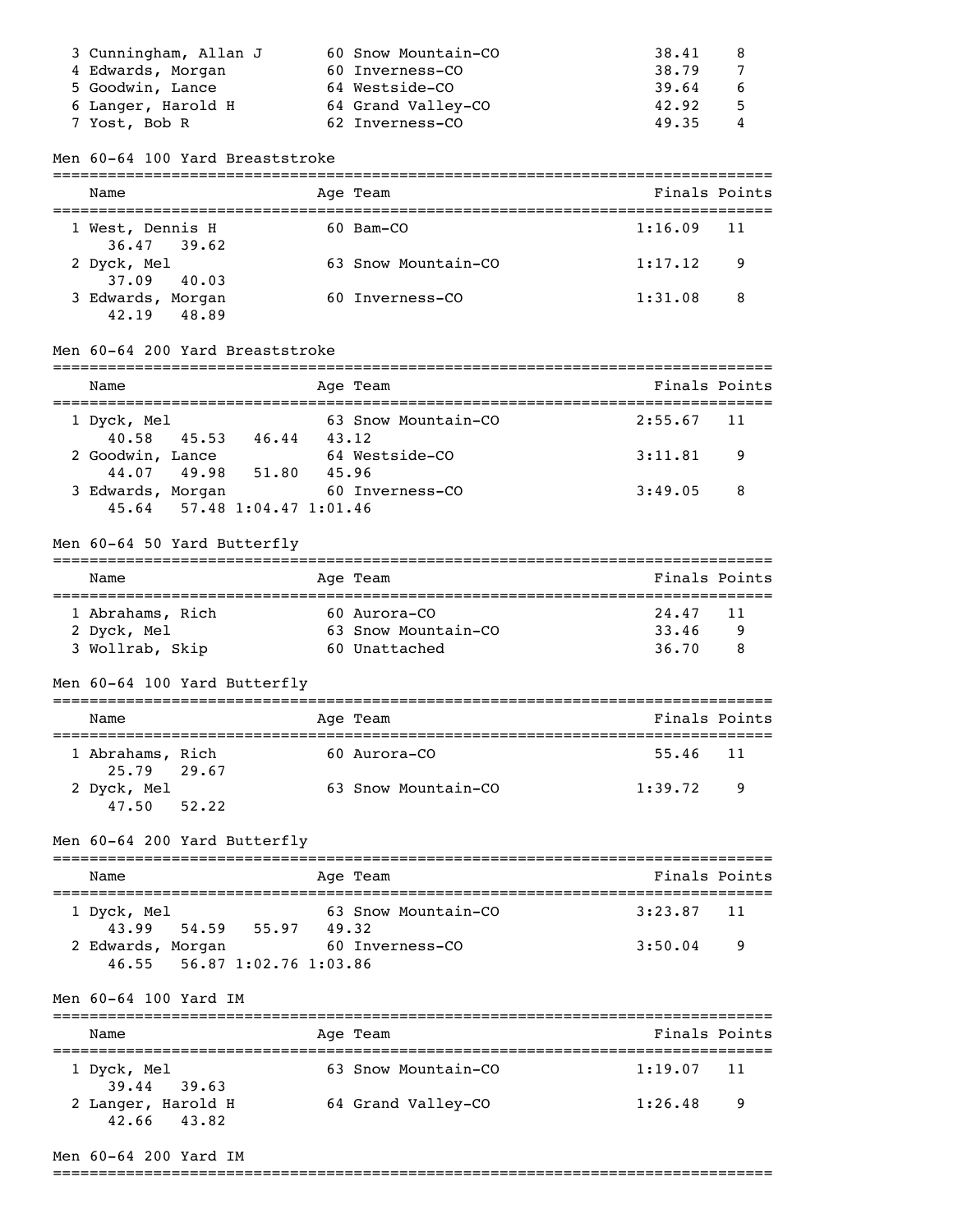| Name | Age | Team | Finals | Points |
|---|---|---|---|---|
| 3 Cunningham, Allan J | 60 | Snow Mountain-CO | 38.41 | 8 |
| 4 Edwards, Morgan | 60 | Inverness-CO | 38.79 | 7 |
| 5 Goodwin, Lance | 64 | Westside-CO | 39.64 | 6 |
| 6 Langer, Harold H | 64 | Grand Valley-CO | 42.92 | 5 |
| 7 Yost, Bob R | 62 | Inverness-CO | 49.35 | 4 |

## Men 60-64 100 Yard Breaststroke

| Name | Age | Team | Finals | Points |
|---|---|---|---|---|
| 1 West, Dennis H | 60 | Bam-CO | 1:16.09 | 11 |
| 36.47 39.62 | | | | |
| 2 Dyck, Mel | 63 | Snow Mountain-CO | 1:17.12 | 9 |
| 37.09 40.03 | | | | |
| 3 Edwards, Morgan | 60 | Inverness-CO | 1:31.08 | 8 |
| 42.19 48.89 | | | | |

## Men 60-64 200 Yard Breaststroke

| Name | Age | Team | Finals | Points |
|---|---|---|---|---|
| 1 Dyck, Mel | 63 | Snow Mountain-CO | 2:55.67 | 11 |
| 40.58 45.53 46.44 43.12 | | | | |
| 2 Goodwin, Lance | 64 | Westside-CO | 3:11.81 | 9 |
| 44.07 49.98 51.80 45.96 | | | | |
| 3 Edwards, Morgan | 60 | Inverness-CO | 3:49.05 | 8 |
| 45.64 57.48 1:04.47 1:01.46 | | | | |

## Men 60-64 50 Yard Butterfly

| Name | Age | Team | Finals | Points |
|---|---|---|---|---|
| 1 Abrahams, Rich | 60 | Aurora-CO | 24.47 | 11 |
| 2 Dyck, Mel | 63 | Snow Mountain-CO | 33.46 | 9 |
| 3 Wollrab, Skip | 60 | Unattached | 36.70 | 8 |

## Men 60-64 100 Yard Butterfly

| Name | Age | Team | Finals | Points |
|---|---|---|---|---|
| 1 Abrahams, Rich | 60 | Aurora-CO | 55.46 | 11 |
| 25.79 29.67 | | | | |
| 2 Dyck, Mel | 63 | Snow Mountain-CO | 1:39.72 | 9 |
| 47.50 52.22 | | | | |

## Men 60-64 200 Yard Butterfly

| Name | Age | Team | Finals | Points |
|---|---|---|---|---|
| 1 Dyck, Mel | 63 | Snow Mountain-CO | 3:23.87 | 11 |
| 43.99 54.59 55.97 49.32 | | | | |
| 2 Edwards, Morgan | 60 | Inverness-CO | 3:50.04 | 9 |
| 46.55 56.87 1:02.76 1:03.86 | | | | |

## Men 60-64 100 Yard IM

| Name | Age | Team | Finals | Points |
|---|---|---|---|---|
| 1 Dyck, Mel | 63 | Snow Mountain-CO | 1:19.07 | 11 |
| 39.44 39.63 | | | | |
| 2 Langer, Harold H | 64 | Grand Valley-CO | 1:26.48 | 9 |
| 42.66 43.82 | | | | |

## Men 60-64 200 Yard IM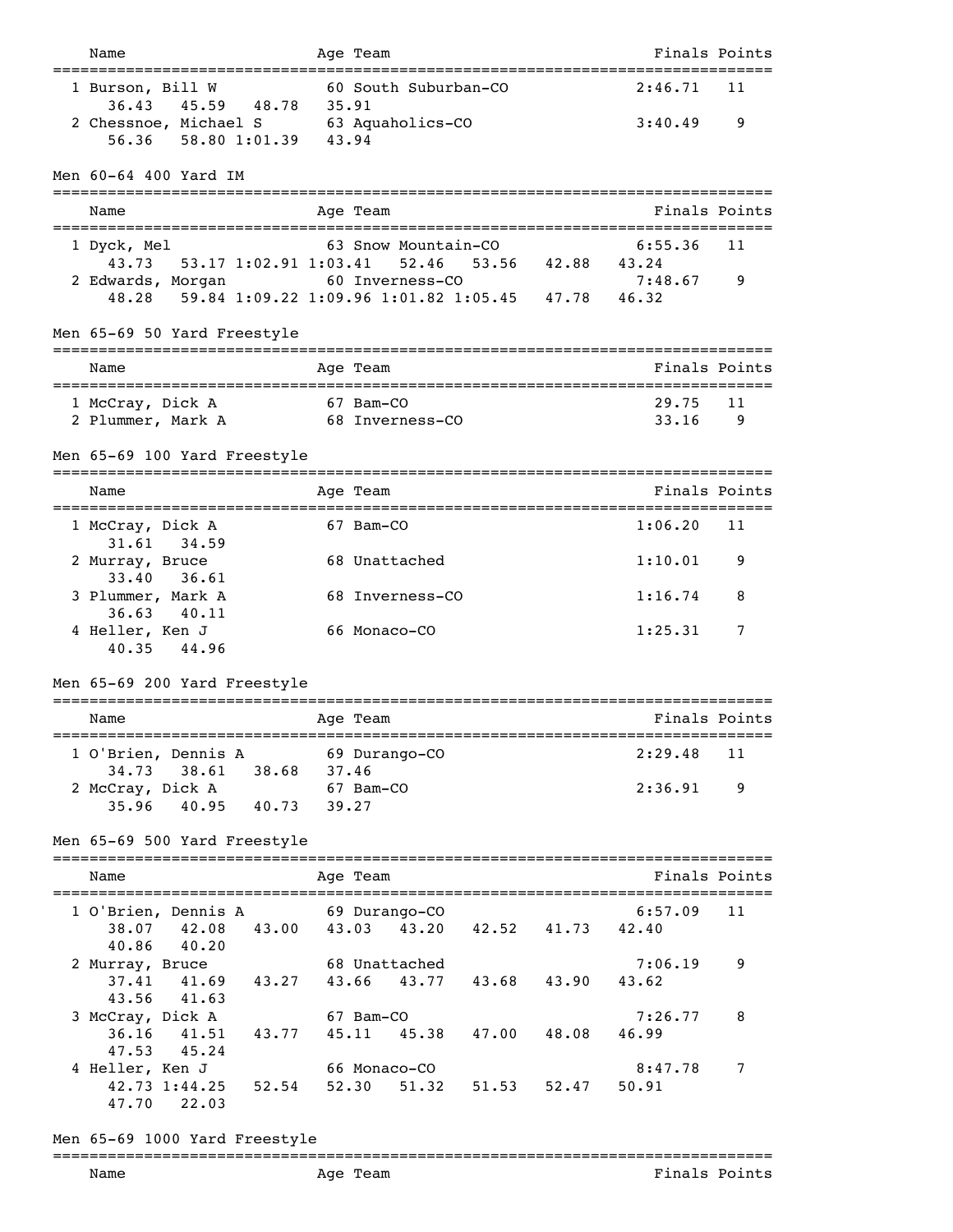| Name | Age | Team | Finals | Points |
|---|---|---|---|---|
| 1 Burson, Bill W | 60 | South Suburban-CO | 2:46.71 | 11 |
| 36.43 45.59 48.78 35.91 | | | | |
| 2 Chessnoe, Michael S | 63 | Aquaholics-CO | 3:40.49 | 9 |
| 56.36 58.80 1:01.39 43.94 | | | | |

## Men 60-64 400 Yard IM

| Name | Age | Team | Finals | Points |
|---|---|---|---|---|
| 1 Dyck, Mel | 63 | Snow Mountain-CO | 6:55.36 | 11 |
| 43.73 53.17 1:02.91 1:03.41 52.46 53.56 42.88 43.24 | | | | |
| 2 Edwards, Morgan | 60 | Inverness-CO | 7:48.67 | 9 |
| 48.28 59.84 1:09.22 1:09.96 1:01.82 1:05.45 47.78 46.32 | | | | |

## Men 65-69 50 Yard Freestyle

| Name | Age | Team | Finals | Points |
|---|---|---|---|---|
| 1 McCray, Dick A | 67 | Bam-CO | 29.75 | 11 |
| 2 Plummer, Mark A | 68 | Inverness-CO | 33.16 | 9 |

## Men 65-69 100 Yard Freestyle

| Name | Age | Team | Finals | Points |
|---|---|---|---|---|
| 1 McCray, Dick A | 67 | Bam-CO | 1:06.20 | 11 |
| 31.61 34.59 | | | | |
| 2 Murray, Bruce | 68 | Unattached | 1:10.01 | 9 |
| 33.40 36.61 | | | | |
| 3 Plummer, Mark A | 68 | Inverness-CO | 1:16.74 | 8 |
| 36.63 40.11 | | | | |
| 4 Heller, Ken J | 66 | Monaco-CO | 1:25.31 | 7 |
| 40.35 44.96 | | | | |

## Men 65-69 200 Yard Freestyle

| Name | Age | Team | Finals | Points |
|---|---|---|---|---|
| 1 O'Brien, Dennis A | 69 | Durango-CO | 2:29.48 | 11 |
| 34.73 38.61 38.68 37.46 | | | | |
| 2 McCray, Dick A | 67 | Bam-CO | 2:36.91 | 9 |
| 35.96 40.95 40.73 39.27 | | | | |

## Men 65-69 500 Yard Freestyle

| Name | Age | Team | Finals | Points |
|---|---|---|---|---|
| 1 O'Brien, Dennis A | 69 | Durango-CO | 6:57.09 | 11 |
| 38.07 42.08 43.00 43.03 43.20 42.52 41.73 42.40 40.86 40.20 | | | | |
| 2 Murray, Bruce | 68 | Unattached | 7:06.19 | 9 |
| 37.41 41.69 43.27 43.66 43.77 43.68 43.90 43.62 43.56 41.63 | | | | |
| 3 McCray, Dick A | 67 | Bam-CO | 7:26.77 | 8 |
| 36.16 41.51 43.77 45.11 45.38 47.00 48.08 46.99 47.53 45.24 | | | | |
| 4 Heller, Ken J | 66 | Monaco-CO | 8:47.78 | 7 |
| 42.73 1:44.25 52.54 52.30 51.32 51.53 52.47 50.91 47.70 22.03 | | | | |

## Men 65-69 1000 Yard Freestyle

| Name | Age | Team | Finals | Points |
|---|---|---|---|---|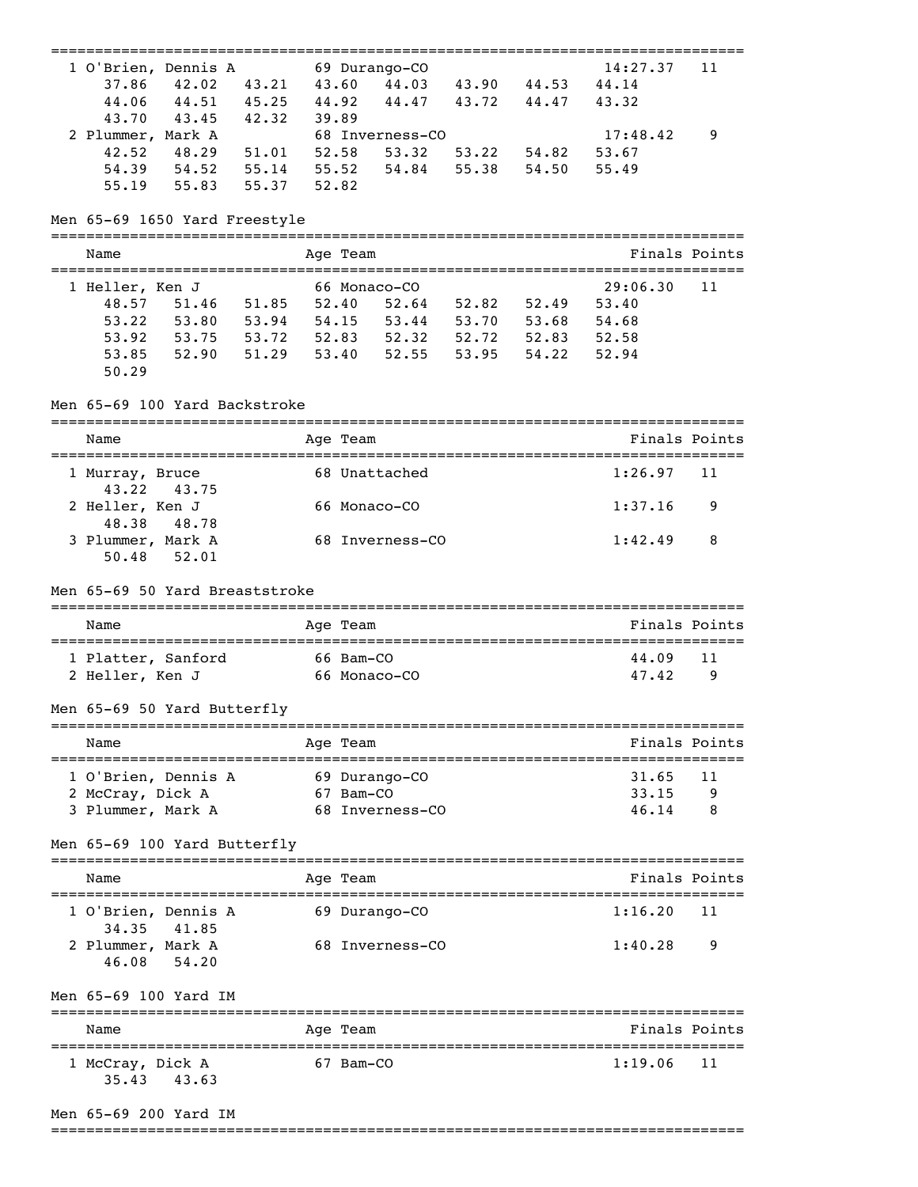```
===============================================================================
  1 O'Brien, Dennis A        69 Durango-CO                     14:27.37   11
      37.86    42.02    43.21    43.60    44.03    43.90    44.53    44.14
      44.06    44.51    45.25    44.92    44.47    43.72    44.47    43.32
      43.70    43.45    42.32    39.89
  2 Plummer, Mark A          68 Inverness-CO                   17:48.42    9
      42.52    48.29    51.01    52.58    53.32    53.22    54.82    53.67
      54.39    54.52    55.14    55.52    54.84    55.38    54.50    55.49
      55.19    55.83    55.37    52.82
```

Men 65-69 1650 Yard Freestyle

```
===============================================================================
    Name                    Age Team                            Finals Points
===============================================================================
  1 Heller, Ken J            66 Monaco-CO                      29:06.30   11
      48.57    51.46    51.85    52.40    52.64    52.82    52.49    53.40
      53.22    53.80    53.94    54.15    53.44    53.70    53.68    54.68
      53.92    53.75    53.72    52.83    52.32    52.72    52.83    52.58
      53.85    52.90    51.29    53.40    52.55    53.95    54.22    52.94
      50.29
```

Men 65-69 100 Yard Backstroke

```
===============================================================================
    Name                    Age Team                            Finals Points
===============================================================================
  1 Murray, Bruce            68 Unattached                      1:26.97   11
      43.22    43.75
  2 Heller, Ken J            66 Monaco-CO                       1:37.16    9
      48.38    48.78
  3 Plummer, Mark A          68 Inverness-CO                    1:42.49    8
      50.48    52.01
```

Men 65-69 50 Yard Breaststroke

```
===============================================================================
    Name                    Age Team                            Finals Points
===============================================================================
  1 Platter, Sanford         66 Bam-CO                            44.09   11
  2 Heller, Ken J            66 Monaco-CO                         47.42    9
```

Men 65-69 50 Yard Butterfly

```
===============================================================================
    Name                    Age Team                            Finals Points
===============================================================================
  1 O'Brien, Dennis A        69 Durango-CO                        31.65   11
  2 McCray, Dick A           67 Bam-CO                            33.15    9
  3 Plummer, Mark A          68 Inverness-CO                      46.14    8
```

Men 65-69 100 Yard Butterfly

```
===============================================================================
    Name                    Age Team                            Finals Points
===============================================================================
  1 O'Brien, Dennis A        69 Durango-CO                      1:16.20   11
      34.35    41.85
  2 Plummer, Mark A          68 Inverness-CO                    1:40.28    9
      46.08    54.20
```

Men 65-69 100 Yard IM

```
===============================================================================
    Name                    Age Team                            Finals Points
===============================================================================
  1 McCray, Dick A           67 Bam-CO                          1:19.06   11
      35.43    43.63
```

Men 65-69 200 Yard IM

```
===============================================================================
```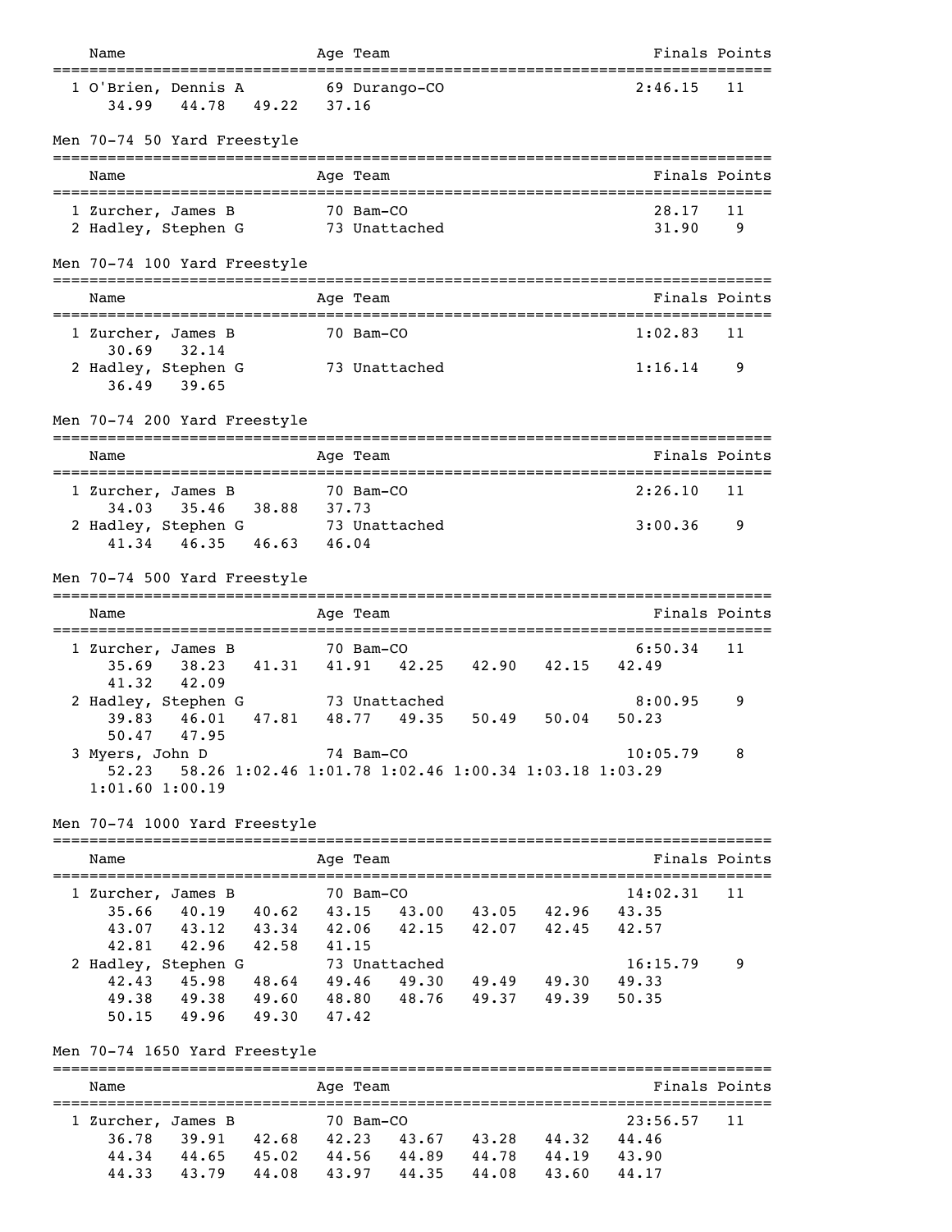| Name | Age | Team | Finals | Points |
|---|---|---|---|---|
| 1 O'Brien, Dennis A | 69 | Durango-CO | 2:46.15 | 11 |
| 34.99 44.78 49.22 37.16 | | | | |

## Men 70-74 50 Yard Freestyle

| Name | Age | Team | Finals | Points |
|---|---|---|---|---|
| 1 Zurcher, James B | 70 | Bam-CO | 28.17 | 11 |
| 2 Hadley, Stephen G | 73 | Unattached | 31.90 | 9 |

## Men 70-74 100 Yard Freestyle

| Name | Age | Team | Finals | Points |
|---|---|---|---|---|
| 1 Zurcher, James B | 70 | Bam-CO | 1:02.83 | 11 |
| 30.69 32.14 | | | | |
| 2 Hadley, Stephen G | 73 | Unattached | 1:16.14 | 9 |
| 36.49 39.65 | | | | |

## Men 70-74 200 Yard Freestyle

| Name | Age | Team | Finals | Points |
|---|---|---|---|---|
| 1 Zurcher, James B | 70 | Bam-CO | 2:26.10 | 11 |
| 34.03 35.46 38.88 37.73 | | | | |
| 2 Hadley, Stephen G | 73 | Unattached | 3:00.36 | 9 |
| 41.34 46.35 46.63 46.04 | | | | |

## Men 70-74 500 Yard Freestyle

| Name | Age | Team | Finals | Points |
|---|---|---|---|---|
| 1 Zurcher, James B | 70 | Bam-CO | 6:50.34 | 11 |
| 35.69 38.23 41.31 41.91 42.25 42.90 42.15 42.49 41.32 42.09 | | | | |
| 2 Hadley, Stephen G | 73 | Unattached | 8:00.95 | 9 |
| 39.83 46.01 47.81 48.77 49.35 50.49 50.04 50.23 50.47 47.95 | | | | |
| 3 Myers, John D | 74 | Bam-CO | 10:05.79 | 8 |
| 52.23 58.26 1:02.46 1:01.78 1:02.46 1:00.34 1:03.18 1:03.29 1:01.60 1:00.19 | | | | |

## Men 70-74 1000 Yard Freestyle

| Name | Age | Team | Finals | Points |
|---|---|---|---|---|
| 1 Zurcher, James B | 70 | Bam-CO | 14:02.31 | 11 |
| 35.66 40.19 40.62 43.15 43.00 43.05 42.96 43.35 43.07 43.12 43.34 42.06 42.15 42.07 42.45 42.57 42.81 42.96 42.58 41.15 | | | | |
| 2 Hadley, Stephen G | 73 | Unattached | 16:15.79 | 9 |
| 42.43 45.98 48.64 49.46 49.30 49.49 49.30 49.33 49.38 49.38 49.60 48.80 48.76 49.37 49.39 50.35 50.15 49.96 49.30 47.42 | | | | |

## Men 70-74 1650 Yard Freestyle

| Name | Age | Team | Finals | Points |
|---|---|---|---|---|
| 1 Zurcher, James B | 70 | Bam-CO | 23:56.57 | 11 |
| 36.78 39.91 42.68 42.23 43.67 43.28 44.32 44.46 44.34 44.65 45.02 44.56 44.89 44.78 44.19 43.90 44.33 43.79 44.08 43.97 44.35 44.08 43.60 44.17 | | | | |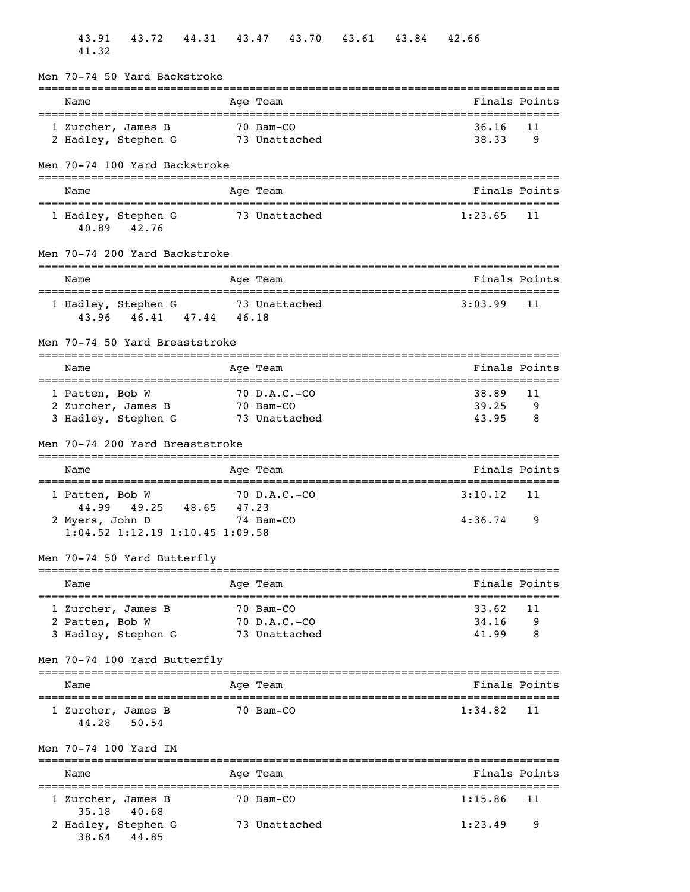43.91   43.72   44.31   43.47   43.70   43.61   43.84   42.66
41.32

## Men 70-74 50 Yard Backstroke

| | Name | Age | Team | Finals | Points |
|---|---|---|---|---|---|
| 1 | Zurcher, James B | 70 | Bam-CO | 36.16 | 11 |
| 2 | Hadley, Stephen G | 73 | Unattached | 38.33 | 9 |

## Men 70-74 100 Yard Backstroke

| | Name | Age | Team | Finals | Points |
|---|---|---|---|---|---|
| 1 | Hadley, Stephen G | 73 | Unattached | 1:23.65 | 11 |
| | 40.89   42.76 | | | | |

## Men 70-74 200 Yard Backstroke

| | Name | Age | Team | Finals | Points |
|---|---|---|---|---|---|
| 1 | Hadley, Stephen G | 73 | Unattached | 3:03.99 | 11 |
| | 43.96   46.41   47.44   46.18 | | | | |

## Men 70-74 50 Yard Breaststroke

| | Name | Age | Team | Finals | Points |
|---|---|---|---|---|---|
| 1 | Patten, Bob W | 70 | D.A.C.-CO | 38.89 | 11 |
| 2 | Zurcher, James B | 70 | Bam-CO | 39.25 | 9 |
| 3 | Hadley, Stephen G | 73 | Unattached | 43.95 | 8 |

## Men 70-74 200 Yard Breaststroke

| | Name | Age | Team | Finals | Points |
|---|---|---|---|---|---|
| 1 | Patten, Bob W | 70 | D.A.C.-CO | 3:10.12 | 11 |
| | 44.99   49.25   48.65   47.23 | | | | |
| 2 | Myers, John D | 74 | Bam-CO | 4:36.74 | 9 |
| | 1:04.52 1:12.19 1:10.45 1:09.58 | | | | |

## Men 70-74 50 Yard Butterfly

| | Name | Age | Team | Finals | Points |
|---|---|---|---|---|---|
| 1 | Zurcher, James B | 70 | Bam-CO | 33.62 | 11 |
| 2 | Patten, Bob W | 70 | D.A.C.-CO | 34.16 | 9 |
| 3 | Hadley, Stephen G | 73 | Unattached | 41.99 | 8 |

## Men 70-74 100 Yard Butterfly

| | Name | Age | Team | Finals | Points |
|---|---|---|---|---|---|
| 1 | Zurcher, James B | 70 | Bam-CO | 1:34.82 | 11 |
| | 44.28   50.54 | | | | |

## Men 70-74 100 Yard IM

| | Name | Age | Team | Finals | Points |
|---|---|---|---|---|---|
| 1 | Zurcher, James B | 70 | Bam-CO | 1:15.86 | 11 |
| | 35.18   40.68 | | | | |
| 2 | Hadley, Stephen G | 73 | Unattached | 1:23.49 | 9 |
| | 38.64   44.85 | | | | |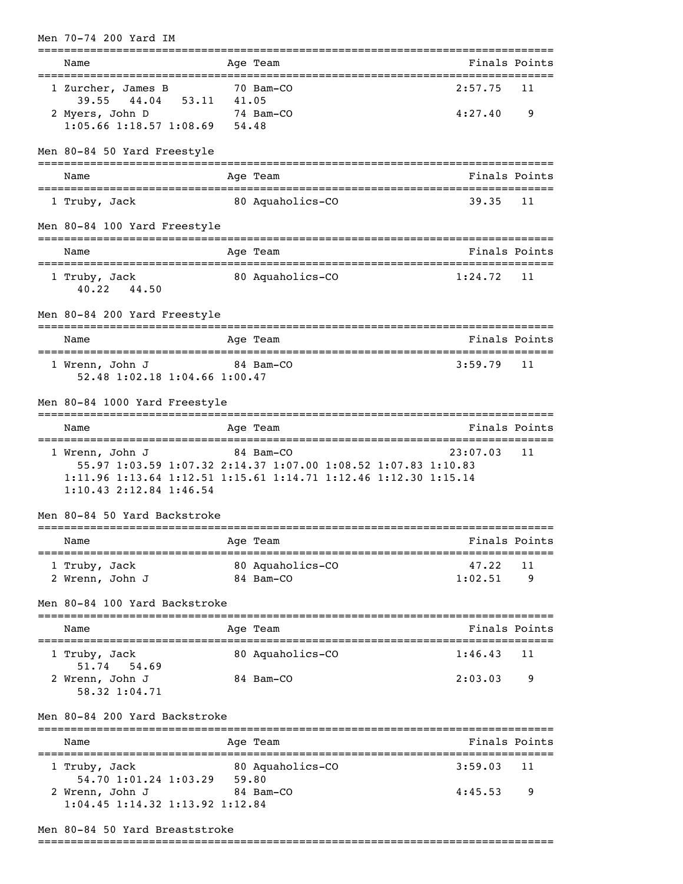### Men 70-74 200 Yard IM

| Name | Age | Team | Finals | Points |
|---|---|---|---|---|
| 1 Zurcher, James B | 70 | Bam-CO | 2:57.75 | 11 |
| 39.55 44.04 53.11 41.05 | | | | |
| 2 Myers, John D | 74 | Bam-CO | 4:27.40 | 9 |
| 1:05.66 1:18.57 1:08.69 54.48 | | | | |

### Men 80-84 50 Yard Freestyle

| Name | Age | Team | Finals | Points |
|---|---|---|---|---|
| 1 Truby, Jack | 80 | Aquaholics-CO | 39.35 | 11 |

### Men 80-84 100 Yard Freestyle

| Name | Age | Team | Finals | Points |
|---|---|---|---|---|
| 1 Truby, Jack | 80 | Aquaholics-CO | 1:24.72 | 11 |
| 40.22 44.50 | | | | |

### Men 80-84 200 Yard Freestyle

| Name | Age | Team | Finals | Points |
|---|---|---|---|---|
| 1 Wrenn, John J | 84 | Bam-CO | 3:59.79 | 11 |
| 52.48 1:02.18 1:04.66 1:00.47 | | | | |

### Men 80-84 1000 Yard Freestyle

| Name | Age | Team | Finals | Points |
|---|---|---|---|---|
| 1 Wrenn, John J | 84 | Bam-CO | 23:07.03 | 11 |
| 55.97 1:03.59 1:07.32 2:14.37 1:07.00 1:08.52 1:07.83 1:10.83 | | | | |
| 1:11.96 1:13.64 1:12.51 1:15.61 1:14.71 1:12.46 1:12.30 1:15.14 | | | | |
| 1:10.43 2:12.84 1:46.54 | | | | |

### Men 80-84 50 Yard Backstroke

| Name | Age | Team | Finals | Points |
|---|---|---|---|---|
| 1 Truby, Jack | 80 | Aquaholics-CO | 47.22 | 11 |
| 2 Wrenn, John J | 84 | Bam-CO | 1:02.51 | 9 |

### Men 80-84 100 Yard Backstroke

| Name | Age | Team | Finals | Points |
|---|---|---|---|---|
| 1 Truby, Jack | 80 | Aquaholics-CO | 1:46.43 | 11 |
| 51.74 54.69 | | | | |
| 2 Wrenn, John J | 84 | Bam-CO | 2:03.03 | 9 |
| 58.32 1:04.71 | | | | |

### Men 80-84 200 Yard Backstroke

| Name | Age | Team | Finals | Points |
|---|---|---|---|---|
| 1 Truby, Jack | 80 | Aquaholics-CO | 3:59.03 | 11 |
| 54.70 1:01.24 1:03.29 59.80 | | | | |
| 2 Wrenn, John J | 84 | Bam-CO | 4:45.53 | 9 |
| 1:04.45 1:14.32 1:13.92 1:12.84 | | | | |

### Men 80-84 50 Yard Breaststroke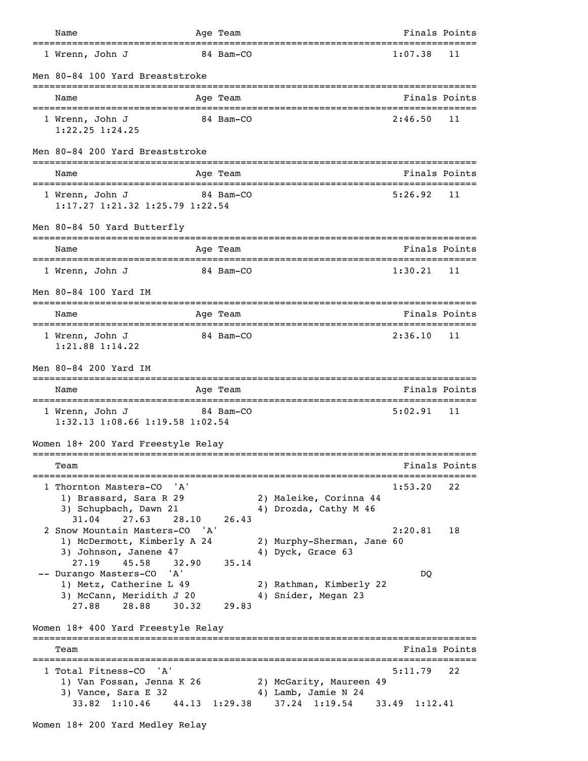| Name | Age | Team | Finals | Points |
|---|---|---|---|---|
| 1 Wrenn, John J | 84 | Bam-CO | 1:07.38 | 11 |

## Men 80-84 100 Yard Breaststroke

| Name | Age | Team | Finals | Points |
|---|---|---|---|---|
| 1 Wrenn, John J | 84 | Bam-CO | 2:46.50 | 11 |
| 1:22.25 1:24.25 | | | | |

## Men 80-84 200 Yard Breaststroke

| Name | Age | Team | Finals | Points |
|---|---|---|---|---|
| 1 Wrenn, John J | 84 | Bam-CO | 5:26.92 | 11 |
| 1:17.27 1:21.32 1:25.79 1:22.54 | | | | |

## Men 80-84 50 Yard Butterfly

| Name | Age | Team | Finals | Points |
|---|---|---|---|---|
| 1 Wrenn, John J | 84 | Bam-CO | 1:30.21 | 11 |

## Men 80-84 100 Yard IM

| Name | Age | Team | Finals | Points |
|---|---|---|---|---|
| 1 Wrenn, John J | 84 | Bam-CO | 2:36.10 | 11 |
| 1:21.88 1:14.22 | | | | |

## Men 80-84 200 Yard IM

| Name | Age | Team | Finals | Points |
|---|---|---|---|---|
| 1 Wrenn, John J | 84 | Bam-CO | 5:02.91 | 11 |
| 1:32.13 1:08.66 1:19.58 1:02.54 | | | | |

## Women 18+ 200 Yard Freestyle Relay

| Team | Finals | Points |
|---|---|---|
| 1 Thornton Masters-CO 'A' | 1:53.20 | 22 |
| 1) Brassard, Sara R 29; 2) Maleike, Corinna 44; 3) Schupbach, Dawn 21; 4) Drozda, Cathy M 46 | | |
| 31.04 27.63 28.10 26.43 | | |
| 2 Snow Mountain Masters-CO 'A' | 2:20.81 | 18 |
| 1) McDermott, Kimberly A 24; 2) Murphy-Sherman, Jane 60; 3) Johnson, Janene 47; 4) Dyck, Grace 63 | | |
| 27.19 45.58 32.90 35.14 | | |
| -- Durango Masters-CO 'A' | DQ | |
| 1) Metz, Catherine L 49; 2) Rathman, Kimberly 22; 3) McCann, Meridith J 20; 4) Snider, Megan 23 | | |
| 27.88 28.88 30.32 29.83 | | |

## Women 18+ 400 Yard Freestyle Relay

| Team | Finals | Points |
|---|---|---|
| 1 Total Fitness-CO 'A' | 5:11.79 | 22 |
| 1) Van Fossan, Jenna K 26; 2) McGarity, Maureen 49; 3) Vance, Sara E 32; 4) Lamb, Jamie N 24 | | |
| 33.82 1:10.46 44.13 1:29.38 37.24 1:19.54 33.49 1:12.41 | | |

## Women 18+ 200 Yard Medley Relay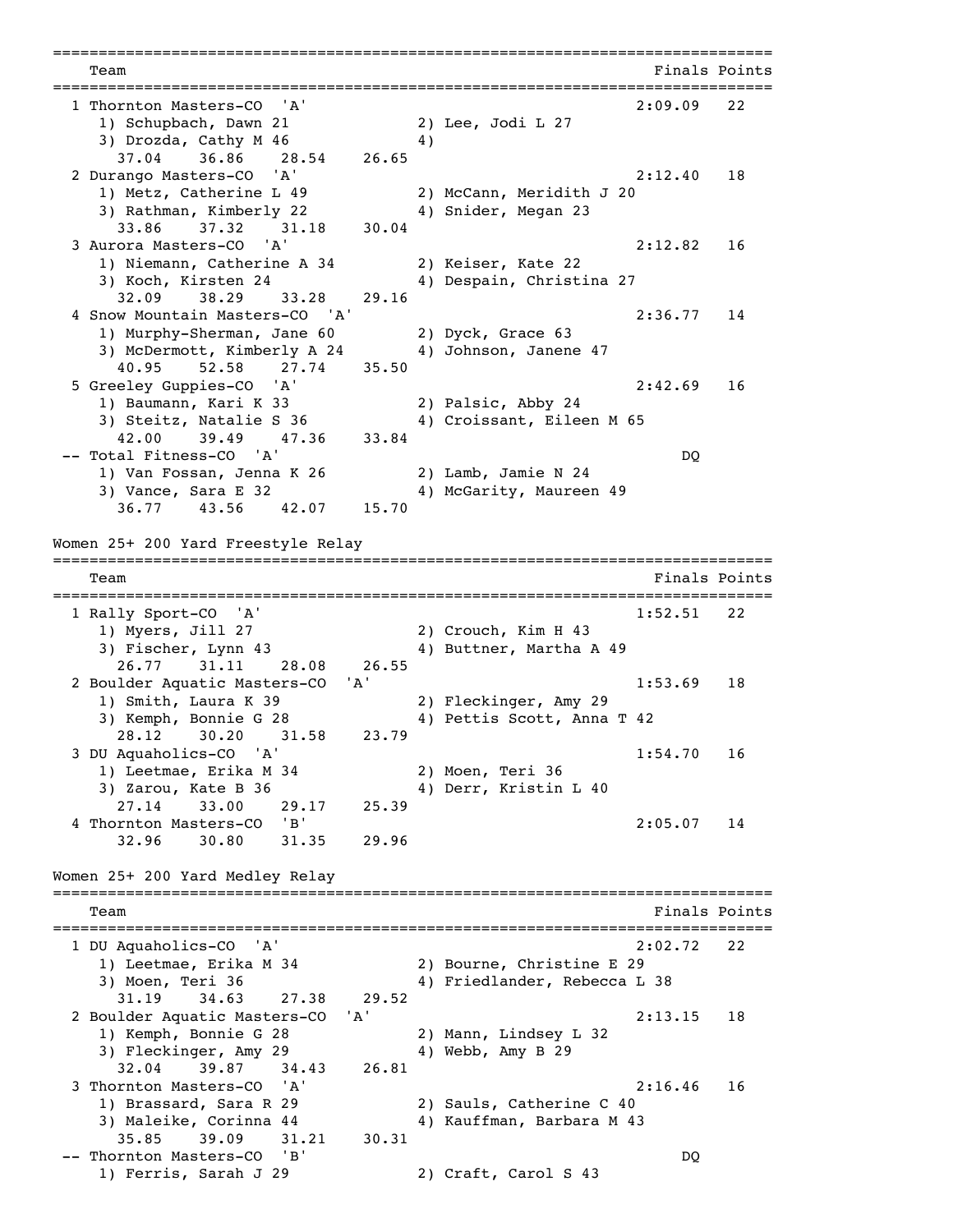```
===============================================================================
    Team                                                          Finals Points
===============================================================================
  1 Thornton Masters-CO  'A'                                     2:09.09   22
     1) Schupbach, Dawn 21              2) Lee, Jodi L 27
     3) Drozda, Cathy M 46              4)
       37.04    36.86    28.54    26.65
  2 Durango Masters-CO  'A'                                      2:12.40   18
     1) Metz, Catherine L 49            2) McCann, Meridith J 20
     3) Rathman, Kimberly 22            4) Snider, Megan 23
       33.86    37.32    31.18    30.04
  3 Aurora Masters-CO  'A'                                       2:12.82   16
     1) Niemann, Catherine A 34         2) Keiser, Kate 22
     3) Koch, Kirsten 24                4) Despain, Christina 27
       32.09    38.29    33.28    29.16
  4 Snow Mountain Masters-CO  'A'                                2:36.77   14
     1) Murphy-Sherman, Jane 60         2) Dyck, Grace 63
     3) McDermott, Kimberly A 24        4) Johnson, Janene 47
       40.95    52.58    27.74    35.50
  5 Greeley Guppies-CO  'A'                                      2:42.69   16
     1) Baumann, Kari K 33              2) Palsic, Abby 24
     3) Steitz, Natalie S 36            4) Croissant, Eileen M 65
       42.00    39.49    47.36    33.84
 -- Total Fitness-CO  'A'                                             DQ
     1) Van Fossan, Jenna K 26          2) Lamb, Jamie N 24
     3) Vance, Sara E 32                4) McGarity, Maureen 49
       36.77    43.56    42.07    15.70
```

Women 25+ 200 Yard Freestyle Relay

```
===============================================================================
    Team                                                          Finals Points
===============================================================================
  1 Rally Sport-CO  'A'                                          1:52.51   22
     1) Myers, Jill 27                  2) Crouch, Kim H 43
     3) Fischer, Lynn 43                4) Buttner, Martha A 49
       26.77    31.11    28.08    26.55
  2 Boulder Aquatic Masters-CO  'A'                              1:53.69   18
     1) Smith, Laura K 39               2) Fleckinger, Amy 29
     3) Kemph, Bonnie G 28              4) Pettis Scott, Anna T 42
       28.12    30.20    31.58    23.79
  3 DU Aquaholics-CO  'A'                                        1:54.70   16
     1) Leetmae, Erika M 34             2) Moen, Teri 36
     3) Zarou, Kate B 36                4) Derr, Kristin L 40
       27.14    33.00    29.17    25.39
  4 Thornton Masters-CO  'B'                                     2:05.07   14
       32.96    30.80    31.35    29.96
```

Women 25+ 200 Yard Medley Relay

```
===============================================================================
    Team                                                          Finals Points
===============================================================================
  1 DU Aquaholics-CO  'A'                                        2:02.72   22
     1) Leetmae, Erika M 34             2) Bourne, Christine E 29
     3) Moen, Teri 36                   4) Friedlander, Rebecca L 38
       31.19    34.63    27.38    29.52
  2 Boulder Aquatic Masters-CO  'A'                              2:13.15   18
     1) Kemph, Bonnie G 28              2) Mann, Lindsey L 32
     3) Fleckinger, Amy 29              4) Webb, Amy B 29
       32.04    39.87    34.43    26.81
  3 Thornton Masters-CO  'A'                                     2:16.46   16
     1) Brassard, Sara R 29             2) Sauls, Catherine C 40
     3) Maleike, Corinna 44             4) Kauffman, Barbara M 43
       35.85    39.09    31.21    30.31
 -- Thornton Masters-CO  'B'                                          DQ
     1) Ferris, Sarah J 29              2) Craft, Carol S 43
```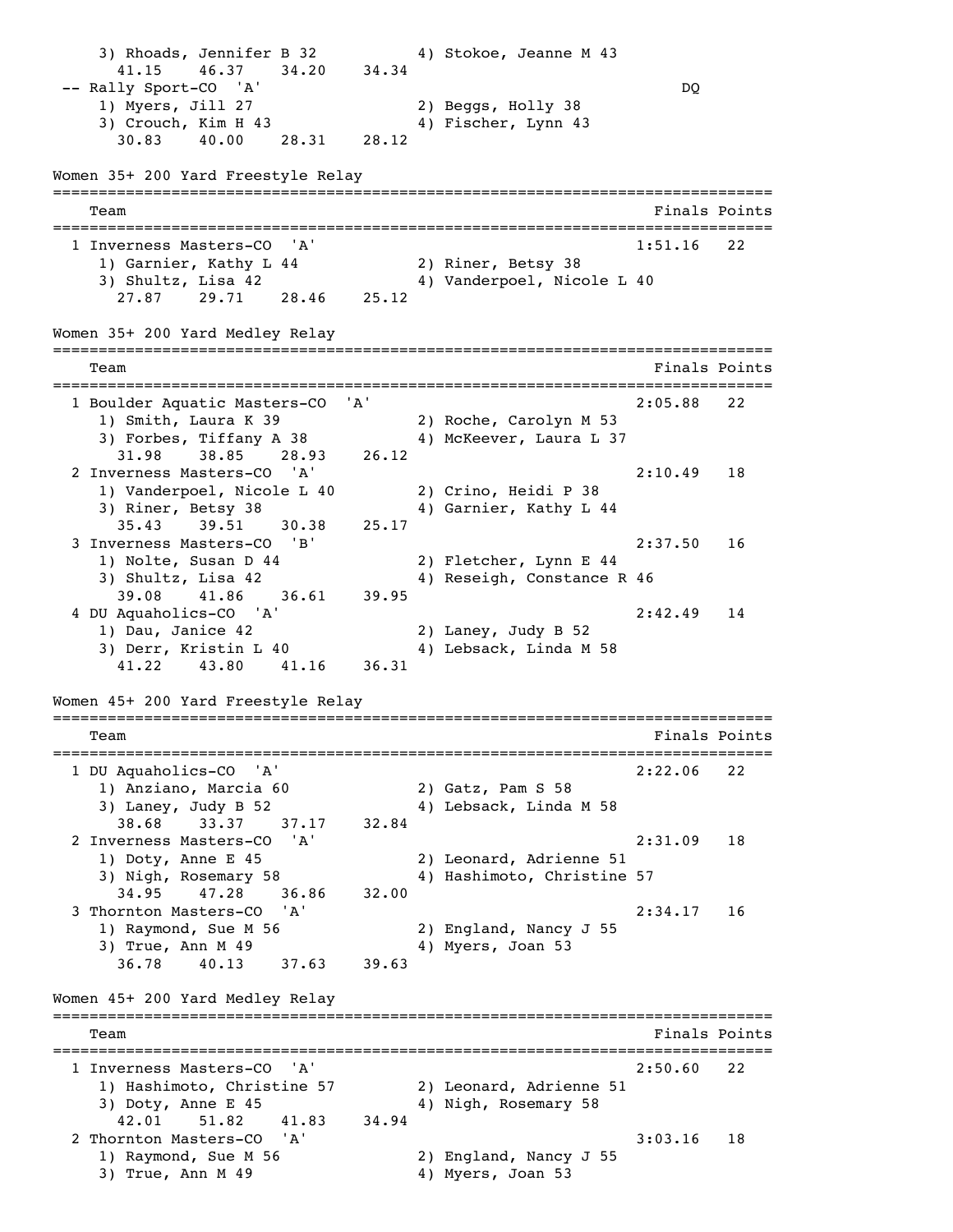```
    3) Rhoads, Jennifer B 32          4) Stokoe, Jeanne M 43
      41.15    46.37    34.20    34.34
 -- Rally Sport-CO  'A'                                              DQ
    1) Myers, Jill 27                 2) Beggs, Holly 38
    3) Crouch, Kim H 43               4) Fischer, Lynn 43
      30.83    40.00    28.31    28.12
```

## Women 35+ 200 Yard Freestyle Relay

```
===============================================================================
    Team                                                      Finals Points
===============================================================================
  1 Inverness Masters-CO  'A'                                 1:51.16   22
    1) Garnier, Kathy L 44            2) Riner, Betsy 38
    3) Shultz, Lisa 42                4) Vanderpoel, Nicole L 40
      27.87    29.71    28.46    25.12
```

## Women 35+ 200 Yard Medley Relay

```
===============================================================================
    Team                                                      Finals Points
===============================================================================
  1 Boulder Aquatic Masters-CO  'A'                           2:05.88   22
    1) Smith, Laura K 39              2) Roche, Carolyn M 53
    3) Forbes, Tiffany A 38           4) McKeever, Laura L 37
      31.98    38.85    28.93    26.12
  2 Inverness Masters-CO  'A'                                 2:10.49   18
    1) Vanderpoel, Nicole L 40        2) Crino, Heidi P 38
    3) Riner, Betsy 38                4) Garnier, Kathy L 44
      35.43    39.51    30.38    25.17
  3 Inverness Masters-CO  'B'                                 2:37.50   16
    1) Nolte, Susan D 44              2) Fletcher, Lynn E 44
    3) Shultz, Lisa 42                4) Reseigh, Constance R 46
      39.08    41.86    36.61    39.95
  4 DU Aquaholics-CO  'A'                                     2:42.49   14
    1) Dau, Janice 42                 2) Laney, Judy B 52
    3) Derr, Kristin L 40             4) Lebsack, Linda M 58
      41.22    43.80    41.16    36.31
```

## Women 45+ 200 Yard Freestyle Relay

```
===============================================================================
    Team                                                      Finals Points
===============================================================================
  1 DU Aquaholics-CO  'A'                                     2:22.06   22
    1) Anziano, Marcia 60             2) Gatz, Pam S 58
    3) Laney, Judy B 52               4) Lebsack, Linda M 58
      38.68    33.37    37.17    32.84
  2 Inverness Masters-CO  'A'                                 2:31.09   18
    1) Doty, Anne E 45                2) Leonard, Adrienne 51
    3) Nigh, Rosemary 58              4) Hashimoto, Christine 57
      34.95    47.28    36.86    32.00
  3 Thornton Masters-CO  'A'                                  2:34.17   16
    1) Raymond, Sue M 56              2) England, Nancy J 55
    3) True, Ann M 49                 4) Myers, Joan 53
      36.78    40.13    37.63    39.63
```

## Women 45+ 200 Yard Medley Relay

```
===============================================================================
    Team                                                      Finals Points
===============================================================================
  1 Inverness Masters-CO  'A'                                 2:50.60   22
    1) Hashimoto, Christine 57        2) Leonard, Adrienne 51
    3) Doty, Anne E 45                4) Nigh, Rosemary 58
      42.01    51.82    41.83    34.94
  2 Thornton Masters-CO  'A'                                  3:03.16   18
    1) Raymond, Sue M 56              2) England, Nancy J 55
    3) True, Ann M 49                 4) Myers, Joan 53
```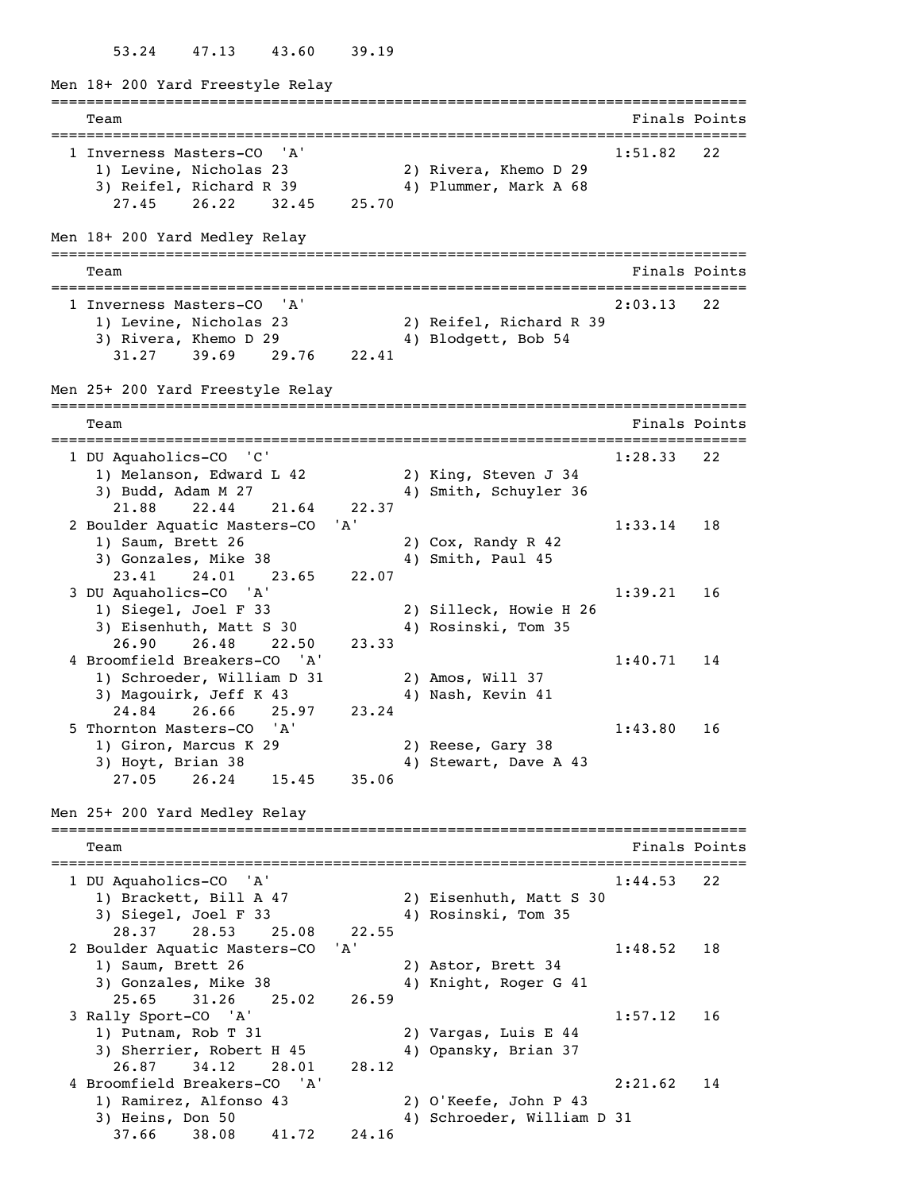```
      53.24    47.13    43.60    39.19
```

## Men 18+ 200 Yard Freestyle Relay

```
===============================================================================
    Team                                                      Finals Points
===============================================================================
  1 Inverness Masters-CO  'A'                                 1:51.82   22
     1) Levine, Nicholas 23            2) Rivera, Khemo D 29
     3) Reifel, Richard R 39           4) Plummer, Mark A 68
       27.45    26.22    32.45    25.70
```

## Men 18+ 200 Yard Medley Relay

```
===============================================================================
    Team                                                      Finals Points
===============================================================================
  1 Inverness Masters-CO  'A'                                 2:03.13   22
     1) Levine, Nicholas 23            2) Reifel, Richard R 39
     3) Rivera, Khemo D 29             4) Blodgett, Bob 54
       31.27    39.69    29.76    22.41
```

## Men 25+ 200 Yard Freestyle Relay

```
===============================================================================
    Team                                                      Finals Points
===============================================================================
  1 DU Aquaholics-CO  'C'                                     1:28.33   22
     1) Melanson, Edward L 42          2) King, Steven J 34
     3) Budd, Adam M 27                4) Smith, Schuyler 36
       21.88    22.44    21.64    22.37
  2 Boulder Aquatic Masters-CO  'A'                           1:33.14   18
     1) Saum, Brett 26                 2) Cox, Randy R 42
     3) Gonzales, Mike 38              4) Smith, Paul 45
       23.41    24.01    23.65    22.07
  3 DU Aquaholics-CO  'A'                                     1:39.21   16
     1) Siegel, Joel F 33              2) Silleck, Howie H 26
     3) Eisenhuth, Matt S 30           4) Rosinski, Tom 35
       26.90    26.48    22.50    23.33
  4 Broomfield Breakers-CO  'A'                               1:40.71   14
     1) Schroeder, William D 31        2) Amos, Will 37
     3) Magouirk, Jeff K 43            4) Nash, Kevin 41
       24.84    26.66    25.97    23.24
  5 Thornton Masters-CO  'A'                                  1:43.80   16
     1) Giron, Marcus K 29             2) Reese, Gary 38
     3) Hoyt, Brian 38                 4) Stewart, Dave A 43
       27.05    26.24    15.45    35.06
```

## Men 25+ 200 Yard Medley Relay

```
===============================================================================
    Team                                                      Finals Points
===============================================================================
  1 DU Aquaholics-CO  'A'                                     1:44.53   22
     1) Brackett, Bill A 47            2) Eisenhuth, Matt S 30
     3) Siegel, Joel F 33              4) Rosinski, Tom 35
       28.37    28.53    25.08    22.55
  2 Boulder Aquatic Masters-CO  'A'                           1:48.52   18
     1) Saum, Brett 26                 2) Astor, Brett 34
     3) Gonzales, Mike 38              4) Knight, Roger G 41
       25.65    31.26    25.02    26.59
  3 Rally Sport-CO  'A'                                       1:57.12   16
     1) Putnam, Rob T 31               2) Vargas, Luis E 44
     3) Sherrier, Robert H 45          4) Opansky, Brian 37
       26.87    34.12    28.01    28.12
  4 Broomfield Breakers-CO  'A'                               2:21.62   14
     1) Ramirez, Alfonso 43            2) O'Keefe, John P 43
     3) Heins, Don 50                  4) Schroeder, William D 31
       37.66    38.08    41.72    24.16
```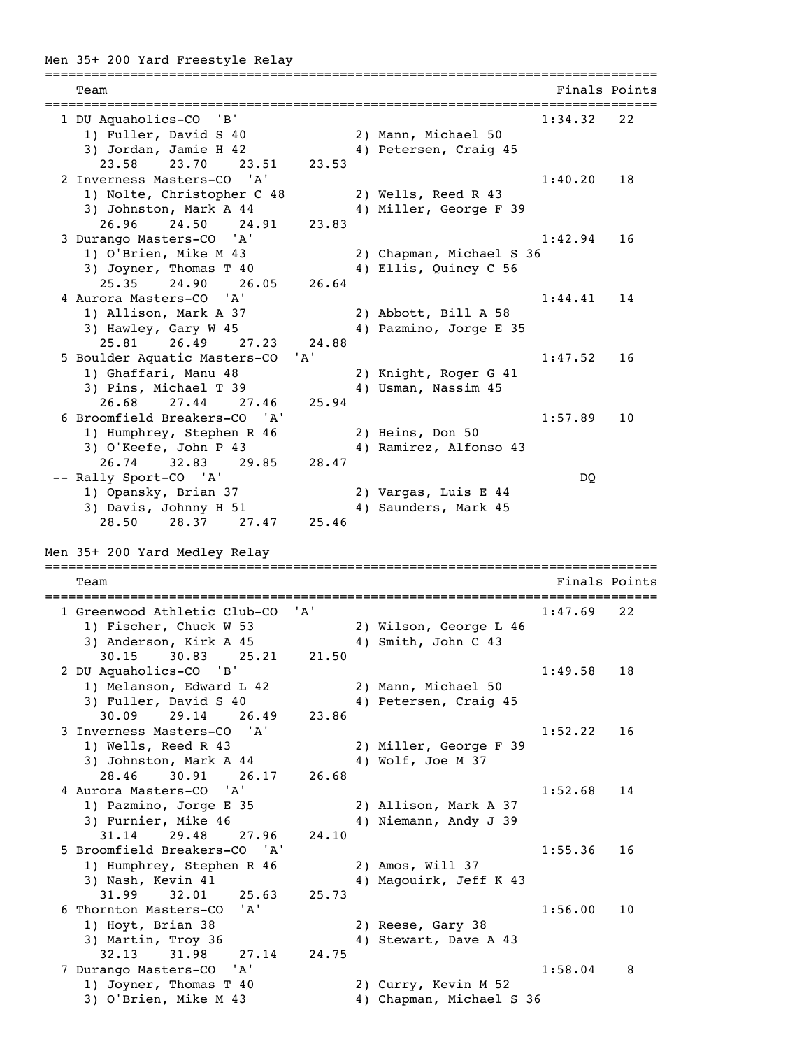## Men 35+ 200 Yard Freestyle Relay

| Team | | Finals | Points |
|---|---|---|---|
| 1 DU Aquaholics-CO 'B' | | 1:34.32 | 22 |
| 1) Fuller, David S 40 | 2) Mann, Michael 50 | | |
| 3) Jordan, Jamie H 42 | 4) Petersen, Craig 45 | | |
| 23.58  23.70  23.51  23.53 | | | |
| 2 Inverness Masters-CO 'A' | | 1:40.20 | 18 |
| 1) Nolte, Christopher C 48 | 2) Wells, Reed R 43 | | |
| 3) Johnston, Mark A 44 | 4) Miller, George F 39 | | |
| 26.96  24.50  24.91  23.83 | | | |
| 3 Durango Masters-CO 'A' | | 1:42.94 | 16 |
| 1) O'Brien, Mike M 43 | 2) Chapman, Michael S 36 | | |
| 3) Joyner, Thomas T 40 | 4) Ellis, Quincy C 56 | | |
| 25.35  24.90  26.05  26.64 | | | |
| 4 Aurora Masters-CO 'A' | | 1:44.41 | 14 |
| 1) Allison, Mark A 37 | 2) Abbott, Bill A 58 | | |
| 3) Hawley, Gary W 45 | 4) Pazmino, Jorge E 35 | | |
| 25.81  26.49  27.23  24.88 | | | |
| 5 Boulder Aquatic Masters-CO 'A' | | 1:47.52 | 16 |
| 1) Ghaffari, Manu 48 | 2) Knight, Roger G 41 | | |
| 3) Pins, Michael T 39 | 4) Usman, Nassim 45 | | |
| 26.68  27.44  27.46  25.94 | | | |
| 6 Broomfield Breakers-CO 'A' | | 1:57.89 | 10 |
| 1) Humphrey, Stephen R 46 | 2) Heins, Don 50 | | |
| 3) O'Keefe, John P 43 | 4) Ramirez, Alfonso 43 | | |
| 26.74  32.83  29.85  28.47 | | | |
| -- Rally Sport-CO 'A' | | DQ | |
| 1) Opansky, Brian 37 | 2) Vargas, Luis E 44 | | |
| 3) Davis, Johnny H 51 | 4) Saunders, Mark 45 | | |
| 28.50  28.37  27.47  25.46 | | | |

## Men 35+ 200 Yard Medley Relay

| Team | | Finals | Points |
|---|---|---|---|
| 1 Greenwood Athletic Club-CO 'A' | | 1:47.69 | 22 |
| 1) Fischer, Chuck W 53 | 2) Wilson, George L 46 | | |
| 3) Anderson, Kirk A 45 | 4) Smith, John C 43 | | |
| 30.15  30.83  25.21  21.50 | | | |
| 2 DU Aquaholics-CO 'B' | | 1:49.58 | 18 |
| 1) Melanson, Edward L 42 | 2) Mann, Michael 50 | | |
| 3) Fuller, David S 40 | 4) Petersen, Craig 45 | | |
| 30.09  29.14  26.49  23.86 | | | |
| 3 Inverness Masters-CO 'A' | | 1:52.22 | 16 |
| 1) Wells, Reed R 43 | 2) Miller, George F 39 | | |
| 3) Johnston, Mark A 44 | 4) Wolf, Joe M 37 | | |
| 28.46  30.91  26.17  26.68 | | | |
| 4 Aurora Masters-CO 'A' | | 1:52.68 | 14 |
| 1) Pazmino, Jorge E 35 | 2) Allison, Mark A 37 | | |
| 3) Furnier, Mike 46 | 4) Niemann, Andy J 39 | | |
| 31.14  29.48  27.96  24.10 | | | |
| 5 Broomfield Breakers-CO 'A' | | 1:55.36 | 16 |
| 1) Humphrey, Stephen R 46 | 2) Amos, Will 37 | | |
| 3) Nash, Kevin 41 | 4) Magouirk, Jeff K 43 | | |
| 31.99  32.01  25.63  25.73 | | | |
| 6 Thornton Masters-CO 'A' | | 1:56.00 | 10 |
| 1) Hoyt, Brian 38 | 2) Reese, Gary 38 | | |
| 3) Martin, Troy 36 | 4) Stewart, Dave A 43 | | |
| 32.13  31.98  27.14  24.75 | | | |
| 7 Durango Masters-CO 'A' | | 1:58.04 | 8 |
| 1) Joyner, Thomas T 40 | 2) Curry, Kevin M 52 | | |
| 3) O'Brien, Mike M 43 | 4) Chapman, Michael S 36 | | |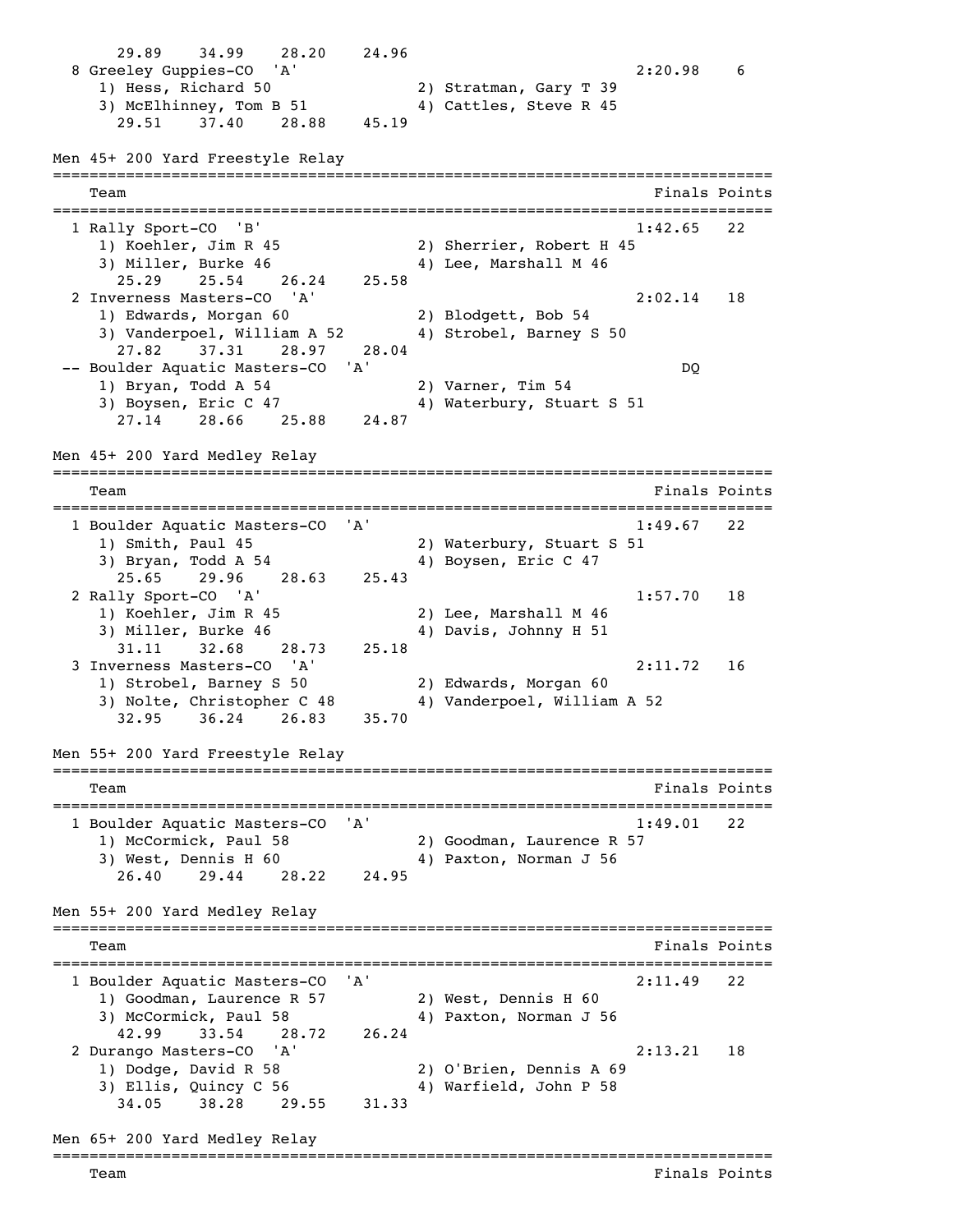```
      29.89    34.99    28.20    24.96
  8 Greeley Guppies-CO  'A'                                     2:20.98    6
     1) Hess, Richard 50               2) Stratman, Gary T 39
     3) McElhinney, Tom B 51           4) Cattles, Steve R 45
       29.51    37.40    28.88    45.19
```

## Men 45+ 200 Yard Freestyle Relay

```
===============================================================================
    Team                                                      Finals Points
===============================================================================
  1 Rally Sport-CO  'B'                                         1:42.65   22
     1) Koehler, Jim R 45              2) Sherrier, Robert H 45
     3) Miller, Burke 46               4) Lee, Marshall M 46
       25.29    25.54    26.24    25.58
  2 Inverness Masters-CO  'A'                                   2:02.14   18
     1) Edwards, Morgan 60             2) Blodgett, Bob 54
     3) Vanderpoel, William A 52       4) Strobel, Barney S 50
       27.82    37.31    28.97    28.04
 -- Boulder Aquatic Masters-CO  'A'                                  DQ
     1) Bryan, Todd A 54               2) Varner, Tim 54
     3) Boysen, Eric C 47              4) Waterbury, Stuart S 51
       27.14    28.66    25.88    24.87
```

## Men 45+ 200 Yard Medley Relay

```
===============================================================================
    Team                                                      Finals Points
===============================================================================
  1 Boulder Aquatic Masters-CO  'A'                             1:49.67   22
     1) Smith, Paul 45                 2) Waterbury, Stuart S 51
     3) Bryan, Todd A 54               4) Boysen, Eric C 47
       25.65    29.96    28.63    25.43
  2 Rally Sport-CO  'A'                                         1:57.70   18
     1) Koehler, Jim R 45              2) Lee, Marshall M 46
     3) Miller, Burke 46               4) Davis, Johnny H 51
       31.11    32.68    28.73    25.18
  3 Inverness Masters-CO  'A'                                   2:11.72   16
     1) Strobel, Barney S 50           2) Edwards, Morgan 60
     3) Nolte, Christopher C 48        4) Vanderpoel, William A 52
       32.95    36.24    26.83    35.70
```

## Men 55+ 200 Yard Freestyle Relay

```
===============================================================================
    Team                                                      Finals Points
===============================================================================
  1 Boulder Aquatic Masters-CO  'A'                             1:49.01   22
     1) McCormick, Paul 58             2) Goodman, Laurence R 57
     3) West, Dennis H 60              4) Paxton, Norman J 56
       26.40    29.44    28.22    24.95
```

## Men 55+ 200 Yard Medley Relay

```
===============================================================================
    Team                                                      Finals Points
===============================================================================
  1 Boulder Aquatic Masters-CO  'A'                             2:11.49   22
     1) Goodman, Laurence R 57         2) West, Dennis H 60
     3) McCormick, Paul 58             4) Paxton, Norman J 56
       42.99    33.54    28.72    26.24
  2 Durango Masters-CO  'A'                                     2:13.21   18
     1) Dodge, David R 58              2) O'Brien, Dennis A 69
     3) Ellis, Quincy C 56             4) Warfield, John P 58
       34.05    38.28    29.55    31.33
```

## Men 65+ 200 Yard Medley Relay

```
===============================================================================
    Team                                                      Finals Points
```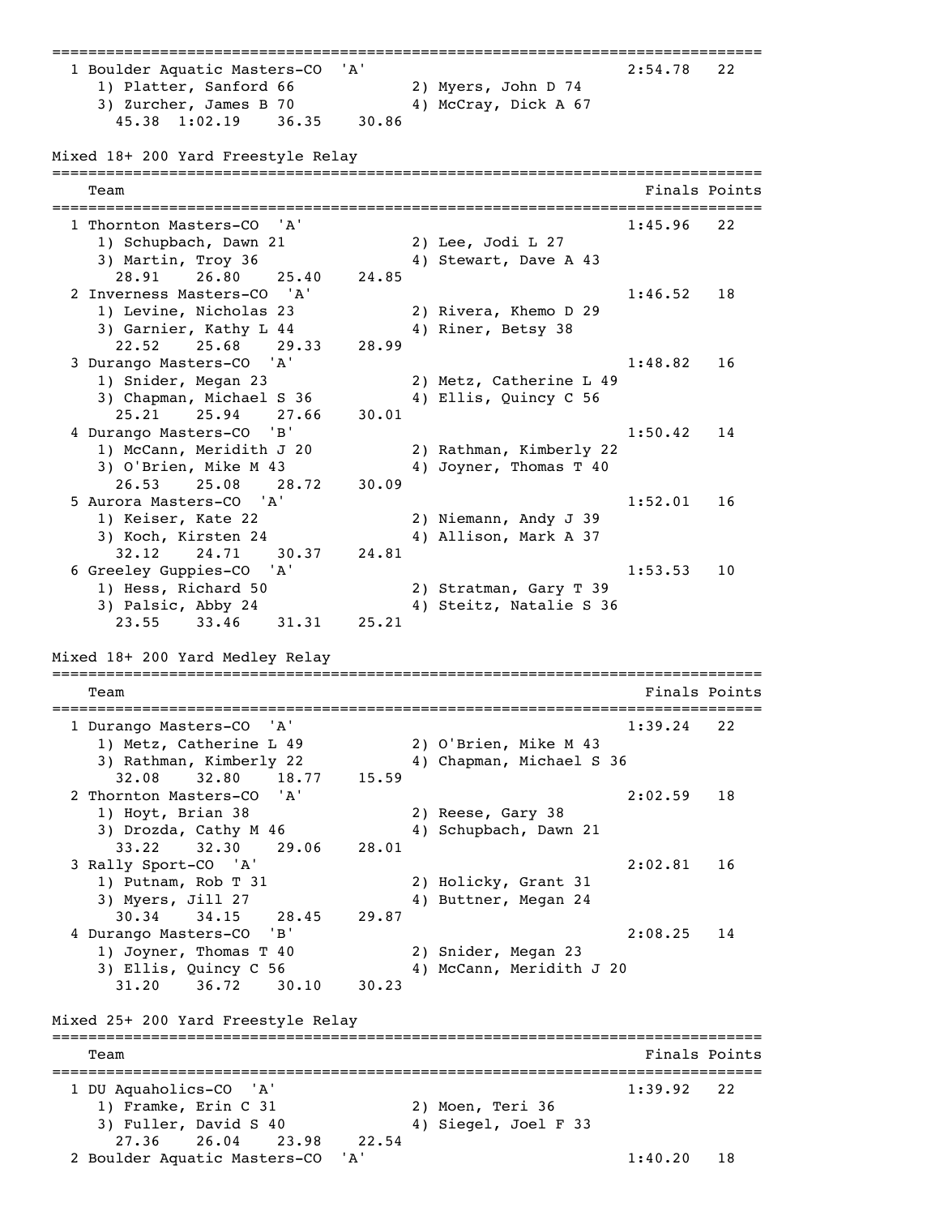```
===============================================================================
  1 Boulder Aquatic Masters-CO  'A'                            2:54.78   22
     1) Platter, Sanford 66            2) Myers, John D 74
     3) Zurcher, James B 70            4) McCray, Dick A 67
       45.38  1:02.19    36.35    30.86
```

Mixed 18+ 200 Yard Freestyle Relay

```
===============================================================================
    Team                                                    Finals Points
===============================================================================
  1 Thornton Masters-CO  'A'                                 1:45.96   22
     1) Schupbach, Dawn 21             2) Lee, Jodi L 27
     3) Martin, Troy 36                4) Stewart, Dave A 43
       28.91    26.80    25.40    24.85
  2 Inverness Masters-CO  'A'                                1:46.52   18
     1) Levine, Nicholas 23            2) Rivera, Khemo D 29
     3) Garnier, Kathy L 44            4) Riner, Betsy 38
       22.52    25.68    29.33    28.99
  3 Durango Masters-CO  'A'                                  1:48.82   16
     1) Snider, Megan 23               2) Metz, Catherine L 49
     3) Chapman, Michael S 36          4) Ellis, Quincy C 56
       25.21    25.94    27.66    30.01
  4 Durango Masters-CO  'B'                                  1:50.42   14
     1) McCann, Meridith J 20          2) Rathman, Kimberly 22
     3) O'Brien, Mike M 43             4) Joyner, Thomas T 40
       26.53    25.08    28.72    30.09
  5 Aurora Masters-CO  'A'                                   1:52.01   16
     1) Keiser, Kate 22                2) Niemann, Andy J 39
     3) Koch, Kirsten 24               4) Allison, Mark A 37
       32.12    24.71    30.37    24.81
  6 Greeley Guppies-CO  'A'                                  1:53.53   10
     1) Hess, Richard 50               2) Stratman, Gary T 39
     3) Palsic, Abby 24                4) Steitz, Natalie S 36
       23.55    33.46    31.31    25.21
```

Mixed 18+ 200 Yard Medley Relay

```
===============================================================================
    Team                                                    Finals Points
===============================================================================
  1 Durango Masters-CO  'A'                                  1:39.24   22
     1) Metz, Catherine L 49           2) O'Brien, Mike M 43
     3) Rathman, Kimberly 22           4) Chapman, Michael S 36
       32.08    32.80    18.77    15.59
  2 Thornton Masters-CO  'A'                                 2:02.59   18
     1) Hoyt, Brian 38                 2) Reese, Gary 38
     3) Drozda, Cathy M 46             4) Schupbach, Dawn 21
       33.22    32.30    29.06    28.01
  3 Rally Sport-CO  'A'                                      2:02.81   16
     1) Putnam, Rob T 31               2) Holicky, Grant 31
     3) Myers, Jill 27                 4) Buttner, Megan 24
       30.34    34.15    28.45    29.87
  4 Durango Masters-CO  'B'                                  2:08.25   14
     1) Joyner, Thomas T 40            2) Snider, Megan 23
     3) Ellis, Quincy C 56             4) McCann, Meridith J 20
       31.20    36.72    30.10    30.23
```

Mixed 25+ 200 Yard Freestyle Relay

```
===============================================================================
    Team                                                    Finals Points
===============================================================================
  1 DU Aquaholics-CO  'A'                                    1:39.92   22
     1) Framke, Erin C 31              2) Moen, Teri 36
     3) Fuller, David S 40             4) Siegel, Joel F 33
       27.36    26.04    23.98    22.54
  2 Boulder Aquatic Masters-CO  'A'                          1:40.20   18
```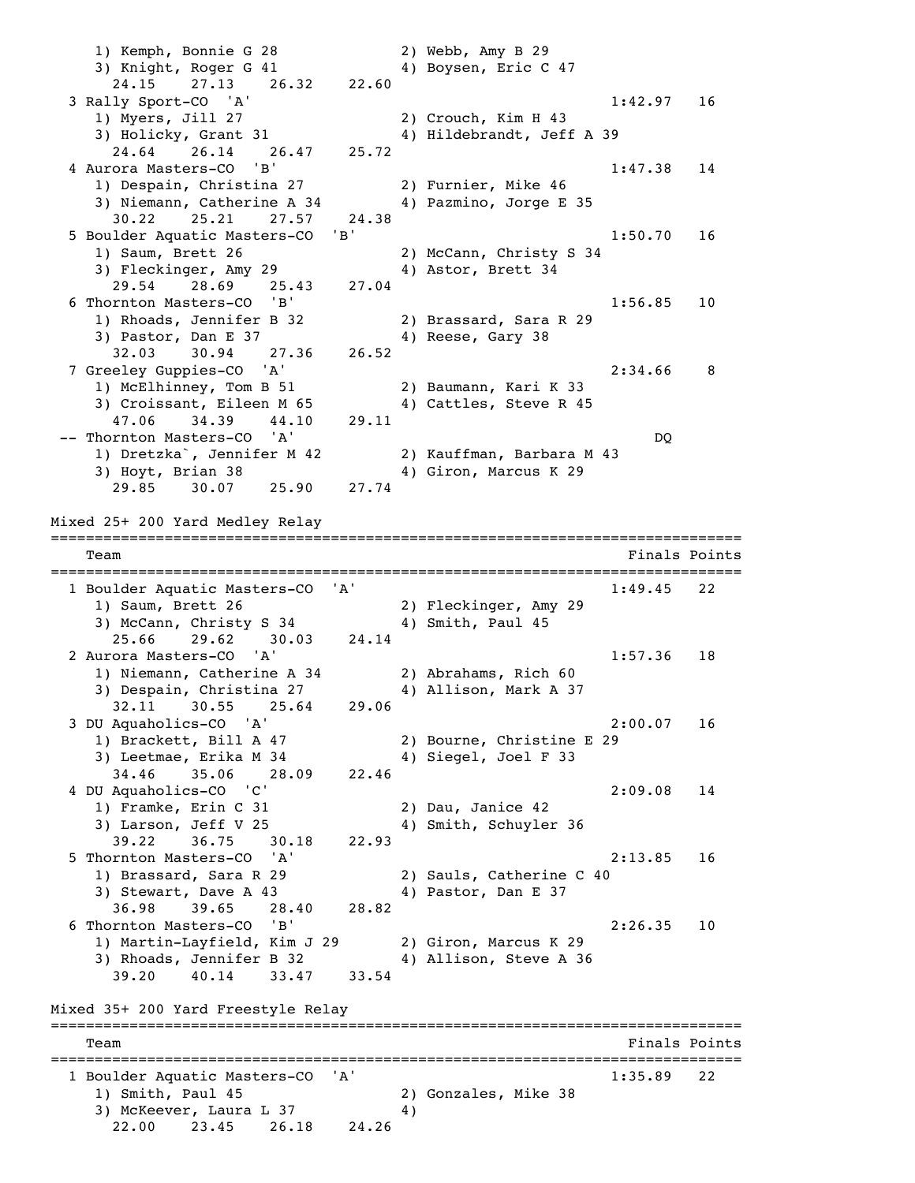```
    1) Kemph, Bonnie G 28             2) Webb, Amy B 29
    3) Knight, Roger G 41             4) Boysen, Eric C 47
      24.15     27.13     26.32     22.60
  3 Rally Sport-CO  'A'                                         1:42.97   16
    1) Myers, Jill 27                 2) Crouch, Kim H 43
    3) Holicky, Grant 31              4) Hildebrandt, Jeff A 39
      24.64     26.14     26.47     25.72
  4 Aurora Masters-CO  'B'                                      1:47.38   14
    1) Despain, Christina 27          2) Furnier, Mike 46
    3) Niemann, Catherine A 34        4) Pazmino, Jorge E 35
      30.22     25.21     27.57     24.38
  5 Boulder Aquatic Masters-CO  'B'                             1:50.70   16
    1) Saum, Brett 26                 2) McCann, Christy S 34
    3) Fleckinger, Amy 29             4) Astor, Brett 34
      29.54     28.69     25.43     27.04
  6 Thornton Masters-CO  'B'                                    1:56.85   10
    1) Rhoads, Jennifer B 32          2) Brassard, Sara R 29
    3) Pastor, Dan E 37               4) Reese, Gary 38
      32.03     30.94     27.36     26.52
  7 Greeley Guppies-CO  'A'                                     2:34.66    8
    1) McElhinney, Tom B 51           2) Baumann, Kari K 33
    3) Croissant, Eileen M 65         4) Cattles, Steve R 45
      47.06     34.39     44.10     29.11
 -- Thornton Masters-CO  'A'                                         DQ
    1) Dretzka`, Jennifer M 42        2) Kauffman, Barbara M 43
    3) Hoyt, Brian 38                 4) Giron, Marcus K 29
      29.85     30.07     25.90     27.74

Mixed 25+ 200 Yard Medley Relay
===============================================================================
    Team                                                       Finals Points
===============================================================================
  1 Boulder Aquatic Masters-CO  'A'                             1:49.45   22
    1) Saum, Brett 26                 2) Fleckinger, Amy 29
    3) McCann, Christy S 34           4) Smith, Paul 45
      25.66     29.62     30.03     24.14
  2 Aurora Masters-CO  'A'                                      1:57.36   18
    1) Niemann, Catherine A 34        2) Abrahams, Rich 60
    3) Despain, Christina 27          4) Allison, Mark A 37
      32.11     30.55     25.64     29.06
  3 DU Aquaholics-CO  'A'                                       2:00.07   16
    1) Brackett, Bill A 47            2) Bourne, Christine E 29
    3) Leetmae, Erika M 34            4) Siegel, Joel F 33
      34.46     35.06     28.09     22.46
  4 DU Aquaholics-CO  'C'                                       2:09.08   14
    1) Framke, Erin C 31              2) Dau, Janice 42
    3) Larson, Jeff V 25              4) Smith, Schuyler 36
      39.22     36.75     30.18     22.93
  5 Thornton Masters-CO  'A'                                    2:13.85   16
    1) Brassard, Sara R 29            2) Sauls, Catherine C 40
    3) Stewart, Dave A 43             4) Pastor, Dan E 37
      36.98     39.65     28.40     28.82
  6 Thornton Masters-CO  'B'                                    2:26.35   10
    1) Martin-Layfield, Kim J 29      2) Giron, Marcus K 29
    3) Rhoads, Jennifer B 32          4) Allison, Steve A 36
      39.20     40.14     33.47     33.54

Mixed 35+ 200 Yard Freestyle Relay
===============================================================================
    Team                                                       Finals Points
===============================================================================
  1 Boulder Aquatic Masters-CO  'A'                             1:35.89   22
    1) Smith, Paul 45                 2) Gonzales, Mike 38
    3) McKeever, Laura L 37           4)
      22.00     23.45     26.18     24.26
```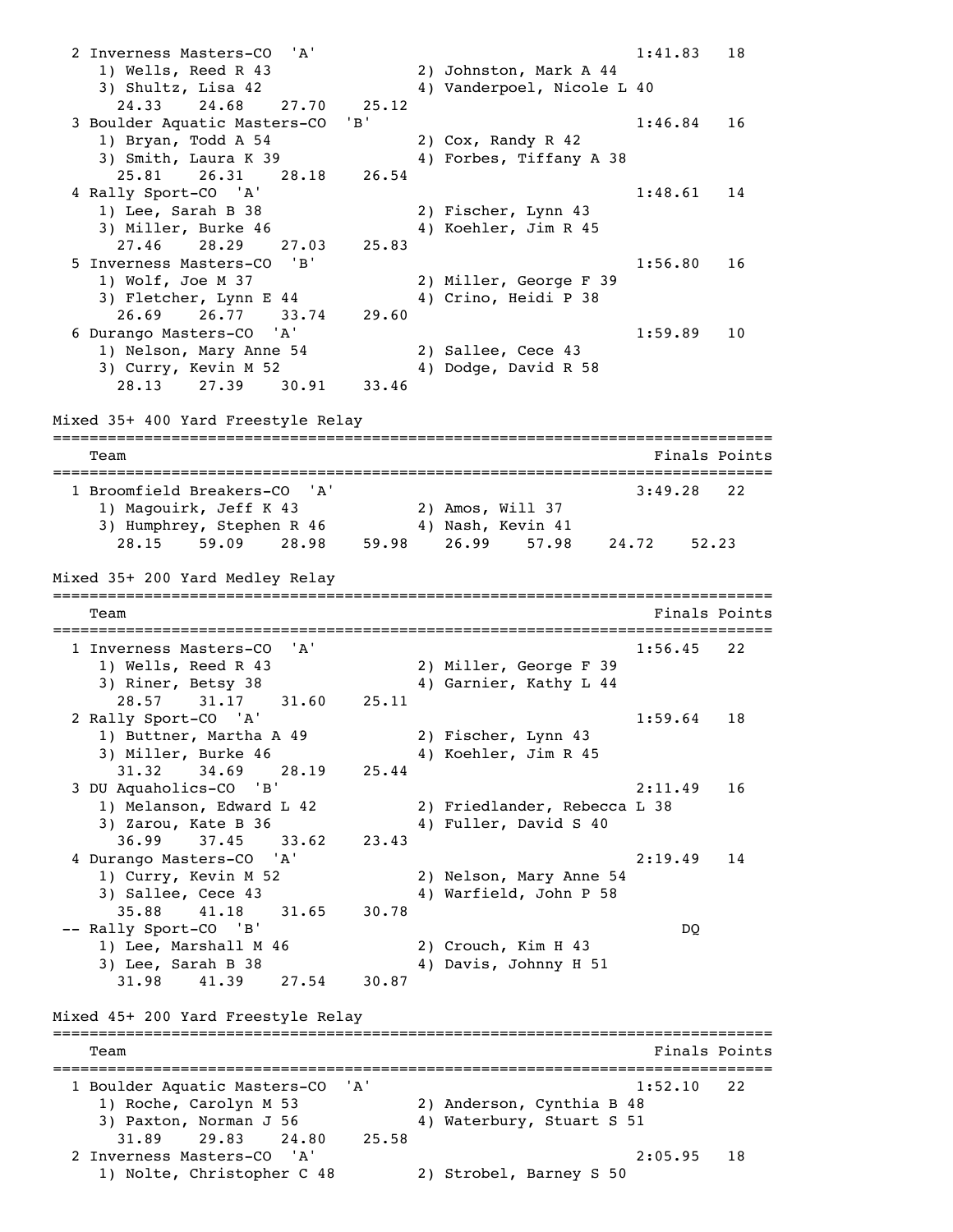```
  2 Inverness Masters-CO  'A'                              1:41.83   18
     1) Wells, Reed R 43              2) Johnston, Mark A 44
     3) Shultz, Lisa 42               4) Vanderpoel, Nicole L 40
       24.33    24.68    27.70    25.12
  3 Boulder Aquatic Masters-CO  'B'                        1:46.84   16
     1) Bryan, Todd A 54              2) Cox, Randy R 42
     3) Smith, Laura K 39             4) Forbes, Tiffany A 38
       25.81    26.31    28.18    26.54
  4 Rally Sport-CO  'A'                                    1:48.61   14
     1) Lee, Sarah B 38               2) Fischer, Lynn 43
     3) Miller, Burke 46              4) Koehler, Jim R 45
       27.46    28.29    27.03    25.83
  5 Inverness Masters-CO  'B'                              1:56.80   16
     1) Wolf, Joe M 37                2) Miller, George F 39
     3) Fletcher, Lynn E 44           4) Crino, Heidi P 38
       26.69    26.77    33.74    29.60
  6 Durango Masters-CO  'A'                                1:59.89   10
     1) Nelson, Mary Anne 54          2) Sallee, Cece 43
     3) Curry, Kevin M 52             4) Dodge, David R 58
       28.13    27.39    30.91    33.46
```

Mixed 35+ 400 Yard Freestyle Relay

```
===============================================================================
    Team                                                          Finals Points
===============================================================================
  1 Broomfield Breakers-CO  'A'                            3:49.28   22
     1) Magouirk, Jeff K 43           2) Amos, Will 37
     3) Humphrey, Stephen R 46        4) Nash, Kevin 41
       28.15    59.09    28.98    59.98    26.99    57.98    24.72    52.23
```

Mixed 35+ 200 Yard Medley Relay

```
===============================================================================
    Team                                                          Finals Points
===============================================================================
  1 Inverness Masters-CO  'A'                              1:56.45   22
     1) Wells, Reed R 43              2) Miller, George F 39
     3) Riner, Betsy 38               4) Garnier, Kathy L 44
       28.57    31.17    31.60    25.11
  2 Rally Sport-CO  'A'                                    1:59.64   18
     1) Buttner, Martha A 49          2) Fischer, Lynn 43
     3) Miller, Burke 46              4) Koehler, Jim R 45
       31.32    34.69    28.19    25.44
  3 DU Aquaholics-CO  'B'                                  2:11.49   16
     1) Melanson, Edward L 42         2) Friedlander, Rebecca L 38
     3) Zarou, Kate B 36              4) Fuller, David S 40
       36.99    37.45    33.62    23.43
  4 Durango Masters-CO  'A'                                2:19.49   14
     1) Curry, Kevin M 52             2) Nelson, Mary Anne 54
     3) Sallee, Cece 43               4) Warfield, John P 58
       35.88    41.18    31.65    30.78
 -- Rally Sport-CO  'B'                                        DQ
     1) Lee, Marshall M 46            2) Crouch, Kim H 43
     3) Lee, Sarah B 38               4) Davis, Johnny H 51
       31.98    41.39    27.54    30.87
```

Mixed 45+ 200 Yard Freestyle Relay

```
===============================================================================
    Team                                                          Finals Points
===============================================================================
  1 Boulder Aquatic Masters-CO  'A'                        1:52.10   22
     1) Roche, Carolyn M 53           2) Anderson, Cynthia B 48
     3) Paxton, Norman J 56           4) Waterbury, Stuart S 51
       31.89    29.83    24.80    25.58
  2 Inverness Masters-CO  'A'                              2:05.95   18
     1) Nolte, Christopher C 48       2) Strobel, Barney S 50
```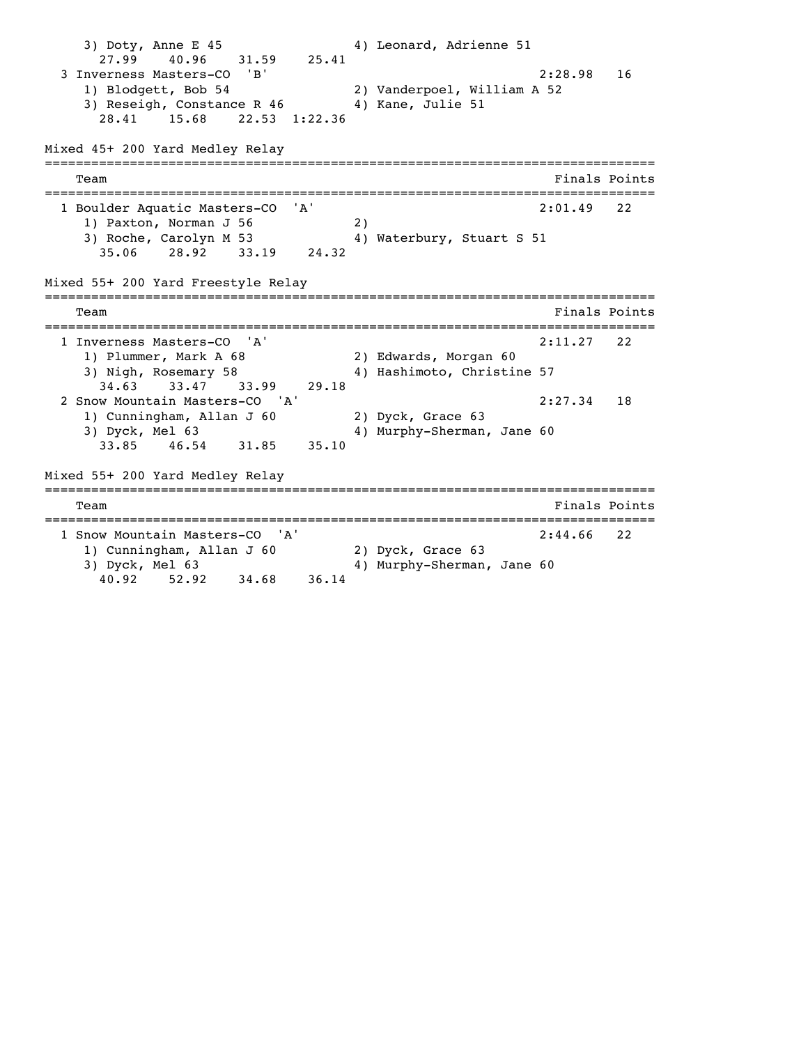3) Doty, Anne E 45 4) Leonard, Adrienne 51
27.99 40.96 31.59 25.41

3 Inverness Masters-CO 'B' 2:28.98 16
1) Blodgett, Bob 54 2) Vanderpoel, William A 52
3) Reseigh, Constance R 46 4) Kane, Julie 51
28.41 15.68 22.53 1:22.36

## Mixed 45+ 200 Yard Medley Relay

| Team | Finals | Points |
|---|---|---|
| 1 Boulder Aquatic Masters-CO 'A' | 2:01.49 | 22 |
| 1) Paxton, Norman J 56 2) | | |
| 3) Roche, Carolyn M 53 4) Waterbury, Stuart S 51 | | |
| 35.06 28.92 33.19 24.32 | | |

## Mixed 55+ 200 Yard Freestyle Relay

| Team | Finals | Points |
|---|---|---|
| 1 Inverness Masters-CO 'A' | 2:11.27 | 22 |
| 1) Plummer, Mark A 68 2) Edwards, Morgan 60 | | |
| 3) Nigh, Rosemary 58 4) Hashimoto, Christine 57 | | |
| 34.63 33.47 33.99 29.18 | | |
| 2 Snow Mountain Masters-CO 'A' | 2:27.34 | 18 |
| 1) Cunningham, Allan J 60 2) Dyck, Grace 63 | | |
| 3) Dyck, Mel 63 4) Murphy-Sherman, Jane 60 | | |
| 33.85 46.54 31.85 35.10 | | |

## Mixed 55+ 200 Yard Medley Relay

| Team | Finals | Points |
|---|---|---|
| 1 Snow Mountain Masters-CO 'A' | 2:44.66 | 22 |
| 1) Cunningham, Allan J 60 2) Dyck, Grace 63 | | |
| 3) Dyck, Mel 63 4) Murphy-Sherman, Jane 60 | | |
| 40.92 52.92 34.68 36.14 | | |